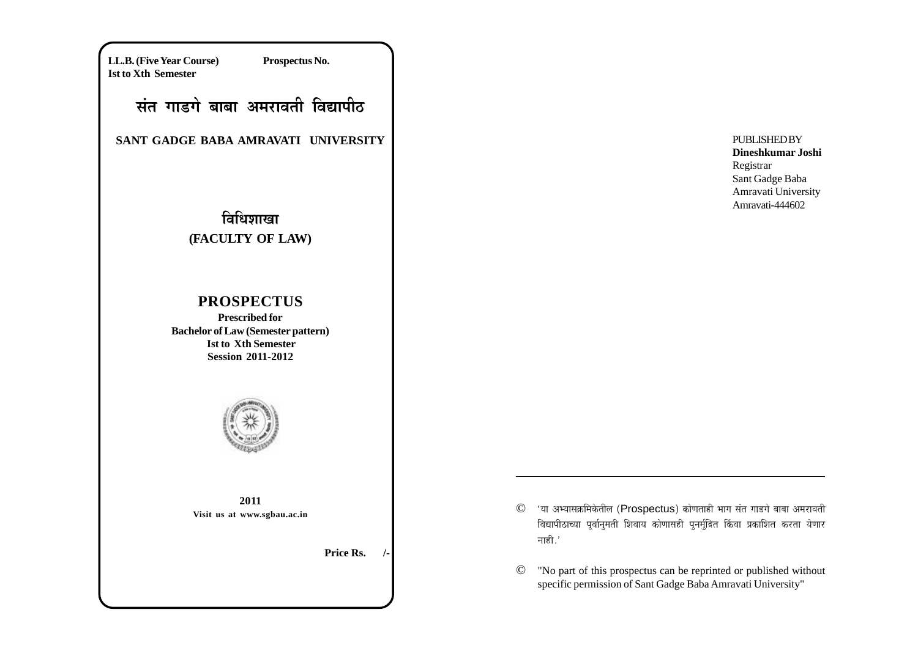**LL.B. (Five Year Course)** **Prospectus No.**
**Ist to Xth Semester**

# संत गाडगे बाबा अमरावती विद्यापीठ

## SANT GADGE BABA AMRAVATI UNIVERSITY

## विधिशाखा

## (FACULTY OF LAW)

# PROSPECTUS

**Prescribed for**
**Bachelor of Law (Semester pattern)**
**Ist to Xth Semester**
**Session 2011-2012**

**2011**
**Visit us at www.sgbau.ac.in**

**Price Rs. /-**

PUBLISHED BY
**Dineshkumar Joshi**
Registrar
Sant Gadge Baba
Amravati University
Amravati-444602

---

© 'या अभ्यासक्रमिकेतील (Prospectus) कोणताही भाग संत गाडगे बाबा अमरावती विद्यापीठाच्या पूर्वानुमती शिवाय कोणासही पुनर्मुद्रित किंवा प्रकाशित करता येणार नाही.'

© "No part of this prospectus can be reprinted or published without specific permission of Sant Gadge Baba Amravati University"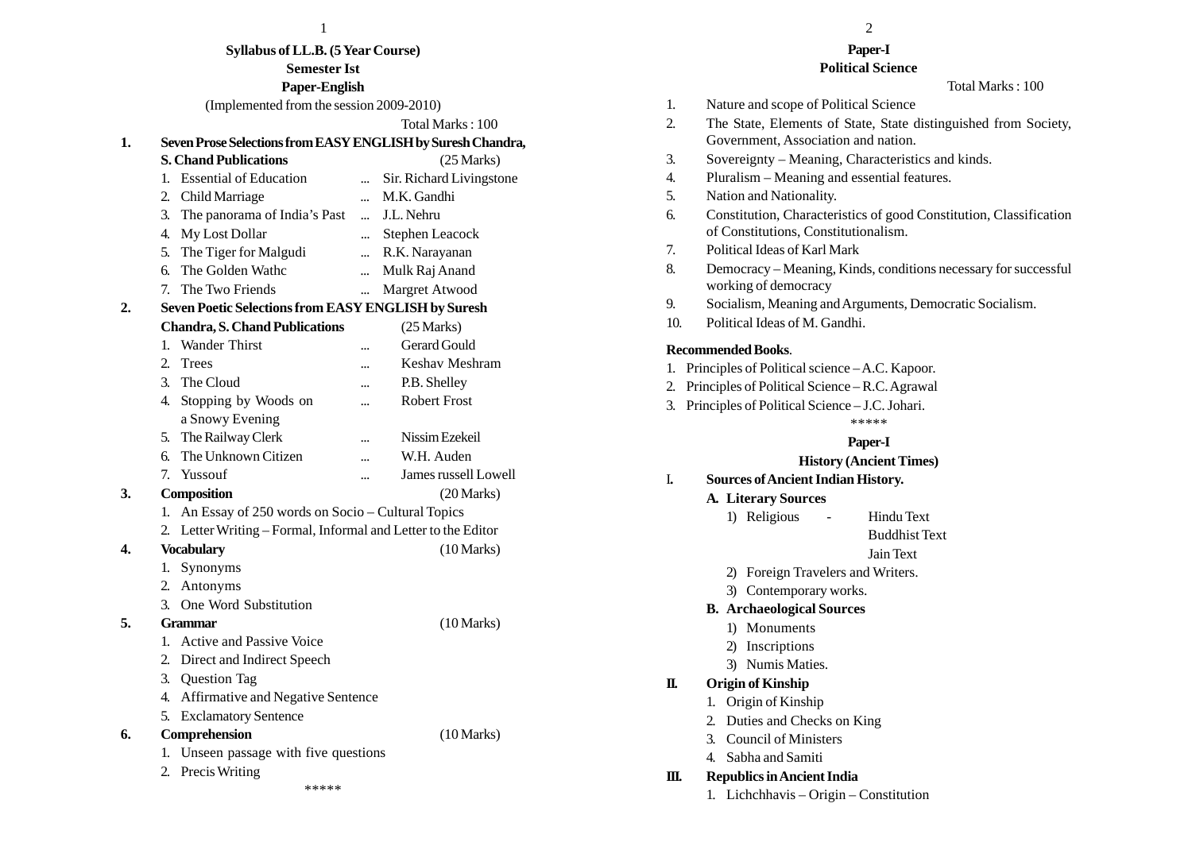**Syllabus of LL.B. (5 Year Course)**

**Semester Ist**

**Paper-English**

(Implemented from the session 2009-2010)

Total Marks : 100

**1. Seven Prose Selections from EASY ENGLISH by Suresh Chandra, S. Chand Publications** (25 Marks)

1. Essential of Education ... Sir. Richard Livingstone
2. Child Marriage ... M.K. Gandhi
3. The panorama of India's Past ... J.L. Nehru
4. My Lost Dollar ... Stephen Leacock
5. The Tiger for Malgudi ... R.K. Narayanan
6. The Golden Wathc ... Mulk Raj Anand
7. The Two Friends ... Margret Atwood

**2. Seven Poetic Selections from EASY ENGLISH by Suresh Chandra, S. Chand Publications** (25 Marks)

1. Wander Thirst ... Gerard Gould
2. Trees ... Keshav Meshram
3. The Cloud ... P.B. Shelley
4. Stopping by Woods on a Snowy Evening ... Robert Frost
5. The Railway Clerk ... Nissim Ezekeil
6. The Unknown Citizen ... W.H. Auden
7. Yussouf ... James russell Lowell

**3. Composition** (20 Marks)

1. An Essay of 250 words on Socio – Cultural Topics
2. Letter Writing – Formal, Informal and Letter to the Editor

**4. Vocabulary** (10 Marks)

1. Synonyms
2. Antonyms
3. One Word Substitution

**5. Grammar** (10 Marks)

1. Active and Passive Voice
2. Direct and Indirect Speech
3. Question Tag
4. Affirmative and Negative Sentence
5. Exclamatory Sentence

**6. Comprehension** (10 Marks)

1. Unseen passage with five questions
2. Precis Writing

\*\*\*\*\*

**Paper-I**

**Political Science**

Total Marks : 100

1. Nature and scope of Political Science
2. The State, Elements of State, State distinguished from Society, Government, Association and nation.
3. Sovereignty – Meaning, Characteristics and kinds.
4. Pluralism – Meaning and essential features.
5. Nation and Nationality.
6. Constitution, Characteristics of good Constitution, Classification of Constitutions, Constitutionalism.
7. Political Ideas of Karl Mark
8. Democracy – Meaning, Kinds, conditions necessary for successful working of democracy
9. Socialism, Meaning and Arguments, Democratic Socialism.
10. Political Ideas of M. Gandhi.

**Recommended Books**.

1. Principles of Political science – A.C. Kapoor.
2. Principles of Political Science – R.C. Agrawal
3. Principles of Political Science – J.C. Johari.

\*\*\*\*\*

**Paper-I**

**History (Ancient Times)**

**I. Sources of Ancient Indian History.**

**A. Literary Sources**

1) Religious - Hindu Text
   Buddhist Text
   Jain Text
2) Foreign Travelers and Writers.
3) Contemporary works.

**B. Archaeological Sources**

1) Monuments
2) Inscriptions
3) Numis Maties.

**II. Origin of Kinship**

1. Origin of Kinship
2. Duties and Checks on King
3. Council of Ministers
4. Sabha and Samiti

**III. Republics in Ancient India**

1. Lichchhavis – Origin – Constitution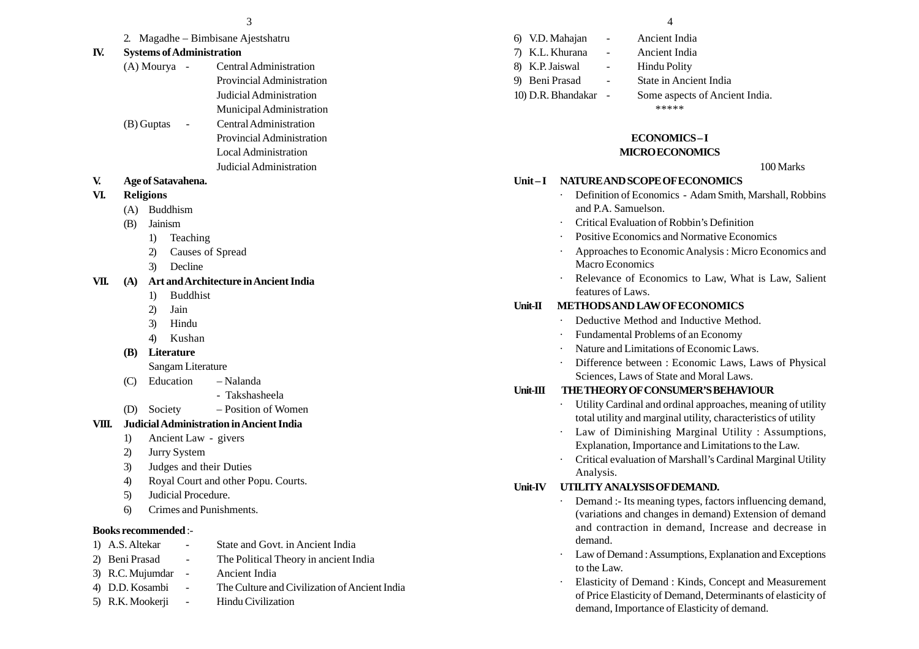2. Magadhe – Bimbisane Ajestshatru

**IV. Systems of Administration**

(A) Mourya - Central Administration
Provincial Administration
Judicial Administration
Municipal Administration

(B) Guptas - Central Administration
Provincial Administration
Local Administration
Judicial Administration

**V. Age of Satavahena.**

**VI. Religions**

(A) Buddhism

(B) Jainism

1) Teaching
2) Causes of Spread
3) Decline

**VII. (A) Art and Architecture in Ancient India**

1) Buddhist
2) Jain
3) Hindu
4) Kushan

**(B) Literature**

Sangam Literature

(C) Education – Nalanda
- Takshasheela

(D) Society – Position of Women

**VIII. Judicial Administration in Ancient India**

1) Ancient Law - givers
2) Jurry System
3) Judges and their Duties
4) Royal Court and other Popu. Courts.
5) Judicial Procedure.
6) Crimes and Punishments.

**Books recommended** :-

1) A.S. Altekar - State and Govt. in Ancient India
2) Beni Prasad - The Political Theory in ancient India
3) R.C. Mujumdar - Ancient India
4) D.D. Kosambi - The Culture and Civilization of Ancient India
5) R.K. Mookerji - Hindu Civilization
6) V.D. Mahajan - Ancient India
7) K.L. Khurana - Ancient India
8) K.P. Jaiswal - Hindu Polity
9) Beni Prasad - State in Ancient India
10) D.R. Bhandakar - Some aspects of Ancient India.

*****

## ECONOMICS – I
## MICRO ECONOMICS

100 Marks

**Unit – I NATURE AND SCOPE OF ECONOMICS**

- Definition of Economics - Adam Smith, Marshall, Robbins and P.A. Samuelson.
- Critical Evaluation of Robbin's Definition
- Positive Economics and Normative Economics
- Approaches to Economic Analysis : Micro Economics and Macro Economics
- Relevance of Economics to Law, What is Law, Salient features of Laws.

**Unit-II METHODS AND LAW OF ECONOMICS**

- Deductive Method and Inductive Method.
- Fundamental Problems of an Economy
- Nature and Limitations of Economic Laws.
- Difference between : Economic Laws, Laws of Physical Sciences, Laws of State and Moral Laws.

**Unit-III THE THEORY OF CONSUMER'S BEHAVIOUR**

- Utility Cardinal and ordinal approaches, meaning of utility total utility and marginal utility, characteristics of utility
- Law of Diminishing Marginal Utility : Assumptions, Explanation, Importance and Limitations to the Law.
- Critical evaluation of Marshall's Cardinal Marginal Utility Analysis.

**Unit-IV UTILITY ANALYSIS OF DEMAND.**

- Demand :- Its meaning types, factors influencing demand, (variations and changes in demand) Extension of demand and contraction in demand, Increase and decrease in demand.
- Law of Demand : Assumptions, Explanation and Exceptions to the Law.
- Elasticity of Demand : Kinds, Concept and Measurement of Price Elasticity of Demand, Determinants of elasticity of demand, Importance of Elasticity of demand.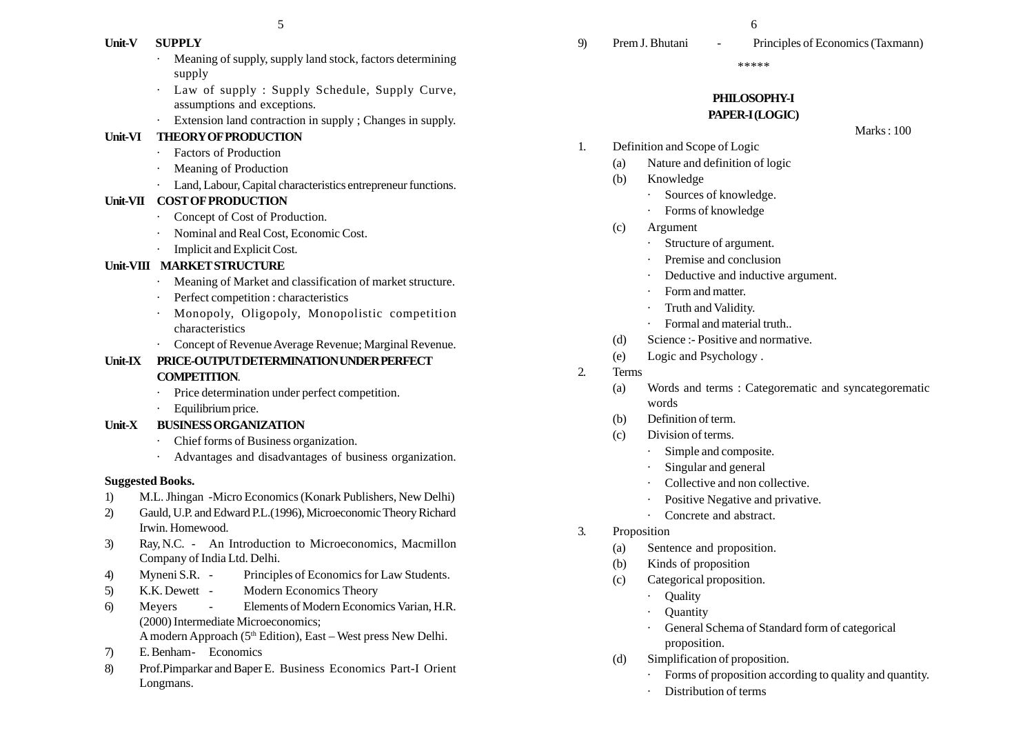**Unit-V SUPPLY**

- Meaning of supply, supply land stock, factors determining supply
- Law of supply : Supply Schedule, Supply Curve, assumptions and exceptions.
- Extension land contraction in supply ; Changes in supply.

**Unit-VI THEORY OF PRODUCTION**

- Factors of Production
- Meaning of Production
- Land, Labour, Capital characteristics entrepreneur functions.

**Unit-VII COST OF PRODUCTION**

- Concept of Cost of Production.
- Nominal and Real Cost, Economic Cost.
- Implicit and Explicit Cost.

**Unit-VIII MARKET STRUCTURE**

- Meaning of Market and classification of market structure.
- Perfect competition : characteristics
- Monopoly, Oligopoly, Monopolistic competition characteristics
- Concept of Revenue Average Revenue; Marginal Revenue.

**Unit-IX PRICE-OUTPUT DETERMINATION UNDER PERFECT COMPETITION.**

- Price determination under perfect competition.
- Equilibrium price.

**Unit-X BUSINESS ORGANIZATION**

- Chief forms of Business organization.
- Advantages and disadvantages of business organization.

**Suggested Books.**

1) M.L. Jhingan -Micro Economics (Konark Publishers, New Delhi)
2) Gauld, U.P. and Edward P.L.(1996), Microeconomic Theory Richard Irwin. Homewood.
3) Ray, N.C. - An Introduction to Microeconomics, Macmillon Company of India Ltd. Delhi.
4) Myneni S.R. - Principles of Economics for Law Students.
5) K.K. Dewett - Modern Economics Theory
6) Meyers - Elements of Modern Economics Varian, H.R. (2000) Intermediate Microeconomics; A modern Approach (5th Edition), East – West press New Delhi.
7) E. Benham- Economics
8) Prof.Pimparkar and Baper E. Business Economics Part-I Orient Longmans.
9) Prem J. Bhutani - Principles of Economics (Taxmann)

\*\*\*\*\*

## PHILOSOPHY-I
## PAPER-I (LOGIC)

Marks : 100

1. Definition and Scope of Logic
   - (a) Nature and definition of logic
   - (b) Knowledge
     - Sources of knowledge.
     - Forms of knowledge
   - (c) Argument
     - Structure of argument.
     - Premise and conclusion
     - Deductive and inductive argument.
     - Form and matter.
     - Truth and Validity.
     - Formal and material truth..
   - (d) Science :- Positive and normative.
   - (e) Logic and Psychology .
2. Terms
   - (a) Words and terms : Categorematic and syncategorematic words
   - (b) Definition of term.
   - (c) Division of terms.
     - Simple and composite.
     - Singular and general
     - Collective and non collective.
     - Positive Negative and privative.
     - Concrete and abstract.
3. Proposition
   - (a) Sentence and proposition.
   - (b) Kinds of proposition
   - (c) Categorical proposition.
     - Quality
     - Quantity
     - General Schema of Standard form of categorical proposition.
   - (d) Simplification of proposition.
     - Forms of proposition according to quality and quantity.
     - Distribution of terms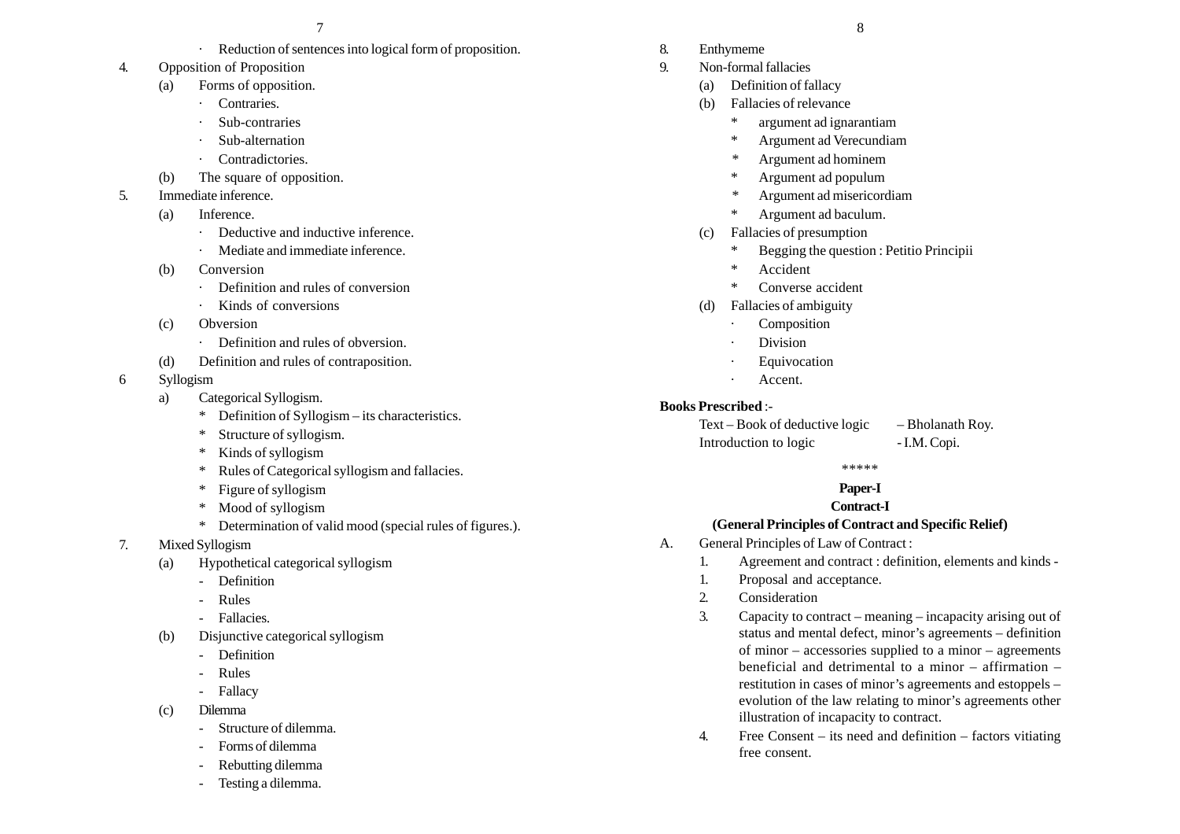- Reduction of sentences into logical form of proposition.

4. Opposition of Proposition
   - (a) Forms of opposition.
     - Contraries.
     - Sub-contraries
     - Sub-alternation
     - Contradictories.
   - (b) The square of opposition.

5. Immediate inference.
   - (a) Inference.
     - Deductive and inductive inference.
     - Mediate and immediate inference.
   - (b) Conversion
     - Definition and rules of conversion
     - Kinds of conversions
   - (c) Obversion
     - Definition and rules of obversion.
   - (d) Definition and rules of contraposition.

6 Syllogism
   - a) Categorical Syllogism.
     - * Definition of Syllogism – its characteristics.
     - * Structure of syllogism.
     - * Kinds of syllogism
     - * Rules of Categorical syllogism and fallacies.
     - * Figure of syllogism
     - * Mood of syllogism
     - * Determination of valid mood (special rules of figures.).

7. Mixed Syllogism
   - (a) Hypothetical categorical syllogism
     - Definition
     - Rules
     - Fallacies.
   - (b) Disjunctive categorical syllogism
     - Definition
     - Rules
     - Fallacy
   - (c) Dilemma
     - Structure of dilemma.
     - Forms of dilemma
     - Rebutting dilemma
     - Testing a dilemma.

8. Enthymeme

9. Non-formal fallacies
   - (a) Definition of fallacy
   - (b) Fallacies of relevance
     - * argument ad ignarantiam
     - * Argument ad Verecundiam
     - * Argument ad hominem
     - * Argument ad populum
     - * Argument ad misericordiam
     - * Argument ad baculum.
   - (c) Fallacies of presumption
     - * Begging the question : Petitio Principii
     - * Accident
     - * Converse accident
   - (d) Fallacies of ambiguity
     - Composition
     - Division
     - Equivocation
     - Accent.

**Books Prescribed** :-

| | |
|---|---|
| Text – Book of deductive logic | – Bholanath Roy. |
| Introduction to logic | - I.M. Copi. |

*****

## Paper-I

## Contract-I

### (General Principles of Contract and Specific Relief)

A. General Principles of Law of Contract :

   1. Agreement and contract : definition, elements and kinds -
   1. Proposal and acceptance.
   2. Consideration
   3. Capacity to contract – meaning – incapacity arising out of status and mental defect, minor's agreements – definition of minor – accessories supplied to a minor – agreements beneficial and detrimental to a minor – affirmation – restitution in cases of minor's agreements and estoppels – evolution of the law relating to minor's agreements other illustration of incapacity to contract.
   4. Free Consent – its need and definition – factors vitiating free consent.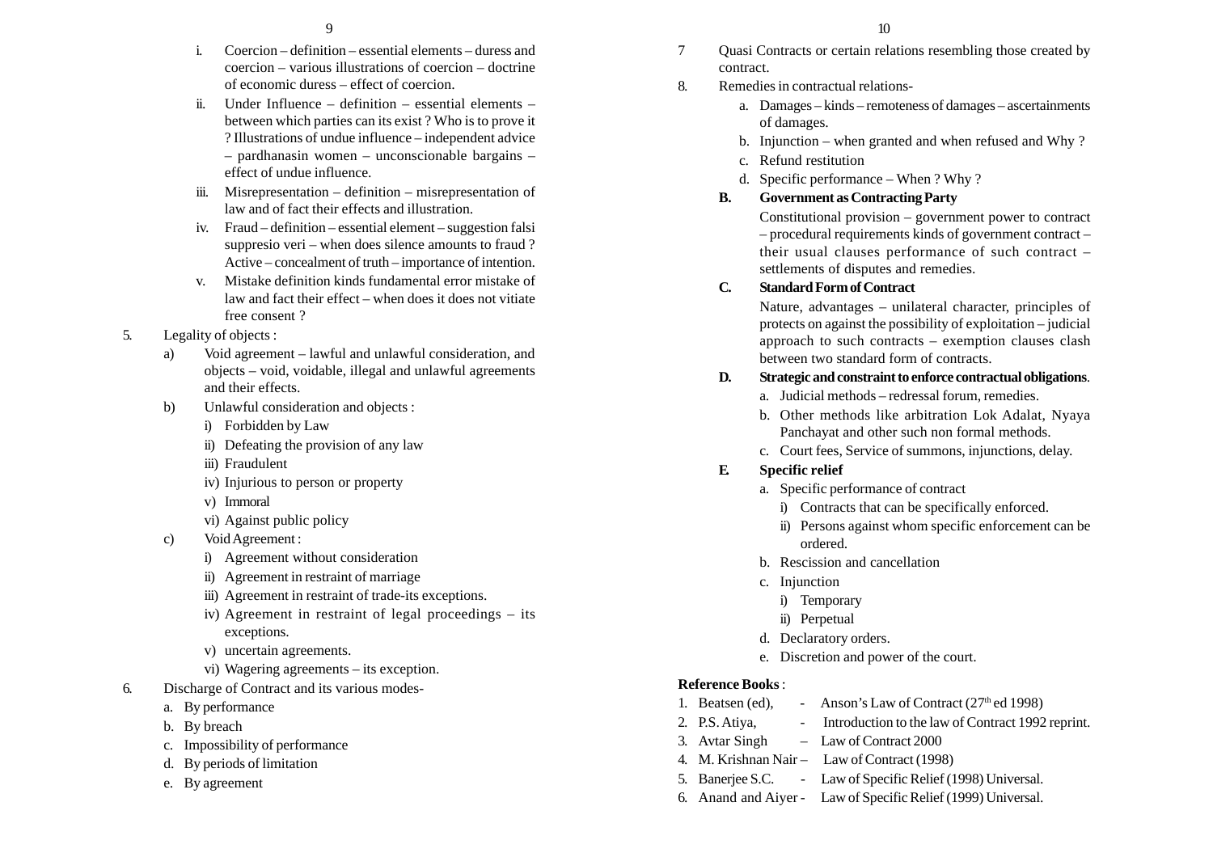i. Coercion – definition – essential elements – duress and coercion – various illustrations of coercion – doctrine of economic duress – effect of coercion.

ii. Under Influence – definition – essential elements – between which parties can its exist ? Who is to prove it ? Illustrations of undue influence – independent advice – pardhanasin women – unconscionable bargains – effect of undue influence.

iii. Misrepresentation – definition – misrepresentation of law and of fact their effects and illustration.

iv. Fraud – definition – essential element – suggestion falsi suppresio veri – when does silence amounts to fraud ? Active – concealment of truth – importance of intention.

v. Mistake definition kinds fundamental error mistake of law and fact their effect – when does it does not vitiate free consent ?

5. Legality of objects :

   a) Void agreement – lawful and unlawful consideration, and objects – void, voidable, illegal and unlawful agreements and their effects.

   b) Unlawful consideration and objects :
      - i) Forbidden by Law
      - ii) Defeating the provision of any law
      - iii) Fraudulent
      - iv) Injurious to person or property
      - v) Immoral
      - vi) Against public policy

   c) Void Agreement :
      - i) Agreement without consideration
      - ii) Agreement in restraint of marriage
      - iii) Agreement in restraint of trade-its exceptions.
      - iv) Agreement in restraint of legal proceedings – its exceptions.
      - v) uncertain agreements.
      - vi) Wagering agreements – its exception.

6. Discharge of Contract and its various modes-
   - a. By performance
   - b. By breach
   - c. Impossibility of performance
   - d. By periods of limitation
   - e. By agreement

7 Quasi Contracts or certain relations resembling those created by contract.

8. Remedies in contractual relations-
   - a. Damages – kinds – remoteness of damages – ascertainments of damages.
   - b. Injunction – when granted and when refused and Why ?
   - c. Refund restitution
   - d. Specific performance – When ? Why ?

**B. Government as Contracting Party**

Constitutional provision – government power to contract – procedural requirements kinds of government contract – their usual clauses performance of such contract – settlements of disputes and remedies.

**C. Standard Form of Contract**

Nature, advantages – unilateral character, principles of protects on against the possibility of exploitation – judicial approach to such contracts – exemption clauses clash between two standard form of contracts.

**D. Strategic and constraint to enforce contractual obligations**.

- a. Judicial methods – redressal forum, remedies.
- b. Other methods like arbitration Lok Adalat, Nyaya Panchayat and other such non formal methods.
- c. Court fees, Service of summons, injunctions, delay.

**E. Specific relief**

- a. Specific performance of contract
  - i) Contracts that can be specifically enforced.
  - ii) Persons against whom specific enforcement can be ordered.
- b. Rescission and cancellation
- c. Injunction
  - i) Temporary
  - ii) Perpetual
- d. Declaratory orders.
- e. Discretion and power of the court.

**Reference Books** :

1. Beatsen (ed), - Anson's Law of Contract (27th ed 1998)
2. P.S. Atiya, - Introduction to the law of Contract 1992 reprint.
3. Avtar Singh – Law of Contract 2000
4. M. Krishnan Nair – Law of Contract (1998)
5. Banerjee S.C. - Law of Specific Relief (1998) Universal.
6. Anand and Aiyer - Law of Specific Relief (1999) Universal.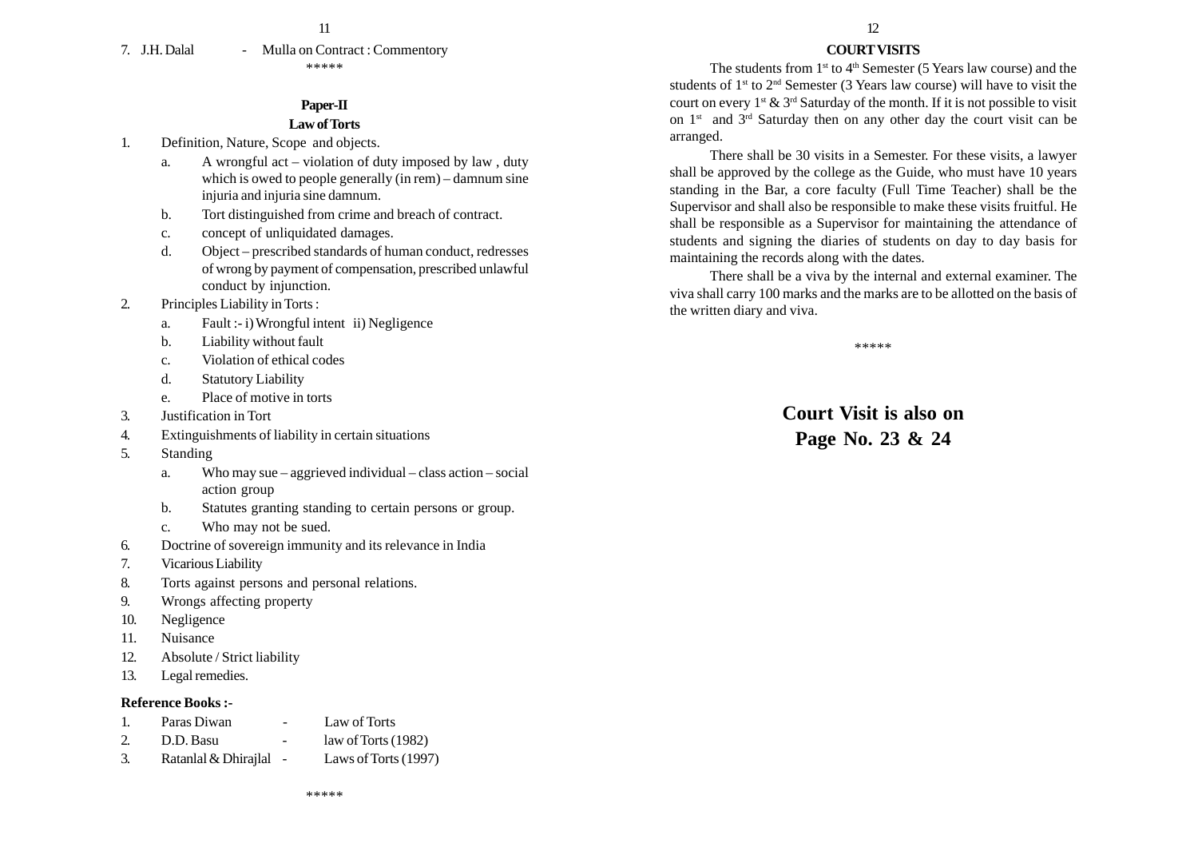7. J.H. Dalal - Mulla on Contract : Commentory

\*\*\*\*\*

## Paper-II

### Law of Torts

1. Definition, Nature, Scope and objects.
   a. A wrongful act – violation of duty imposed by law , duty which is owed to people generally (in rem) – damnum sine injuria and injuria sine damnum.
   b. Tort distinguished from crime and breach of contract.
   c. concept of unliquidated damages.
   d. Object – prescribed standards of human conduct, redresses of wrong by payment of compensation, prescribed unlawful conduct by injunction.
2. Principles Liability in Torts :
   a. Fault :- i) Wrongful intent ii) Negligence
   b. Liability without fault
   c. Violation of ethical codes
   d. Statutory Liability
   e. Place of motive in torts
3. Justification in Tort
4. Extinguishments of liability in certain situations
5. Standing
   a. Who may sue – aggrieved individual – class action – social action group
   b. Statutes granting standing to certain persons or group.
   c. Who may not be sued.
6. Doctrine of sovereign immunity and its relevance in India
7. Vicarious Liability
8. Torts against persons and personal relations.
9. Wrongs affecting property
10. Negligence
11. Nuisance
12. Absolute / Strict liability
13. Legal remedies.

**Reference Books :-**

1. Paras Diwan - Law of Torts
2. D.D. Basu - law of Torts (1982)
3. Ratanlal & Dhirajlal - Laws of Torts (1997)

\*\*\*\*\*

## COURT VISITS

The students from 1st to 4th Semester (5 Years law course) and the students of 1st to 2nd Semester (3 Years law course) will have to visit the court on every 1st & 3rd Saturday of the month. If it is not possible to visit on 1st and 3rd Saturday then on any other day the court visit can be arranged.

There shall be 30 visits in a Semester. For these visits, a lawyer shall be approved by the college as the Guide, who must have 10 years standing in the Bar, a core faculty (Full Time Teacher) shall be the Supervisor and shall also be responsible to make these visits fruitful. He shall be responsible as a Supervisor for maintaining the attendance of students and signing the diaries of students on day to day basis for maintaining the records along with the dates.

There shall be a viva by the internal and external examiner. The viva shall carry 100 marks and the marks are to be allotted on the basis of the written diary and viva.

\*\*\*\*\*

**Court Visit is also on Page No. 23 & 24**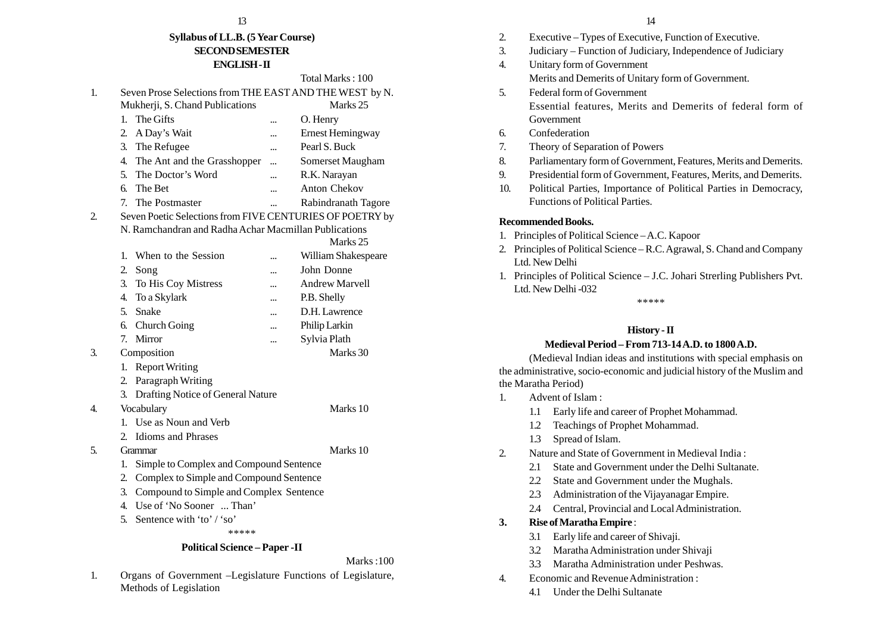## Syllabus of LL.B. (5 Year Course)

### SECOND SEMESTER

### ENGLISH - II

Total Marks : 100

1. Seven Prose Selections from THE EAST AND THE WEST by N. Mukherji, S. Chand Publications — Marks 25

| | | |
|---|---|---|
| 1. The Gifts | ... | O. Henry |
| 2. A Day's Wait | ... | Ernest Hemingway |
| 3. The Refugee | ... | Pearl S. Buck |
| 4. The Ant and the Grasshopper | ... | Somerset Maugham |
| 5. The Doctor's Word | ... | R.K. Narayan |
| 6. The Bet | ... | Anton Chekov |
| 7. The Postmaster | ... | Rabindranath Tagore |

2. Seven Poetic Selections from FIVE CENTURIES OF POETRY by N. Ramchandran and Radha Achar Macmillan Publications — Marks 25

| | | |
|---|---|---|
| 1. When to the Session | ... | William Shakespeare |
| 2. Song | ... | John Donne |
| 3. To His Coy Mistress | ... | Andrew Marvell |
| 4. To a Skylark | ... | P.B. Shelly |
| 5. Snake | ... | D.H. Lawrence |
| 6. Church Going | ... | Philip Larkin |
| 7. Mirror | ... | Sylvia Plath |

3. Composition — Marks 30
   1. Report Writing
   2. Paragraph Writing
   3. Drafting Notice of General Nature
4. Vocabulary — Marks 10
   1. Use as Noun and Verb
   2. Idioms and Phrases
5. Grammar — Marks 10
   1. Simple to Complex and Compound Sentence
   2. Complex to Simple and Compound Sentence
   3. Compound to Simple and Complex Sentence
   4. Use of 'No Sooner ... Than'
   5. Sentence with 'to' / 'so'

*****

### Political Science – Paper - II

Marks : 100

1. Organs of Government –Legislature Functions of Legislature, Methods of Legislation
2. Executive – Types of Executive, Function of Executive.
3. Judiciary – Function of Judiciary, Independence of Judiciary
4. Unitary form of Government
   Merits and Demerits of Unitary form of Government.
5. Federal form of Government
   Essential features, Merits and Demerits of federal form of Government
6. Confederation
7. Theory of Separation of Powers
8. Parliamentary form of Government, Features, Merits and Demerits.
9. Presidential form of Government, Features, Merits, and Demerits.
10. Political Parties, Importance of Political Parties in Democracy, Functions of Political Parties.

**Recommended Books.**

1. Principles of Political Science – A.C. Kapoor
2. Principles of Political Science – R.C. Agrawal, S. Chand and Company Ltd. New Delhi
1. Principles of Political Science – J.C. Johari Strerling Publishers Pvt. Ltd. New Delhi -032

*****

### History - II

#### Medieval Period – From 713-14 A.D. to 1800 A.D.

(Medieval Indian ideas and institutions with special emphasis on the administrative, socio-economic and judicial history of the Muslim and the Maratha Period)

1. Advent of Islam :
   - 1.1 Early life and career of Prophet Mohammad.
   - 1.2 Teachings of Prophet Mohammad.
   - 1.3 Spread of Islam.
2. Nature and State of Government in Medieval India :
   - 2.1 State and Government under the Delhi Sultanate.
   - 2.2 State and Government under the Mughals.
   - 2.3 Administration of the Vijayanagar Empire.
   - 2.4 Central, Provincial and Local Administration.
3. **Rise of Maratha Empire** :
   - 3.1 Early life and career of Shivaji.
   - 3.2 Maratha Administration under Shivaji
   - 3.3 Maratha Administration under Peshwas.
4. Economic and Revenue Administration :
   - 4.1 Under the Delhi Sultanate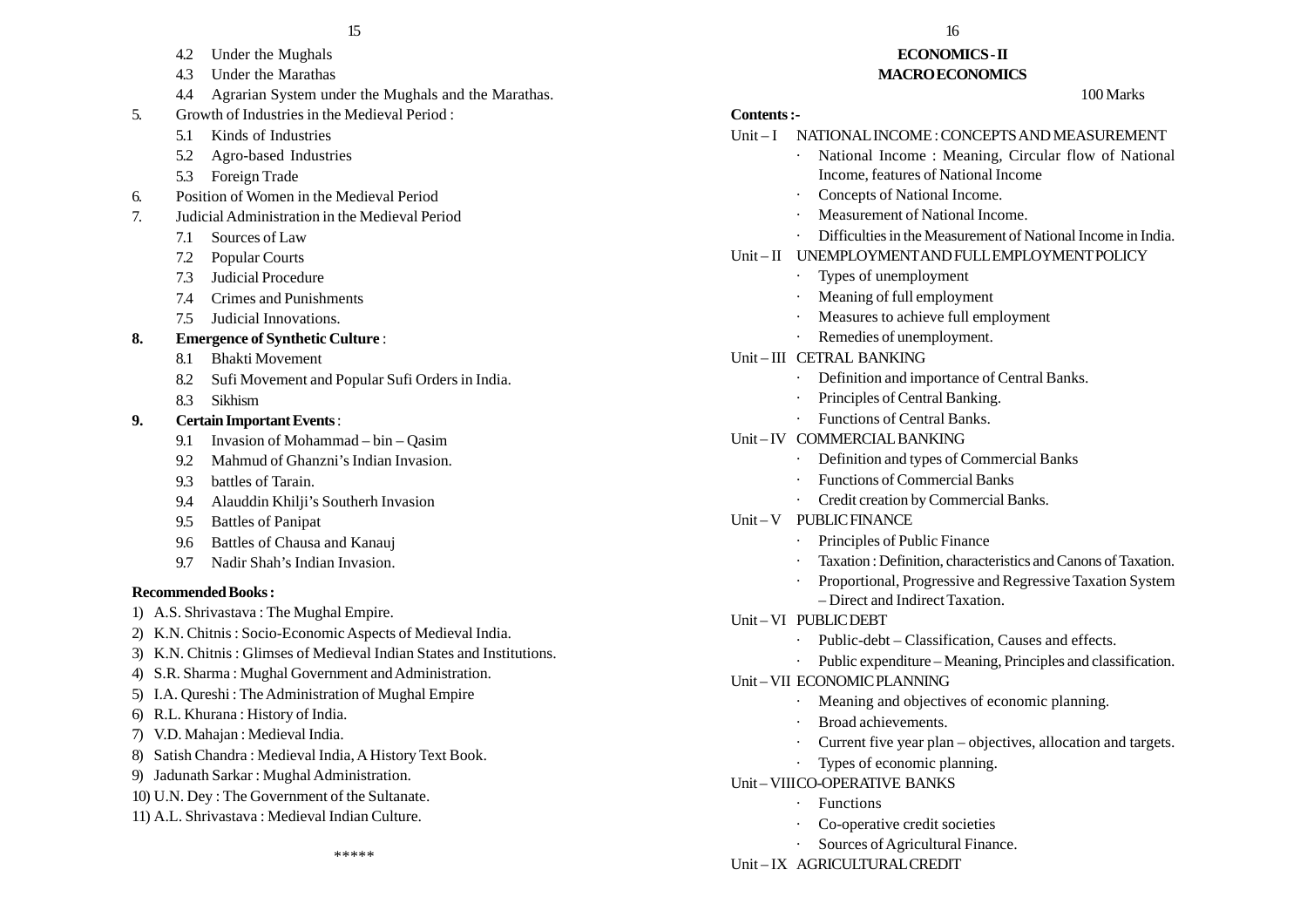4.2 Under the Mughals

4.3 Under the Marathas

4.4 Agrarian System under the Mughals and the Marathas.

5. Growth of Industries in the Medieval Period :

   5.1 Kinds of Industries

   5.2 Agro-based Industries

   5.3 Foreign Trade

6. Position of Women in the Medieval Period

7. Judicial Administration in the Medieval Period

   7.1 Sources of Law

   7.2 Popular Courts

   7.3 Judicial Procedure

   7.4 Crimes and Punishments

   7.5 Judicial Innovations.

**8. Emergence of Synthetic Culture** :

   8.1 Bhakti Movement

   8.2 Sufi Movement and Popular Sufi Orders in India.

   8.3 Sikhism

**9. Certain Important Events** :

   9.1 Invasion of Mohammad – bin – Qasim

   9.2 Mahmud of Ghanzni's Indian Invasion.

   9.3 battles of Tarain.

   9.4 Alauddin Khilji's Southerh Invasion

   9.5 Battles of Panipat

   9.6 Battles of Chausa and Kanauj

   9.7 Nadir Shah's Indian Invasion.

**Recommended Books :**

1) A.S. Shrivastava : The Mughal Empire.
2) K.N. Chitnis : Socio-Economic Aspects of Medieval India.
3) K.N. Chitnis : Glimses of Medieval Indian States and Institutions.
4) S.R. Sharma : Mughal Government and Administration.
5) I.A. Qureshi : The Administration of Mughal Empire
6) R.L. Khurana : History of India.
7) V.D. Mahajan : Medieval India.
8) Satish Chandra : Medieval India, A History Text Book.
9) Jadunath Sarkar : Mughal Administration.
10) U.N. Dey : The Government of the Sultanate.
11) A.L. Shrivastava : Medieval Indian Culture.

\*\*\*\*\*

## ECONOMICS - II
## MACRO ECONOMICS

100 Marks

**Contents :-**

Unit – I NATIONAL INCOME : CONCEPTS AND MEASUREMENT

- National Income : Meaning, Circular flow of National Income, features of National Income
- Concepts of National Income.
- Measurement of National Income.
- Difficulties in the Measurement of National Income in India.

Unit – II UNEMPLOYMENT AND FULL EMPLOYMENT POLICY

- Types of unemployment
- Meaning of full employment
- Measures to achieve full employment
- Remedies of unemployment.

Unit – III CETRAL BANKING

- Definition and importance of Central Banks.
- Principles of Central Banking.
- Functions of Central Banks.

Unit – IV COMMERCIAL BANKING

- Definition and types of Commercial Banks
- Functions of Commercial Banks
- Credit creation by Commercial Banks.

Unit – V PUBLIC FINANCE

- Principles of Public Finance
- Taxation : Definition, characteristics and Canons of Taxation.
- Proportional, Progressive and Regressive Taxation System – Direct and Indirect Taxation.

Unit – VI PUBLIC DEBT

- Public-debt – Classification, Causes and effects.
- Public expenditure – Meaning, Principles and classification.

Unit – VII ECONOMIC PLANNING

- Meaning and objectives of economic planning.
- Broad achievements.
- Current five year plan – objectives, allocation and targets.
- Types of economic planning.

Unit – VIII CO-OPERATIVE BANKS

- Functions
- Co-operative credit societies
- Sources of Agricultural Finance.

Unit – IX AGRICULTURAL CREDIT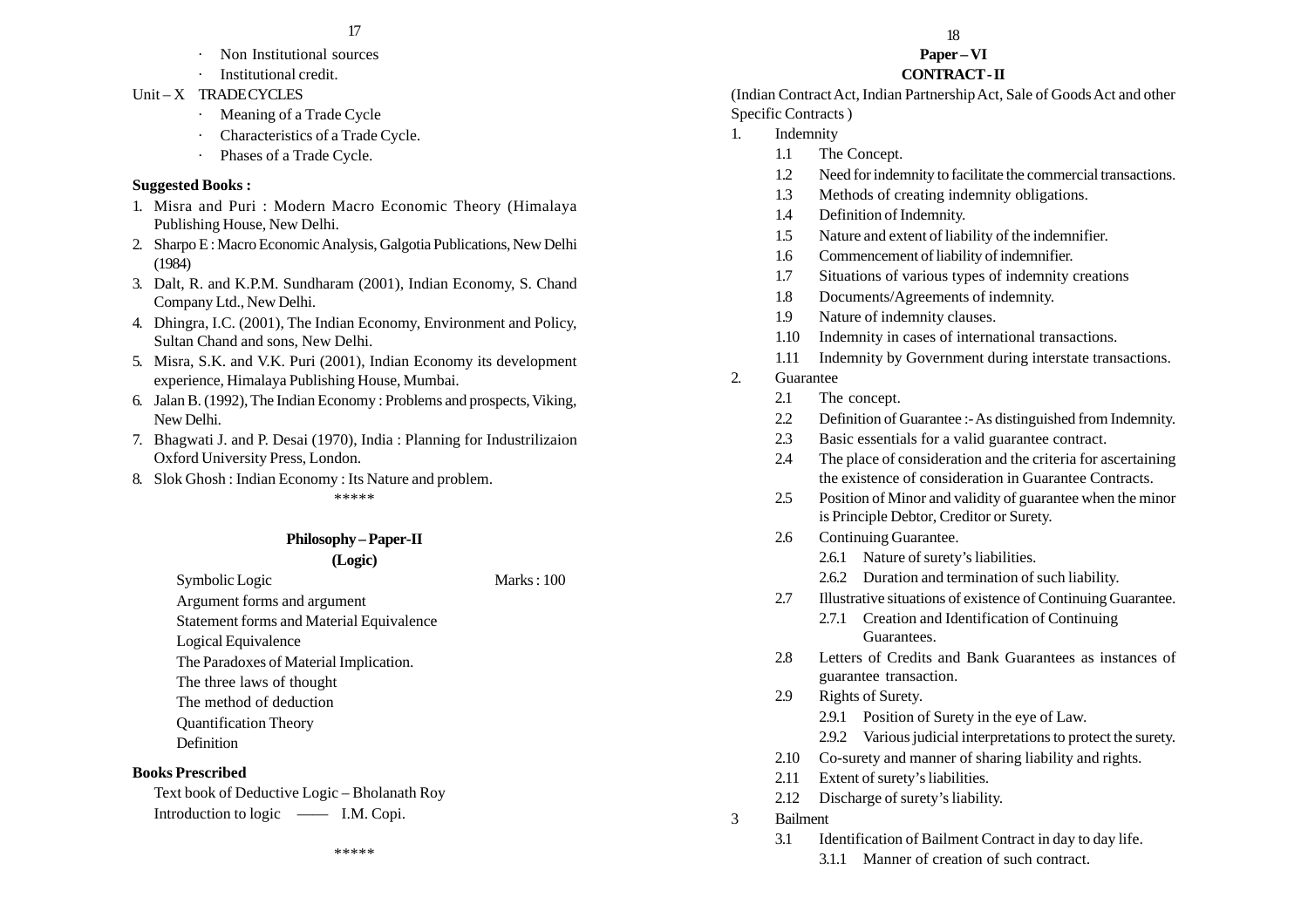- Non Institutional sources
- Institutional credit.

Unit – X TRADE CYCLES

- Meaning of a Trade Cycle
- Characteristics of a Trade Cycle.
- Phases of a Trade Cycle.

**Suggested Books :**

1. Misra and Puri : Modern Macro Economic Theory (Himalaya Publishing House, New Delhi.
2. Sharpo E : Macro Economic Analysis, Galgotia Publications, New Delhi (1984)
3. Dalt, R. and K.P.M. Sundharam (2001), Indian Economy, S. Chand Company Ltd., New Delhi.
4. Dhingra, I.C. (2001), The Indian Economy, Environment and Policy, Sultan Chand and sons, New Delhi.
5. Misra, S.K. and V.K. Puri (2001), Indian Economy its development experience, Himalaya Publishing House, Mumbai.
6. Jalan B. (1992), The Indian Economy : Problems and prospects, Viking, New Delhi.
7. Bhagwati J. and P. Desai (1970), India : Planning for Industrilizaion Oxford University Press, London.
8. Slok Ghosh : Indian Economy : Its Nature and problem.

\*\*\*\*\*

## Philosophy – Paper-II

### (Logic)

Symbolic Logic — Marks : 100

Argument forms and argument

Statement forms and Material Equivalence

Logical Equivalence

The Paradoxes of Material Implication.

The three laws of thought

The method of deduction

Quantification Theory

Definition

**Books Prescribed**

Text book of Deductive Logic – Bholanath Roy

Introduction to logic —— I.M. Copi.

\*\*\*\*\*

## Paper – VI

### CONTRACT - II

(Indian Contract Act, Indian Partnership Act, Sale of Goods Act and other Specific Contracts )

1. Indemnity
   - 1.1 The Concept.
   - 1.2 Need for indemnity to facilitate the commercial transactions.
   - 1.3 Methods of creating indemnity obligations.
   - 1.4 Definition of Indemnity.
   - 1.5 Nature and extent of liability of the indemnifier.
   - 1.6 Commencement of liability of indemnifier.
   - 1.7 Situations of various types of indemnity creations
   - 1.8 Documents/Agreements of indemnity.
   - 1.9 Nature of indemnity clauses.
   - 1.10 Indemnity in cases of international transactions.
   - 1.11 Indemnity by Government during interstate transactions.
2. Guarantee
   - 2.1 The concept.
   - 2.2 Definition of Guarantee :- As distinguished from Indemnity.
   - 2.3 Basic essentials for a valid guarantee contract.
   - 2.4 The place of consideration and the criteria for ascertaining the existence of consideration in Guarantee Contracts.
   - 2.5 Position of Minor and validity of guarantee when the minor is Principle Debtor, Creditor or Surety.
   - 2.6 Continuing Guarantee.
     - 2.6.1 Nature of surety's liabilities.
     - 2.6.2 Duration and termination of such liability.
   - 2.7 Illustrative situations of existence of Continuing Guarantee.
     - 2.7.1 Creation and Identification of Continuing Guarantees.
   - 2.8 Letters of Credits and Bank Guarantees as instances of guarantee transaction.
   - 2.9 Rights of Surety.
     - 2.9.1 Position of Surety in the eye of Law.
     - 2.9.2 Various judicial interpretations to protect the surety.
   - 2.10 Co-surety and manner of sharing liability and rights.
   - 2.11 Extent of surety's liabilities.
   - 2.12 Discharge of surety's liability.
3. Bailment
   - 3.1 Identification of Bailment Contract in day to day life.
     - 3.1.1 Manner of creation of such contract.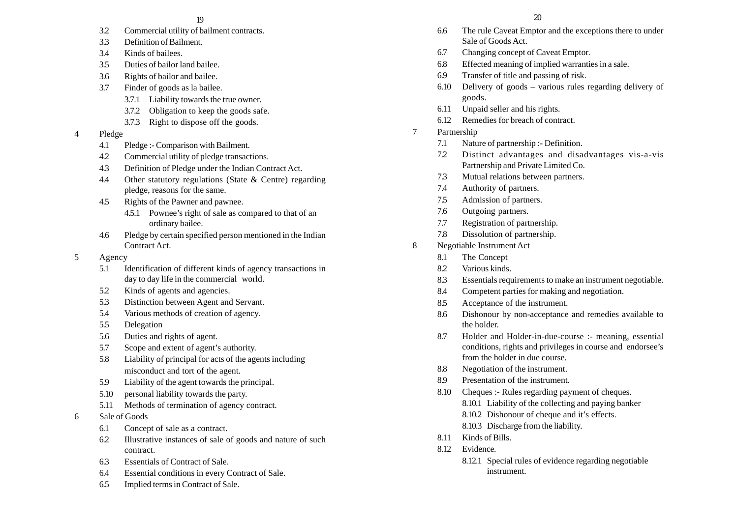- 3.2 Commercial utility of bailment contracts.
- 3.3 Definition of Bailment.
- 3.4 Kinds of bailees.
- 3.5 Duties of bailor land bailee.
- 3.6 Rights of bailor and bailee.
- 3.7 Finder of goods as la bailee.
  - 3.7.1 Liability towards the true owner.
  - 3.7.2 Obligation to keep the goods safe.
  - 3.7.3 Right to dispose off the goods.

4 Pledge

- 4.1 Pledge :- Comparison with Bailment.
- 4.2 Commercial utility of pledge transactions.
- 4.3 Definition of Pledge under the Indian Contract Act.
- 4.4 Other statutory regulations (State & Centre) regarding pledge, reasons for the same.
- 4.5 Rights of the Pawner and pawnee.
  - 4.5.1 Pownee's right of sale as compared to that of an ordinary bailee.
- 4.6 Pledge by certain specified person mentioned in the Indian Contract Act.

5 Agency

- 5.1 Identification of different kinds of agency transactions in day to day life in the commercial world.
- 5.2 Kinds of agents and agencies.
- 5.3 Distinction between Agent and Servant.
- 5.4 Various methods of creation of agency.
- 5.5 Delegation
- 5.6 Duties and rights of agent.
- 5.7 Scope and extent of agent's authority.
- 5.8 Liability of principal for acts of the agents including misconduct and tort of the agent.
- 5.9 Liability of the agent towards the principal.
- 5.10 personal liability towards the party.
- 5.11 Methods of termination of agency contract.

6 Sale of Goods

- 6.1 Concept of sale as a contract.
- 6.2 Illustrative instances of sale of goods and nature of such contract.
- 6.3 Essentials of Contract of Sale.
- 6.4 Essential conditions in every Contract of Sale.
- 6.5 Implied terms in Contract of Sale.
- 6.6 The rule Caveat Emptor and the exceptions there to under Sale of Goods Act.
- 6.7 Changing concept of Caveat Emptor.
- 6.8 Effected meaning of implied warranties in a sale.
- 6.9 Transfer of title and passing of risk.
- 6.10 Delivery of goods – various rules regarding delivery of goods.
- 6.11 Unpaid seller and his rights.
- 6.12 Remedies for breach of contract.

7 Partnership

- 7.1 Nature of partnership :- Definition.
- 7.2 Distinct advantages and disadvantages vis-a-vis Partnership and Private Limited Co.
- 7.3 Mutual relations between partners.
- 7.4 Authority of partners.
- 7.5 Admission of partners.
- 7.6 Outgoing partners.
- 7.7 Registration of partnership.
- 7.8 Dissolution of partnership.

8 Negotiable Instrument Act

- 8.1 The Concept
- 8.2 Various kinds.
- 8.3 Essentials requirements to make an instrument negotiable.
- 8.4 Competent parties for making and negotiation.
- 8.5 Acceptance of the instrument.
- 8.6 Dishonour by non-acceptance and remedies available to the holder.
- 8.7 Holder and Holder-in-due-course :- meaning, essential conditions, rights and privileges in course and endorsee's from the holder in due course.
- 8.8 Negotiation of the instrument.
- 8.9 Presentation of the instrument.
- 8.10 Cheques :- Rules regarding payment of cheques.
  - 8.10.1 Liability of the collecting and paying banker
  - 8.10.2 Dishonour of cheque and it's effects.
  - 8.10.3 Discharge from the liability.
- 8.11 Kinds of Bills.
- 8.12 Evidence.
  - 8.12.1 Special rules of evidence regarding negotiable instrument.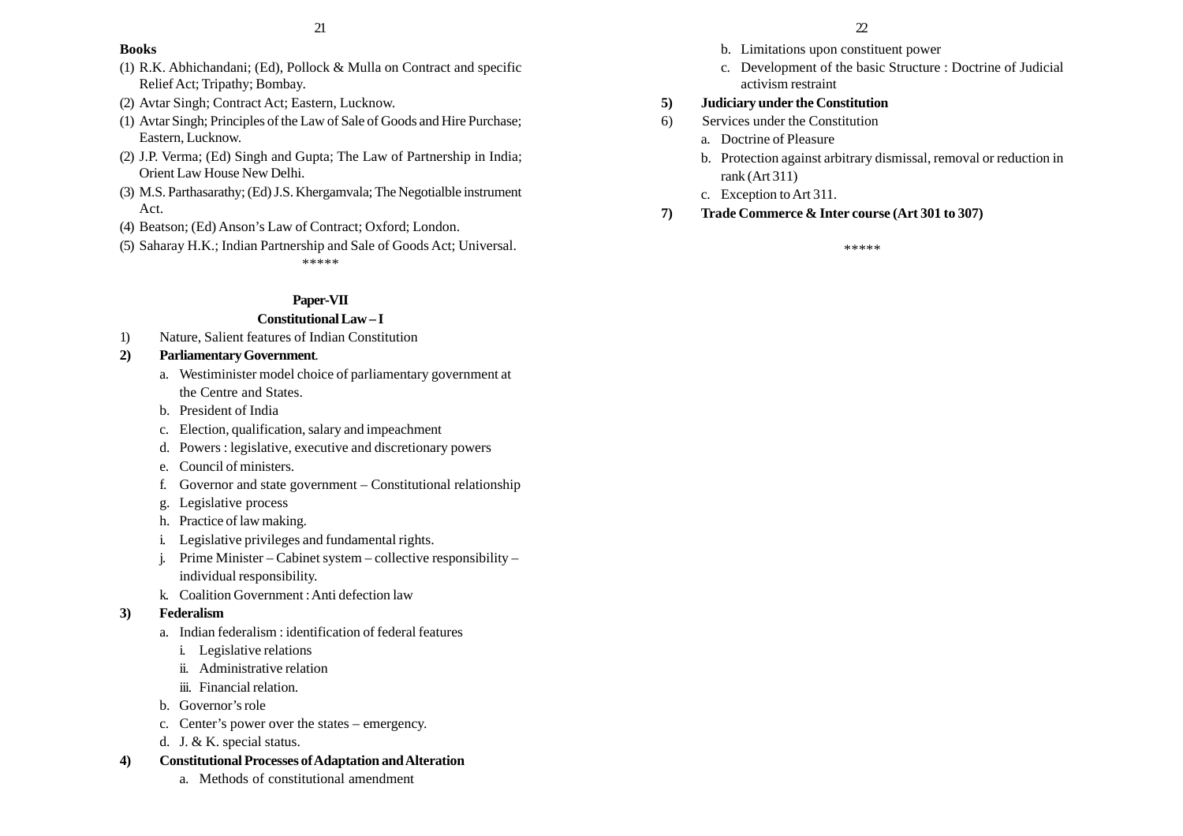**Books**

(1) R.K. Abhichandani; (Ed), Pollock & Mulla on Contract and specific Relief Act; Tripathy; Bombay.

(2) Avtar Singh; Contract Act; Eastern, Lucknow.

(1) Avtar Singh; Principles of the Law of Sale of Goods and Hire Purchase; Eastern, Lucknow.

(2) J.P. Verma; (Ed) Singh and Gupta; The Law of Partnership in India; Orient Law House New Delhi.

(3) M.S. Parthasarathy; (Ed) J.S. Khergamvala; The Negotialble instrument Act.

(4) Beatson; (Ed) Anson's Law of Contract; Oxford; London.

(5) Saharay H.K.; Indian Partnership and Sale of Goods Act; Universal.

\*\*\*\*\*

## Paper-VII

### Constitutional Law – I

1) Nature, Salient features of Indian Constitution

2) **Parliamentary Government**.

   a. Westiminister model choice of parliamentary government at the Centre and States.

   b. President of India

   c. Election, qualification, salary and impeachment

   d. Powers : legislative, executive and discretionary powers

   e. Council of ministers.

   f. Governor and state government – Constitutional relationship

   g. Legislative process

   h. Practice of law making.

   i. Legislative privileges and fundamental rights.

   j. Prime Minister – Cabinet system – collective responsibility – individual responsibility.

   k. Coalition Government : Anti defection law

3) **Federalism**

   a. Indian federalism : identification of federal features

      i. Legislative relations

      ii. Administrative relation

      iii. Financial relation.

   b. Governor's role

   c. Center's power over the states – emergency.

   d. J. & K. special status.

4) **Constitutional Processes of Adaptation and Alteration**

   a. Methods of constitutional amendment

   b. Limitations upon constituent power

   c. Development of the basic Structure : Doctrine of Judicial activism restraint

5) **Judiciary under the Constitution**

6) Services under the Constitution

   a. Doctrine of Pleasure

   b. Protection against arbitrary dismissal, removal or reduction in rank (Art 311)

   c. Exception to Art 311.

7) **Trade Commerce & Inter course (Art 301 to 307)**

\*\*\*\*\*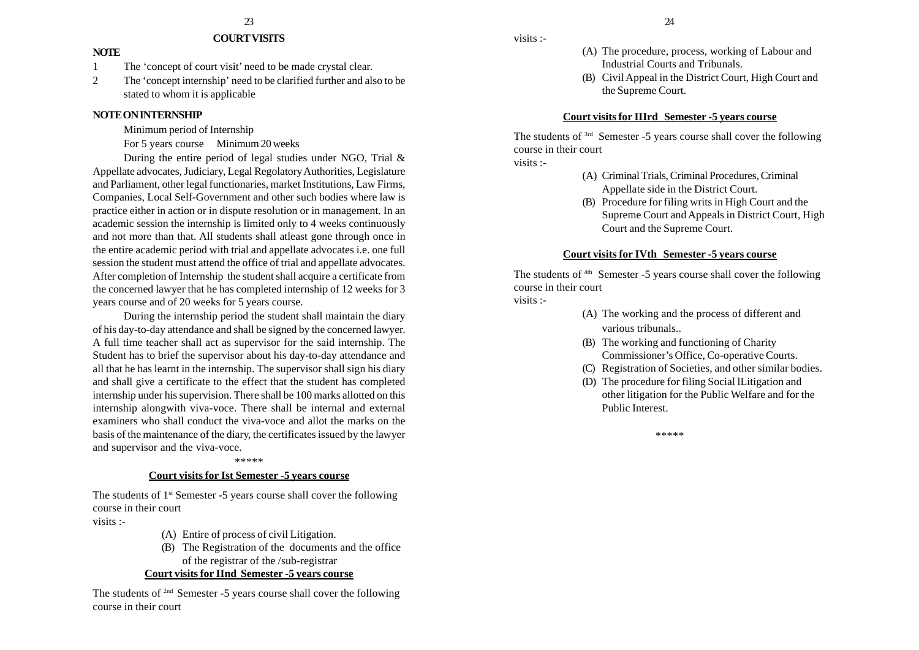## COURT VISITS

**NOTE**

1. The 'concept of court visit' need to be made crystal clear.
2. The 'concept internship' need to be clarified further and also to be stated to whom it is applicable

**NOTE ON INTERNSHIP**

Minimum period of Internship

For 5 years course   Minimum 20 weeks

During the entire period of legal studies under NGO, Trial & Appellate advocates, Judiciary, Legal Regolatory Authorities, Legislature and Parliament, other legal functionaries, market Institutions, Law Firms, Companies, Local Self-Government and other such bodies where law is practice either in action or in dispute resolution or in management. In an academic session the internship is limited only to 4 weeks continuously and not more than that. All students shall atleast gone through once in the entire academic period with trial and appellate advocates i.e. one full session the student must attend the office of trial and appellate advocates. After completion of Internship the student shall acquire a certificate from the concerned lawyer that he has completed internship of 12 weeks for 3 years course and of 20 weeks for 5 years course.

During the internship period the student shall maintain the diary of his day-to-day attendance and shall be signed by the concerned lawyer. A full time teacher shall act as supervisor for the said internship. The Student has to brief the supervisor about his day-to-day attendance and all that he has learnt in the internship. The supervisor shall sign his diary and shall give a certificate to the effect that the student has completed internship under his supervision. There shall be 100 marks allotted on this internship alongwith viva-voce. There shall be internal and external examiners who shall conduct the viva-voce and allot the marks on the basis of the maintenance of the diary, the certificates issued by the lawyer and supervisor and the viva-voce.

*****

### Court visits for Ist Semester -5 years course

The students of 1st Semester -5 years course shall cover the following course in their court visits :-

(A) Entire of process of civil Litigation.

(B) The Registration of the documents and the office of the registrar of the /sub-registrar

### Court visits for IInd Semester -5 years course

The students of 2nd Semester -5 years course shall cover the following course in their court visits :-

(A) The procedure, process, working of Labour and Industrial Courts and Tribunals.

(B) Civil Appeal in the District Court, High Court and the Supreme Court.

### Court visits for IIIrd Semester -5 years course

The students of 3rd Semester -5 years course shall cover the following course in their court visits :-

(A) Criminal Trials, Criminal Procedures, Criminal Appellate side in the District Court.

(B) Procedure for filing writs in High Court and the Supreme Court and Appeals in District Court, High Court and the Supreme Court.

### Court visits for IVth Semester -5 years course

The students of 4th Semester -5 years course shall cover the following course in their court visits :-

(A) The working and the process of different and various tribunals..

(B) The working and functioning of Charity Commissioner's Office, Co-operative Courts.

(C) Registration of Societies, and other similar bodies.

(D) The procedure for filing Social lLitigation and other litigation for the Public Welfare and for the Public Interest.

*****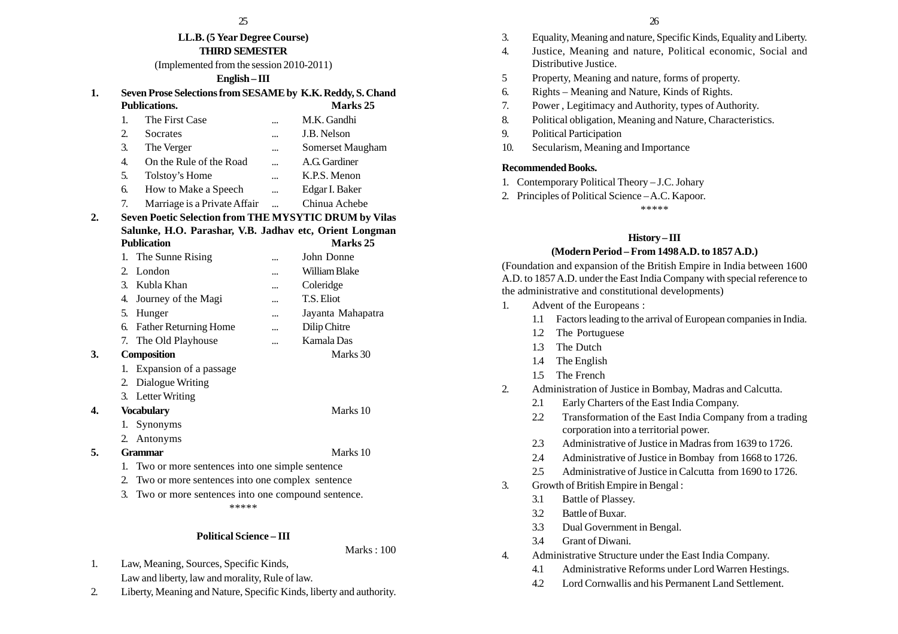## LL.B. (5 Year Degree Course)

### THIRD SEMESTER

(Implemented from the session 2010-2011)

### English – III

1. **Seven Prose Selections from SESAME by K.K. Reddy, S. Chand Publications.** **Marks 25**

| | | | |
|---|---|---|---|
| 1. | The First Case | ... | M.K. Gandhi |
| 2. | Socrates | ... | J.B. Nelson |
| 3. | The Verger | ... | Somerset Maugham |
| 4. | On the Rule of the Road | ... | A.G. Gardiner |
| 5. | Tolstoy's Home | ... | K.P.S. Menon |
| 6. | How to Make a Speech | ... | Edgar I. Baker |
| 7. | Marriage is a Private Affair | ... | Chinua Achebe |

2. **Seven Poetic Selection from THE MYSYTIC DRUM by Vilas Salunke, H.O. Parashar, V.B. Jadhav etc, Orient Longman Publication** **Marks 25**

| | | | |
|---|---|---|---|
| 1. | The Sunne Rising | ... | John Donne |
| 2. | London | ... | William Blake |
| 3. | Kubla Khan | ... | Coleridge |
| 4. | Journey of the Magi | ... | T.S. Eliot |
| 5. | Hunger | ... | Jayanta Mahapatra |
| 6. | Father Returning Home | ... | Dilip Chitre |
| 7. | The Old Playhouse | ... | Kamala Das |

3. **Composition** Marks 30
   1. Expansion of a passage
   2. Dialogue Writing
   3. Letter Writing

4. **Vocabulary** Marks 10
   1. Synonyms
   2. Antonyms

5. **Grammar** Marks 10
   1. Two or more sentences into one simple sentence
   2. Two or more sentences into one complex sentence
   3. Two or more sentences into one compound sentence.

\*\*\*\*\*

### Political Science – III

Marks : 100

1. Law, Meaning, Sources, Specific Kinds, Law and liberty, law and morality, Rule of law.
2. Liberty, Meaning and Nature, Specific Kinds, liberty and authority.
3. Equality, Meaning and nature, Specific Kinds, Equality and Liberty.
4. Justice, Meaning and nature, Political economic, Social and Distributive Justice.
5. Property, Meaning and nature, forms of property.
6. Rights – Meaning and Nature, Kinds of Rights.
7. Power , Legitimacy and Authority, types of Authority.
8. Political obligation, Meaning and Nature, Characteristics.
9. Political Participation
10. Secularism, Meaning and Importance

**Recommended Books.**

1. Contemporary Political Theory – J.C. Johary
2. Principles of Political Science – A.C. Kapoor.

\*\*\*\*\*

### History – III

### (Modern Period – From 1498 A.D. to 1857 A.D.)

(Foundation and expansion of the British Empire in India between 1600 A.D. to 1857 A.D. under the East India Company with special reference to the administrative and constitutional developments)

1. Advent of the Europeans :
   - 1.1 Factors leading to the arrival of European companies in India.
   - 1.2 The Portuguese
   - 1.3 The Dutch
   - 1.4 The English
   - 1.5 The French
2. Administration of Justice in Bombay, Madras and Calcutta.
   - 2.1 Early Charters of the East India Company.
   - 2.2 Transformation of the East India Company from a trading corporation into a territorial power.
   - 2.3 Administrative of Justice in Madras from 1639 to 1726.
   - 2.4 Administrative of Justice in Bombay from 1668 to 1726.
   - 2.5 Administrative of Justice in Calcutta from 1690 to 1726.
3. Growth of British Empire in Bengal :
   - 3.1 Battle of Plassey.
   - 3.2 Battle of Buxar.
   - 3.3 Dual Government in Bengal.
   - 3.4 Grant of Diwani.
4. Administrative Structure under the East India Company.
   - 4.1 Administrative Reforms under Lord Warren Hestings.
   - 4.2 Lord Cornwallis and his Permanent Land Settlement.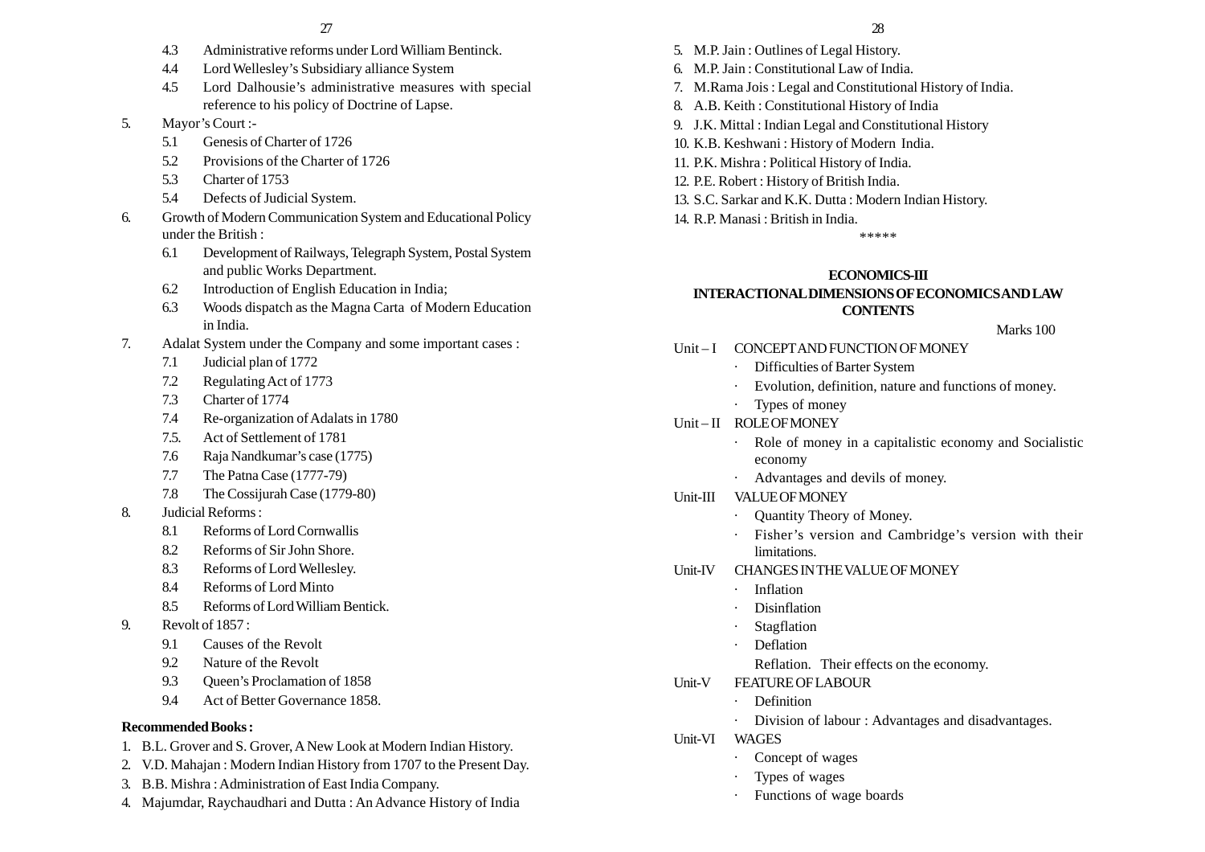- 4.3 Administrative reforms under Lord William Bentinck.
- 4.4 Lord Wellesley's Subsidiary alliance System
- 4.5 Lord Dalhousie's administrative measures with special reference to his policy of Doctrine of Lapse.

5. Mayor's Court :-
   - 5.1 Genesis of Charter of 1726
   - 5.2 Provisions of the Charter of 1726
   - 5.3 Charter of 1753
   - 5.4 Defects of Judicial System.
6. Growth of Modern Communication System and Educational Policy under the British :
   - 6.1 Development of Railways, Telegraph System, Postal System and public Works Department.
   - 6.2 Introduction of English Education in India;
   - 6.3 Woods dispatch as the Magna Carta of Modern Education in India.
7. Adalat System under the Company and some important cases :
   - 7.1 Judicial plan of 1772
   - 7.2 Regulating Act of 1773
   - 7.3 Charter of 1774
   - 7.4 Re-organization of Adalats in 1780
   - 7.5. Act of Settlement of 1781
   - 7.6 Raja Nandkumar's case (1775)
   - 7.7 The Patna Case (1777-79)
   - 7.8 The Cossijurah Case (1779-80)
8. Judicial Reforms :
   - 8.1 Reforms of Lord Cornwallis
   - 8.2 Reforms of Sir John Shore.
   - 8.3 Reforms of Lord Wellesley.
   - 8.4 Reforms of Lord Minto
   - 8.5 Reforms of Lord William Bentick.
9. Revolt of 1857 :
   - 9.1 Causes of the Revolt
   - 9.2 Nature of the Revolt
   - 9.3 Queen's Proclamation of 1858
   - 9.4 Act of Better Governance 1858.

**Recommended Books :**

1. B.L. Grover and S. Grover, A New Look at Modern Indian History.
2. V.D. Mahajan : Modern Indian History from 1707 to the Present Day.
3. B.B. Mishra : Administration of East India Company.
4. Majumdar, Raychaudhari and Dutta : An Advance History of India
5. M.P. Jain : Outlines of Legal History.
6. M.P. Jain : Constitutional Law of India.
7. M.Rama Jois : Legal and Constitutional History of India.
8. A.B. Keith : Constitutional History of India
9. J.K. Mittal : Indian Legal and Constitutional History
10. K.B. Keshwani : History of Modern India.
11. P.K. Mishra : Political History of India.
12. P.E. Robert : History of British India.
13. S.C. Sarkar and K.K. Dutta : Modern Indian History.
14. R.P. Manasi : British in India.

\*\*\*\*\*

## ECONOMICS-III
## INTERACTIONAL DIMENSIONS OF ECONOMICS AND LAW
## CONTENTS

Marks 100

**Unit – I CONCEPT AND FUNCTION OF MONEY**
- Difficulties of Barter System
- Evolution, definition, nature and functions of money.
- Types of money

**Unit – II ROLE OF MONEY**
- Role of money in a capitalistic economy and Socialistic economy
- Advantages and devils of money.

**Unit-III VALUE OF MONEY**
- Quantity Theory of Money.
- Fisher's version and Cambridge's version with their limitations.

**Unit-IV CHANGES IN THE VALUE OF MONEY**
- Inflation
- Disinflation
- Stagflation
- Deflation

Reflation. Their effects on the economy.

**Unit-V FEATURE OF LABOUR**
- Definition
- Division of labour : Advantages and disadvantages.

**Unit-VI WAGES**
- Concept of wages
- Types of wages
- Functions of wage boards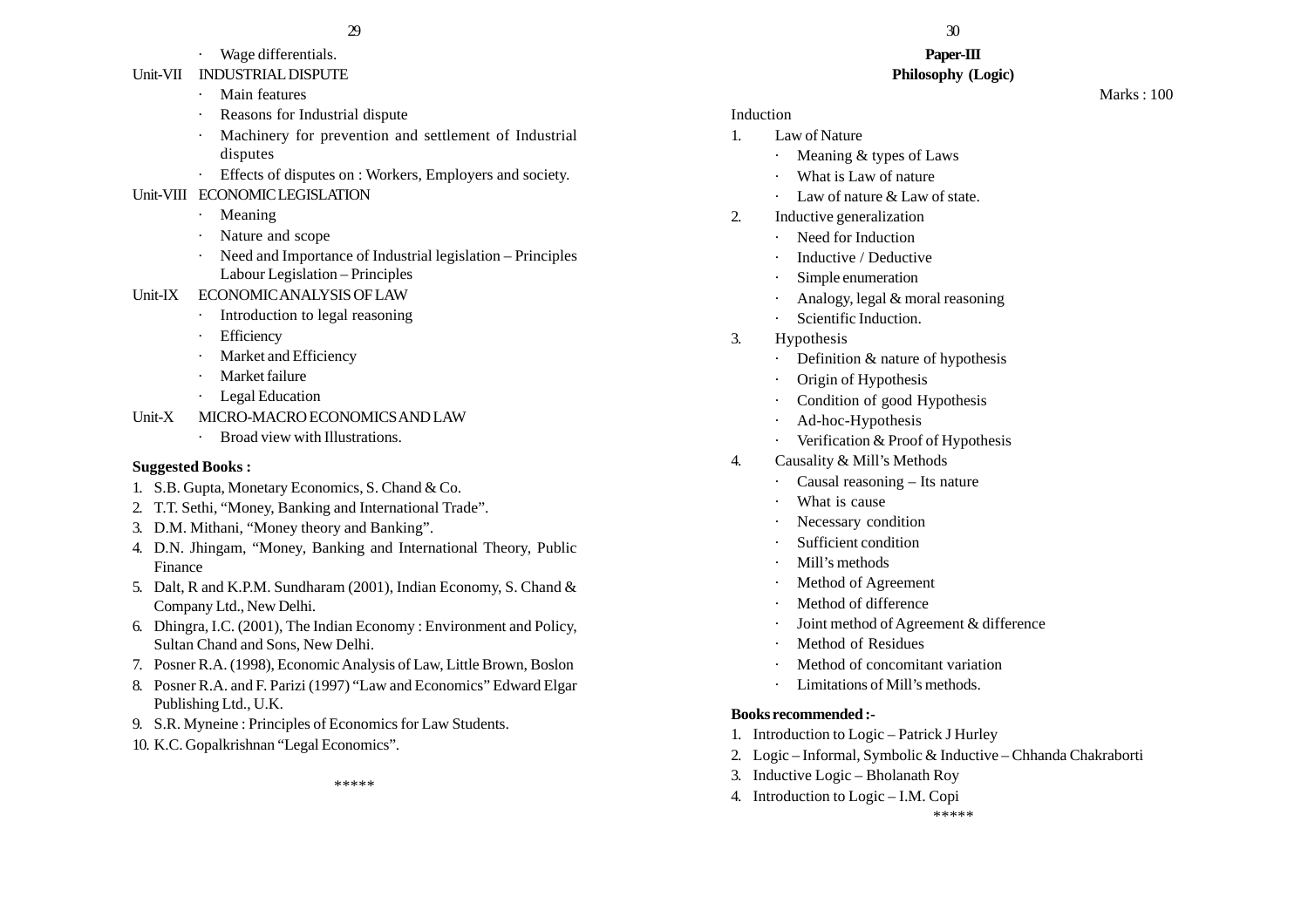- Wage differentials.

Unit-VII INDUSTRIAL DISPUTE

- Main features
- Reasons for Industrial dispute
- Machinery for prevention and settlement of Industrial disputes
- Effects of disputes on : Workers, Employers and society.

Unit-VIII ECONOMIC LEGISLATION

- Meaning
- Nature and scope
- Need and Importance of Industrial legislation – Principles Labour Legislation – Principles

Unit-IX ECONOMIC ANALYSIS OF LAW

- Introduction to legal reasoning
- Efficiency
- Market and Efficiency
- Market failure
- Legal Education

Unit-X MICRO-MACRO ECONOMICS AND LAW

- Broad view with Illustrations.

**Suggested Books :**

1. S.B. Gupta, Monetary Economics, S. Chand & Co.
2. T.T. Sethi, "Money, Banking and International Trade".
3. D.M. Mithani, "Money theory and Banking".
4. D.N. Jhingam, "Money, Banking and International Theory, Public Finance
5. Dalt, R and K.P.M. Sundharam (2001), Indian Economy, S. Chand & Company Ltd., New Delhi.
6. Dhingra, I.C. (2001), The Indian Economy : Environment and Policy, Sultan Chand and Sons, New Delhi.
7. Posner R.A. (1998), Economic Analysis of Law, Little Brown, Boslon
8. Posner R.A. and F. Parizi (1997) "Law and Economics" Edward Elgar Publishing Ltd., U.K.
9. S.R. Myneine : Principles of Economics for Law Students.
10. K.C. Gopalkrishnan "Legal Economics".

\*\*\*\*\*

## Paper-III
## Philosophy (Logic)

Marks : 100

Induction

1. Law of Nature
   - Meaning & types of Laws
   - What is Law of nature
   - Law of nature & Law of state.
2. Inductive generalization
   - Need for Induction
   - Inductive / Deductive
   - Simple enumeration
   - Analogy, legal & moral reasoning
   - Scientific Induction.
3. Hypothesis
   - Definition & nature of hypothesis
   - Origin of Hypothesis
   - Condition of good Hypothesis
   - Ad-hoc-Hypothesis
   - Verification & Proof of Hypothesis
4. Causality & Mill's Methods
   - Causal reasoning – Its nature
   - What is cause
   - Necessary condition
   - Sufficient condition
   - Mill's methods
   - Method of Agreement
   - Method of difference
   - Joint method of Agreement & difference
   - Method of Residues
   - Method of concomitant variation
   - Limitations of Mill's methods.

**Books recommended :-**

1. Introduction to Logic – Patrick J Hurley
2. Logic – Informal, Symbolic & Inductive – Chhanda Chakraborti
3. Inductive Logic – Bholanath Roy
4. Introduction to Logic – I.M. Copi

\*\*\*\*\*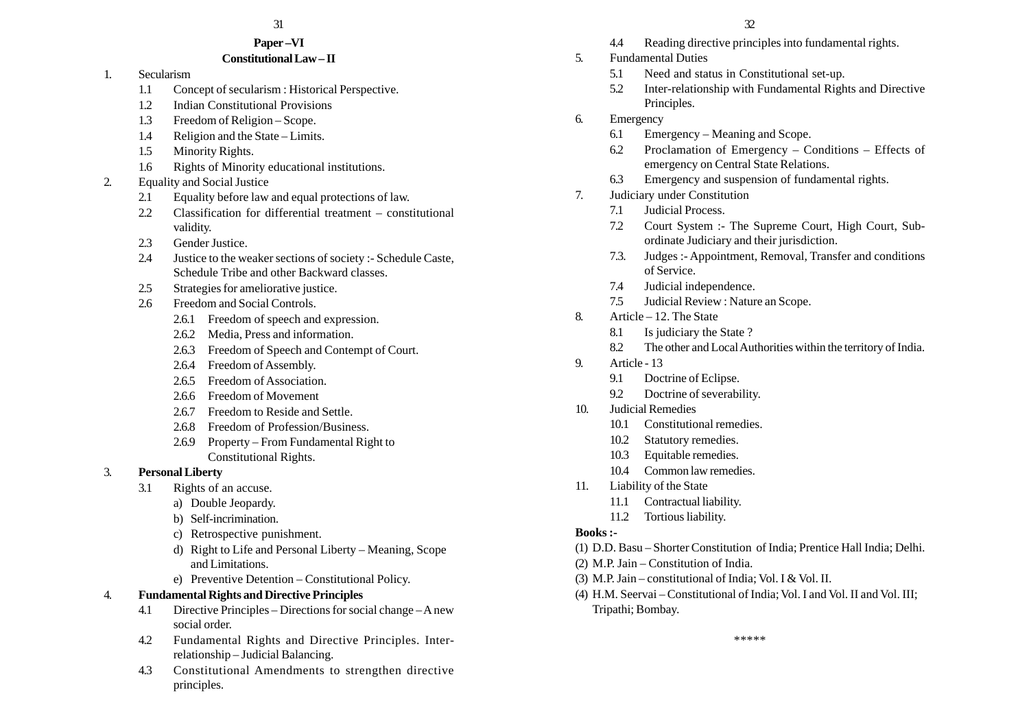## Paper –VI

## Constitutional Law – II

1. Secularism
   - 1.1 Concept of secularism : Historical Perspective.
   - 1.2 Indian Constitutional Provisions
   - 1.3 Freedom of Religion – Scope.
   - 1.4 Religion and the State – Limits.
   - 1.5 Minority Rights.
   - 1.6 Rights of Minority educational institutions.
2. Equality and Social Justice
   - 2.1 Equality before law and equal protections of law.
   - 2.2 Classification for differential treatment – constitutional validity.
   - 2.3 Gender Justice.
   - 2.4 Justice to the weaker sections of society :- Schedule Caste, Schedule Tribe and other Backward classes.
   - 2.5 Strategies for ameliorative justice.
   - 2.6 Freedom and Social Controls.
     - 2.6.1 Freedom of speech and expression.
     - 2.6.2 Media, Press and information.
     - 2.6.3 Freedom of Speech and Contempt of Court.
     - 2.6.4 Freedom of Assembly.
     - 2.6.5 Freedom of Association.
     - 2.6.6 Freedom of Movement
     - 2.6.7 Freedom to Reside and Settle.
     - 2.6.8 Freedom of Profession/Business.
     - 2.6.9 Property – From Fundamental Right to Constitutional Rights.
3. **Personal Liberty**
   - 3.1 Rights of an accuse.
     - a) Double Jeopardy.
     - b) Self-incrimination.
     - c) Retrospective punishment.
     - d) Right to Life and Personal Liberty – Meaning, Scope and Limitations.
     - e) Preventive Detention – Constitutional Policy.
4. **Fundamental Rights and Directive Principles**
   - 4.1 Directive Principles – Directions for social change – A new social order.
   - 4.2 Fundamental Rights and Directive Principles. Inter-relationship – Judicial Balancing.
   - 4.3 Constitutional Amendments to strengthen directive principles.
   - 4.4 Reading directive principles into fundamental rights.
5. Fundamental Duties
   - 5.1 Need and status in Constitutional set-up.
   - 5.2 Inter-relationship with Fundamental Rights and Directive Principles.
6. Emergency
   - 6.1 Emergency – Meaning and Scope.
   - 6.2 Proclamation of Emergency – Conditions – Effects of emergency on Central State Relations.
   - 6.3 Emergency and suspension of fundamental rights.
7. Judiciary under Constitution
   - 7.1 Judicial Process.
   - 7.2 Court System :- The Supreme Court, High Court, Sub-ordinate Judiciary and their jurisdiction.
   - 7.3. Judges :- Appointment, Removal, Transfer and conditions of Service.
   - 7.4 Judicial independence.
   - 7.5 Judicial Review : Nature an Scope.
8. Article – 12. The State
   - 8.1 Is judiciary the State ?
   - 8.2 The other and Local Authorities within the territory of India.
9. Article - 13
   - 9.1 Doctrine of Eclipse.
   - 9.2 Doctrine of severability.
10. Judicial Remedies
    - 10.1 Constitutional remedies.
    - 10.2 Statutory remedies.
    - 10.3 Equitable remedies.
    - 10.4 Common law remedies.
11. Liability of the State
    - 11.1 Contractual liability.
    - 11.2 Tortious liability.

**Books :-**

(1) D.D. Basu – Shorter Constitution of India; Prentice Hall India; Delhi.

(2) M.P. Jain – Constitution of India.

(3) M.P. Jain – constitutional of India; Vol. I & Vol. II.

(4) H.M. Seervai – Constitutional of India; Vol. I and Vol. II and Vol. III; Tripathi; Bombay.

*****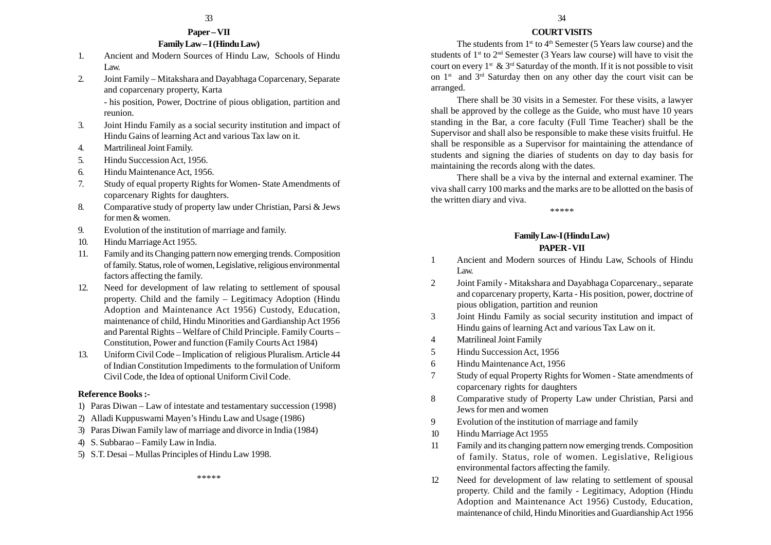## Paper – VII

### Family Law – I (Hindu Law)

1. Ancient and Modern Sources of Hindu Law, Schools of Hindu Law.
2. Joint Family – Mitakshara and Dayabhaga Coparcenary, Separate and coparcenary property, Karta

   - his position, Power, Doctrine of pious obligation, partition and reunion.
3. Joint Hindu Family as a social security institution and impact of Hindu Gains of learning Act and various Tax law on it.
4. Martrilineal Joint Family.
5. Hindu Succession Act, 1956.
6. Hindu Maintenance Act, 1956.
7. Study of equal property Rights for Women- State Amendments of coparcenary Rights for daughters.
8. Comparative study of property law under Christian, Parsi & Jews for men & women.
9. Evolution of the institution of marriage and family.
10. Hindu Marriage Act 1955.
11. Family and its Changing pattern now emerging trends. Composition of family. Status, role of women, Legislative, religious environmental factors affecting the family.
12. Need for development of law relating to settlement of spousal property. Child and the family – Legitimacy Adoption (Hindu Adoption and Maintenance Act 1956) Custody, Education, maintenance of child, Hindu Minorities and Gardianship Act 1956 and Parental Rights – Welfare of Child Principle. Family Courts – Constitution, Power and function (Family Courts Act 1984)
13. Uniform Civil Code – Implication of religious Pluralism. Article 44 of Indian Constitution Impediments to the formulation of Uniform Civil Code, the Idea of optional Uniform Civil Code.

**Reference Books :-**

1) Paras Diwan – Law of intestate and testamentary succession (1998)
2) Alladi Kuppuswami Mayen's Hindu Law and Usage (1986)
3) Paras Diwan Family law of marriage and divorce in India (1984)
4) S. Subbarao – Family Law in India.
5) S.T. Desai – Mullas Principles of Hindu Law 1998.

\*\*\*\*\*

## COURT VISITS

The students from 1st to 4th Semester (5 Years law course) and the students of 1st to 2nd Semester (3 Years law course) will have to visit the court on every 1st & 3rd Saturday of the month. If it is not possible to visit on 1st and 3rd Saturday then on any other day the court visit can be arranged.

There shall be 30 visits in a Semester. For these visits, a lawyer shall be approved by the college as the Guide, who must have 10 years standing in the Bar, a core faculty (Full Time Teacher) shall be the Supervisor and shall also be responsible to make these visits fruitful. He shall be responsible as a Supervisor for maintaining the attendance of students and signing the diaries of students on day to day basis for maintaining the records along with the dates.

There shall be a viva by the internal and external examiner. The viva shall carry 100 marks and the marks are to be allotted on the basis of the written diary and viva.

\*\*\*\*\*

### Family Law-I (Hindu Law)

### PAPER - VII

1. Ancient and Modern sources of Hindu Law, Schools of Hindu Law.
2. Joint Family - Mitakshara and Dayabhaga Coparcenary., separate and coparcenary property, Karta - His position, power, doctrine of pious obligation, partition and reunion
3. Joint Hindu Family as social security institution and impact of Hindu gains of learning Act and various Tax Law on it.
4. Matrilineal Joint Family
5. Hindu Succession Act, 1956
6. Hindu Maintenance Act, 1956
7. Study of equal Property Rights for Women - State amendments of coparcenary rights for daughters
8. Comparative study of Property Law under Christian, Parsi and Jews for men and women
9. Evolution of the institution of marriage and family
10. Hindu Marriage Act 1955
11. Family and its changing pattern now emerging trends. Composition of family. Status, role of women. Legislative, Religious environmental factors affecting the family.
12. Need for development of law relating to settlement of spousal property. Child and the family - Legitimacy, Adoption (Hindu Adoption and Maintenance Act 1956) Custody, Education, maintenance of child, Hindu Minorities and Guardianship Act 1956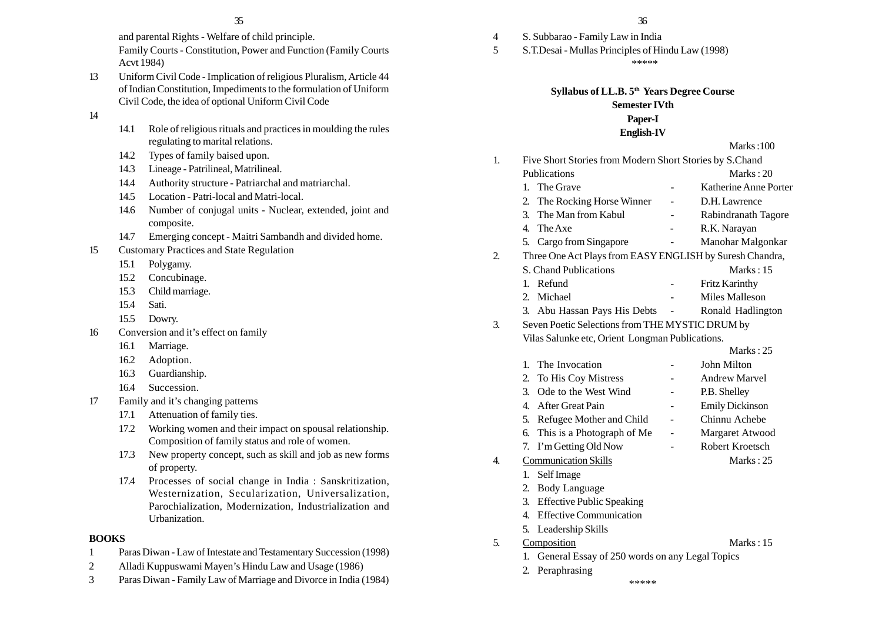and parental Rights - Welfare of child principle.

Family Courts - Constitution, Power and Function (Family Courts Acvt 1984)

13 Uniform Civil Code - Implication of religious Pluralism, Article 44 of Indian Constitution, Impediments to the formulation of Uniform Civil Code, the idea of optional Uniform Civil Code

14
- 14.1 Role of religious rituals and practices in moulding the rules regulating to marital relations.
- 14.2 Types of family baised upon.
- 14.3 Lineage - Patrilineal, Matrilineal.
- 14.4 Authority structure - Patriarchal and matriarchal.
- 14.5 Location - Patri-local and Matri-local.
- 14.6 Number of conjugal units - Nuclear, extended, joint and composite.
- 14.7 Emerging concept - Maitri Sambandh and divided home.

15 Customary Practices and State Regulation
- 15.1 Polygamy.
- 15.2 Concubinage.
- 15.3 Child marriage.
- 15.4 Sati.
- 15.5 Dowry.

16 Conversion and it's effect on family
- 16.1 Marriage.
- 16.2 Adoption.
- 16.3 Guardianship.
- 16.4 Succession.

17 Family and it's changing patterns
- 17.1 Attenuation of family ties.
- 17.2 Working women and their impact on spousal relationship. Composition of family status and role of women.
- 17.3 New property concept, such as skill and job as new forms of property.
- 17.4 Processes of social change in India : Sanskritization, Westernization, Secularization, Universalization, Parochialization, Modernization, Industrialization and Urbanization.

**BOOKS**

1. Paras Diwan - Law of Intestate and Testamentary Succession (1998)
2. Alladi Kuppuswami Mayen's Hindu Law and Usage (1986)
3. Paras Diwan - Family Law of Marriage and Divorce in India (1984)
4. S. Subbarao - Family Law in India
5. S.T.Desai - Mullas Principles of Hindu Law (1998)

\*\*\*\*\*

**Syllabus of LL.B. 5th Years Degree Course**

**Semester IVth**

**Paper-I**

**English-IV**

Marks :100

1. Five Short Stories from Modern Short Stories by S.Chand Publications — Marks : 20
   1. The Grave - Katherine Anne Porter
   2. The Rocking Horse Winner - D.H. Lawrence
   3. The Man from Kabul - Rabindranath Tagore
   4. The Axe - R.K. Narayan
   5. Cargo from Singapore - Manohar Malgonkar

2. Three One Act Plays from EASY ENGLISH by Suresh Chandra, S. Chand Publications — Marks : 15
   1. Refund - Fritz Karinthy
   2. Michael - Miles Malleson
   3. Abu Hassan Pays His Debts - Ronald Hadlington

3. Seven Poetic Selections from THE MYSTIC DRUM by Vilas Salunke etc, Orient Longman Publications. — Marks : 25
   1. The Invocation - John Milton
   2. To His Coy Mistress - Andrew Marvel
   3. Ode to the West Wind - P.B. Shelley
   4. After Great Pain - Emily Dickinson
   5. Refugee Mother and Child - Chinnu Achebe
   6. This is a Photograph of Me - Margaret Atwood
   7. I'm Getting Old Now - Robert Kroetsch

4. <u>Communication Skills</u> — Marks : 25
   1. Self Image
   2. Body Language
   3. Effective Public Speaking
   4. Effective Communication
   5. Leadership Skills

5. <u>Composition</u> — Marks : 15
   1. General Essay of 250 words on any Legal Topics
   2. Peraphrasing

\*\*\*\*\*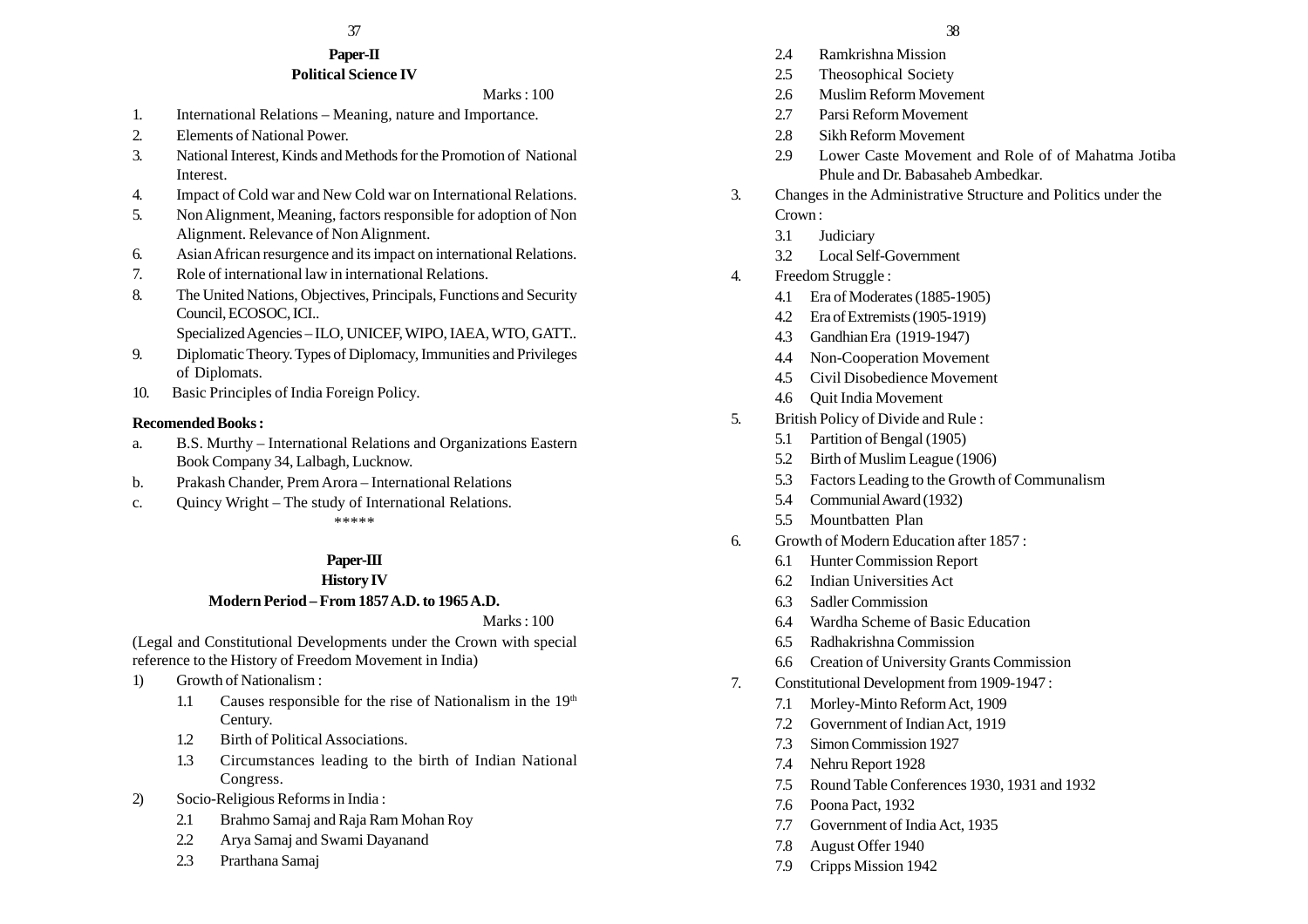## Paper-II

### Political Science IV

Marks : 100

1. International Relations – Meaning, nature and Importance.
2. Elements of National Power.
3. National Interest, Kinds and Methods for the Promotion of National Interest.
4. Impact of Cold war and New Cold war on International Relations.
5. Non Alignment, Meaning, factors responsible for adoption of Non Alignment. Relevance of Non Alignment.
6. Asian African resurgence and its impact on international Relations.
7. Role of international law in international Relations.
8. The United Nations, Objectives, Principals, Functions and Security Council, ECOSOC, ICI..
   Specialized Agencies – ILO, UNICEF, WIPO, IAEA, WTO, GATT..
9. Diplomatic Theory. Types of Diplomacy, Immunities and Privileges of Diplomats.
10. Basic Principles of India Foreign Policy.

**Recomended Books :**

a. B.S. Murthy – International Relations and Organizations Eastern Book Company 34, Lalbagh, Lucknow.
b. Prakash Chander, Prem Arora – International Relations
c. Quincy Wright – The study of International Relations.

*****

## Paper-III

### History IV

### Modern Period – From 1857 A.D. to 1965 A.D.

Marks : 100

(Legal and Constitutional Developments under the Crown with special reference to the History of Freedom Movement in India)

1) Growth of Nationalism :
   - 1.1 Causes responsible for the rise of Nationalism in the 19th Century.
   - 1.2 Birth of Political Associations.
   - 1.3 Circumstances leading to the birth of Indian National Congress.
2) Socio-Religious Reforms in India :
   - 2.1 Brahmo Samaj and Raja Ram Mohan Roy
   - 2.2 Arya Samaj and Swami Dayanand
   - 2.3 Prarthana Samaj
   - 2.4 Ramkrishna Mission
   - 2.5 Theosophical Society
   - 2.6 Muslim Reform Movement
   - 2.7 Parsi Reform Movement
   - 2.8 Sikh Reform Movement
   - 2.9 Lower Caste Movement and Role of of Mahatma Jotiba Phule and Dr. Babasaheb Ambedkar.
3. Changes in the Administrative Structure and Politics under the Crown :
   - 3.1 Judiciary
   - 3.2 Local Self-Government
4. Freedom Struggle :
   - 4.1 Era of Moderates (1885-1905)
   - 4.2 Era of Extremists (1905-1919)
   - 4.3 Gandhian Era (1919-1947)
   - 4.4 Non-Cooperation Movement
   - 4.5 Civil Disobedience Movement
   - 4.6 Quit India Movement
5. British Policy of Divide and Rule :
   - 5.1 Partition of Bengal (1905)
   - 5.2 Birth of Muslim League (1906)
   - 5.3 Factors Leading to the Growth of Communalism
   - 5.4 Communial Award (1932)
   - 5.5 Mountbatten Plan
6. Growth of Modern Education after 1857 :
   - 6.1 Hunter Commission Report
   - 6.2 Indian Universities Act
   - 6.3 Sadler Commission
   - 6.4 Wardha Scheme of Basic Education
   - 6.5 Radhakrishna Commission
   - 6.6 Creation of University Grants Commission
7. Constitutional Development from 1909-1947 :
   - 7.1 Morley-Minto Reform Act, 1909
   - 7.2 Government of Indian Act, 1919
   - 7.3 Simon Commission 1927
   - 7.4 Nehru Report 1928
   - 7.5 Round Table Conferences 1930, 1931 and 1932
   - 7.6 Poona Pact, 1932
   - 7.7 Government of India Act, 1935
   - 7.8 August Offer 1940
   - 7.9 Cripps Mission 1942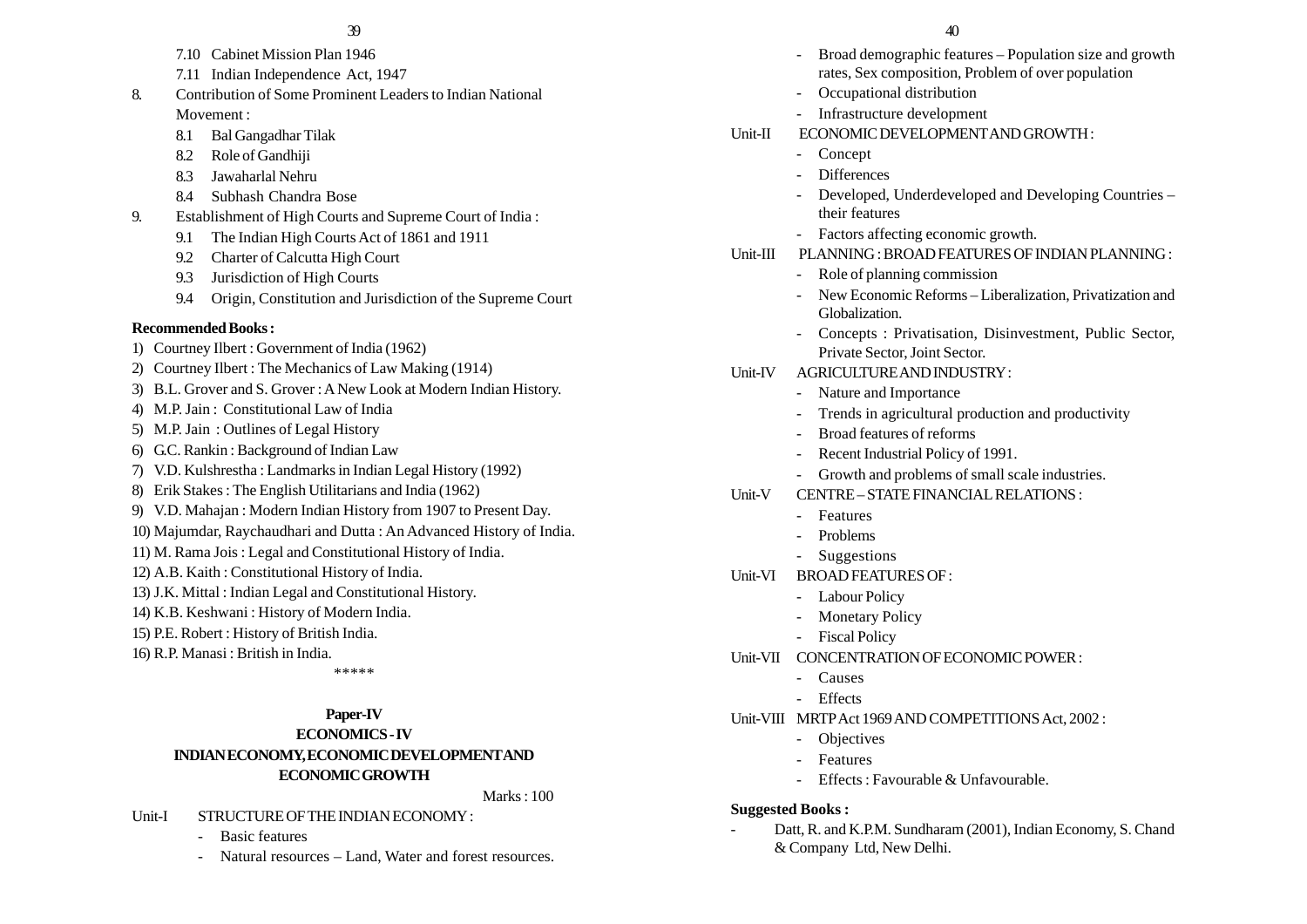7.10 Cabinet Mission Plan 1946

7.11 Indian Independence Act, 1947

8. Contribution of Some Prominent Leaders to Indian National Movement :

   8.1 Bal Gangadhar Tilak

   8.2 Role of Gandhiji

   8.3 Jawaharlal Nehru

   8.4 Subhash Chandra Bose

9. Establishment of High Courts and Supreme Court of India :

   9.1 The Indian High Courts Act of 1861 and 1911

   9.2 Charter of Calcutta High Court

   9.3 Jurisdiction of High Courts

   9.4 Origin, Constitution and Jurisdiction of the Supreme Court

**Recommended Books :**

1) Courtney Ilbert : Government of India (1962)
2) Courtney Ilbert : The Mechanics of Law Making (1914)
3) B.L. Grover and S. Grover : A New Look at Modern Indian History.
4) M.P. Jain : Constitutional Law of India
5) M.P. Jain : Outlines of Legal History
6) G.C. Rankin : Background of Indian Law
7) V.D. Kulshrestha : Landmarks in Indian Legal History (1992)
8) Erik Stakes : The English Utilitarians and India (1962)
9) V.D. Mahajan : Modern Indian History from 1907 to Present Day.
10) Majumdar, Raychaudhari and Dutta : An Advanced History of India.
11) M. Rama Jois : Legal and Constitutional History of India.
12) A.B. Kaith : Constitutional History of India.
13) J.K. Mittal : Indian Legal and Constitutional History.
14) K.B. Keshwani : History of Modern India.
15) P.E. Robert : History of British India.
16) R.P. Manasi : British in India.

\*\*\*\*\*

## Paper-IV
## ECONOMICS - IV
## INDIAN ECONOMY, ECONOMIC DEVELOPMENT AND ECONOMIC GROWTH

Marks : 100

Unit-I STRUCTURE OF THE INDIAN ECONOMY :

- Basic features
- Natural resources – Land, Water and forest resources.
- Broad demographic features – Population size and growth rates, Sex composition, Problem of over population
- Occupational distribution
- Infrastructure development

Unit-II ECONOMIC DEVELOPMENT AND GROWTH :

- Concept
- Differences
- Developed, Underdeveloped and Developing Countries – their features
- Factors affecting economic growth.

Unit-III PLANNING : BROAD FEATURES OF INDIAN PLANNING :

- Role of planning commission
- New Economic Reforms – Liberalization, Privatization and Globalization.
- Concepts : Privatisation, Disinvestment, Public Sector, Private Sector, Joint Sector.

Unit-IV AGRICULTURE AND INDUSTRY :

- Nature and Importance
- Trends in agricultural production and productivity
- Broad features of reforms
- Recent Industrial Policy of 1991.
- Growth and problems of small scale industries.

Unit-V CENTRE – STATE FINANCIAL RELATIONS :

- Features
- Problems
- Suggestions

Unit-VI BROAD FEATURES OF :

- Labour Policy
- Monetary Policy
- Fiscal Policy

Unit-VII CONCENTRATION OF ECONOMIC POWER :

- Causes
- Effects

Unit-VIII MRTP Act 1969 AND COMPETITIONS Act, 2002 :

- Objectives
- Features
- Effects : Favourable & Unfavourable.

**Suggested Books :**

- Datt, R. and K.P.M. Sundharam (2001), Indian Economy, S. Chand & Company Ltd, New Delhi.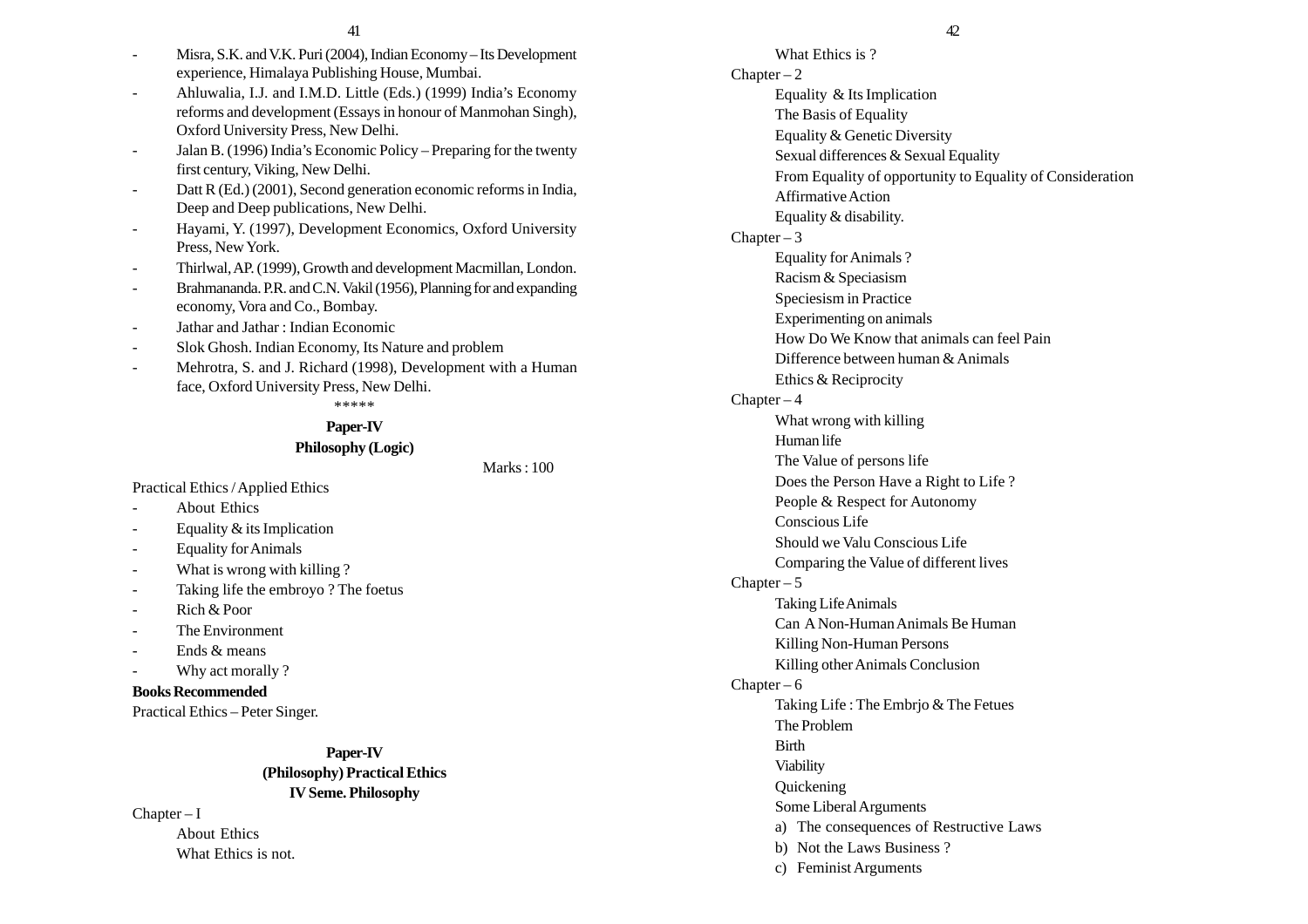- Misra, S.K. and V.K. Puri (2004), Indian Economy – Its Development experience, Himalaya Publishing House, Mumbai.
- Ahluwalia, I.J. and I.M.D. Little (Eds.) (1999) India's Economy reforms and development (Essays in honour of Manmohan Singh), Oxford University Press, New Delhi.
- Jalan B. (1996) India's Economic Policy – Preparing for the twenty first century, Viking, New Delhi.
- Datt R (Ed.) (2001), Second generation economic reforms in India, Deep and Deep publications, New Delhi.
- Hayami, Y. (1997), Development Economics, Oxford University Press, New York.
- Thirlwal, AP. (1999), Growth and development Macmillan, London.
- Brahmananda. P.R. and C.N. Vakil (1956), Planning for and expanding economy, Vora and Co., Bombay.
- Jathar and Jathar : Indian Economic
- Slok Ghosh. Indian Economy, Its Nature and problem
- Mehrotra, S. and J. Richard (1998), Development with a Human face, Oxford University Press, New Delhi.

\*\*\*\*\*

**Paper-IV**

**Philosophy (Logic)**

Marks : 100

Practical Ethics / Applied Ethics

- About Ethics
- Equality & its Implication
- Equality for Animals
- What is wrong with killing ?
- Taking life the embroyo ? The foetus
- Rich & Poor
- The Environment
- Ends & means
- Why act morally ?

**Books Recommended**

Practical Ethics – Peter Singer.

**Paper-IV**

**(Philosophy) Practical Ethics**

**IV Seme. Philosophy**

Chapter – I

About Ethics

What Ethics is not.

What Ethics is ?

Chapter – 2

Equality & Its Implication

The Basis of Equality

Equality & Genetic Diversity

Sexual differences & Sexual Equality

From Equality of opportunity to Equality of Consideration

Affirmative Action

Equality & disability.

Chapter – 3

Equality for Animals ?

Racism & Speciasism

Speciesism in Practice

Experimenting on animals

How Do We Know that animals can feel Pain

Difference between human & Animals

Ethics & Reciprocity

Chapter – 4

What wrong with killing

Human life

The Value of persons life

Does the Person Have a Right to Life ?

People & Respect for Autonomy

Conscious Life

Should we Valu Conscious Life

Comparing the Value of different lives

Chapter – 5

Taking Life Animals

Can A Non-Human Animals Be Human

Killing Non-Human Persons

Killing other Animals Conclusion

Chapter – 6

Taking Life : The Embrjo & The Fetues

The Problem

Birth

Viability

Quickening

Some Liberal Arguments

a) The consequences of Restructive Laws

b) Not the Laws Business ?

c) Feminist Arguments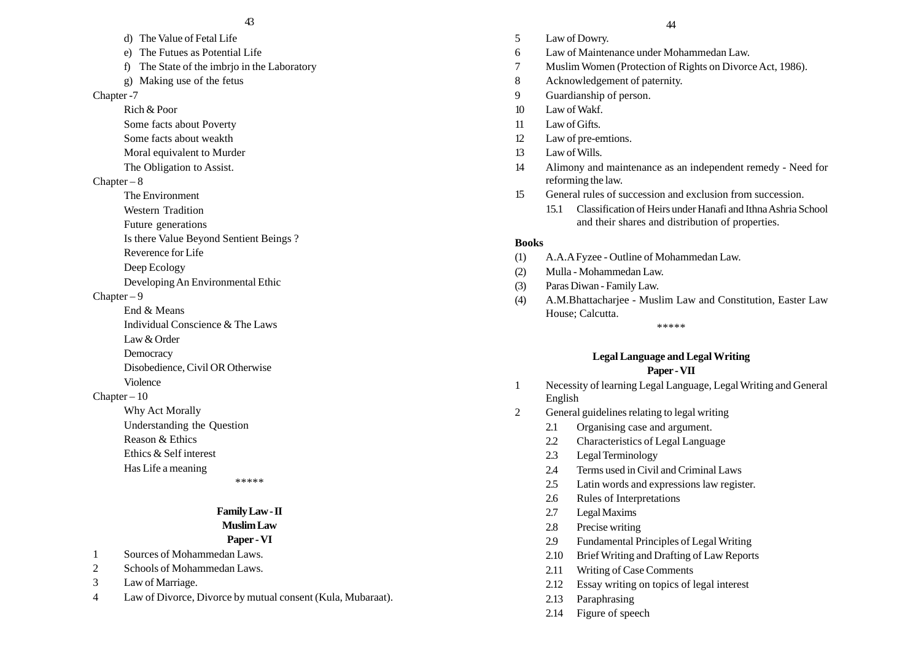d) The Value of Fetal Life

e) The Futues as Potential Life

f) The State of the imbrjo in the Laboratory

g) Making use of the fetus

Chapter -7

Rich & Poor

Some facts about Poverty

Some facts about weakth

Moral equivalent to Murder

The Obligation to Assist.

Chapter – 8

The Environment

Western Tradition

Future generations

Is there Value Beyond Sentient Beings ?

Reverence for Life

Deep Ecology

Developing An Environmental Ethic

Chapter – 9

End & Means

Individual Conscience & The Laws

Law & Order

Democracy

Disobedience, Civil OR Otherwise

Violence

Chapter – 10

Why Act Morally

Understanding the Question

Reason & Ethics

Ethics & Self interest

Has Life a meaning

\*\*\*\*\*

## Family Law - II
## Muslim Law
## Paper - VI

1 Sources of Mohammedan Laws.
2 Schools of Mohammedan Laws.
3 Law of Marriage.
4 Law of Divorce, Divorce by mutual consent (Kula, Mubaraat).
5 Law of Dowry.
6 Law of Maintenance under Mohammedan Law.
7 Muslim Women (Protection of Rights on Divorce Act, 1986).
8 Acknowledgement of paternity.
9 Guardianship of person.
10 Law of Wakf.
11 Law of Gifts.
12 Law of pre-emtions.
13 Law of Wills.
14 Alimony and maintenance as an independent remedy - Need for reforming the law.
15 General rules of succession and exclusion from succession.
    15.1 Classification of Heirs under Hanafi and Ithna Ashria School and their shares and distribution of properties.

**Books**

(1) A.A.A Fyzee - Outline of Mohammedan Law.
(2) Mulla - Mohammedan Law.
(3) Paras Diwan - Family Law.
(4) A.M.Bhattacharjee - Muslim Law and Constitution, Easter Law House; Calcutta.

\*\*\*\*\*

## Legal Language and Legal Writing
## Paper - VII

1 Necessity of learning Legal Language, Legal Writing and General English
2 General guidelines relating to legal writing
    2.1 Organising case and argument.
    2.2 Characteristics of Legal Language
    2.3 Legal Terminology
    2.4 Terms used in Civil and Criminal Laws
    2.5 Latin words and expressions law register.
    2.6 Rules of Interpretations
    2.7 Legal Maxims
    2.8 Precise writing
    2.9 Fundamental Principles of Legal Writing
    2.10 Brief Writing and Drafting of Law Reports
    2.11 Writing of Case Comments
    2.12 Essay writing on topics of legal interest
    2.13 Paraphrasing
    2.14 Figure of speech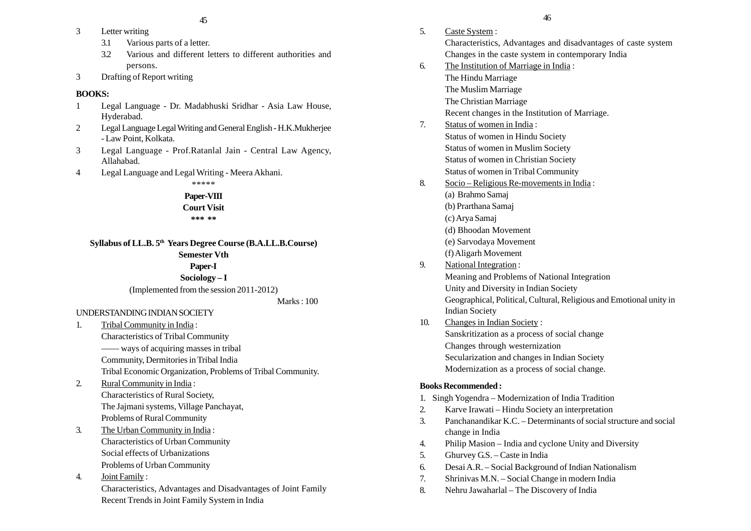3 Letter writing

   3.1 Various parts of a letter.

   3.2 Various and different letters to different authorities and persons.

3 Drafting of Report writing

**BOOKS:**

1. Legal Language - Dr. Madabhuski Sridhar - Asia Law House, Hyderabad.
2. Legal Language Legal Writing and General English - H.K.Mukherjee - Law Point, Kolkata.
3. Legal Language - Prof.Ratanlal Jain - Central Law Agency, Allahabad.
4. Legal Language and Legal Writing - Meera Akhani.

*****

**Paper-VIII**

**Court Visit**

**\*\*\* \*\***

**Syllabus of LL.B. 5th Years Degree Course (B.A.LL.B.Course)**

**Semester Vth**

**Paper-I**

**Sociology – I**

(Implemented from the session 2011-2012)

Marks : 100

UNDERSTANDING INDIAN SOCIETY

1. Tribal Community in India :
   Characteristics of Tribal Community
   —— ways of acquiring masses in tribal
   Community, Dermitories in Tribal India
   Tribal Economic Organization, Problems of Tribal Community.
2. Rural Community in India :
   Characteristics of Rural Society,
   The Jajmani systems, Village Panchayat,
   Problems of Rural Community
3. The Urban Community in India :
   Characteristics of Urban Community
   Social effects of Urbanizations
   Problems of Urban Community
4. Joint Family :
   Characteristics, Advantages and Disadvantages of Joint Family
   Recent Trends in Joint Family System in India
5. Caste System :
   Characteristics, Advantages and disadvantages of caste system
   Changes in the caste system in contemporary India
6. The Institution of Marriage in India :
   The Hindu Marriage
   The Muslim Marriage
   The Christian Marriage
   Recent changes in the Institution of Marriage.
7. Status of women in India :
   Status of women in Hindu Society
   Status of women in Muslim Society
   Status of women in Christian Society
   Status of women in Tribal Community
8. Socio – Religious Re-movements in India :
   (a) Brahmo Samaj
   (b) Prarthana Samaj
   (c) Arya Samaj
   (d) Bhoodan Movement
   (e) Sarvodaya Movement
   (f) Aligarh Movement
9. National Integration :
   Meaning and Problems of National Integration
   Unity and Diversity in Indian Society
   Geographical, Political, Cultural, Religious and Emotional unity in Indian Society
10. Changes in Indian Society :
    Sanskritization as a process of social change
    Changes through westernization
    Secularization and changes in Indian Society
    Modernization as a process of social change.

**Books Recommended :**

1. Singh Yogendra – Modernization of India Tradition
2. Karve Irawati – Hindu Society an interpretation
3. Panchanandikar K.C. – Determinants of social structure and social change in India
4. Philip Masion – India and cyclone Unity and Diversity
5. Ghurvey G.S. – Caste in India
6. Desai A.R. – Social Background of Indian Nationalism
7. Shrinivas M.N. – Social Change in modern India
8. Nehru Jawaharlal – The Discovery of India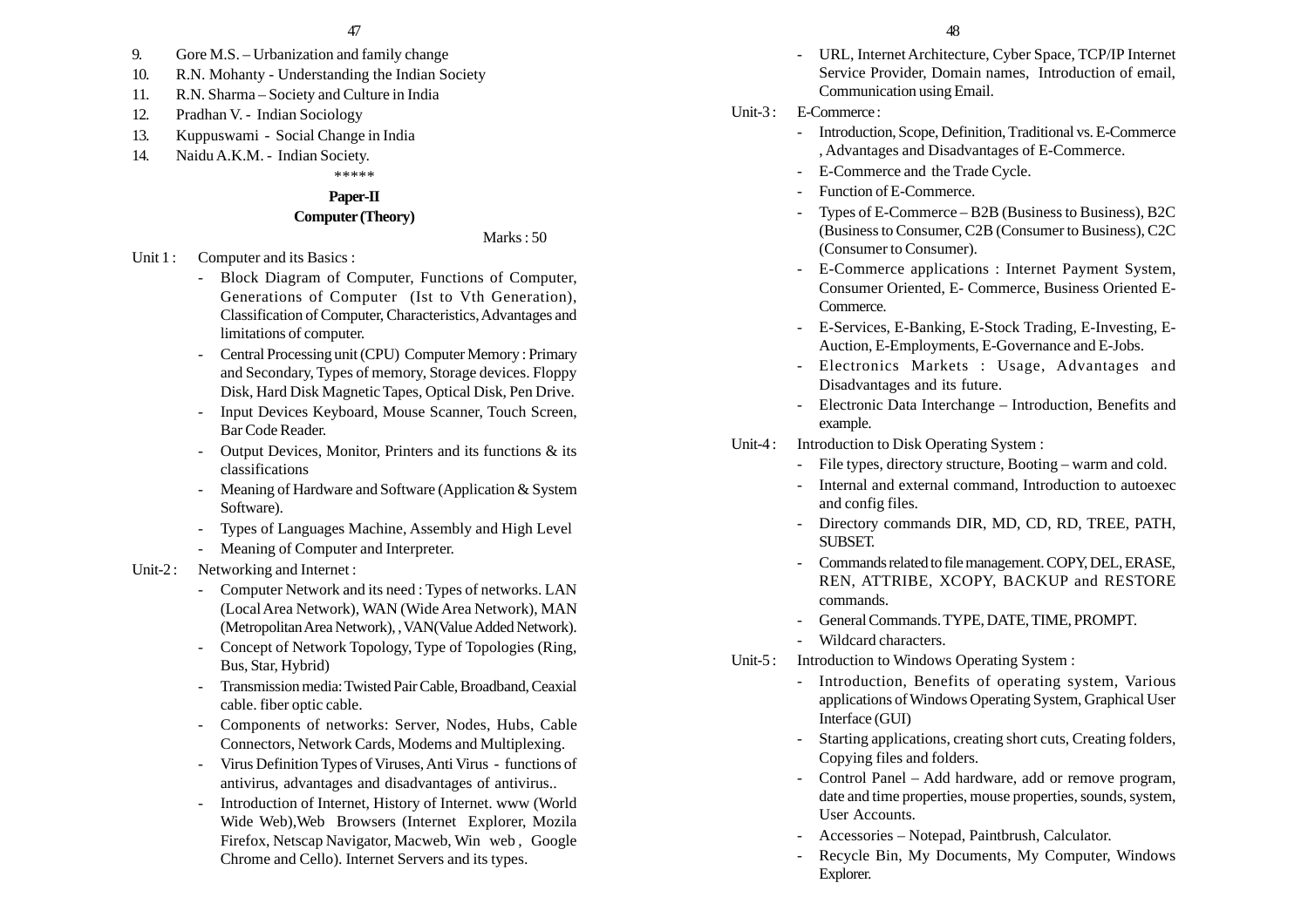9. Gore M.S. – Urbanization and family change
10. R.N. Mohanty - Understanding the Indian Society
11. R.N. Sharma – Society and Culture in India
12. Pradhan V. - Indian Sociology
13. Kuppuswami - Social Change in India
14. Naidu A.K.M. - Indian Society.

\*\*\*\*\*

## Paper-II

## Computer (Theory)

Marks : 50

**Unit 1 :** Computer and its Basics :

- Block Diagram of Computer, Functions of Computer, Generations of Computer (Ist to Vth Generation), Classification of Computer, Characteristics, Advantages and limitations of computer.
- Central Processing unit (CPU) Computer Memory : Primary and Secondary, Types of memory, Storage devices. Floppy Disk, Hard Disk Magnetic Tapes, Optical Disk, Pen Drive.
- Input Devices Keyboard, Mouse Scanner, Touch Screen, Bar Code Reader.
- Output Devices, Monitor, Printers and its functions & its classifications
- Meaning of Hardware and Software (Application & System Software).
- Types of Languages Machine, Assembly and High Level
- Meaning of Computer and Interpreter.

**Unit-2 :** Networking and Internet :

- Computer Network and its need : Types of networks. LAN (Local Area Network), WAN (Wide Area Network), MAN (Metropolitan Area Network), , VAN(Value Added Network).
- Concept of Network Topology, Type of Topologies (Ring, Bus, Star, Hybrid)
- Transmission media: Twisted Pair Cable, Broadband, Ceaxial cable. fiber optic cable.
- Components of networks: Server, Nodes, Hubs, Cable Connectors, Network Cards, Modems and Multiplexing.
- Virus Definition Types of Viruses, Anti Virus - functions of antivirus, advantages and disadvantages of antivirus..
- Introduction of Internet, History of Internet. www (World Wide Web),Web Browsers (Internet Explorer, Mozila Firefox, Netscap Navigator, Macweb, Win web , Google Chrome and Cello). Internet Servers and its types.
- URL, Internet Architecture, Cyber Space, TCP/IP Internet Service Provider, Domain names, Introduction of email, Communication using Email.

**Unit-3 :** E-Commerce :

- Introduction, Scope, Definition, Traditional vs. E-Commerce , Advantages and Disadvantages of E-Commerce.
- E-Commerce and the Trade Cycle.
- Function of E-Commerce.
- Types of E-Commerce – B2B (Business to Business), B2C (Business to Consumer, C2B (Consumer to Business), C2C (Consumer to Consumer).
- E-Commerce applications : Internet Payment System, Consumer Oriented, E- Commerce, Business Oriented E-Commerce.
- E-Services, E-Banking, E-Stock Trading, E-Investing, E-Auction, E-Employments, E-Governance and E-Jobs.
- Electronics Markets : Usage, Advantages and Disadvantages and its future.
- Electronic Data Interchange – Introduction, Benefits and example.

**Unit-4 :** Introduction to Disk Operating System :

- File types, directory structure, Booting – warm and cold.
- Internal and external command, Introduction to autoexec and config files.
- Directory commands DIR, MD, CD, RD, TREE, PATH, SUBSET.
- Commands related to file management. COPY, DEL, ERASE, REN, ATTRIBE, XCOPY, BACKUP and RESTORE commands.
- General Commands. TYPE, DATE, TIME, PROMPT.
- Wildcard characters.

**Unit-5 :** Introduction to Windows Operating System :

- Introduction, Benefits of operating system, Various applications of Windows Operating System, Graphical User Interface (GUI)
- Starting applications, creating short cuts, Creating folders, Copying files and folders.
- Control Panel – Add hardware, add or remove program, date and time properties, mouse properties, sounds, system, User Accounts.
- Accessories – Notepad, Paintbrush, Calculator.
- Recycle Bin, My Documents, My Computer, Windows Explorer.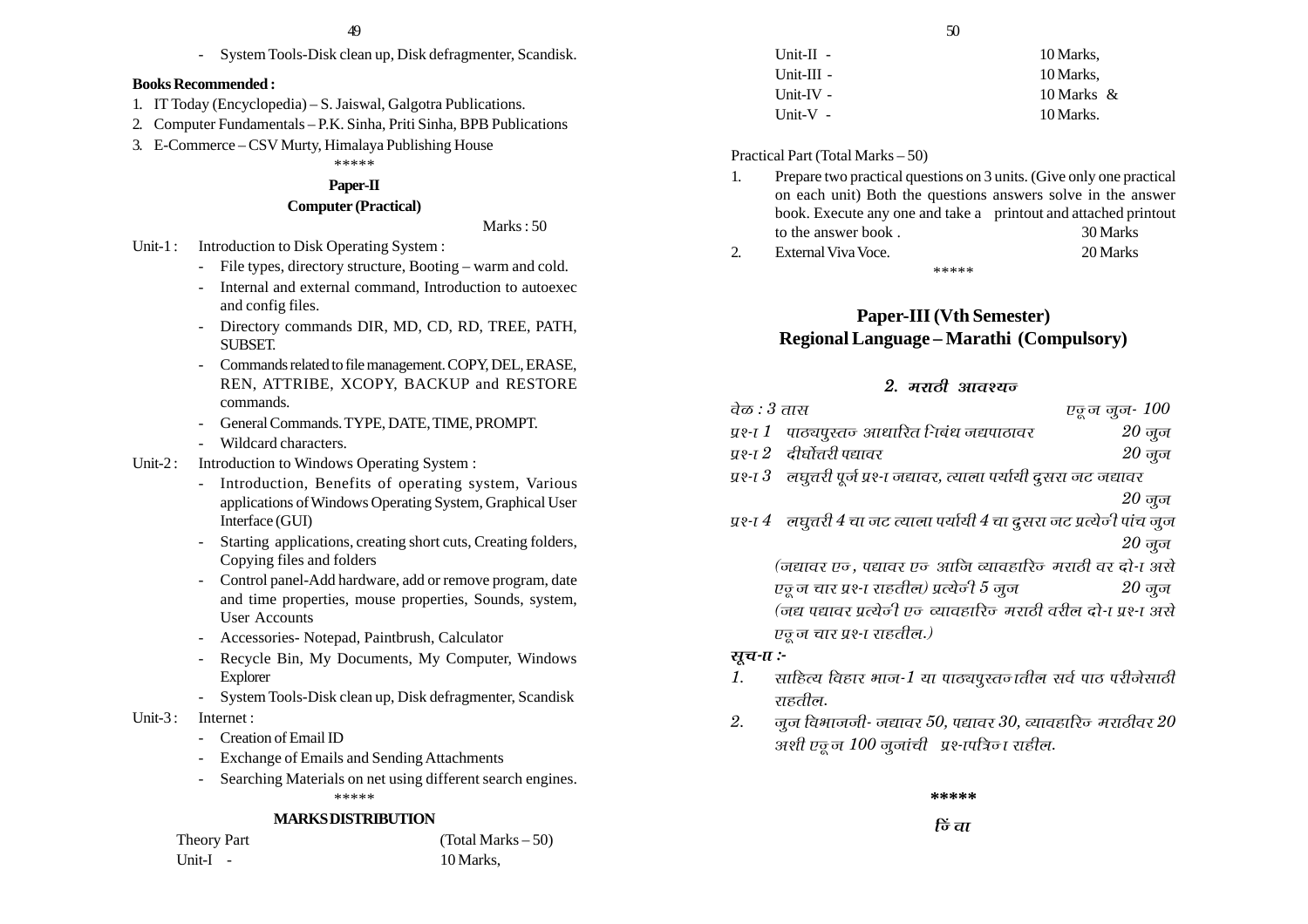- System Tools-Disk clean up, Disk defragmenter, Scandisk.

**Books Recommended :**

1. IT Today (Encyclopedia) – S. Jaiswal, Galgotra Publications.
2. Computer Fundamentals – P.K. Sinha, Priti Sinha, BPB Publications
3. E-Commerce – CSV Murty, Himalaya Publishing House

*****

## Paper-II

### Computer (Practical)

Marks : 50

Unit-1 : Introduction to Disk Operating System :

- File types, directory structure, Booting – warm and cold.
- Internal and external command, Introduction to autoexec and config files.
- Directory commands DIR, MD, CD, RD, TREE, PATH, SUBSET.
- Commands related to file management. COPY, DEL, ERASE, REN, ATTRIBE, XCOPY, BACKUP and RESTORE commands.
- General Commands. TYPE, DATE, TIME, PROMPT.
- Wildcard characters.

Unit-2 : Introduction to Windows Operating System :

- Introduction, Benefits of operating system, Various applications of Windows Operating System, Graphical User Interface (GUI)
- Starting applications, creating short cuts, Creating folders, Copying files and folders
- Control panel-Add hardware, add or remove program, date and time properties, mouse properties, Sounds, system, User Accounts
- Accessories- Notepad, Paintbrush, Calculator
- Recycle Bin, My Documents, My Computer, Windows Explorer
- System Tools-Disk clean up, Disk defragmenter, Scandisk

Unit-3 : Internet :

- Creation of Email ID
- Exchange of Emails and Sending Attachments
- Searching Materials on net using different search engines.

*****

**MARKS DISTRIBUTION**

| Theory Part | (Total Marks – 50) |
|---|---|
| Unit-I - | 10 Marks, |
| Unit-II - | 10 Marks, |
| Unit-III - | 10 Marks, |
| Unit-IV - | 10 Marks & |
| Unit-V - | 10 Marks. |

Practical Part (Total Marks – 50)

1. Prepare two practical questions on 3 units. (Give only one practical on each unit) Both the questions answers solve in the answer book. Execute any one and take a printout and attached printout to the answer book . 30 Marks
2. External Viva Voce. 20 Marks

*****

## Paper-III (Vth Semester)
## Regional Language – Marathi (Compulsory)

### *2. मराठी आवश्यन*

*वेळ : 3 तास* *एकू ज जुज- 100*

*प्रश्-ा 1 पाठ्यपुस्तन आधारित निबंध नद्यपाठावर 20 जुज*

*प्रश्-ा 2 दीर्घोत्तरी पद्यावर 20 जुज*

*प्रश्-ा 3 लघुत्तरी पूर्ज प्रश्-ा नद्यावर, त्याला पर्यायी दुसरा नट नद्यावर 20 जुज*

*प्रश्-ा 4 लघुत्तरी 4 चा नट त्याला पर्यायी 4 चा दुसरा नट प्रत्येनी पांच जुज 20 जुज*

*(नद्यावर एन, पद्यावर एन आजि व्यावहारिन मराठी वर दो-ा असे एकू ज चार प्रश्-ा राहतील) प्रत्येनी 5 जुज 20 जुज*

*(नद्य पद्यावर प्रत्येनी एन व्यावहारिन मराठी वरील दो-ा प्रश्-ा असे एकू ज चार प्रश्-ा राहतील.)*

***सूच-ा :-***

1. *साहित्य विहार भाग-1 या पाठ्यपुस्तनातील सर्व पाठ परीनेसाठी राहतील.*
2. *जुज विभाजजी- नद्यावर 50, पद्यावर 30, व्यावहारिन मराठीवर 20 अशी एकू ज 100 जुजांची प्रश्-ापत्रिना राहील.*

*****

*किंवा*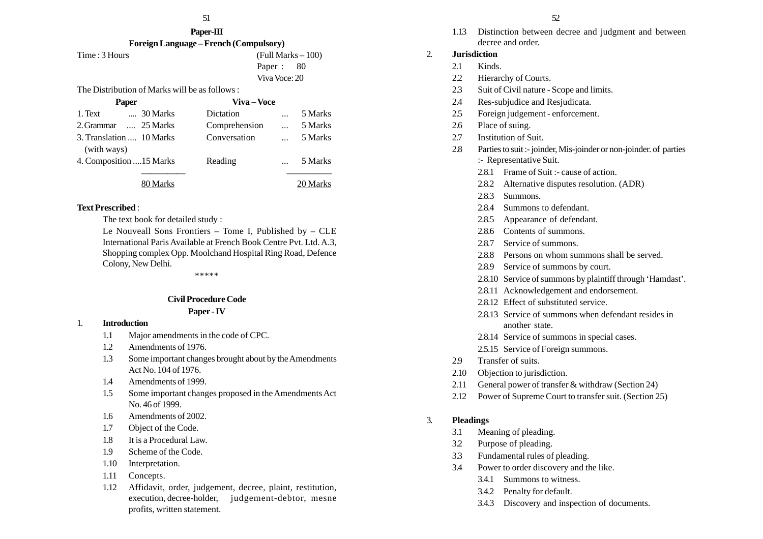## Paper-III

### Foreign Language – French (Compulsory)

Time : 3 Hours (Full Marks – 100)

Paper : 80

Viva Voce: 20

The Distribution of Marks will be as follows :

| Paper | | Viva – Voce | |
|---|---|---|---|
| 1. Text | .... 30 Marks | Dictation | ... 5 Marks |
| 2. Grammar | .... 25 Marks | Comprehension | ... 5 Marks |
| 3. Translation (with ways) | .... 10 Marks | Conversation | ... 5 Marks |
| 4. Composition | ....15 Marks | Reading | ... 5 Marks |
| | 80 Marks | | 20 Marks |

**Text Prescribed** :

The text book for detailed study :

Le Nouveall Sons Frontiers – Tome I, Published by – CLE International Paris Available at French Book Centre Pvt. Ltd. A.3, Shopping complex Opp. Moolchand Hospital Ring Road, Defence Colony, New Delhi.

\*\*\*\*\*

## Civil Procedure Code

### Paper - IV

1. **Introduction**
   - 1.1 Major amendments in the code of CPC.
   - 1.2 Amendments of 1976.
   - 1.3 Some important changes brought about by the Amendments Act No. 104 of 1976.
   - 1.4 Amendments of 1999.
   - 1.5 Some important changes proposed in the Amendments Act No. 46 of 1999.
   - 1.6 Amendments of 2002.
   - 1.7 Object of the Code.
   - 1.8 It is a Procedural Law.
   - 1.9 Scheme of the Code.
   - 1.10 Interpretation.
   - 1.11 Concepts.
   - 1.12 Affidavit, order, judgement, decree, plaint, restitution, execution, decree-holder, judgement-debtor, mesne profits, written statement.
   - 1.13 Distinction between decree and judgment and between decree and order.

2. **Jurisdiction**
   - 2.1 Kinds.
   - 2.2 Hierarchy of Courts.
   - 2.3 Suit of Civil nature - Scope and limits.
   - 2.4 Res-subjudice and Resjudicata.
   - 2.5 Foreign judgement - enforcement.
   - 2.6 Place of suing.
   - 2.7 Institution of Suit.
   - 2.8 Parties to suit :- joinder, Mis-joinder or non-joinder. of parties :- Representative Suit.
     - 2.8.1 Frame of Suit :- cause of action.
     - 2.8.2 Alternative disputes resolution. (ADR)
     - 2.8.3 Summons.
     - 2.8.4 Summons to defendant.
     - 2.8.5 Appearance of defendant.
     - 2.8.6 Contents of summons.
     - 2.8.7 Service of summons.
     - 2.8.8 Persons on whom summons shall be served.
     - 2.8.9 Service of summons by court.
     - 2.8.10 Service of summons by plaintiff through 'Hamdast'.
     - 2.8.11 Acknowledgement and endorsement.
     - 2.8.12 Effect of substituted service.
     - 2.8.13 Service of summons when defendant resides in another state.
     - 2.8.14 Service of summons in special cases.
     - 2.5.15 Service of Foreign summons.
   - 2.9 Transfer of suits.
   - 2.10 Objection to jurisdiction.
   - 2.11 General power of transfer & withdraw (Section 24)
   - 2.12 Power of Supreme Court to transfer suit. (Section 25)

3. **Pleadings**
   - 3.1 Meaning of pleading.
   - 3.2 Purpose of pleading.
   - 3.3 Fundamental rules of pleading.
   - 3.4 Power to order discovery and the like.
     - 3.4.1 Summons to witness.
     - 3.4.2 Penalty for default.
     - 3.4.3 Discovery and inspection of documents.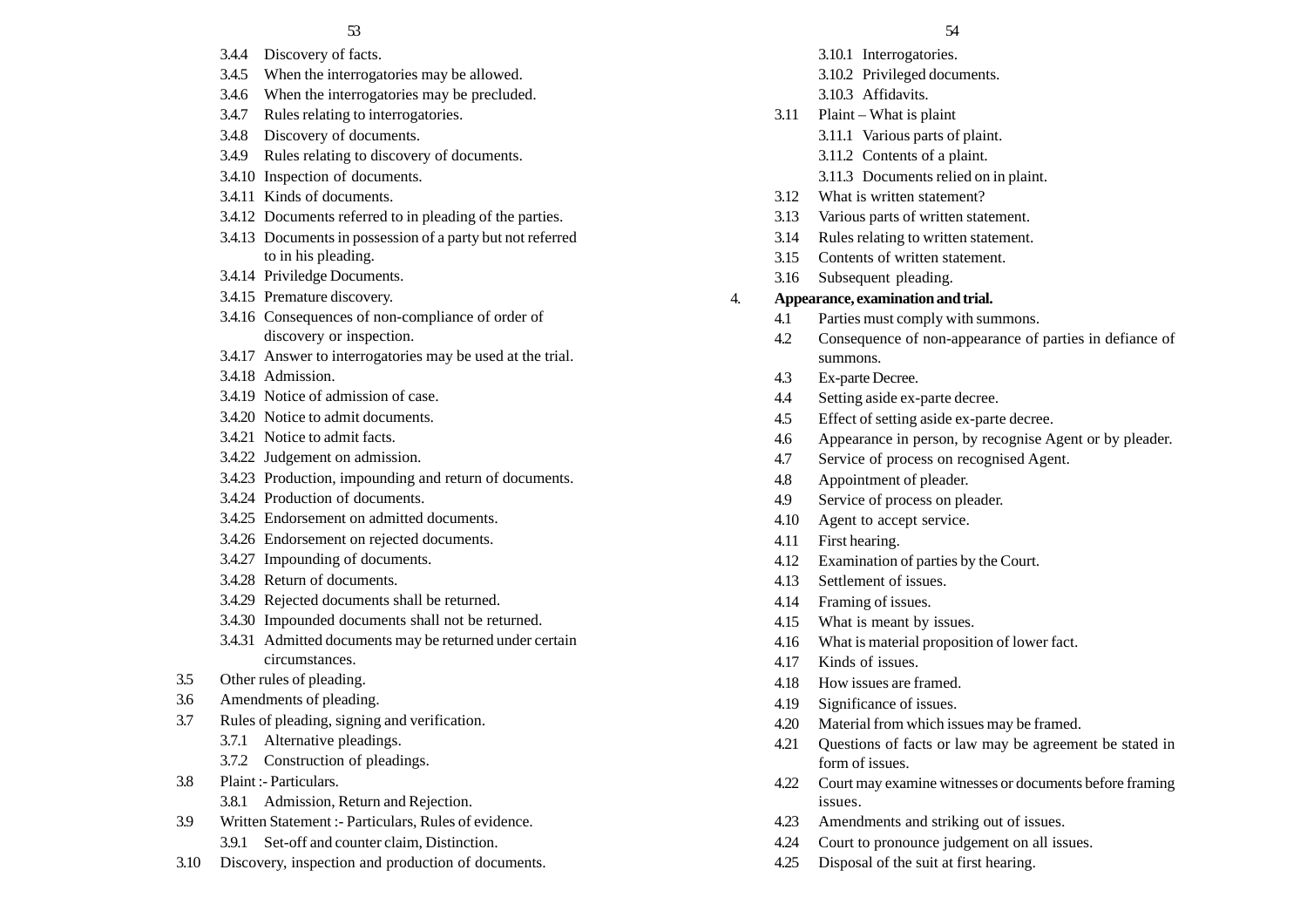3.4.4 Discovery of facts.

3.4.5 When the interrogatories may be allowed.

3.4.6 When the interrogatories may be precluded.

3.4.7 Rules relating to interrogatories.

3.4.8 Discovery of documents.

3.4.9 Rules relating to discovery of documents.

3.4.10 Inspection of documents.

3.4.11 Kinds of documents.

3.4.12 Documents referred to in pleading of the parties.

3.4.13 Documents in possession of a party but not referred to in his pleading.

3.4.14 Priviledge Documents.

3.4.15 Premature discovery.

3.4.16 Consequences of non-compliance of order of discovery or inspection.

3.4.17 Answer to interrogatories may be used at the trial.

3.4.18 Admission.

3.4.19 Notice of admission of case.

3.4.20 Notice to admit documents.

3.4.21 Notice to admit facts.

3.4.22 Judgement on admission.

3.4.23 Production, impounding and return of documents.

3.4.24 Production of documents.

3.4.25 Endorsement on admitted documents.

3.4.26 Endorsement on rejected documents.

3.4.27 Impounding of documents.

3.4.28 Return of documents.

3.4.29 Rejected documents shall be returned.

3.4.30 Impounded documents shall not be returned.

3.4.31 Admitted documents may be returned under certain circumstances.

3.5 Other rules of pleading.

3.6 Amendments of pleading.

3.7 Rules of pleading, signing and verification.

3.7.1 Alternative pleadings.

3.7.2 Construction of pleadings.

3.8 Plaint :- Particulars.

3.8.1 Admission, Return and Rejection.

3.9 Written Statement :- Particulars, Rules of evidence.

3.9.1 Set-off and counter claim, Distinction.

3.10 Discovery, inspection and production of documents.

3.10.1 Interrogatories.

3.10.2 Privileged documents.

3.10.3 Affidavits.

3.11 Plaint – What is plaint

3.11.1 Various parts of plaint.

3.11.2 Contents of a plaint.

3.11.3 Documents relied on in plaint.

3.12 What is written statement?

3.13 Various parts of written statement.

3.14 Rules relating to written statement.

3.15 Contents of written statement.

3.16 Subsequent pleading.

**4. Appearance, examination and trial.**

4.1 Parties must comply with summons.

4.2 Consequence of non-appearance of parties in defiance of summons.

4.3 Ex-parte Decree.

4.4 Setting aside ex-parte decree.

4.5 Effect of setting aside ex-parte decree.

4.6 Appearance in person, by recognise Agent or by pleader.

4.7 Service of process on recognised Agent.

4.8 Appointment of pleader.

4.9 Service of process on pleader.

4.10 Agent to accept service.

4.11 First hearing.

4.12 Examination of parties by the Court.

4.13 Settlement of issues.

4.14 Framing of issues.

4.15 What is meant by issues.

4.16 What is material proposition of lower fact.

4.17 Kinds of issues.

4.18 How issues are framed.

4.19 Significance of issues.

4.20 Material from which issues may be framed.

4.21 Questions of facts or law may be agreement be stated in form of issues.

4.22 Court may examine witnesses or documents before framing issues.

4.23 Amendments and striking out of issues.

4.24 Court to pronounce judgement on all issues.

4.25 Disposal of the suit at first hearing.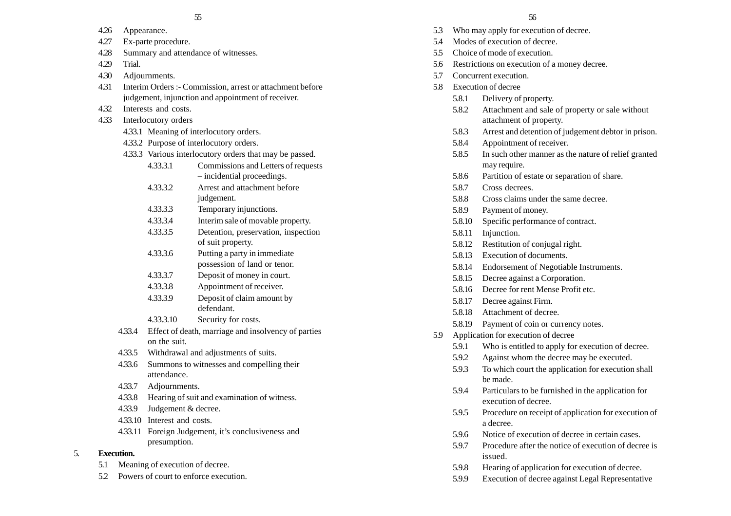- 4.26 Appearance.
- 4.27 Ex-parte procedure.
- 4.28 Summary and attendance of witnesses.
- 4.29 Trial.
- 4.30 Adjournments.
- 4.31 Interim Orders :- Commission, arrest or attachment before judgement, injunction and appointment of receiver.
- 4.32 Interests and costs.
- 4.33 Interlocutory orders
  - 4.33.1 Meaning of interlocutory orders.
  - 4.33.2 Purpose of interlocutory orders.
  - 4.33.3 Various interlocutory orders that may be passed.
    - 4.33.3.1 Commissions and Letters of requests – incidential proceedings.
    - 4.33.3.2 Arrest and attachment before judgement.
    - 4.33.3.3 Temporary injunctions.
    - 4.33.3.4 Interim sale of movable property.
    - 4.33.3.5 Detention, preservation, inspection of suit property.
    - 4.33.3.6 Putting a party in immediate possession of land or tenor.
    - 4.33.3.7 Deposit of money in court.
    - 4.33.3.8 Appointment of receiver.
    - 4.33.3.9 Deposit of claim amount by defendant.
    - 4.33.3.10 Security for costs.
  - 4.33.4 Effect of death, marriage and insolvency of parties on the suit.
  - 4.33.5 Withdrawal and adjustments of suits.
  - 4.33.6 Summons to witnesses and compelling their attendance.
  - 4.33.7 Adjournments.
  - 4.33.8 Hearing of suit and examination of witness.
  - 4.33.9 Judgement & decree.
  - 4.33.10 Interest and costs.
  - 4.33.11 Foreign Judgement, it's conclusiveness and presumption.

5. **Execution.**

- 5.1 Meaning of execution of decree.
- 5.2 Powers of court to enforce execution.
- 5.3 Who may apply for execution of decree.
- 5.4 Modes of execution of decree.
- 5.5 Choice of mode of execution.
- 5.6 Restrictions on execution of a money decree.
- 5.7 Concurrent execution.
- 5.8 Execution of decree
  - 5.8.1 Delivery of property.
  - 5.8.2 Attachment and sale of property or sale without attachment of property.
  - 5.8.3 Arrest and detention of judgement debtor in prison.
  - 5.8.4 Appointment of receiver.
  - 5.8.5 In such other manner as the nature of relief granted may require.
  - 5.8.6 Partition of estate or separation of share.
  - 5.8.7 Cross decrees.
  - 5.8.8 Cross claims under the same decree.
  - 5.8.9 Payment of money.
  - 5.8.10 Specific performance of contract.
  - 5.8.11 Injunction.
  - 5.8.12 Restitution of conjugal right.
  - 5.8.13 Execution of documents.
  - 5.8.14 Endorsement of Negotiable Instruments.
  - 5.8.15 Decree against a Corporation.
  - 5.8.16 Decree for rent Mense Profit etc.
  - 5.8.17 Decree against Firm.
  - 5.8.18 Attachment of decree.
  - 5.8.19 Payment of coin or currency notes.
- 5.9 Application for execution of decree
  - 5.9.1 Who is entitled to apply for execution of decree.
  - 5.9.2 Against whom the decree may be executed.
  - 5.9.3 To which court the application for execution shall be made.
  - 5.9.4 Particulars to be furnished in the application for execution of decree.
  - 5.9.5 Procedure on receipt of application for execution of a decree.
  - 5.9.6 Notice of execution of decree in certain cases.
  - 5.9.7 Procedure after the notice of execution of decree is issued.
  - 5.9.8 Hearing of application for execution of decree.
  - 5.9.9 Execution of decree against Legal Representative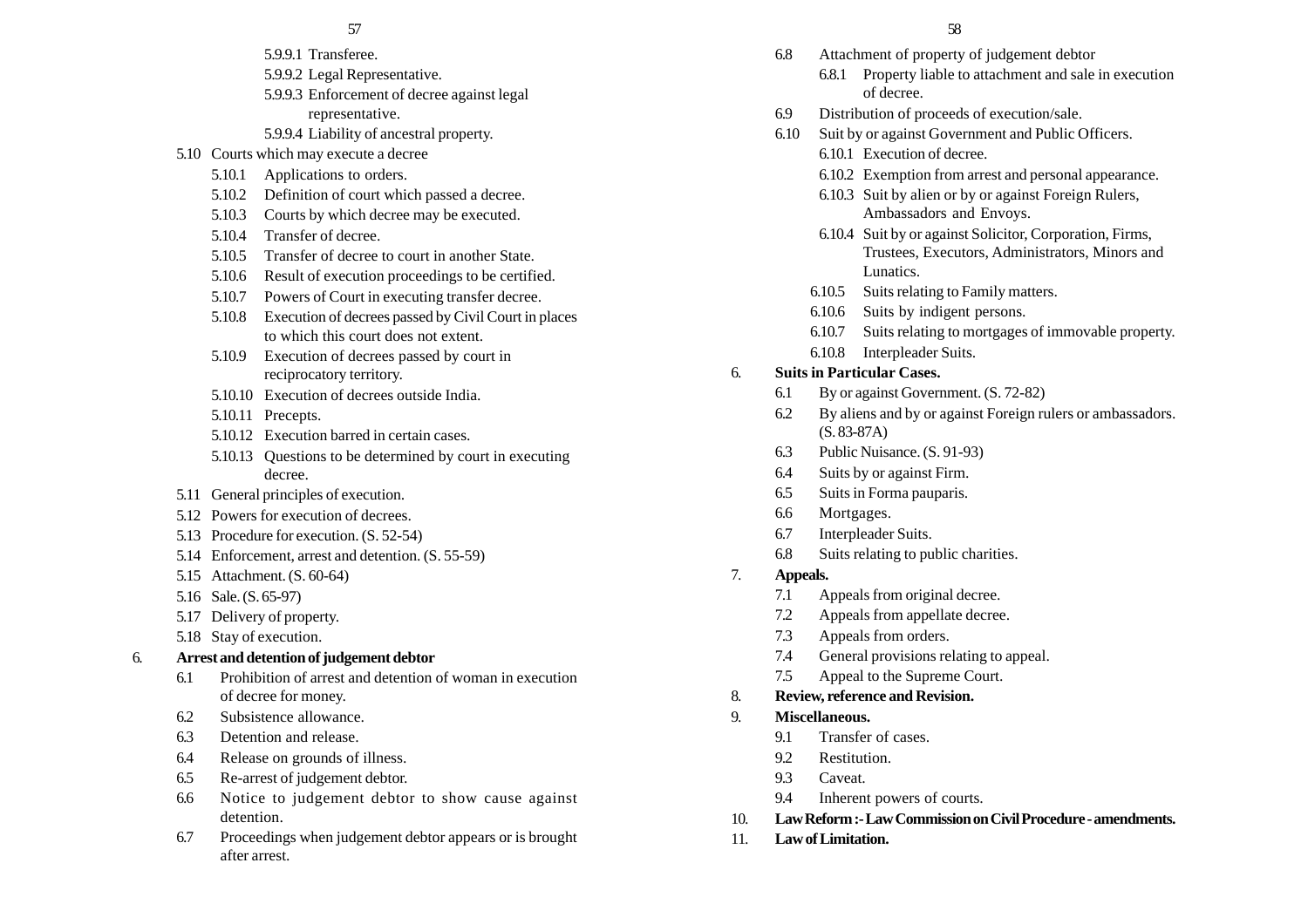- 5.9.9.1 Transferee.
- 5.9.9.2 Legal Representative.
- 5.9.9.3 Enforcement of decree against legal representative.
- 5.9.9.4 Liability of ancestral property.

5.10 Courts which may execute a decree

- 5.10.1 Applications to orders.
- 5.10.2 Definition of court which passed a decree.
- 5.10.3 Courts by which decree may be executed.
- 5.10.4 Transfer of decree.
- 5.10.5 Transfer of decree to court in another State.
- 5.10.6 Result of execution proceedings to be certified.
- 5.10.7 Powers of Court in executing transfer decree.
- 5.10.8 Execution of decrees passed by Civil Court in places to which this court does not extent.
- 5.10.9 Execution of decrees passed by court in reciprocatory territory.
- 5.10.10 Execution of decrees outside India.
- 5.10.11 Precepts.
- 5.10.12 Execution barred in certain cases.
- 5.10.13 Questions to be determined by court in executing decree.

5.11 General principles of execution.

5.12 Powers for execution of decrees.

5.13 Procedure for execution. (S. 52-54)

5.14 Enforcement, arrest and detention. (S. 55-59)

5.15 Attachment. (S. 60-64)

5.16 Sale. (S. 65-97)

5.17 Delivery of property.

5.18 Stay of execution.

6. **Arrest and detention of judgement debtor**

- 6.1 Prohibition of arrest and detention of woman in execution of decree for money.
- 6.2 Subsistence allowance.
- 6.3 Detention and release.
- 6.4 Release on grounds of illness.
- 6.5 Re-arrest of judgement debtor.
- 6.6 Notice to judgement debtor to show cause against detention.
- 6.7 Proceedings when judgement debtor appears or is brought after arrest.
- 6.8 Attachment of property of judgement debtor
  - 6.8.1 Property liable to attachment and sale in execution of decree.
- 6.9 Distribution of proceeds of execution/sale.
- 6.10 Suit by or against Government and Public Officers.
  - 6.10.1 Execution of decree.
  - 6.10.2 Exemption from arrest and personal appearance.
  - 6.10.3 Suit by alien or by or against Foreign Rulers, Ambassadors and Envoys.
  - 6.10.4 Suit by or against Solicitor, Corporation, Firms, Trustees, Executors, Administrators, Minors and Lunatics.
  - 6.10.5 Suits relating to Family matters.
  - 6.10.6 Suits by indigent persons.
  - 6.10.7 Suits relating to mortgages of immovable property.
  - 6.10.8 Interpleader Suits.

6. **Suits in Particular Cases.**

- 6.1 By or against Government. (S. 72-82)
- 6.2 By aliens and by or against Foreign rulers or ambassadors. (S. 83-87A)
- 6.3 Public Nuisance. (S. 91-93)
- 6.4 Suits by or against Firm.
- 6.5 Suits in Forma pauparis.
- 6.6 Mortgages.
- 6.7 Interpleader Suits.
- 6.8 Suits relating to public charities.

7. **Appeals.**

- 7.1 Appeals from original decree.
- 7.2 Appeals from appellate decree.
- 7.3 Appeals from orders.
- 7.4 General provisions relating to appeal.
- 7.5 Appeal to the Supreme Court.

8. **Review, reference and Revision.**

9. **Miscellaneous.**

- 9.1 Transfer of cases.
- 9.2 Restitution.
- 9.3 Caveat.
- 9.4 Inherent powers of courts.

10. **Law Reform :- Law Commission on Civil Procedure - amendments.**

11. **Law of Limitation.**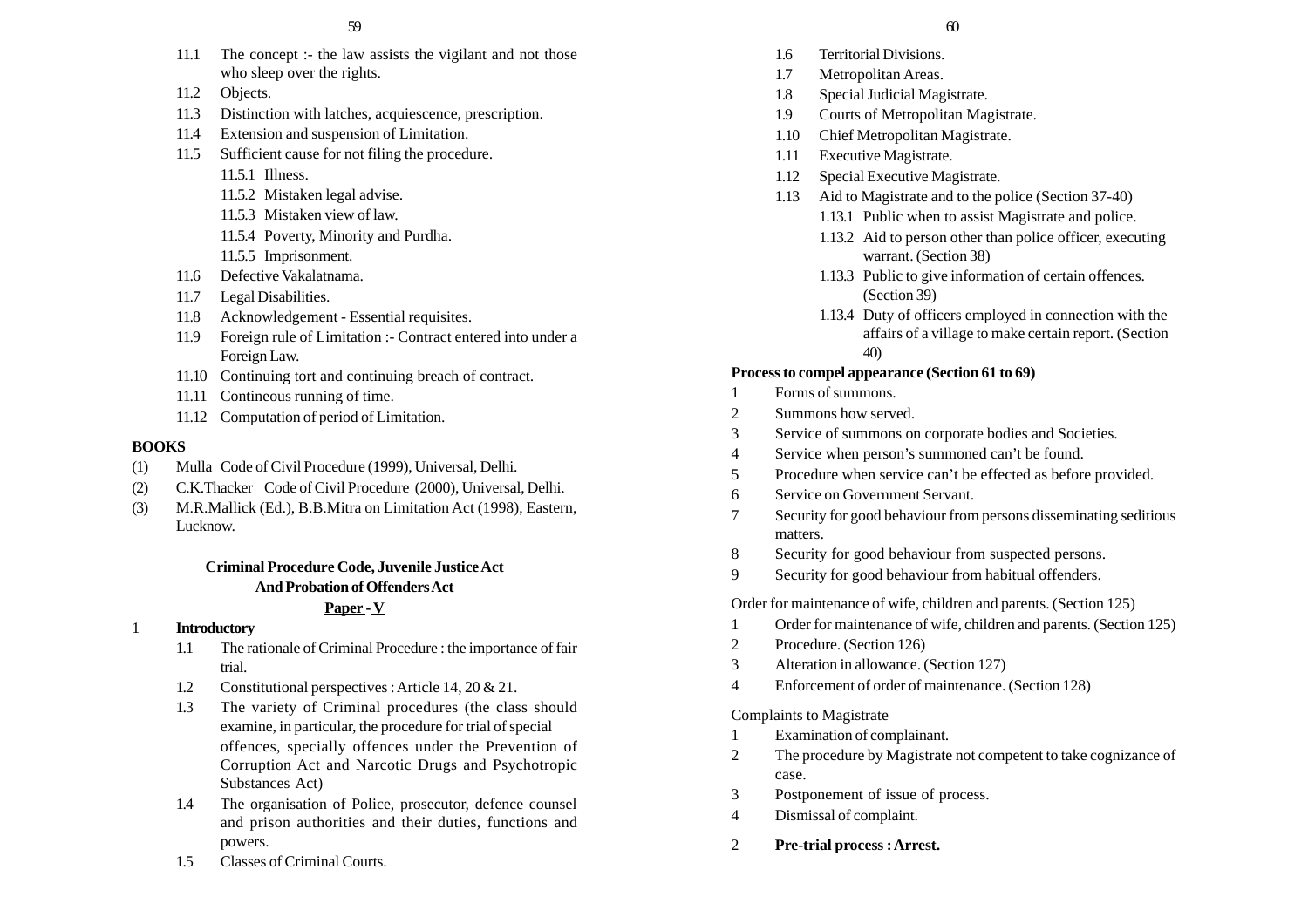- 11.1 The concept :- the law assists the vigilant and not those who sleep over the rights.
- 11.2 Objects.
- 11.3 Distinction with latches, acquiescence, prescription.
- 11.4 Extension and suspension of Limitation.
- 11.5 Sufficient cause for not filing the procedure.
  - 11.5.1 Illness.
  - 11.5.2 Mistaken legal advise.
  - 11.5.3 Mistaken view of law.
  - 11.5.4 Poverty, Minority and Purdha.
  - 11.5.5 Imprisonment.
- 11.6 Defective Vakalatnama.
- 11.7 Legal Disabilities.
- 11.8 Acknowledgement - Essential requisites.
- 11.9 Foreign rule of Limitation :- Contract entered into under a Foreign Law.
- 11.10 Continuing tort and continuing breach of contract.
- 11.11 Contineous running of time.
- 11.12 Computation of period of Limitation.

**BOOKS**

(1) Mulla Code of Civil Procedure (1999), Universal, Delhi.

(2) C.K.Thacker Code of Civil Procedure (2000), Universal, Delhi.

(3) M.R.Mallick (Ed.), B.B.Mitra on Limitation Act (1998), Eastern, Lucknow.

## Criminal Procedure Code, Juvenile Justice Act And Probation of Offenders Act

### Paper - V

1 **Introductory**

- 1.1 The rationale of Criminal Procedure : the importance of fair trial.
- 1.2 Constitutional perspectives : Article 14, 20 & 21.
- 1.3 The variety of Criminal procedures (the class should examine, in particular, the procedure for trial of special offences, specially offences under the Prevention of Corruption Act and Narcotic Drugs and Psychotropic Substances Act)
- 1.4 The organisation of Police, prosecutor, defence counsel and prison authorities and their duties, functions and powers.
- 1.5 Classes of Criminal Courts.
- 1.6 Territorial Divisions.
- 1.7 Metropolitan Areas.
- 1.8 Special Judicial Magistrate.
- 1.9 Courts of Metropolitan Magistrate.
- 1.10 Chief Metropolitan Magistrate.
- 1.11 Executive Magistrate.
- 1.12 Special Executive Magistrate.
- 1.13 Aid to Magistrate and to the police (Section 37-40)
  - 1.13.1 Public when to assist Magistrate and police.
  - 1.13.2 Aid to person other than police officer, executing warrant. (Section 38)
  - 1.13.3 Public to give information of certain offences. (Section 39)
  - 1.13.4 Duty of officers employed in connection with the affairs of a village to make certain report. (Section 40)

**Process to compel appearance (Section 61 to 69)**

1 Forms of summons.

2 Summons how served.

3 Service of summons on corporate bodies and Societies.

4 Service when person's summoned can't be found.

5 Procedure when service can't be effected as before provided.

6 Service on Government Servant.

7 Security for good behaviour from persons disseminating seditious matters.

8 Security for good behaviour from suspected persons.

9 Security for good behaviour from habitual offenders.

Order for maintenance of wife, children and parents. (Section 125)

1 Order for maintenance of wife, children and parents. (Section 125)

2 Procedure. (Section 126)

3 Alteration in allowance. (Section 127)

4 Enforcement of order of maintenance. (Section 128)

Complaints to Magistrate

1 Examination of complainant.

2 The procedure by Magistrate not competent to take cognizance of case.

3 Postponement of issue of process.

4 Dismissal of complaint.

2 **Pre-trial process : Arrest.**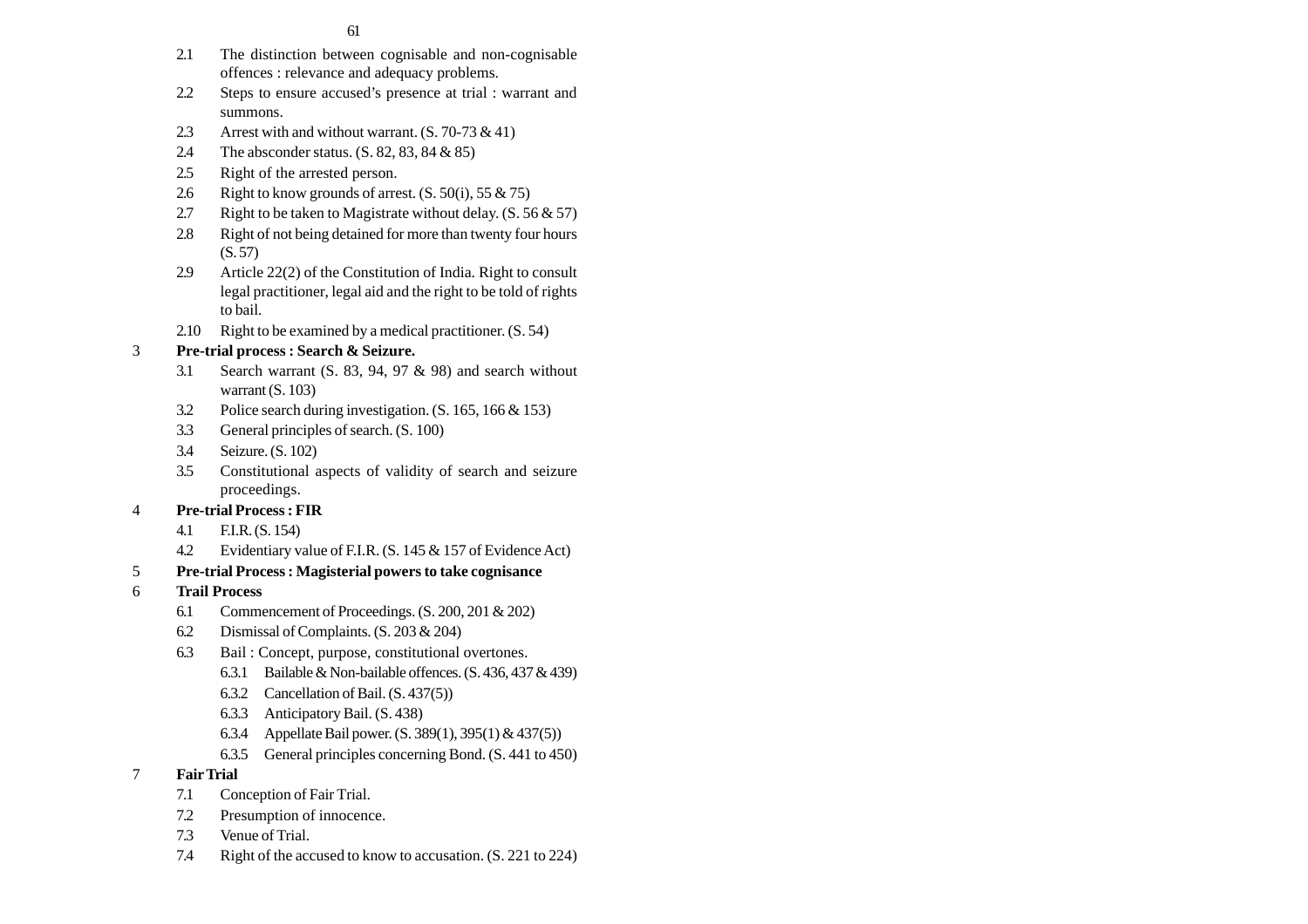- 2.1 The distinction between cognisable and non-cognisable offences : relevance and adequacy problems.
- 2.2 Steps to ensure accused's presence at trial : warrant and summons.
- 2.3 Arrest with and without warrant. (S. 70-73 & 41)
- 2.4 The absconder status. (S. 82, 83, 84 & 85)
- 2.5 Right of the arrested person.
- 2.6 Right to know grounds of arrest. (S. 50(i), 55 & 75)
- 2.7 Right to be taken to Magistrate without delay. (S. 56 & 57)
- 2.8 Right of not being detained for more than twenty four hours (S. 57)
- 2.9 Article 22(2) of the Constitution of India. Right to consult legal practitioner, legal aid and the right to be told of rights to bail.
- 2.10 Right to be examined by a medical practitioner. (S. 54)

3 **Pre-trial process : Search & Seizure.**

- 3.1 Search warrant (S. 83, 94, 97 & 98) and search without warrant (S. 103)
- 3.2 Police search during investigation. (S. 165, 166 & 153)
- 3.3 General principles of search. (S. 100)
- 3.4 Seizure. (S. 102)
- 3.5 Constitutional aspects of validity of search and seizure proceedings.

4 **Pre-trial Process : FIR**

- 4.1 F.I.R. (S. 154)
- 4.2 Evidentiary value of F.I.R. (S. 145 & 157 of Evidence Act)

5 **Pre-trial Process : Magisterial powers to take cognisance**

6 **Trail Process**

- 6.1 Commencement of Proceedings. (S. 200, 201 & 202)
- 6.2 Dismissal of Complaints. (S. 203 & 204)
- 6.3 Bail : Concept, purpose, constitutional overtones.
  - 6.3.1 Bailable & Non-bailable offences. (S. 436, 437 & 439)
  - 6.3.2 Cancellation of Bail. (S. 437(5))
  - 6.3.3 Anticipatory Bail. (S. 438)
  - 6.3.4 Appellate Bail power. (S. 389(1), 395(1) & 437(5))
  - 6.3.5 General principles concerning Bond. (S. 441 to 450)

7 **Fair Trial**

- 7.1 Conception of Fair Trial.
- 7.2 Presumption of innocence.
- 7.3 Venue of Trial.
- 7.4 Right of the accused to know to accusation. (S. 221 to 224)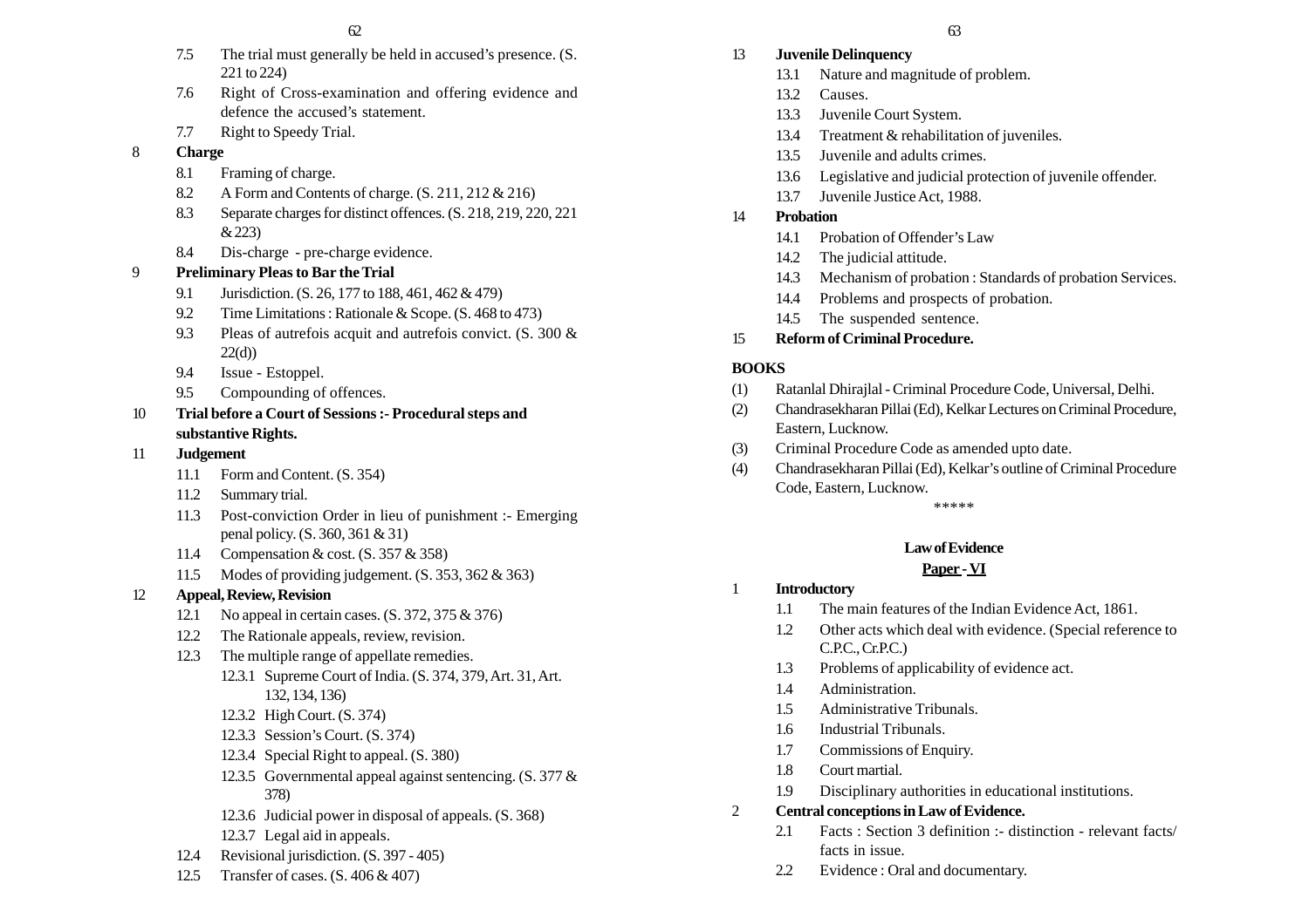7.5 The trial must generally be held in accused's presence. (S. 221 to 224)

7.6 Right of Cross-examination and offering evidence and defence the accused's statement.

7.7 Right to Speedy Trial.

**8 Charge**

8.1 Framing of charge.

8.2 A Form and Contents of charge. (S. 211, 212 & 216)

8.3 Separate charges for distinct offences. (S. 218, 219, 220, 221 & 223)

8.4 Dis-charge - pre-charge evidence.

**9 Preliminary Pleas to Bar the Trial**

9.1 Jurisdiction. (S. 26, 177 to 188, 461, 462 & 479)

9.2 Time Limitations : Rationale & Scope. (S. 468 to 473)

9.3 Pleas of autrefois acquit and autrefois convict. (S. 300 & 22(d))

9.4 Issue - Estoppel.

9.5 Compounding of offences.

**10 Trial before a Court of Sessions :- Procedural steps and substantive Rights.**

**11 Judgement**

11.1 Form and Content. (S. 354)

11.2 Summary trial.

11.3 Post-conviction Order in lieu of punishment :- Emerging penal policy. (S. 360, 361 & 31)

11.4 Compensation & cost. (S. 357 & 358)

11.5 Modes of providing judgement. (S. 353, 362 & 363)

**12 Appeal, Review, Revision**

12.1 No appeal in certain cases. (S. 372, 375 & 376)

12.2 The Rationale appeals, review, revision.

12.3 The multiple range of appellate remedies.

12.3.1 Supreme Court of India. (S. 374, 379, Art. 31, Art. 132, 134, 136)

12.3.2 High Court. (S. 374)

12.3.3 Session's Court. (S. 374)

12.3.4 Special Right to appeal. (S. 380)

12.3.5 Governmental appeal against sentencing. (S. 377 & 378)

12.3.6 Judicial power in disposal of appeals. (S. 368)

12.3.7 Legal aid in appeals.

12.4 Revisional jurisdiction. (S. 397 - 405)

12.5 Transfer of cases. (S. 406 & 407)

**13 Juvenile Delinquency**

13.1 Nature and magnitude of problem.

13.2 Causes.

13.3 Juvenile Court System.

13.4 Treatment & rehabilitation of juveniles.

13.5 Juvenile and adults crimes.

13.6 Legislative and judicial protection of juvenile offender.

13.7 Juvenile Justice Act, 1988.

**14 Probation**

14.1 Probation of Offender's Law

14.2 The judicial attitude.

14.3 Mechanism of probation : Standards of probation Services.

14.4 Problems and prospects of probation.

14.5 The suspended sentence.

**15 Reform of Criminal Procedure.**

**BOOKS**

(1) Ratanlal Dhirajlal - Criminal Procedure Code, Universal, Delhi.

(2) Chandrasekharan Pillai (Ed), Kelkar Lectures on Criminal Procedure, Eastern, Lucknow.

(3) Criminal Procedure Code as amended upto date.

(4) Chandrasekharan Pillai (Ed), Kelkar's outline of Criminal Procedure Code, Eastern, Lucknow.

\*\*\*\*\*

## Law of Evidence

### Paper - VI

**1 Introductory**

1.1 The main features of the Indian Evidence Act, 1861.

1.2 Other acts which deal with evidence. (Special reference to C.P.C., Cr.P.C.)

1.3 Problems of applicability of evidence act.

1.4 Administration.

1.5 Administrative Tribunals.

1.6 Industrial Tribunals.

1.7 Commissions of Enquiry.

1.8 Court martial.

1.9 Disciplinary authorities in educational institutions.

**2 Central conceptions in Law of Evidence.**

2.1 Facts : Section 3 definition :- distinction - relevant facts/ facts in issue.

2.2 Evidence : Oral and documentary.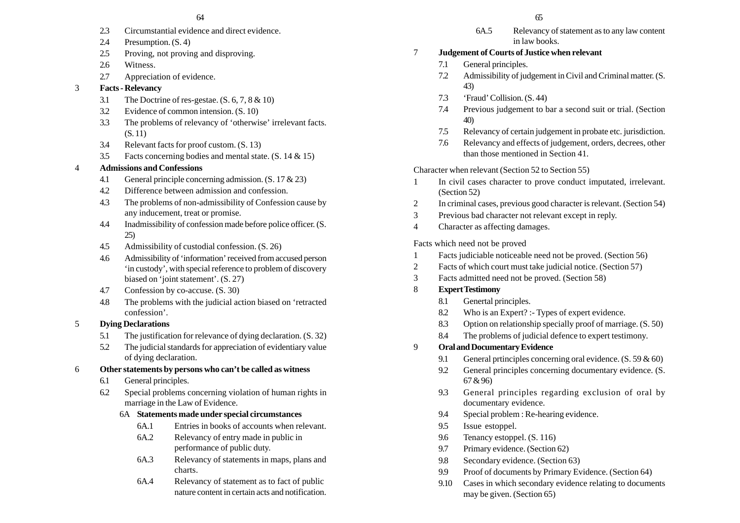2.3 Circumstantial evidence and direct evidence.

2.4 Presumption. (S. 4)

2.5 Proving, not proving and disproving.

2.6 Witness.

2.7 Appreciation of evidence.

3 **Facts - Relevancy**

- 3.1 The Doctrine of res-gestae. (S. 6, 7, 8 & 10)
- 3.2 Evidence of common intension. (S. 10)
- 3.3 The problems of relevancy of 'otherwise' irrelevant facts. (S. 11)
- 3.4 Relevant facts for proof custom. (S. 13)
- 3.5 Facts concerning bodies and mental state. (S. 14 & 15)

4 **Admissions and Confessions**

- 4.1 General principle concerning admission. (S. 17 & 23)
- 4.2 Difference between admission and confession.
- 4.3 The problems of non-admissibility of Confession cause by any inducement, treat or promise.
- 4.4 Inadmissibility of confession made before police officer. (S. 25)
- 4.5 Admissibility of custodial confession. (S. 26)
- 4.6 Admissibility of 'information' received from accused person 'in custody', with special reference to problem of discovery biased on 'joint statement'. (S. 27)
- 4.7 Confession by co-accuse. (S. 30)
- 4.8 The problems with the judicial action biased on 'retracted confession'.

5 **Dying Declarations**

- 5.1 The justification for relevance of dying declaration. (S. 32)
- 5.2 The judicial standards for appreciation of evidentiary value of dying declaration.

6 **Other statements by persons who can't be called as witness**

- 6.1 General principles.
- 6.2 Special problems concerning violation of human rights in marriage in the Law of Evidence.

6A **Statements made under special circumstances**

- 6A.1 Entries in books of accounts when relevant.
- 6A.2 Relevancy of entry made in public in performance of public duty.
- 6A.3 Relevancy of statements in maps, plans and charts.
- 6A.4 Relevancy of statement as to fact of public nature content in certain acts and notification.
- 6A.5 Relevancy of statement as to any law content in law books.

7 **Judgement of Courts of Justice when relevant**

- 7.1 General principles.
- 7.2 Admissibility of judgement in Civil and Criminal matter. (S. 43)
- 7.3 'Fraud' Collision. (S. 44)
- 7.4 Previous judgement to bar a second suit or trial. (Section 40)
- 7.5 Relevancy of certain judgement in probate etc. jurisdiction.
- 7.6 Relevancy and effects of judgement, orders, decrees, other than those mentioned in Section 41.

Character when relevant (Section 52 to Section 55)

1. In civil cases character to prove conduct imputated, irrelevant. (Section 52)
2. In criminal cases, previous good character is relevant. (Section 54)
3. Previous bad character not relevant except in reply.
4. Character as affecting damages.

Facts which need not be proved

1. Facts judiciable noticeable need not be proved. (Section 56)
2. Facts of which court must take judicial notice. (Section 57)
3. Facts admitted need not be proved. (Section 58)

8 **Expert Testimony**

- 8.1 Genertal principles.
- 8.2 Who is an Expert? :- Types of expert evidence.
- 8.3 Option on relationship specially proof of marriage. (S. 50)
- 8.4 The problems of judicial defence to expert testimony.

9 **Oral and Documentary Evidence**

- 9.1 General prtinciples concerning oral evidence. (S. 59 & 60)
- 9.2 General principles concerning documentary evidence. (S. 67 & 96)
- 9.3 General principles regarding exclusion of oral by documentary evidence.
- 9.4 Special problem : Re-hearing evidence.
- 9.5 Issue estoppel.
- 9.6 Tenancy estoppel. (S. 116)
- 9.7 Primary evidence. (Section 62)
- 9.8 Secondary evidence. (Section 63)
- 9.9 Proof of documents by Primary Evidence. (Section 64)
- 9.10 Cases in which secondary evidence relating to documents may be given. (Section 65)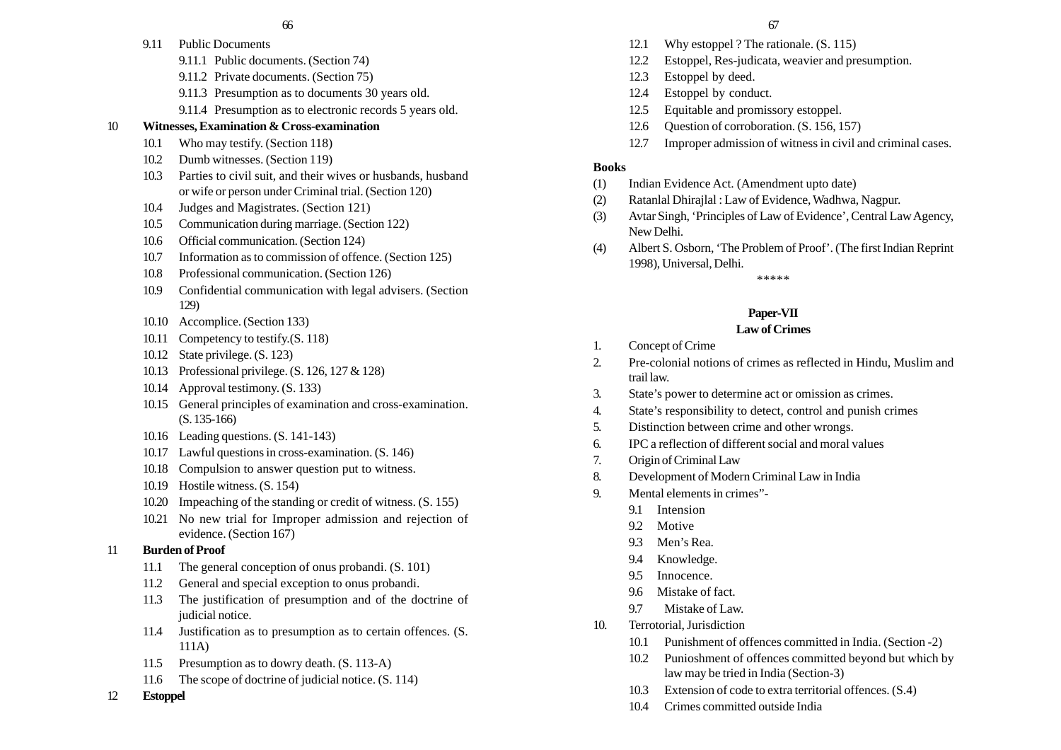- 9.11 Public Documents
  - 9.11.1 Public documents. (Section 74)
  - 9.11.2 Private documents. (Section 75)
  - 9.11.3 Presumption as to documents 30 years old.
  - 9.11.4 Presumption as to electronic records 5 years old.

**10 Witnesses, Examination & Cross-examination**

- 10.1 Who may testify. (Section 118)
- 10.2 Dumb witnesses. (Section 119)
- 10.3 Parties to civil suit, and their wives or husbands, husband or wife or person under Criminal trial. (Section 120)
- 10.4 Judges and Magistrates. (Section 121)
- 10.5 Communication during marriage. (Section 122)
- 10.6 Official communication. (Section 124)
- 10.7 Information as to commission of offence. (Section 125)
- 10.8 Professional communication. (Section 126)
- 10.9 Confidential communication with legal advisers. (Section 129)
- 10.10 Accomplice. (Section 133)
- 10.11 Competency to testify.(S. 118)
- 10.12 State privilege. (S. 123)
- 10.13 Professional privilege. (S. 126, 127 & 128)
- 10.14 Approval testimony. (S. 133)
- 10.15 General principles of examination and cross-examination. (S. 135-166)
- 10.16 Leading questions. (S. 141-143)
- 10.17 Lawful questions in cross-examination. (S. 146)
- 10.18 Compulsion to answer question put to witness.
- 10.19 Hostile witness. (S. 154)
- 10.20 Impeaching of the standing or credit of witness. (S. 155)
- 10.21 No new trial for Improper admission and rejection of evidence. (Section 167)

**11 Burden of Proof**

- 11.1 The general conception of onus probandi. (S. 101)
- 11.2 General and special exception to onus probandi.
- 11.3 The justification of presumption and of the doctrine of judicial notice.
- 11.4 Justification as to presumption as to certain offences. (S. 111A)
- 11.5 Presumption as to dowry death. (S. 113-A)
- 11.6 The scope of doctrine of judicial notice. (S. 114)

**12 Estoppel**

- 12.1 Why estoppel ? The rationale. (S. 115)
- 12.2 Estoppel, Res-judicata, weavier and presumption.
- 12.3 Estoppel by deed.
- 12.4 Estoppel by conduct.
- 12.5 Equitable and promissory estoppel.
- 12.6 Question of corroboration. (S. 156, 157)
- 12.7 Improper admission of witness in civil and criminal cases.

**Books**

(1) Indian Evidence Act. (Amendment upto date)

(2) Ratanlal Dhirajlal : Law of Evidence, Wadhwa, Nagpur.

(3) Avtar Singh, 'Principles of Law of Evidence', Central Law Agency, New Delhi.

(4) Albert S. Osborn, 'The Problem of Proof'. (The first Indian Reprint 1998), Universal, Delhi.

*****

## Paper-VII
## Law of Crimes

1. Concept of Crime
2. Pre-colonial notions of crimes as reflected in Hindu, Muslim and trail law.
3. State's power to determine act or omission as crimes.
4. State's responsibility to detect, control and punish crimes
5. Distinction between crime and other wrongs.
6. IPC a reflection of different social and moral values
7. Origin of Criminal Law
8. Development of Modern Criminal Law in India
9. Mental elements in crimes"-
   - 9.1 Intension
   - 9.2 Motive
   - 9.3 Men's Rea.
   - 9.4 Knowledge.
   - 9.5 Innocence.
   - 9.6 Mistake of fact.
   - 9.7 Mistake of Law.
10. Terrotorial, Jurisdiction
    - 10.1 Punishment of offences committed in India. (Section -2)
    - 10.2 Punioshment of offences committed beyond but which by law may be tried in India (Section-3)
    - 10.3 Extension of code to extra territorial offences. (S.4)
    - 10.4 Crimes committed outside India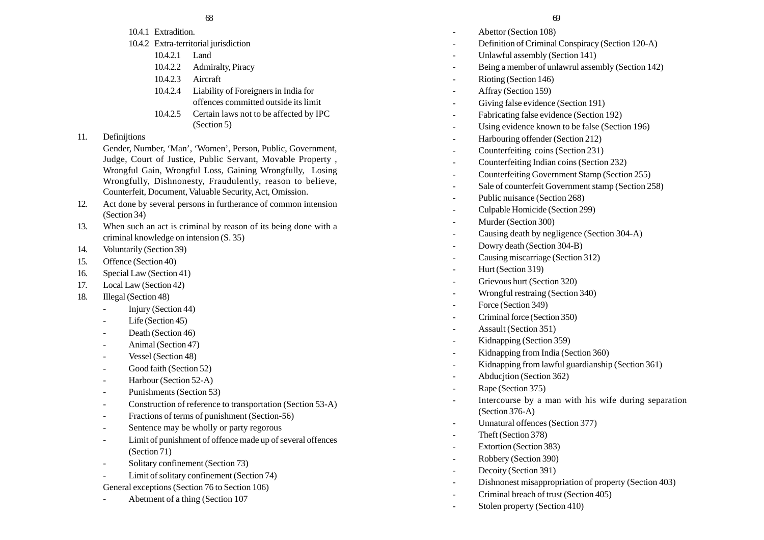10.4.1 Extradition.

10.4.2 Extra-territorial jurisdiction

10.4.2.1 Land

10.4.2.2 Admiralty, Piracy

10.4.2.3 Aircraft

10.4.2.4 Liability of Foreigners in India for offences committed outside its limit

10.4.2.5 Certain laws not to be affected by IPC (Section 5)

11. Definijtions

    Gender, Number, 'Man', 'Women', Person, Public, Government, Judge, Court of Justice, Public Servant, Movable Property , Wrongful Gain, Wrongful Loss, Gaining Wrongfully, Losing Wrongfully, Dishnonesty, Fraudulently, reason to believe, Counterfeit, Document, Valuable Security, Act, Omission.

12. Act done by several persons in furtherance of common intension (Section 34)
13. When such an act is criminal by reason of its being done with a criminal knowledge on intension (S. 35)
14. Voluntarily (Section 39)
15. Offence (Section 40)
16. Special Law (Section 41)
17. Local Law (Section 42)
18. Illegal (Section 48)
    - Injury (Section 44)
    - Life (Section 45)
    - Death (Section 46)
    - Animal (Section 47)
    - Vessel (Section 48)
    - Good faith (Section 52)
    - Harbour (Section 52-A)
    - Punishments (Section 53)
    - Construction of reference to transportation (Section 53-A)
    - Fractions of terms of punishment (Section-56)
    - Sentence may be wholly or party regorous
    - Limit of punishment of offence made up of several offences (Section 71)
    - Solitary confinement (Section 73)
    - Limit of solitary confinement (Section 74)

    General exceptions (Section 76 to Section 106)

    - Abetment of a thing (Section 107
    - Abettor (Section 108)
    - Definition of Criminal Conspiracy (Section 120-A)
    - Unlawful assembly (Section 141)
    - Being a member of unlawrul assembly (Section 142)
    - Rioting (Section 146)
    - Affray (Section 159)
    - Giving false evidence (Section 191)
    - Fabricating false evidence (Section 192)
    - Using evidence known to be false (Section 196)
    - Harbouring offender (Section 212)
    - Counterfeiting coins (Section 231)
    - Counterfeiting Indian coins (Section 232)
    - Counterfeiting Government Stamp (Section 255)
    - Sale of counterfeit Government stamp (Section 258)
    - Public nuisance (Section 268)
    - Culpable Homicide (Section 299)
    - Murder (Section 300)
    - Causing death by negligence (Section 304-A)
    - Dowry death (Section 304-B)
    - Causing miscarriage (Section 312)
    - Hurt (Section 319)
    - Grievous hurt (Section 320)
    - Wrongful restraing (Section 340)
    - Force (Section 349)
    - Criminal force (Section 350)
    - Assault (Section 351)
    - Kidnapping (Section 359)
    - Kidnapping from India (Section 360)
    - Kidnapping from lawful guardianship (Section 361)
    - Abducjtion (Section 362)
    - Rape (Section 375)
    - Intercourse by a man with his wife during separation (Section 376-A)
    - Unnatural offences (Section 377)
    - Theft (Section 378)
    - Extortion (Section 383)
    - Robbery (Section 390)
    - Decoity (Section 391)
    - Dishnonest misappropriation of property (Section 403)
    - Criminal breach of trust (Section 405)
    - Stolen property (Section 410)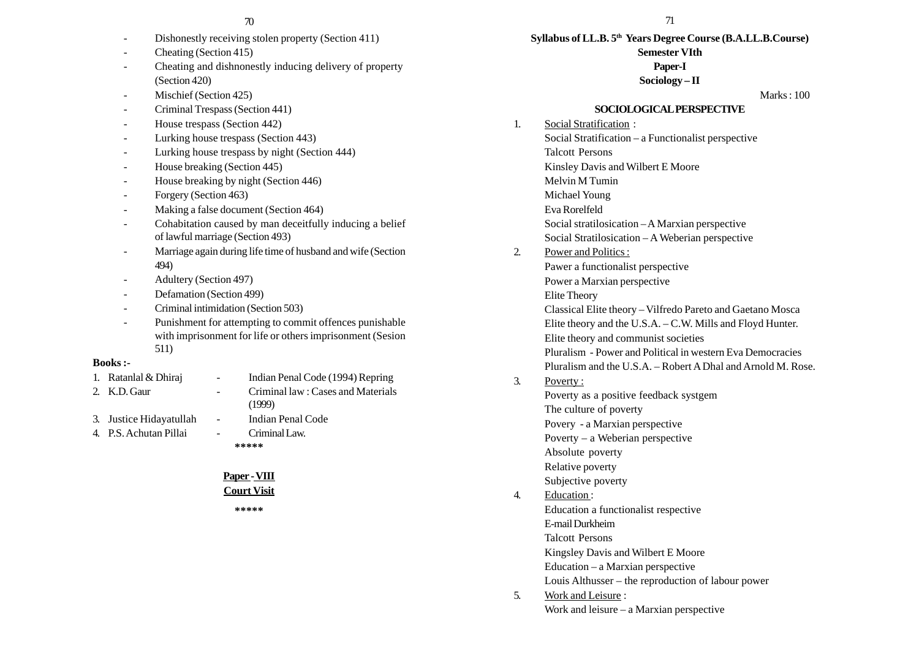- Dishonestly receiving stolen property (Section 411)
- Cheating (Section 415)
- Cheating and dishnonestly inducing delivery of property (Section 420)
- Mischief (Section 425)
- Criminal Trespass (Section 441)
- House trespass (Section 442)
- Lurking house trespass (Section 443)
- Lurking house trespass by night (Section 444)
- House breaking (Section 445)
- House breaking by night (Section 446)
- Forgery (Section 463)
- Making a false document (Section 464)
- Cohabitation caused by man deceitfully inducing a belief of lawful marriage (Section 493)
- Marriage again during life time of husband and wife (Section 494)
- Adultery (Section 497)
- Defamation (Section 499)
- Criminal intimidation (Section 503)
- Punishment for attempting to commit offences punishable with imprisonment for life or others imprisonment (Sesion 511)

**Books :-**

1. Ratanlal & Dhiraj - Indian Penal Code (1994) Repring
2. K.D. Gaur - Criminal law : Cases and Materials (1999)
3. Justice Hidayatullah - Indian Penal Code
4. P.S. Achutan Pillai - Criminal Law.

\*\*\*\*\*

**Paper - VIII**

**Court Visit**

\*\*\*\*\*

**Syllabus of LL.B. 5th Years Degree Course (B.A.LL.B.Course)**

**Semester VIth**

**Paper-I**

**Sociology – II**

Marks : 100

**SOCIOLOGICAL PERSPECTIVE**

1. Social Stratification :
   Social Stratification – a Functionalist perspective
   Talcott Persons
   Kinsley Davis and Wilbert E Moore
   Melvin M Tumin
   Michael Young
   Eva Rorelfeld
   Social stratilosication – A Marxian perspective
   Social Stratilosication – A Weberian perspective
2. Power and Politics :
   Pawer a functionalist perspective
   Power a Marxian perspective
   Elite Theory
   Classical Elite theory – Vilfredo Pareto and Gaetano Mosca
   Elite theory and the U.S.A. – C.W. Mills and Floyd Hunter.
   Elite theory and communist societies
   Pluralism - Power and Political in western Eva Democracies
   Pluralism and the U.S.A. – Robert A Dhal and Arnold M. Rose.
3. Poverty :
   Poverty as a positive feedback systgem
   The culture of poverty
   Povery - a Marxian perspective
   Poverty – a Weberian perspective
   Absolute poverty
   Relative poverty
   Subjective poverty
4. Education :
   Education a functionalist respective
   E-mail Durkheim
   Talcott Persons
   Kingsley Davis and Wilbert E Moore
   Education – a Marxian perspective
   Louis Althusser – the reproduction of labour power
5. Work and Leisure :
   Work and leisure – a Marxian perspective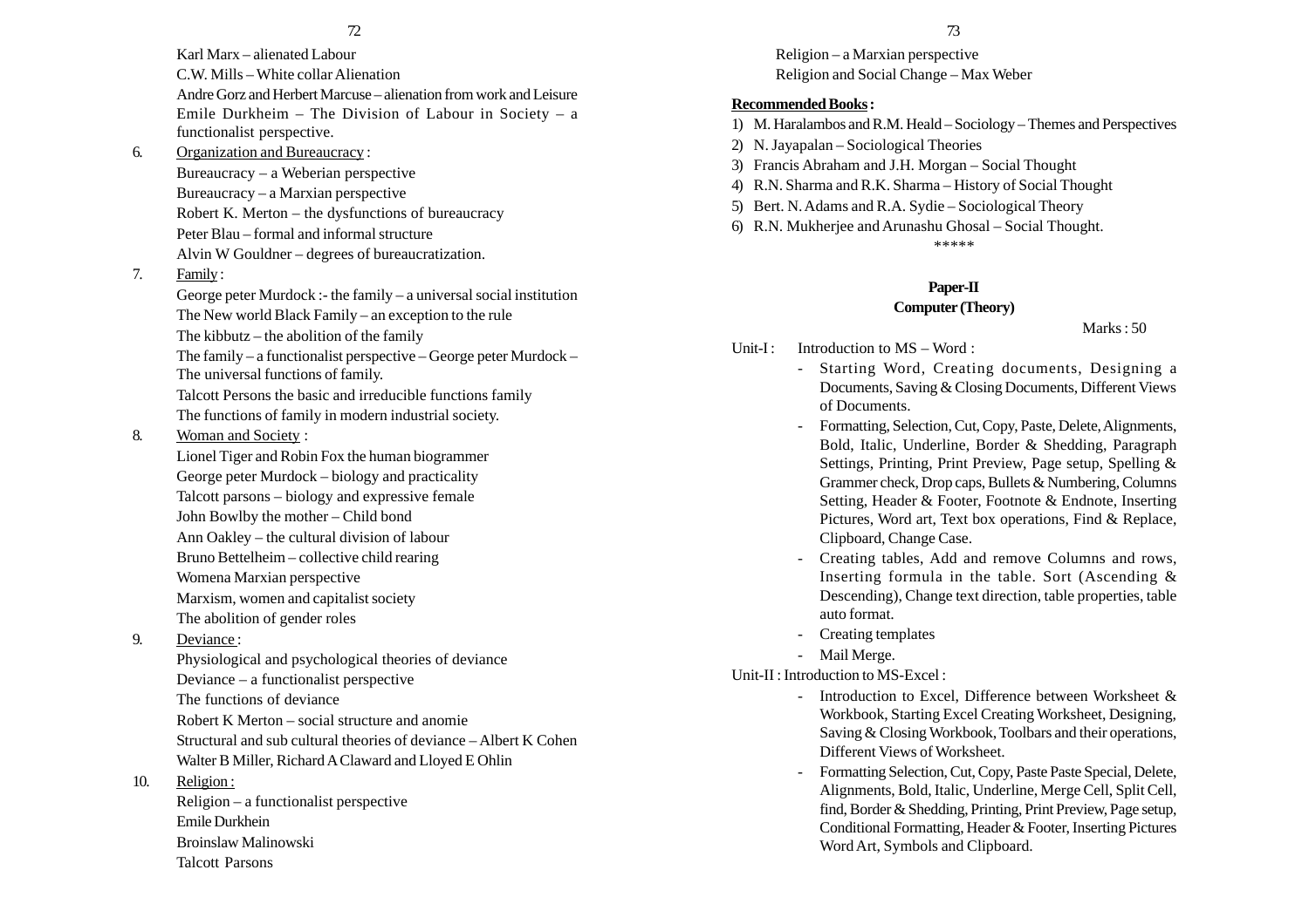Karl Marx – alienated Labour

C.W. Mills – White collar Alienation

Andre Gorz and Herbert Marcuse – alienation from work and Leisure

Emile Durkheim – The Division of Labour in Society – a functionalist perspective.

6. Organization and Bureaucracy :

   Bureaucracy – a Weberian perspective

   Bureaucracy – a Marxian perspective

   Robert K. Merton – the dysfunctions of bureaucracy

   Peter Blau – formal and informal structure

   Alvin W Gouldner – degrees of bureaucratization.

7. Family :

   George peter Murdock :- the family – a universal social institution

   The New world Black Family – an exception to the rule

   The kibbutz – the abolition of the family

   The family – a functionalist perspective – George peter Murdock – The universal functions of family.

   Talcott Persons the basic and irreducible functions family

   The functions of family in modern industrial society.

8. Woman and Society :

   Lionel Tiger and Robin Fox the human biogrammer

   George peter Murdock – biology and practicality

   Talcott parsons – biology and expressive female

   John Bowlby the mother – Child bond

   Ann Oakley – the cultural division of labour

   Bruno Bettelheim – collective child rearing

   Womena Marxian perspective

   Marxism, women and capitalist society

   The abolition of gender roles

9. Deviance :

   Physiological and psychological theories of deviance

   Deviance – a functionalist perspective

   The functions of deviance

   Robert K Merton – social structure and anomie

   Structural and sub cultural theories of deviance – Albert K Cohen

   Walter B Miller, Richard A Claward and Lloyed E Ohlin

10. Religion :

   Religion – a functionalist perspective

   Emile Durkhein

   Broinslaw Malinowski

   Talcott Parsons

   Religion – a Marxian perspective

   Religion and Social Change – Max Weber

**Recommended Books :**

1) M. Haralambos and R.M. Heald – Sociology – Themes and Perspectives
2) N. Jayapalan – Sociological Theories
3) Francis Abraham and J.H. Morgan – Social Thought
4) R.N. Sharma and R.K. Sharma – History of Social Thought
5) Bert. N. Adams and R.A. Sydie – Sociological Theory
6) R.N. Mukherjee and Arunashu Ghosal – Social Thought.

*****

## Paper-II
## Computer (Theory)

Marks : 50

Unit-I : Introduction to MS – Word :

- Starting Word, Creating documents, Designing a Documents, Saving & Closing Documents, Different Views of Documents.
- Formatting, Selection, Cut, Copy, Paste, Delete, Alignments, Bold, Italic, Underline, Border & Shedding, Paragraph Settings, Printing, Print Preview, Page setup, Spelling & Grammer check, Drop caps, Bullets & Numbering, Columns Setting, Header & Footer, Footnote & Endnote, Inserting Pictures, Word art, Text box operations, Find & Replace, Clipboard, Change Case.
- Creating tables, Add and remove Columns and rows, Inserting formula in the table. Sort (Ascending & Descending), Change text direction, table properties, table auto format.
- Creating templates
- Mail Merge.

Unit-II : Introduction to MS-Excel :

- Introduction to Excel, Difference between Worksheet & Workbook, Starting Excel Creating Worksheet, Designing, Saving & Closing Workbook, Toolbars and their operations, Different Views of Worksheet.
- Formatting Selection, Cut, Copy, Paste Paste Special, Delete, Alignments, Bold, Italic, Underline, Merge Cell, Split Cell, find, Border & Shedding, Printing, Print Preview, Page setup, Conditional Formatting, Header & Footer, Inserting Pictures Word Art, Symbols and Clipboard.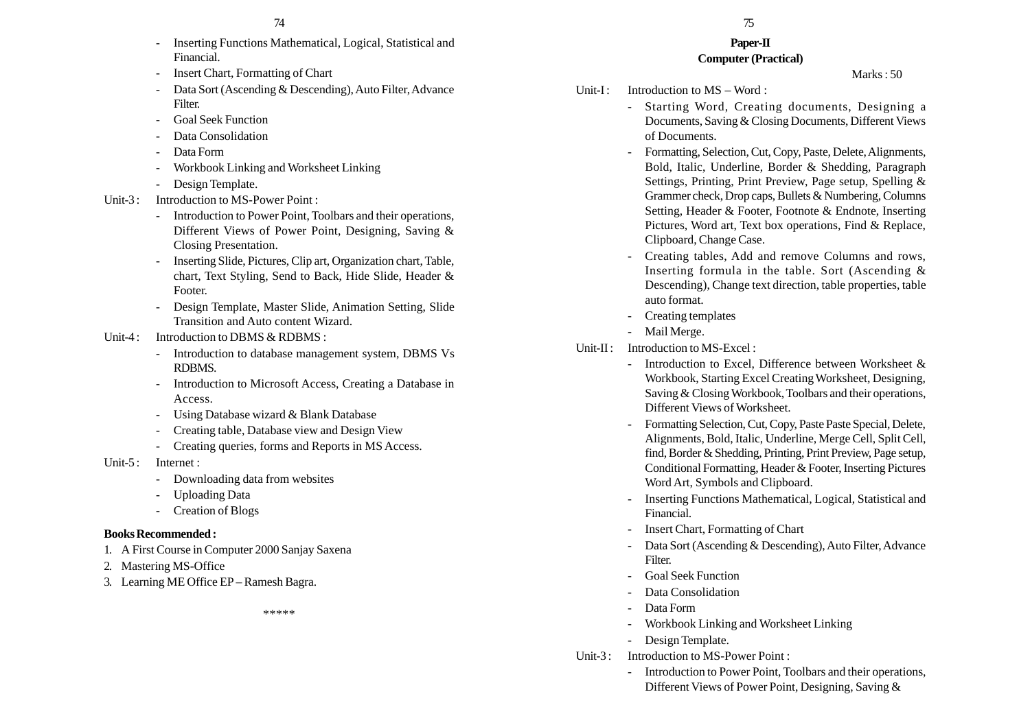- Inserting Functions Mathematical, Logical, Statistical and Financial.
- Insert Chart, Formatting of Chart
- Data Sort (Ascending & Descending), Auto Filter, Advance Filter.
- Goal Seek Function
- Data Consolidation
- Data Form
- Workbook Linking and Worksheet Linking
- Design Template.

Unit-3 : Introduction to MS-Power Point :

- Introduction to Power Point, Toolbars and their operations, Different Views of Power Point, Designing, Saving & Closing Presentation.
- Inserting Slide, Pictures, Clip art, Organization chart, Table, chart, Text Styling, Send to Back, Hide Slide, Header & Footer.
- Design Template, Master Slide, Animation Setting, Slide Transition and Auto content Wizard.

Unit-4 : Introduction to DBMS & RDBMS :

- Introduction to database management system, DBMS Vs RDBMS.
- Introduction to Microsoft Access, Creating a Database in Access.
- Using Database wizard & Blank Database
- Creating table, Database view and Design View
- Creating queries, forms and Reports in MS Access.

Unit-5 : Internet :

- Downloading data from websites
- Uploading Data
- Creation of Blogs

**Books Recommended :**

1. A First Course in Computer 2000 Sanjay Saxena
2. Mastering MS-Office
3. Learning ME Office EP – Ramesh Bagra.

\*\*\*\*\*

## Paper-II
## Computer (Practical)

Marks : 50

Unit-I : Introduction to MS – Word :

- Starting Word, Creating documents, Designing a Documents, Saving & Closing Documents, Different Views of Documents.
- Formatting, Selection, Cut, Copy, Paste, Delete, Alignments, Bold, Italic, Underline, Border & Shedding, Paragraph Settings, Printing, Print Preview, Page setup, Spelling & Grammer check, Drop caps, Bullets & Numbering, Columns Setting, Header & Footer, Footnote & Endnote, Inserting Pictures, Word art, Text box operations, Find & Replace, Clipboard, Change Case.
- Creating tables, Add and remove Columns and rows, Inserting formula in the table. Sort (Ascending & Descending), Change text direction, table properties, table auto format.
- Creating templates
- Mail Merge.

Unit-II : Introduction to MS-Excel :

- Introduction to Excel, Difference between Worksheet & Workbook, Starting Excel Creating Worksheet, Designing, Saving & Closing Workbook, Toolbars and their operations, Different Views of Worksheet.
- Formatting Selection, Cut, Copy, Paste Paste Special, Delete, Alignments, Bold, Italic, Underline, Merge Cell, Split Cell, find, Border & Shedding, Printing, Print Preview, Page setup, Conditional Formatting, Header & Footer, Inserting Pictures Word Art, Symbols and Clipboard.
- Inserting Functions Mathematical, Logical, Statistical and Financial.
- Insert Chart, Formatting of Chart
- Data Sort (Ascending & Descending), Auto Filter, Advance Filter.
- Goal Seek Function
- Data Consolidation
- Data Form
- Workbook Linking and Worksheet Linking
- Design Template.

Unit-3 : Introduction to MS-Power Point :

- Introduction to Power Point, Toolbars and their operations, Different Views of Power Point, Designing, Saving &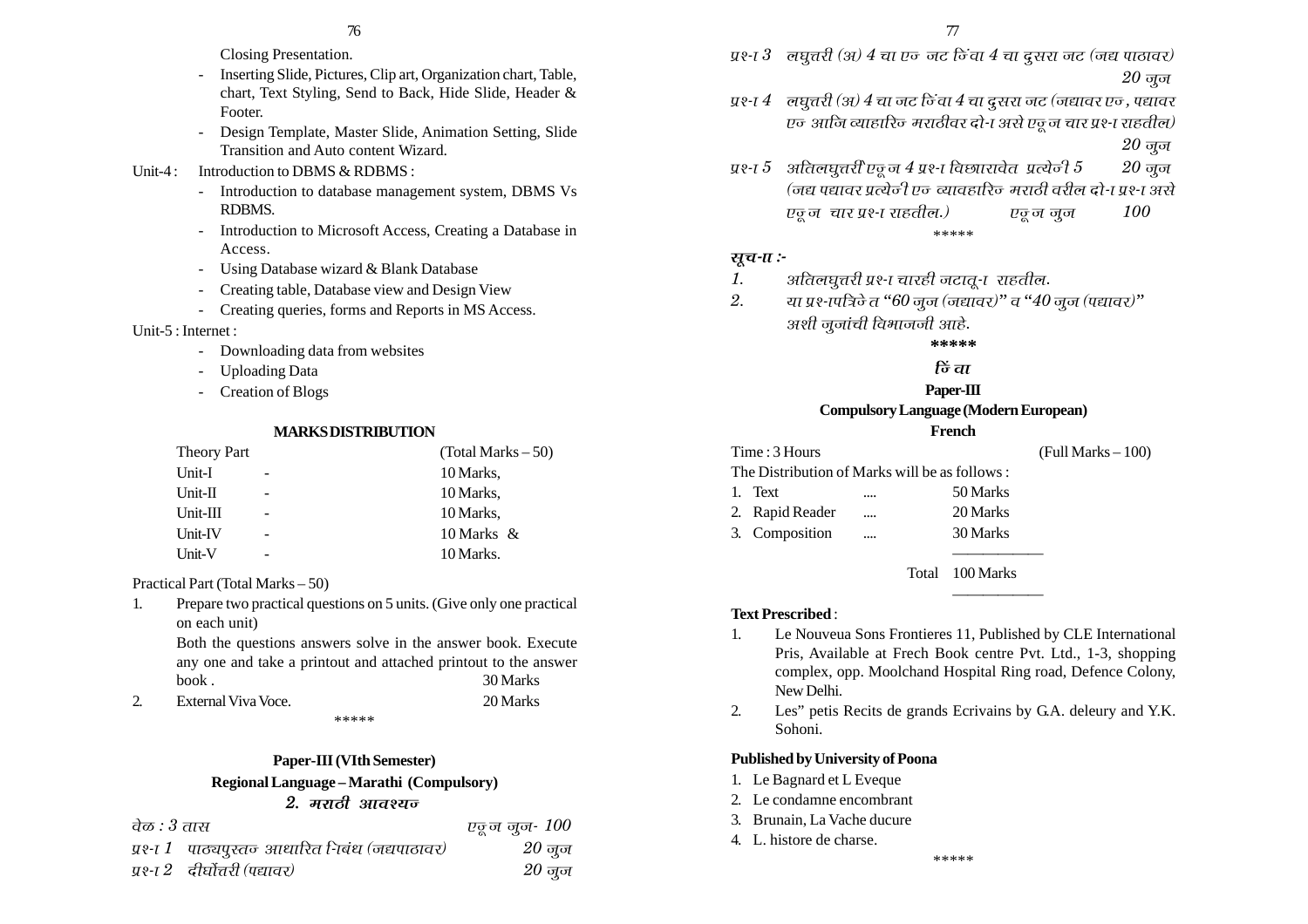Closing Presentation.

- Inserting Slide, Pictures, Clip art, Organization chart, Table, chart, Text Styling, Send to Back, Hide Slide, Header & Footer.
- Design Template, Master Slide, Animation Setting, Slide Transition and Auto content Wizard.

Unit-4 : Introduction to DBMS & RDBMS :

- Introduction to database management system, DBMS Vs RDBMS.
- Introduction to Microsoft Access, Creating a Database in Access.
- Using Database wizard & Blank Database
- Creating table, Database view and Design View
- Creating queries, forms and Reports in MS Access.

Unit-5 : Internet :

- Downloading data from websites
- Uploading Data
- Creation of Blogs

**MARKS DISTRIBUTION**

| Theory Part | | (Total Marks – 50) |
|---|---|---|
| Unit-I | - | 10 Marks, |
| Unit-II | - | 10 Marks, |
| Unit-III | - | 10 Marks, |
| Unit-IV | - | 10 Marks & |
| Unit-V | - | 10 Marks. |

Practical Part (Total Marks – 50)

1. Prepare two practical questions on 5 units. (Give only one practical on each unit)
   Both the questions answers solve in the answer book. Execute any one and take a printout and attached printout to the answer book . 30 Marks
2. External Viva Voce. 20 Marks

*****

**Paper-III (VIth Semester)**

**Regional Language – Marathi (Compulsory)**

***2. मराठी आवश्यक***

*वेळ : 3 तास* *एकूण गुण- 100*

*प्रश्न 1 पाठ्यपुस्तक आधारित निबंध (गद्यपाठावर) 20 गुण*

*प्रश्न 2 दीर्घोत्तरी (पद्यावर) 20 गुण*

*प्रश्न 3 लघुत्तरी (अ) 4 चा एक गट किंवा 4 चा दुसरा गट (गद्य पाठावर) 20 गुण*

*प्रश्न 4 लघुत्तरी (अ) 4 चा गट किंवा 4 चा दुसरा गट (गद्यावर एक, पद्यावर एक आणि व्याहारिक मराठीवर दोन असे एकूण चार प्रश्न राहतील) 20 गुण*

*प्रश्न 5 अतिलघुत्तरी एकूण 4 प्रश्न विछारावेत प्रत्येकी 5 20 गुण (गद्य पद्यावर प्रत्येकी एक व्यावहारिक मराठी वरील दोन प्रश्न असे एकूण चार प्रश्न राहतील.) एकूण गुण 100*

*****

***सूचना :-***

1. *अतिलघुत्तरी प्रश्न चारही गटातून राहतील.*
2. *या प्रश्नपत्रिकेत "60 गुण (गद्यावर)" व "40 गुण (पद्यावर)" अशी गुणांची विभागणी आहे.*

*****

***किंवा***

**Paper-III**

**Compulsory Language (Modern European)**

**French**

Time : 3 Hours (Full Marks – 100)

The Distribution of Marks will be as follows :

| | | | |
|---|---|---|---|
| 1. | Text | .... | 50 Marks |
| 2. | Rapid Reader | .... | 20 Marks |
| 3. | Composition | .... | 30 Marks |
| | | Total | 100 Marks |

**Text Prescribed** :

1. Le Nouveua Sons Frontieres 11, Published by CLE International Pris, Available at Frech Book centre Pvt. Ltd., 1-3, shopping complex, opp. Moolchand Hospital Ring road, Defence Colony, New Delhi.
2. Les" petis Recits de grands Ecrivains by G.A. deleury and Y.K. Sohoni.

**Published by University of Poona**

1. Le Bagnard et L Eveque
2. Le condamne encombrant
3. Brunain, La Vache ducure
4. L. histore de charse.

*****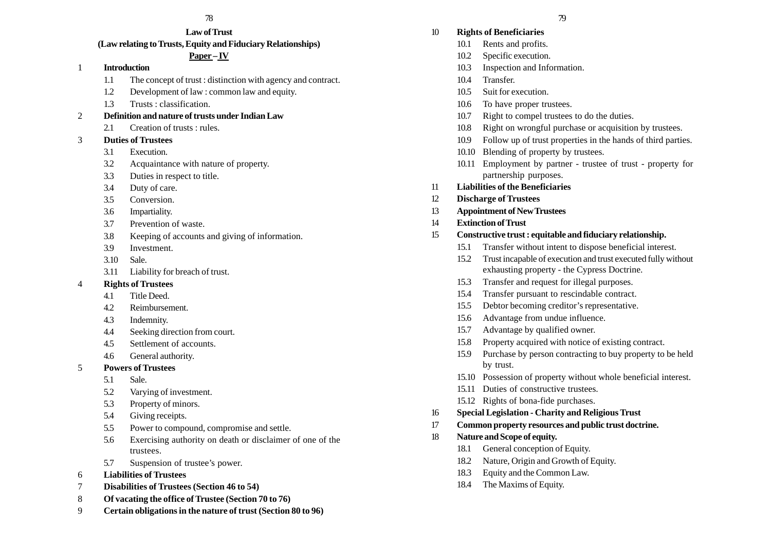## Law of Trust

### (Law relating to Trusts, Equity and Fiduciary Relationships)

### <u>Paper – IV</u>

**1 Introduction**

- 1.1 The concept of trust : distinction with agency and contract.
- 1.2 Development of law : common law and equity.
- 1.3 Trusts : classification.

**2 Definition and nature of trusts under Indian Law**

- 2.1 Creation of trusts : rules.

**3 Duties of Trustees**

- 3.1 Execution.
- 3.2 Acquaintance with nature of property.
- 3.3 Duties in respect to title.
- 3.4 Duty of care.
- 3.5 Conversion.
- 3.6 Impartiality.
- 3.7 Prevention of waste.
- 3.8 Keeping of accounts and giving of information.
- 3.9 Investment.
- 3.10 Sale.
- 3.11 Liability for breach of trust.

**4 Rights of Trustees**

- 4.1 Title Deed.
- 4.2 Reimbursement.
- 4.3 Indemnity.
- 4.4 Seeking direction from court.
- 4.5 Settlement of accounts.
- 4.6 General authority.

**5 Powers of Trustees**

- 5.1 Sale.
- 5.2 Varying of investment.
- 5.3 Property of minors.
- 5.4 Giving receipts.
- 5.5 Power to compound, compromise and settle.
- 5.6 Exercising authority on death or disclaimer of one of the trustees.
- 5.7 Suspension of trustee's power.

**6 Liabilities of Trustees**

**7 Disabilities of Trustees (Section 46 to 54)**

**8 Of vacating the office of Trustee (Section 70 to 76)**

**9 Certain obligations in the nature of trust (Section 80 to 96)**

**10 Rights of Beneficiaries**

- 10.1 Rents and profits.
- 10.2 Specific execution.
- 10.3 Inspection and Information.
- 10.4 Transfer.
- 10.5 Suit for execution.
- 10.6 To have proper trustees.
- 10.7 Right to compel trustees to do the duties.
- 10.8 Right on wrongful purchase or acquisition by trustees.
- 10.9 Follow up of trust properties in the hands of third parties.
- 10.10 Blending of property by trustees.
- 10.11 Employment by partner - trustee of trust - property for partnership purposes.

**11 Liabilities of the Beneficiaries**

**12 Discharge of Trustees**

**13 Appointment of New Trustees**

**14 Extinction of Trust**

**15 Constructive trust : equitable and fiduciary relationship.**

- 15.1 Transfer without intent to dispose beneficial interest.
- 15.2 Trust incapable of execution and trust executed fully without exhausting property - the Cypress Doctrine.
- 15.3 Transfer and request for illegal purposes.
- 15.4 Transfer pursuant to rescindable contract.
- 15.5 Debtor becoming creditor's representative.
- 15.6 Advantage from undue influence.
- 15.7 Advantage by qualified owner.
- 15.8 Property acquired with notice of existing contract.
- 15.9 Purchase by person contracting to buy property to be held by trust.
- 15.10 Possession of property without whole beneficial interest.
- 15.11 Duties of constructive trustees.
- 15.12 Rights of bona-fide purchases.

**16 Special Legislation - Charity and Religious Trust**

**17 Common property resources and public trust doctrine.**

**18 Nature and Scope of equity.**

- 18.1 General conception of Equity.
- 18.2 Nature, Origin and Growth of Equity.
- 18.3 Equity and the Common Law.
- 18.4 The Maxims of Equity.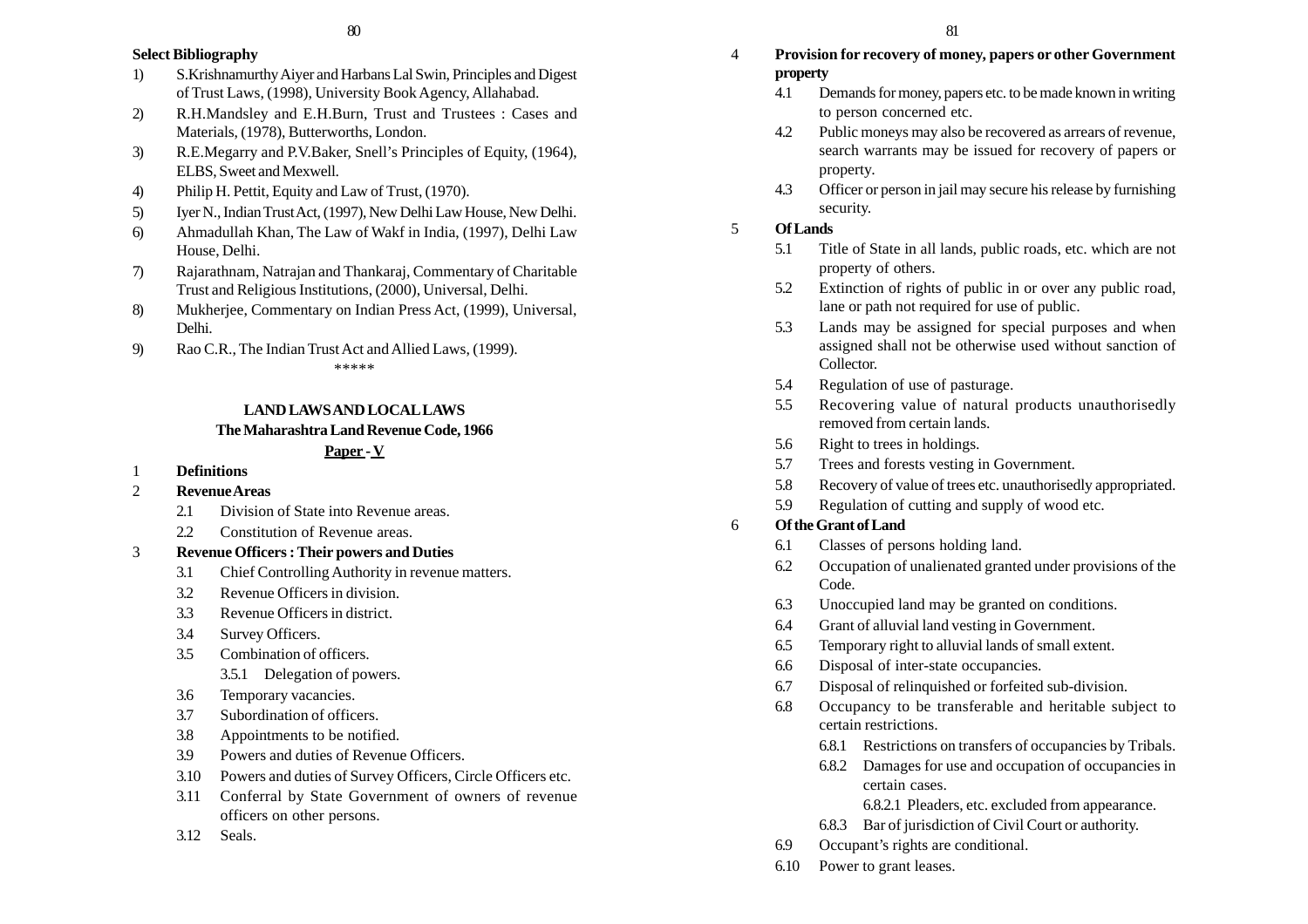**Select Bibliography**

1) S.Krishnamurthy Aiyer and Harbans Lal Swin, Principles and Digest of Trust Laws, (1998), University Book Agency, Allahabad.
2) R.H.Mandsley and E.H.Burn, Trust and Trustees : Cases and Materials, (1978), Butterworths, London.
3) R.E.Megarry and P.V.Baker, Snell's Principles of Equity, (1964), ELBS, Sweet and Mexwell.
4) Philip H. Pettit, Equity and Law of Trust, (1970).
5) Iyer N., Indian Trust Act, (1997), New Delhi Law House, New Delhi.
6) Ahmadullah Khan, The Law of Wakf in India, (1997), Delhi Law House, Delhi.
7) Rajarathnam, Natrajan and Thankaraj, Commentary of Charitable Trust and Religious Institutions, (2000), Universal, Delhi.
8) Mukherjee, Commentary on Indian Press Act, (1999), Universal, Delhi.
9) Rao C.R., The Indian Trust Act and Allied Laws, (1999).

*****

## LAND LAWS AND LOCAL LAWS

### The Maharashtra Land Revenue Code, 1966

**Paper - V**

1 **Definitions**

2 **Revenue Areas**
- 2.1 Division of State into Revenue areas.
- 2.2 Constitution of Revenue areas.

3 **Revenue Officers : Their powers and Duties**
- 3.1 Chief Controlling Authority in revenue matters.
- 3.2 Revenue Officers in division.
- 3.3 Revenue Officers in district.
- 3.4 Survey Officers.
- 3.5 Combination of officers.
  - 3.5.1 Delegation of powers.
- 3.6 Temporary vacancies.
- 3.7 Subordination of officers.
- 3.8 Appointments to be notified.
- 3.9 Powers and duties of Revenue Officers.
- 3.10 Powers and duties of Survey Officers, Circle Officers etc.
- 3.11 Conferral by State Government of owners of revenue officers on other persons.
- 3.12 Seals.

4 **Provision for recovery of money, papers or other Government property**
- 4.1 Demands for money, papers etc. to be made known in writing to person concerned etc.
- 4.2 Public moneys may also be recovered as arrears of revenue, search warrants may be issued for recovery of papers or property.
- 4.3 Officer or person in jail may secure his release by furnishing security.

5 **Of Lands**
- 5.1 Title of State in all lands, public roads, etc. which are not property of others.
- 5.2 Extinction of rights of public in or over any public road, lane or path not required for use of public.
- 5.3 Lands may be assigned for special purposes and when assigned shall not be otherwise used without sanction of Collector.
- 5.4 Regulation of use of pasturage.
- 5.5 Recovering value of natural products unauthorisedly removed from certain lands.
- 5.6 Right to trees in holdings.
- 5.7 Trees and forests vesting in Government.
- 5.8 Recovery of value of trees etc. unauthorisedly appropriated.
- 5.9 Regulation of cutting and supply of wood etc.

6 **Of the Grant of Land**
- 6.1 Classes of persons holding land.
- 6.2 Occupation of unalienated granted under provisions of the Code.
- 6.3 Unoccupied land may be granted on conditions.
- 6.4 Grant of alluvial land vesting in Government.
- 6.5 Temporary right to alluvial lands of small extent.
- 6.6 Disposal of inter-state occupancies.
- 6.7 Disposal of relinquished or forfeited sub-division.
- 6.8 Occupancy to be transferable and heritable subject to certain restrictions.
  - 6.8.1 Restrictions on transfers of occupancies by Tribals.
  - 6.8.2 Damages for use and occupation of occupancies in certain cases.
    - 6.8.2.1 Pleaders, etc. excluded from appearance.
  - 6.8.3 Bar of jurisdiction of Civil Court or authority.
- 6.9 Occupant's rights are conditional.
- 6.10 Power to grant leases.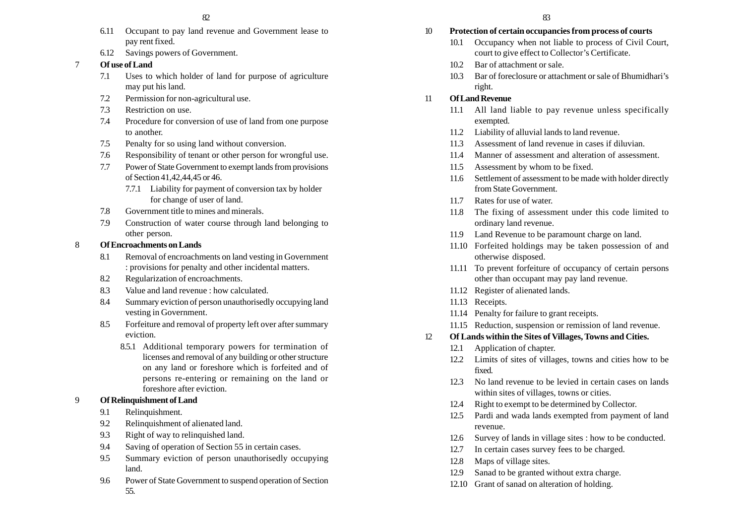6.11 Occupant to pay land revenue and Government lease to pay rent fixed.

6.12 Savings powers of Government.

**7 Of use of Land**

7.1 Uses to which holder of land for purpose of agriculture may put his land.

7.2 Permission for non-agricultural use.

7.3 Restriction on use.

7.4 Procedure for conversion of use of land from one purpose to another.

7.5 Penalty for so using land without conversion.

7.6 Responsibility of tenant or other person for wrongful use.

7.7 Power of State Government to exempt lands from provisions of Section 41,42,44,45 or 46.

7.7.1 Liability for payment of conversion tax by holder for change of user of land.

7.8 Government title to mines and minerals.

7.9 Construction of water course through land belonging to other person.

**8 Of Encroachments on Lands**

8.1 Removal of encroachments on land vesting in Government : provisions for penalty and other incidental matters.

8.2 Regularization of encroachments.

8.3 Value and land revenue : how calculated.

8.4 Summary eviction of person unauthorisedly occupying land vesting in Government.

8.5 Forfeiture and removal of property left over after summary eviction.

8.5.1 Additional temporary powers for termination of licenses and removal of any building or other structure on any land or foreshore which is forfeited and of persons re-entering or remaining on the land or foreshore after eviction.

**9 Of Relinquishment of Land**

9.1 Relinquishment.

9.2 Relinquishment of alienated land.

9.3 Right of way to relinquished land.

9.4 Saving of operation of Section 55 in certain cases.

9.5 Summary eviction of person unauthorisedly occupying land.

9.6 Power of State Government to suspend operation of Section 55.

**10 Protection of certain occupancies from process of courts**

10.1 Occupancy when not liable to process of Civil Court, court to give effect to Collector's Certificate.

10.2 Bar of attachment or sale.

10.3 Bar of foreclosure or attachment or sale of Bhumidhari's right.

**11 Of Land Revenue**

11.1 All land liable to pay revenue unless specifically exempted.

11.2 Liability of alluvial lands to land revenue.

11.3 Assessment of land revenue in cases if diluvian.

11.4 Manner of assessment and alteration of assessment.

11.5 Assessment by whom to be fixed.

11.6 Settlement of assessment to be made with holder directly from State Government.

11.7 Rates for use of water.

11.8 The fixing of assessment under this code limited to ordinary land revenue.

11.9 Land Revenue to be paramount charge on land.

11.10 Forfeited holdings may be taken possession of and otherwise disposed.

11.11 To prevent forfeiture of occupancy of certain persons other than occupant may pay land revenue.

11.12 Register of alienated lands.

11.13 Receipts.

11.14 Penalty for failure to grant receipts.

11.15 Reduction, suspension or remission of land revenue.

**12 Of Lands within the Sites of Villages, Towns and Cities.**

12.1 Application of chapter.

12.2 Limits of sites of villages, towns and cities how to be fixed.

12.3 No land revenue to be levied in certain cases on lands within sites of villages, towns or cities.

12.4 Right to exempt to be determined by Collector.

12.5 Pardi and wada lands exempted from payment of land revenue.

12.6 Survey of lands in village sites : how to be conducted.

12.7 In certain cases survey fees to be charged.

12.8 Maps of village sites.

12.9 Sanad to be granted without extra charge.

12.10 Grant of sanad on alteration of holding.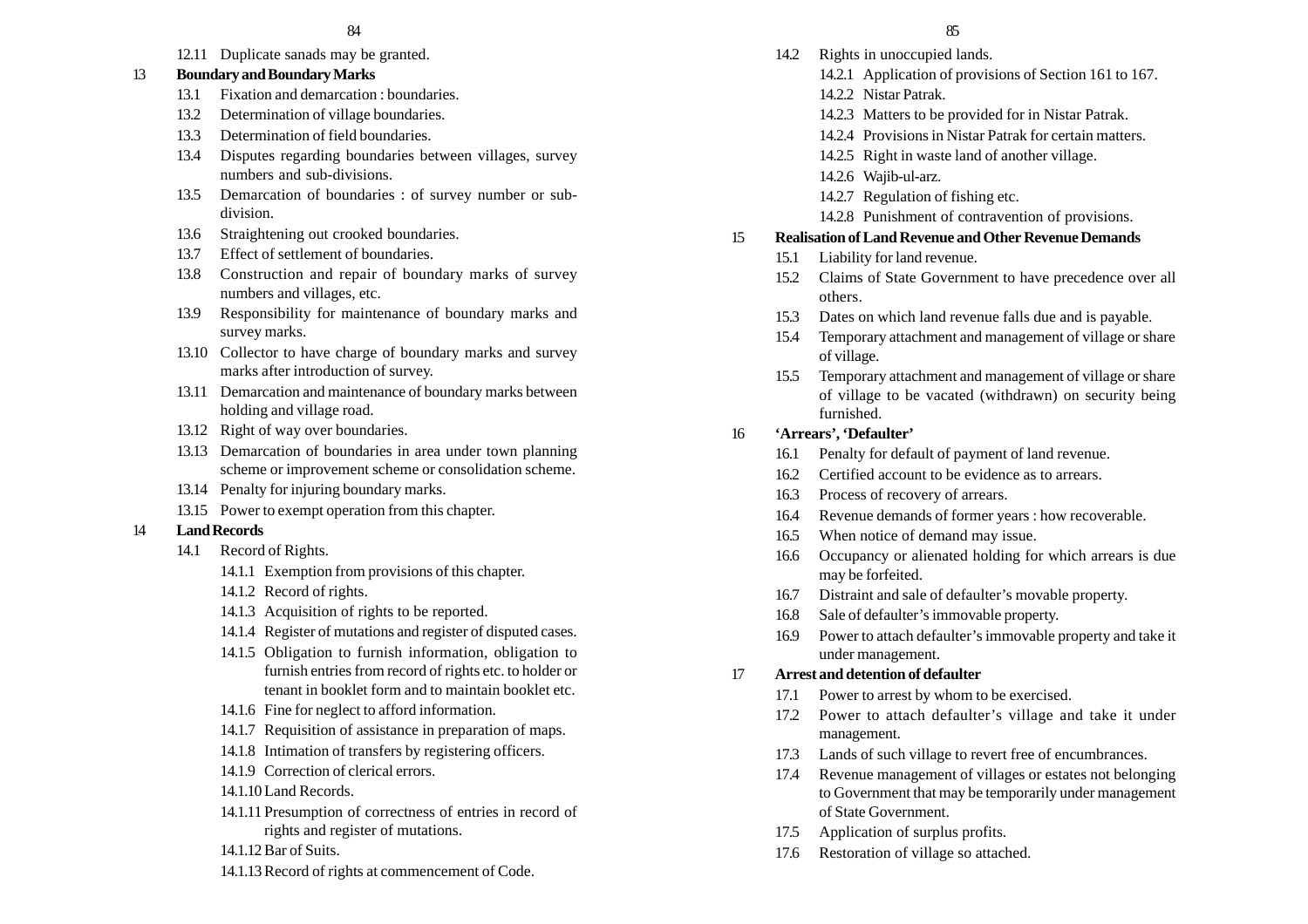12.11 Duplicate sanads may be granted.

**13 Boundary and Boundary Marks**

- 13.1 Fixation and demarcation : boundaries.
- 13.2 Determination of village boundaries.
- 13.3 Determination of field boundaries.
- 13.4 Disputes regarding boundaries between villages, survey numbers and sub-divisions.
- 13.5 Demarcation of boundaries : of survey number or sub-division.
- 13.6 Straightening out crooked boundaries.
- 13.7 Effect of settlement of boundaries.
- 13.8 Construction and repair of boundary marks of survey numbers and villages, etc.
- 13.9 Responsibility for maintenance of boundary marks and survey marks.
- 13.10 Collector to have charge of boundary marks and survey marks after introduction of survey.
- 13.11 Demarcation and maintenance of boundary marks between holding and village road.
- 13.12 Right of way over boundaries.
- 13.13 Demarcation of boundaries in area under town planning scheme or improvement scheme or consolidation scheme.
- 13.14 Penalty for injuring boundary marks.
- 13.15 Power to exempt operation from this chapter.

**14 Land Records**

- 14.1 Record of Rights.
  - 14.1.1 Exemption from provisions of this chapter.
  - 14.1.2 Record of rights.
  - 14.1.3 Acquisition of rights to be reported.
  - 14.1.4 Register of mutations and register of disputed cases.
  - 14.1.5 Obligation to furnish information, obligation to furnish entries from record of rights etc. to holder or tenant in booklet form and to maintain booklet etc.
  - 14.1.6 Fine for neglect to afford information.
  - 14.1.7 Requisition of assistance in preparation of maps.
  - 14.1.8 Intimation of transfers by registering officers.
  - 14.1.9 Correction of clerical errors.
  - 14.1.10 Land Records.
  - 14.1.11 Presumption of correctness of entries in record of rights and register of mutations.
  - 14.1.12 Bar of Suits.
  - 14.1.13 Record of rights at commencement of Code.
- 14.2 Rights in unoccupied lands.
  - 14.2.1 Application of provisions of Section 161 to 167.
  - 14.2.2 Nistar Patrak.
  - 14.2.3 Matters to be provided for in Nistar Patrak.
  - 14.2.4 Provisions in Nistar Patrak for certain matters.
  - 14.2.5 Right in waste land of another village.
  - 14.2.6 Wajib-ul-arz.
  - 14.2.7 Regulation of fishing etc.
  - 14.2.8 Punishment of contravention of provisions.

**15 Realisation of Land Revenue and Other Revenue Demands**

- 15.1 Liability for land revenue.
- 15.2 Claims of State Government to have precedence over all others.
- 15.3 Dates on which land revenue falls due and is payable.
- 15.4 Temporary attachment and management of village or share of village.
- 15.5 Temporary attachment and management of village or share of village to be vacated (withdrawn) on security being furnished.

**16 'Arrears', 'Defaulter'**

- 16.1 Penalty for default of payment of land revenue.
- 16.2 Certified account to be evidence as to arrears.
- 16.3 Process of recovery of arrears.
- 16.4 Revenue demands of former years : how recoverable.
- 16.5 When notice of demand may issue.
- 16.6 Occupancy or alienated holding for which arrears is due may be forfeited.
- 16.7 Distraint and sale of defaulter's movable property.
- 16.8 Sale of defaulter's immovable property.
- 16.9 Power to attach defaulter's immovable property and take it under management.

**17 Arrest and detention of defaulter**

- 17.1 Power to arrest by whom to be exercised.
- 17.2 Power to attach defaulter's village and take it under management.
- 17.3 Lands of such village to revert free of encumbrances.
- 17.4 Revenue management of villages or estates not belonging to Government that may be temporarily under management of State Government.
- 17.5 Application of surplus profits.
- 17.6 Restoration of village so attached.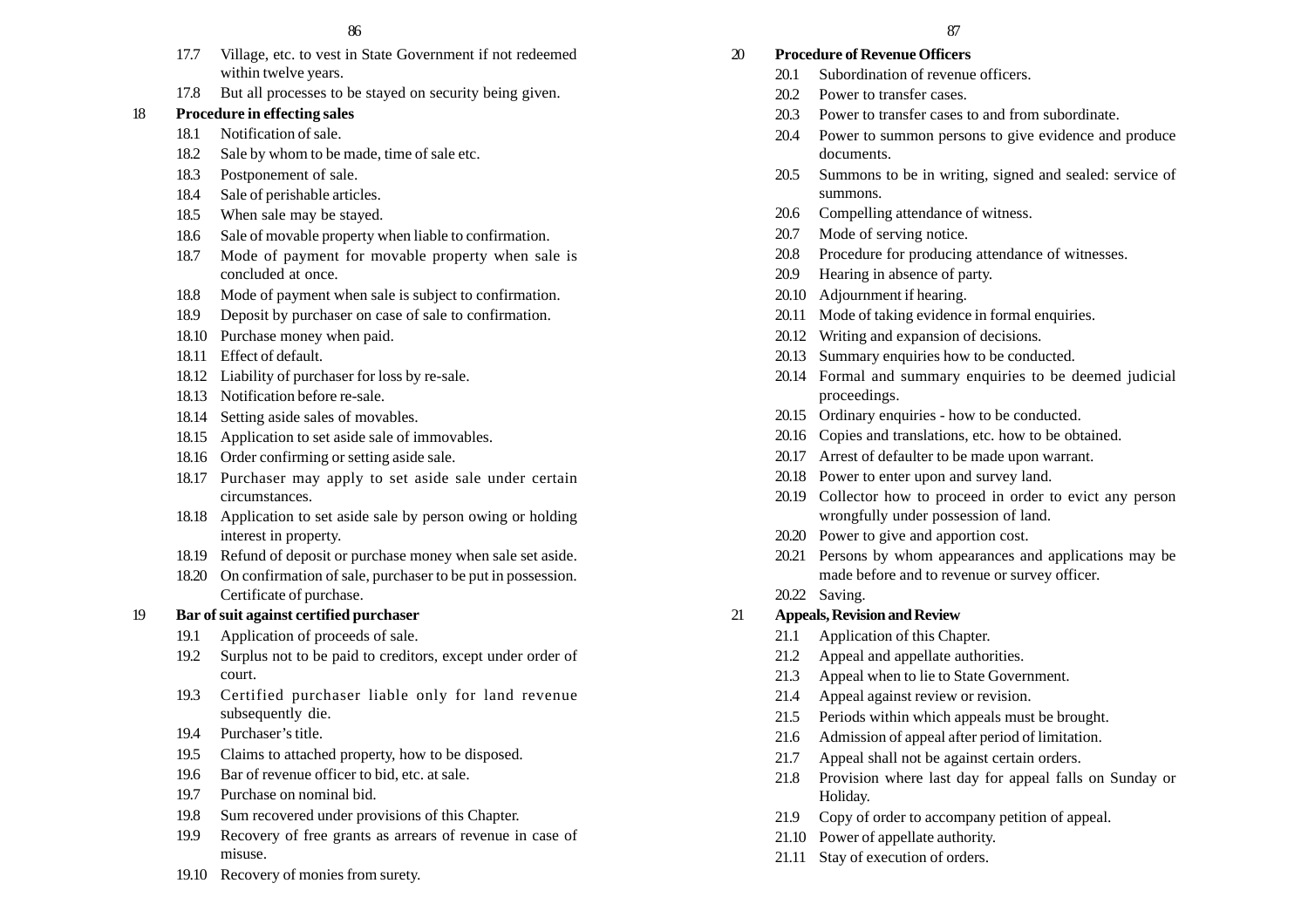17.7 Village, etc. to vest in State Government if not redeemed within twelve years.

17.8 But all processes to be stayed on security being given.

**18 Procedure in effecting sales**

18.1 Notification of sale.

18.2 Sale by whom to be made, time of sale etc.

18.3 Postponement of sale.

18.4 Sale of perishable articles.

18.5 When sale may be stayed.

18.6 Sale of movable property when liable to confirmation.

18.7 Mode of payment for movable property when sale is concluded at once.

18.8 Mode of payment when sale is subject to confirmation.

18.9 Deposit by purchaser on case of sale to confirmation.

18.10 Purchase money when paid.

18.11 Effect of default.

18.12 Liability of purchaser for loss by re-sale.

18.13 Notification before re-sale.

18.14 Setting aside sales of movables.

18.15 Application to set aside sale of immovables.

18.16 Order confirming or setting aside sale.

18.17 Purchaser may apply to set aside sale under certain circumstances.

18.18 Application to set aside sale by person owing or holding interest in property.

18.19 Refund of deposit or purchase money when sale set aside.

18.20 On confirmation of sale, purchaser to be put in possession. Certificate of purchase.

**19 Bar of suit against certified purchaser**

19.1 Application of proceeds of sale.

19.2 Surplus not to be paid to creditors, except under order of court.

19.3 Certified purchaser liable only for land revenue subsequently die.

19.4 Purchaser's title.

19.5 Claims to attached property, how to be disposed.

19.6 Bar of revenue officer to bid, etc. at sale.

19.7 Purchase on nominal bid.

19.8 Sum recovered under provisions of this Chapter.

19.9 Recovery of free grants as arrears of revenue in case of misuse.

19.10 Recovery of monies from surety.

**20 Procedure of Revenue Officers**

20.1 Subordination of revenue officers.

20.2 Power to transfer cases.

20.3 Power to transfer cases to and from subordinate.

20.4 Power to summon persons to give evidence and produce documents.

20.5 Summons to be in writing, signed and sealed: service of summons.

20.6 Compelling attendance of witness.

20.7 Mode of serving notice.

20.8 Procedure for producing attendance of witnesses.

20.9 Hearing in absence of party.

20.10 Adjournment if hearing.

20.11 Mode of taking evidence in formal enquiries.

20.12 Writing and expansion of decisions.

20.13 Summary enquiries how to be conducted.

20.14 Formal and summary enquiries to be deemed judicial proceedings.

20.15 Ordinary enquiries - how to be conducted.

20.16 Copies and translations, etc. how to be obtained.

20.17 Arrest of defaulter to be made upon warrant.

20.18 Power to enter upon and survey land.

20.19 Collector how to proceed in order to evict any person wrongfully under possession of land.

20.20 Power to give and apportion cost.

20.21 Persons by whom appearances and applications may be made before and to revenue or survey officer.

20.22 Saving.

**21 Appeals, Revision and Review**

21.1 Application of this Chapter.

21.2 Appeal and appellate authorities.

21.3 Appeal when to lie to State Government.

21.4 Appeal against review or revision.

21.5 Periods within which appeals must be brought.

21.6 Admission of appeal after period of limitation.

21.7 Appeal shall not be against certain orders.

21.8 Provision where last day for appeal falls on Sunday or Holiday.

21.9 Copy of order to accompany petition of appeal.

21.10 Power of appellate authority.

21.11 Stay of execution of orders.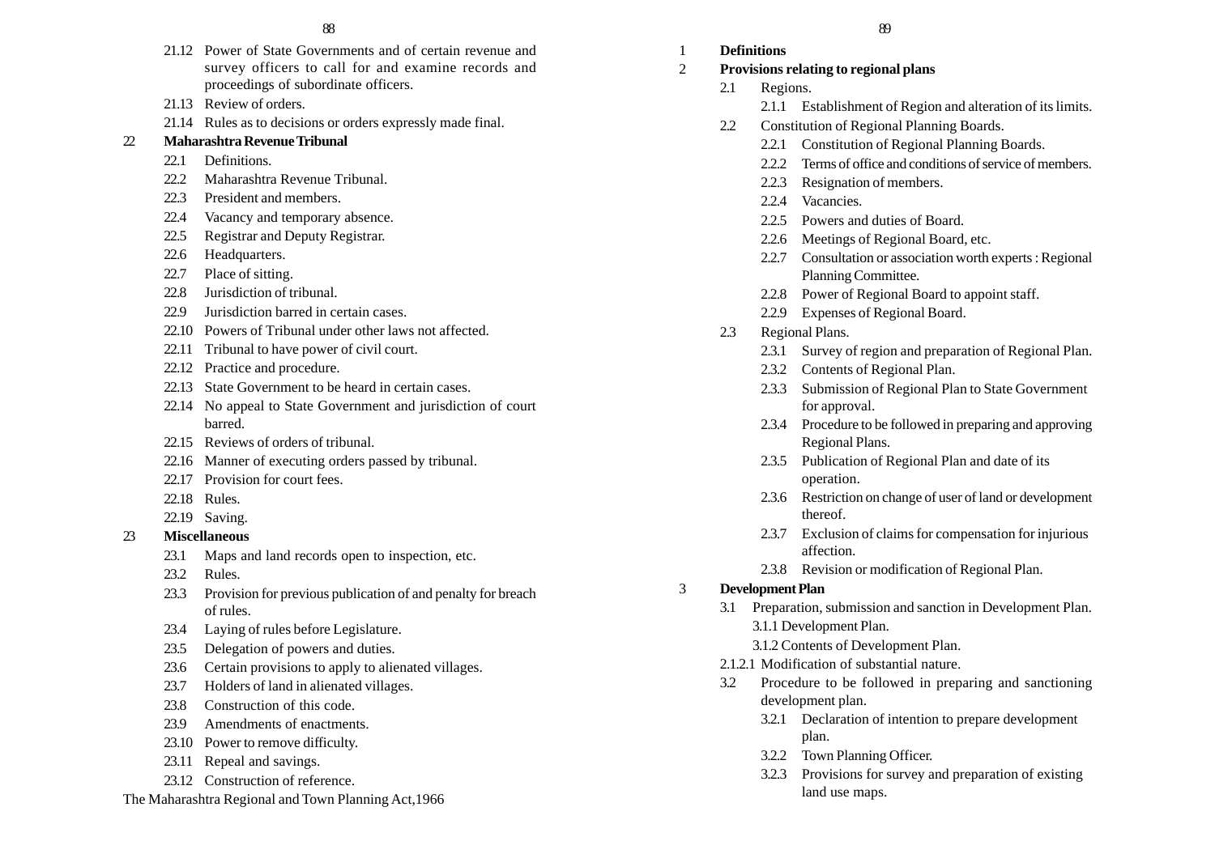- 21.12 Power of State Governments and of certain revenue and survey officers to call for and examine records and proceedings of subordinate officers.
- 21.13 Review of orders.
- 21.14 Rules as to decisions or orders expressly made final.

**22 Maharashtra Revenue Tribunal**

- 22.1 Definitions.
- 22.2 Maharashtra Revenue Tribunal.
- 22.3 President and members.
- 22.4 Vacancy and temporary absence.
- 22.5 Registrar and Deputy Registrar.
- 22.6 Headquarters.
- 22.7 Place of sitting.
- 22.8 Jurisdiction of tribunal.
- 22.9 Jurisdiction barred in certain cases.
- 22.10 Powers of Tribunal under other laws not affected.
- 22.11 Tribunal to have power of civil court.
- 22.12 Practice and procedure.
- 22.13 State Government to be heard in certain cases.
- 22.14 No appeal to State Government and jurisdiction of court barred.
- 22.15 Reviews of orders of tribunal.
- 22.16 Manner of executing orders passed by tribunal.
- 22.17 Provision for court fees.
- 22.18 Rules.
- 22.19 Saving.

**23 Miscellaneous**

- 23.1 Maps and land records open to inspection, etc.
- 23.2 Rules.
- 23.3 Provision for previous publication of and penalty for breach of rules.
- 23.4 Laying of rules before Legislature.
- 23.5 Delegation of powers and duties.
- 23.6 Certain provisions to apply to alienated villages.
- 23.7 Holders of land in alienated villages.
- 23.8 Construction of this code.
- 23.9 Amendments of enactments.
- 23.10 Power to remove difficulty.
- 23.11 Repeal and savings.
- 23.12 Construction of reference.

## The Maharashtra Regional and Town Planning Act,1966

**1 Definitions**

**2 Provisions relating to regional plans**

- 2.1 Regions.
  - 2.1.1 Establishment of Region and alteration of its limits.
- 2.2 Constitution of Regional Planning Boards.
  - 2.2.1 Constitution of Regional Planning Boards.
  - 2.2.2 Terms of office and conditions of service of members.
  - 2.2.3 Resignation of members.
  - 2.2.4 Vacancies.
  - 2.2.5 Powers and duties of Board.
  - 2.2.6 Meetings of Regional Board, etc.
  - 2.2.7 Consultation or association worth experts : Regional Planning Committee.
  - 2.2.8 Power of Regional Board to appoint staff.
  - 2.2.9 Expenses of Regional Board.
- 2.3 Regional Plans.
  - 2.3.1 Survey of region and preparation of Regional Plan.
  - 2.3.2 Contents of Regional Plan.
  - 2.3.3 Submission of Regional Plan to State Government for approval.
  - 2.3.4 Procedure to be followed in preparing and approving Regional Plans.
  - 2.3.5 Publication of Regional Plan and date of its operation.
  - 2.3.6 Restriction on change of user of land or development thereof.
  - 2.3.7 Exclusion of claims for compensation for injurious affection.
  - 2.3.8 Revision or modification of Regional Plan.

**3 Development Plan**

- 3.1 Preparation, submission and sanction in Development Plan.
  - 3.1.1 Development Plan.
  - 3.1.2 Contents of Development Plan.
- 2.1.2.1 Modification of substantial nature.
- 3.2 Procedure to be followed in preparing and sanctioning development plan.
  - 3.2.1 Declaration of intention to prepare development plan.
  - 3.2.2 Town Planning Officer.
  - 3.2.3 Provisions for survey and preparation of existing land use maps.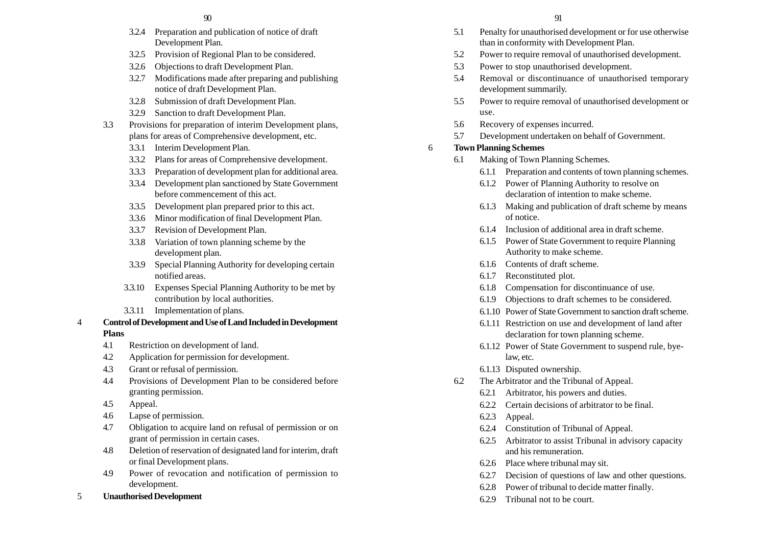- 3.2.4 Preparation and publication of notice of draft Development Plan.
- 3.2.5 Provision of Regional Plan to be considered.
- 3.2.6 Objections to draft Development Plan.
- 3.2.7 Modifications made after preparing and publishing notice of draft Development Plan.
- 3.2.8 Submission of draft Development Plan.
- 3.2.9 Sanction to draft Development Plan.

3.3 Provisions for preparation of interim Development plans, plans for areas of Comprehensive development, etc.

- 3.3.1 Interim Development Plan.
- 3.3.2 Plans for areas of Comprehensive development.
- 3.3.3 Preparation of development plan for additional area.
- 3.3.4 Development plan sanctioned by State Government before commencement of this act.
- 3.3.5 Development plan prepared prior to this act.
- 3.3.6 Minor modification of final Development Plan.
- 3.3.7 Revision of Development Plan.
- 3.3.8 Variation of town planning scheme by the development plan.
- 3.3.9 Special Planning Authority for developing certain notified areas.
- 3.3.10 Expenses Special Planning Authority to be met by contribution by local authorities.
- 3.3.11 Implementation of plans.

**4 Control of Development and Use of Land Included in Development Plans**

- 4.1 Restriction on development of land.
- 4.2 Application for permission for development.
- 4.3 Grant or refusal of permission.
- 4.4 Provisions of Development Plan to be considered before granting permission.
- 4.5 Appeal.
- 4.6 Lapse of permission.
- 4.7 Obligation to acquire land on refusal of permission or on grant of permission in certain cases.
- 4.8 Deletion of reservation of designated land for interim, draft or final Development plans.
- 4.9 Power of revocation and notification of permission to development.

**5 Unauthorised Development**

- 5.1 Penalty for unauthorised development or for use otherwise than in conformity with Development Plan.
- 5.2 Power to require removal of unauthorised development.
- 5.3 Power to stop unauthorised development.
- 5.4 Removal or discontinuance of unauthorised temporary development summarily.
- 5.5 Power to require removal of unauthorised development or use.
- 5.6 Recovery of expenses incurred.
- 5.7 Development undertaken on behalf of Government.

**6 Town Planning Schemes**

6.1 Making of Town Planning Schemes.

- 6.1.1 Preparation and contents of town planning schemes.
- 6.1.2 Power of Planning Authority to resolve on declaration of intention to make scheme.
- 6.1.3 Making and publication of draft scheme by means of notice.
- 6.1.4 Inclusion of additional area in draft scheme.
- 6.1.5 Power of State Government to require Planning Authority to make scheme.
- 6.1.6 Contents of draft scheme.
- 6.1.7 Reconstituted plot.
- 6.1.8 Compensation for discontinuance of use.
- 6.1.9 Objections to draft schemes to be considered.
- 6.1.10 Power of State Government to sanction draft scheme.
- 6.1.11 Restriction on use and development of land after declaration for town planning scheme.
- 6.1.12 Power of State Government to suspend rule, bye-law, etc.
- 6.1.13 Disputed ownership.

6.2 The Arbitrator and the Tribunal of Appeal.

- 6.2.1 Arbitrator, his powers and duties.
- 6.2.2 Certain decisions of arbitrator to be final.
- 6.2.3 Appeal.
- 6.2.4 Constitution of Tribunal of Appeal.
- 6.2.5 Arbitrator to assist Tribunal in advisory capacity and his remuneration.
- 6.2.6 Place where tribunal may sit.
- 6.2.7 Decision of questions of law and other questions.
- 6.2.8 Power of tribunal to decide matter finally.
- 6.2.9 Tribunal not to be court.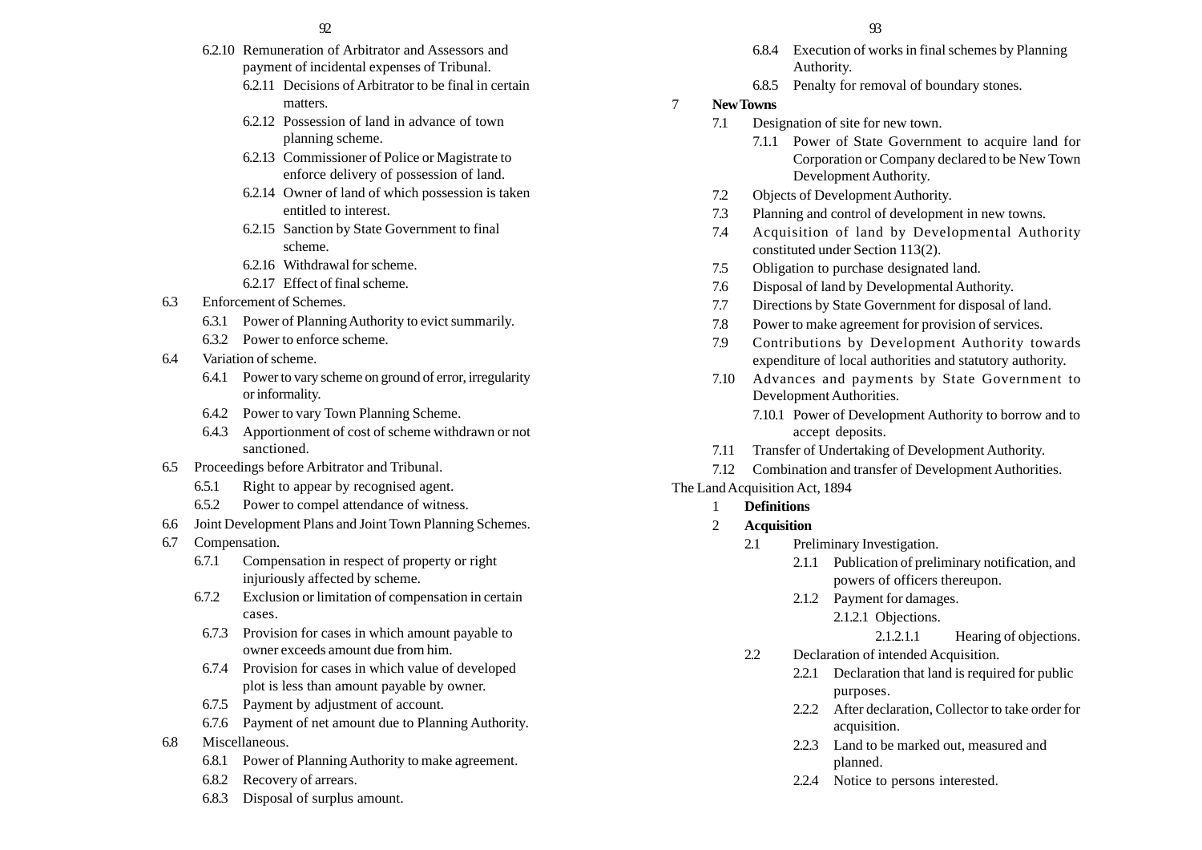- 6.2.10 Remuneration of Arbitrator and Assessors and payment of incidental expenses of Tribunal.
  - 6.2.11 Decisions of Arbitrator to be final in certain matters.
  - 6.2.12 Possession of land in advance of town planning scheme.
  - 6.2.13 Commissioner of Police or Magistrate to enforce delivery of possession of land.
  - 6.2.14 Owner of land of which possession is taken entitled to interest.
  - 6.2.15 Sanction by State Government to final scheme.
  - 6.2.16 Withdrawal for scheme.
  - 6.2.17 Effect of final scheme.
- 6.3 Enforcement of Schemes.
  - 6.3.1 Power of Planning Authority to evict summarily.
  - 6.3.2 Power to enforce scheme.
- 6.4 Variation of scheme.
  - 6.4.1 Power to vary scheme on ground of error, irregularity or informality.
  - 6.4.2 Power to vary Town Planning Scheme.
  - 6.4.3 Apportionment of cost of scheme withdrawn or not sanctioned.
- 6.5 Proceedings before Arbitrator and Tribunal.
  - 6.5.1 Right to appear by recognised agent.
  - 6.5.2 Power to compel attendance of witness.
- 6.6 Joint Development Plans and Joint Town Planning Schemes.
- 6.7 Compensation.
  - 6.7.1 Compensation in respect of property or right injuriously affected by scheme.
  - 6.7.2 Exclusion or limitation of compensation in certain cases.
  - 6.7.3 Provision for cases in which amount payable to owner exceeds amount due from him.
  - 6.7.4 Provision for cases in which value of developed plot is less than amount payable by owner.
  - 6.7.5 Payment by adjustment of account.
  - 6.7.6 Payment of net amount due to Planning Authority.
- 6.8 Miscellaneous.
  - 6.8.1 Power of Planning Authority to make agreement.
  - 6.8.2 Recovery of arrears.
  - 6.8.3 Disposal of surplus amount.
  - 6.8.4 Execution of works in final schemes by Planning Authority.
  - 6.8.5 Penalty for removal of boundary stones.

7 **New Towns**

- 7.1 Designation of site for new town.
  - 7.1.1 Power of State Government to acquire land for Corporation or Company declared to be New Town Development Authority.
- 7.2 Objects of Development Authority.
- 7.3 Planning and control of development in new towns.
- 7.4 Acquisition of land by Developmental Authority constituted under Section 113(2).
- 7.5 Obligation to purchase designated land.
- 7.6 Disposal of land by Developmental Authority.
- 7.7 Directions by State Government for disposal of land.
- 7.8 Power to make agreement for provision of services.
- 7.9 Contributions by Development Authority towards expenditure of local authorities and statutory authority.
- 7.10 Advances and payments by State Government to Development Authorities.
  - 7.10.1 Power of Development Authority to borrow and to accept deposits.
- 7.11 Transfer of Undertaking of Development Authority.
- 7.12 Combination and transfer of Development Authorities.

The Land Acquisition Act, 1894

1 **Definitions**

2 **Acquisition**

- 2.1 Preliminary Investigation.
  - 2.1.1 Publication of preliminary notification, and powers of officers thereupon.
  - 2.1.2 Payment for damages.
    - 2.1.2.1 Objections.
      - 2.1.2.1.1 Hearing of objections.
- 2.2 Declaration of intended Acquisition.
  - 2.2.1 Declaration that land is required for public purposes.
  - 2.2.2 After declaration, Collector to take order for acquisition.
  - 2.2.3 Land to be marked out, measured and planned.
  - 2.2.4 Notice to persons interested.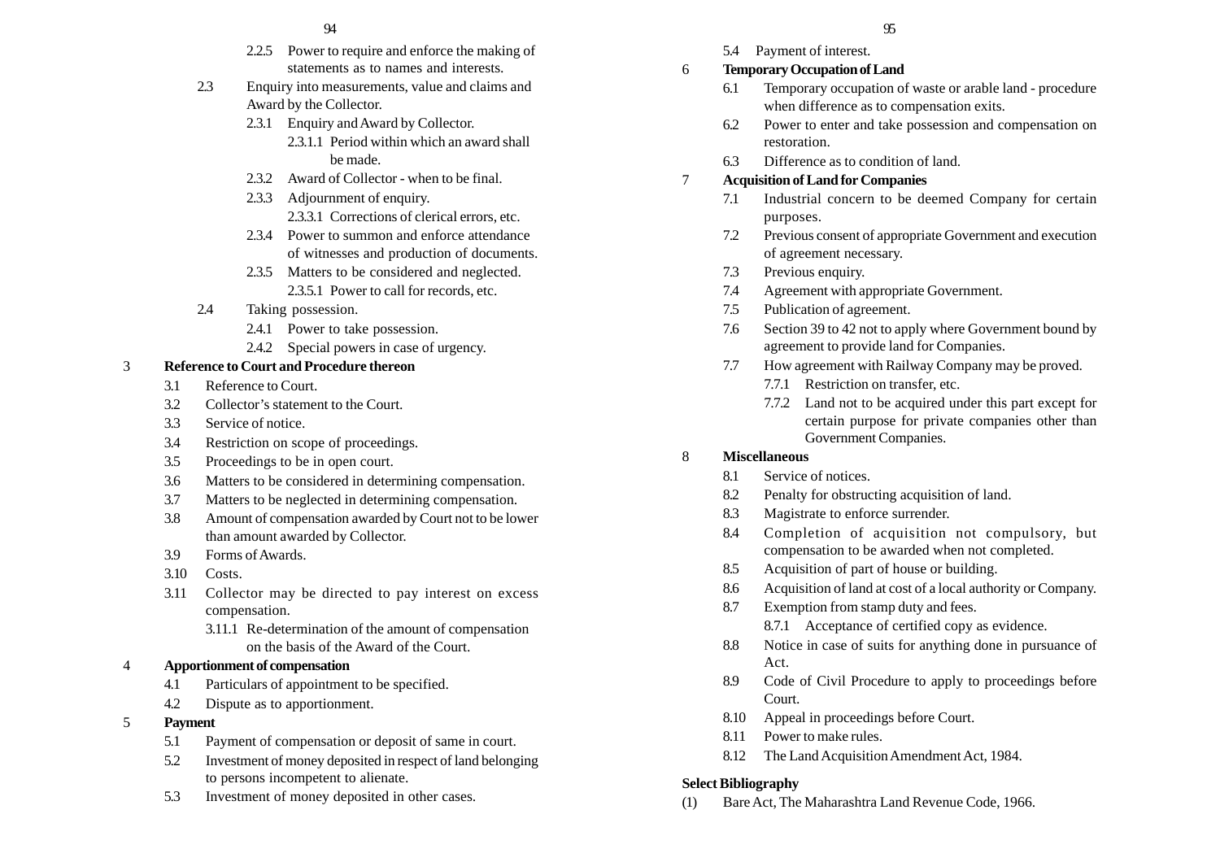- 2.2.5 Power to require and enforce the making of statements as to names and interests.
- 2.3 Enquiry into measurements, value and claims and Award by the Collector.
  - 2.3.1 Enquiry and Award by Collector.
    - 2.3.1.1 Period within which an award shall be made.
  - 2.3.2 Award of Collector - when to be final.
  - 2.3.3 Adjournment of enquiry.
    - 2.3.3.1 Corrections of clerical errors, etc.
  - 2.3.4 Power to summon and enforce attendance of witnesses and production of documents.
  - 2.3.5 Matters to be considered and neglected.
    - 2.3.5.1 Power to call for records, etc.
- 2.4 Taking possession.
  - 2.4.1 Power to take possession.
  - 2.4.2 Special powers in case of urgency.

**3 Reference to Court and Procedure thereon**

- 3.1 Reference to Court.
- 3.2 Collector's statement to the Court.
- 3.3 Service of notice.
- 3.4 Restriction on scope of proceedings.
- 3.5 Proceedings to be in open court.
- 3.6 Matters to be considered in determining compensation.
- 3.7 Matters to be neglected in determining compensation.
- 3.8 Amount of compensation awarded by Court not to be lower than amount awarded by Collector.
- 3.9 Forms of Awards.
- 3.10 Costs.
- 3.11 Collector may be directed to pay interest on excess compensation.
  - 3.11.1 Re-determination of the amount of compensation on the basis of the Award of the Court.

**4 Apportionment of compensation**

- 4.1 Particulars of appointment to be specified.
- 4.2 Dispute as to apportionment.

**5 Payment**

- 5.1 Payment of compensation or deposit of same in court.
- 5.2 Investment of money deposited in respect of land belonging to persons incompetent to alienate.
- 5.3 Investment of money deposited in other cases.
- 5.4 Payment of interest.

**6 Temporary Occupation of Land**

- 6.1 Temporary occupation of waste or arable land - procedure when difference as to compensation exits.
- 6.2 Power to enter and take possession and compensation on restoration.
- 6.3 Difference as to condition of land.

**7 Acquisition of Land for Companies**

- 7.1 Industrial concern to be deemed Company for certain purposes.
- 7.2 Previous consent of appropriate Government and execution of agreement necessary.
- 7.3 Previous enquiry.
- 7.4 Agreement with appropriate Government.
- 7.5 Publication of agreement.
- 7.6 Section 39 to 42 not to apply where Government bound by agreement to provide land for Companies.
- 7.7 How agreement with Railway Company may be proved.
  - 7.7.1 Restriction on transfer, etc.
  - 7.7.2 Land not to be acquired under this part except for certain purpose for private companies other than Government Companies.

**8 Miscellaneous**

- 8.1 Service of notices.
- 8.2 Penalty for obstructing acquisition of land.
- 8.3 Magistrate to enforce surrender.
- 8.4 Completion of acquisition not compulsory, but compensation to be awarded when not completed.
- 8.5 Acquisition of part of house or building.
- 8.6 Acquisition of land at cost of a local authority or Company.
- 8.7 Exemption from stamp duty and fees.
  - 8.7.1 Acceptance of certified copy as evidence.
- 8.8 Notice in case of suits for anything done in pursuance of Act.
- 8.9 Code of Civil Procedure to apply to proceedings before Court.
- 8.10 Appeal in proceedings before Court.
- 8.11 Power to make rules.
- 8.12 The Land Acquisition Amendment Act, 1984.

**Select Bibliography**

(1) Bare Act, The Maharashtra Land Revenue Code, 1966.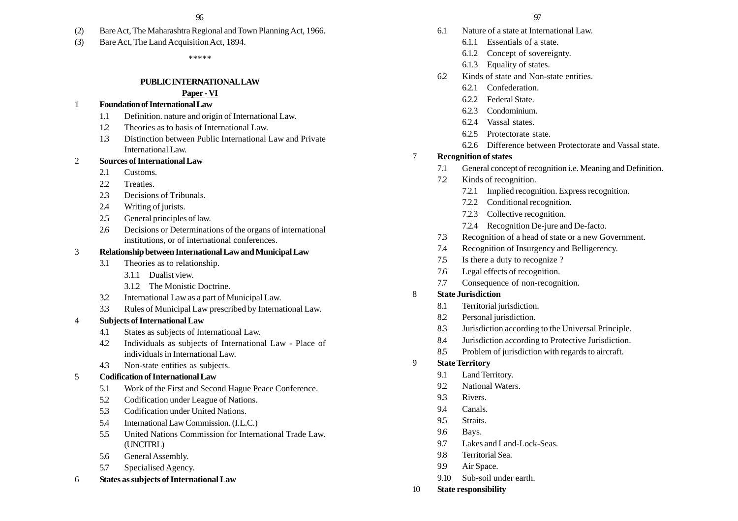(2) Bare Act, The Maharashtra Regional and Town Planning Act, 1966.

(3) Bare Act, The Land Acquisition Act, 1894.

\*\*\*\*\*

## PUBLIC INTERNATIONAL LAW

### Paper - VI

**1 Foundation of International Law**

- 1.1 Definition. nature and origin of International Law.
- 1.2 Theories as to basis of International Law.
- 1.3 Distinction between Public International Law and Private International Law.

**2 Sources of International Law**

- 2.1 Customs.
- 2.2 Treaties.
- 2.3 Decisions of Tribunals.
- 2.4 Writing of jurists.
- 2.5 General principles of law.
- 2.6 Decisions or Determinations of the organs of international institutions, or of international conferences.

**3 Relationship between International Law and Municipal Law**

- 3.1 Theories as to relationship.
  - 3.1.1 Dualist view.
  - 3.1.2 The Monistic Doctrine.
- 3.2 International Law as a part of Municipal Law.
- 3.3 Rules of Municipal Law prescribed by International Law.

**4 Subjects of International Law**

- 4.1 States as subjects of International Law.
- 4.2 Individuals as subjects of International Law - Place of individuals in International Law.
- 4.3 Non-state entities as subjects.

**5 Codification of International Law**

- 5.1 Work of the First and Second Hague Peace Conference.
- 5.2 Codification under League of Nations.
- 5.3 Codification under United Nations.
- 5.4 International Law Commission. (I.L.C.)
- 5.5 United Nations Commission for International Trade Law. (UNCITRL)
- 5.6 General Assembly.
- 5.7 Specialised Agency.

**6 States as subjects of International Law**

- 6.1 Nature of a state at International Law.
  - 6.1.1 Essentials of a state.
  - 6.1.2 Concept of sovereignty.
  - 6.1.3 Equality of states.
- 6.2 Kinds of state and Non-state entities.
  - 6.2.1 Confederation.
  - 6.2.2 Federal State.
  - 6.2.3 Condominium.
  - 6.2.4 Vassal states.
  - 6.2.5 Protectorate state.
  - 6.2.6 Difference between Protectorate and Vassal state.

**7 Recognition of states**

- 7.1 General concept of recognition i.e. Meaning and Definition.
- 7.2 Kinds of recognition.
  - 7.2.1 Implied recognition. Express recognition.
  - 7.2.2 Conditional recognition.
  - 7.2.3 Collective recognition.
  - 7.2.4 Recognition De-jure and De-facto.
- 7.3 Recognition of a head of state or a new Government.
- 7.4 Recognition of Insurgency and Belligerency.
- 7.5 Is there a duty to recognize ?
- 7.6 Legal effects of recognition.
- 7.7 Consequence of non-recognition.

**8 State Jurisdiction**

- 8.1 Territorial jurisdiction.
- 8.2 Personal jurisdiction.
- 8.3 Jurisdiction according to the Universal Principle.
- 8.4 Jurisdiction according to Protective Jurisdiction.
- 8.5 Problem of jurisdiction with regards to aircraft.

**9 State Territory**

- 9.1 Land Territory.
- 9.2 National Waters.
- 9.3 Rivers.
- 9.4 Canals.
- 9.5 Straits.
- 9.6 Bays.
- 9.7 Lakes and Land-Lock-Seas.
- 9.8 Territorial Sea.
- 9.9 Air Space.
- 9.10 Sub-soil under earth.

**10 State responsibility**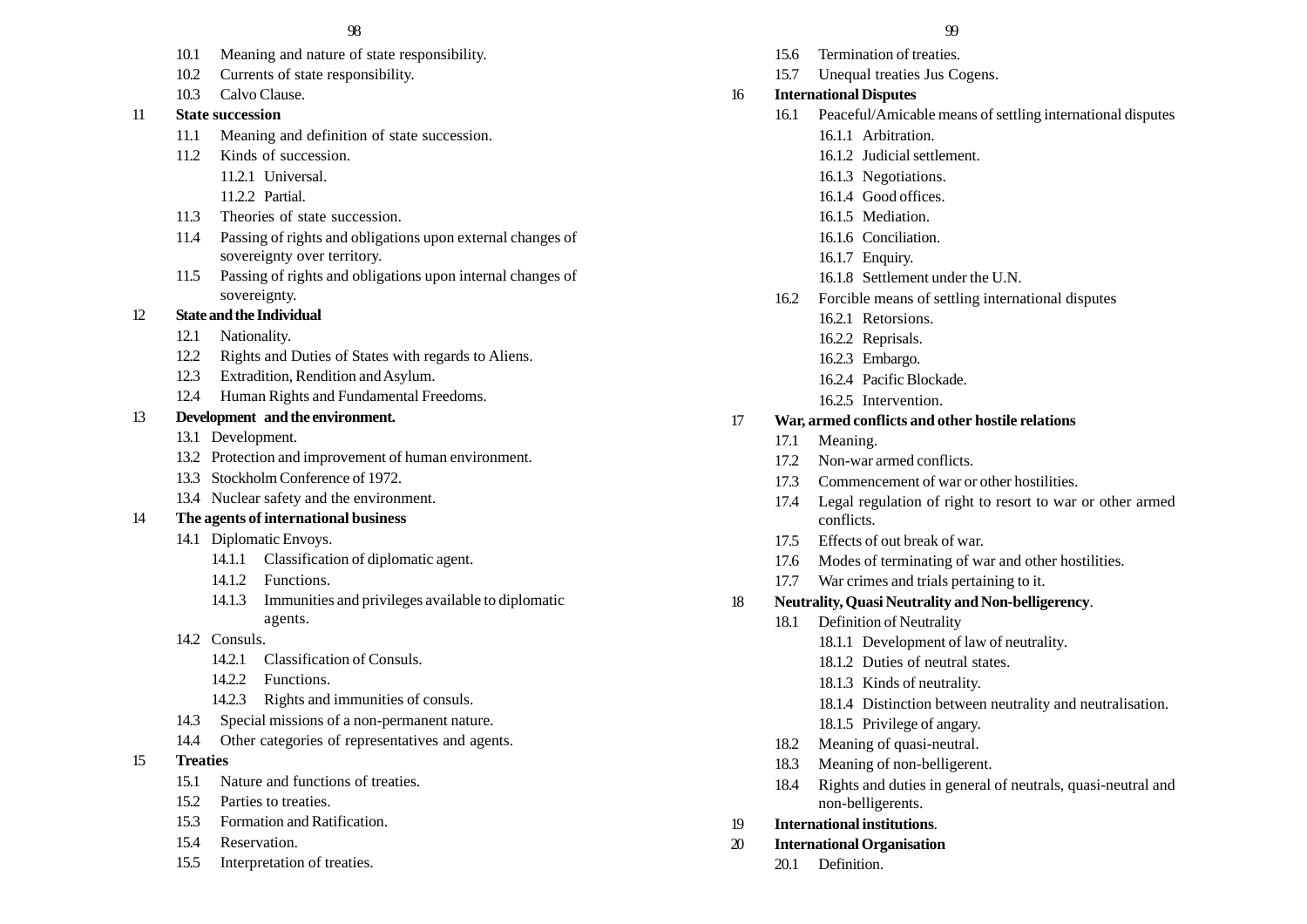- 10.1 Meaning and nature of state responsibility.
- 10.2 Currents of state responsibility.
- 10.3 Calvo Clause.

**11 State succession**

- 11.1 Meaning and definition of state succession.
- 11.2 Kinds of succession.
  - 11.2.1 Universal.
  - 11.2.2 Partial.
- 11.3 Theories of state succession.
- 11.4 Passing of rights and obligations upon external changes of sovereignty over territory.
- 11.5 Passing of rights and obligations upon internal changes of sovereignty.

**12 State and the Individual**

- 12.1 Nationality.
- 12.2 Rights and Duties of States with regards to Aliens.
- 12.3 Extradition, Rendition and Asylum.
- 12.4 Human Rights and Fundamental Freedoms.

**13 Development and the environment.**

- 13.1 Development.
- 13.2 Protection and improvement of human environment.
- 13.3 Stockholm Conference of 1972.
- 13.4 Nuclear safety and the environment.

**14 The agents of international business**

- 14.1 Diplomatic Envoys.
  - 14.1.1 Classification of diplomatic agent.
  - 14.1.2 Functions.
  - 14.1.3 Immunities and privileges available to diplomatic agents.
- 14.2 Consuls.
  - 14.2.1 Classification of Consuls.
  - 14.2.2 Functions.
  - 14.2.3 Rights and immunities of consuls.
- 14.3 Special missions of a non-permanent nature.
- 14.4 Other categories of representatives and agents.

**15 Treaties**

- 15.1 Nature and functions of treaties.
- 15.2 Parties to treaties.
- 15.3 Formation and Ratification.
- 15.4 Reservation.
- 15.5 Interpretation of treaties.
- 15.6 Termination of treaties.
- 15.7 Unequal treaties Jus Cogens.

**16 International Disputes**

- 16.1 Peaceful/Amicable means of settling international disputes
  - 16.1.1 Arbitration.
  - 16.1.2 Judicial settlement.
  - 16.1.3 Negotiations.
  - 16.1.4 Good offices.
  - 16.1.5 Mediation.
  - 16.1.6 Conciliation.
  - 16.1.7 Enquiry.
  - 16.1.8 Settlement under the U.N.
- 16.2 Forcible means of settling international disputes
  - 16.2.1 Retorsions.
  - 16.2.2 Reprisals.
  - 16.2.3 Embargo.
  - 16.2.4 Pacific Blockade.
  - 16.2.5 Intervention.

**17 War, armed conflicts and other hostile relations**

- 17.1 Meaning.
- 17.2 Non-war armed conflicts.
- 17.3 Commencement of war or other hostilities.
- 17.4 Legal regulation of right to resort to war or other armed conflicts.
- 17.5 Effects of out break of war.
- 17.6 Modes of terminating of war and other hostilities.
- 17.7 War crimes and trials pertaining to it.

**18 Neutrality, Quasi Neutrality and Non-belligerency.**

- 18.1 Definition of Neutrality
  - 18.1.1 Development of law of neutrality.
  - 18.1.2 Duties of neutral states.
  - 18.1.3 Kinds of neutrality.
  - 18.1.4 Distinction between neutrality and neutralisation.
  - 18.1.5 Privilege of angary.
- 18.2 Meaning of quasi-neutral.
- 18.3 Meaning of non-belligerent.
- 18.4 Rights and duties in general of neutrals, quasi-neutral and non-belligerents.

**19 International institutions.**

**20 International Organisation**

- 20.1 Definition.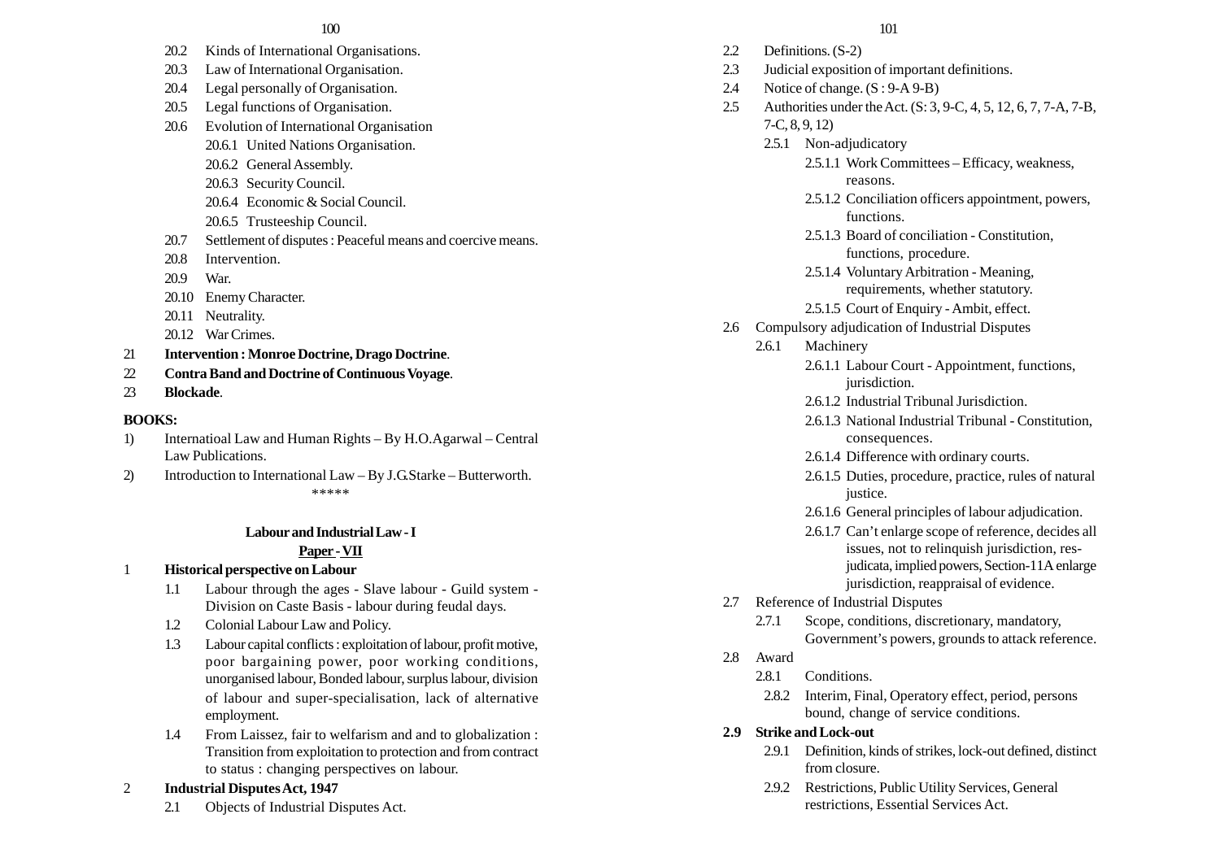- 20.2 Kinds of International Organisations.
- 20.3 Law of International Organisation.
- 20.4 Legal personally of Organisation.
- 20.5 Legal functions of Organisation.
- 20.6 Evolution of International Organisation
  - 20.6.1 United Nations Organisation.
  - 20.6.2 General Assembly.
  - 20.6.3 Security Council.
  - 20.6.4 Economic & Social Council.
  - 20.6.5 Trusteeship Council.
- 20.7 Settlement of disputes : Peaceful means and coercive means.
- 20.8 Intervention.
- 20.9 War.
- 20.10 Enemy Character.
- 20.11 Neutrality.
- 20.12 War Crimes.

21 **Intervention : Monroe Doctrine, Drago Doctrine**.

22 **Contra Band and Doctrine of Continuous Voyage**.

23 **Blockade**.

**BOOKS:**

1) Internatioal Law and Human Rights – By H.O.Agarwal – Central Law Publications.
2) Introduction to International Law – By J.G.Starke – Butterworth.

*****

## Labour and Industrial Law - I

**Paper - VII**

1 **Historical perspective on Labour**

- 1.1 Labour through the ages - Slave labour - Guild system - Division on Caste Basis - labour during feudal days.
- 1.2 Colonial Labour Law and Policy.
- 1.3 Labour capital conflicts : exploitation of labour, profit motive, poor bargaining power, poor working conditions, unorganised labour, Bonded labour, surplus labour, division of labour and super-specialisation, lack of alternative employment.
- 1.4 From Laissez, fair to welfarism and and to globalization : Transition from exploitation to protection and from contract to status : changing perspectives on labour.

2 **Industrial Disputes Act, 1947**

- 2.1 Objects of Industrial Disputes Act.
- 2.2 Definitions. (S-2)
- 2.3 Judicial exposition of important definitions.
- 2.4 Notice of change. (S : 9-A 9-B)
- 2.5 Authorities under the Act. (S: 3, 9-C, 4, 5, 12, 6, 7, 7-A, 7-B, 7-C, 8, 9, 12)
  - 2.5.1 Non-adjudicatory
    - 2.5.1.1 Work Committees – Efficacy, weakness, reasons.
    - 2.5.1.2 Conciliation officers appointment, powers, functions.
    - 2.5.1.3 Board of conciliation - Constitution, functions, procedure.
    - 2.5.1.4 Voluntary Arbitration - Meaning, requirements, whether statutory.
    - 2.5.1.5 Court of Enquiry - Ambit, effect.
- 2.6 Compulsory adjudication of Industrial Disputes
  - 2.6.1 Machinery
    - 2.6.1.1 Labour Court - Appointment, functions, jurisdiction.
    - 2.6.1.2 Industrial Tribunal Jurisdiction.
    - 2.6.1.3 National Industrial Tribunal - Constitution, consequences.
    - 2.6.1.4 Difference with ordinary courts.
    - 2.6.1.5 Duties, procedure, practice, rules of natural justice.
    - 2.6.1.6 General principles of labour adjudication.
    - 2.6.1.7 Can't enlarge scope of reference, decides all issues, not to relinquish jurisdiction, res-judicata, implied powers, Section-11A enlarge jurisdiction, reappraisal of evidence.
- 2.7 Reference of Industrial Disputes
  - 2.7.1 Scope, conditions, discretionary, mandatory, Government's powers, grounds to attack reference.
- 2.8 Award
  - 2.8.1 Conditions.
  - 2.8.2 Interim, Final, Operatory effect, period, persons bound, change of service conditions.
- **2.9 Strike and Lock-out**
  - 2.9.1 Definition, kinds of strikes, lock-out defined, distinct from closure.
  - 2.9.2 Restrictions, Public Utility Services, General restrictions, Essential Services Act.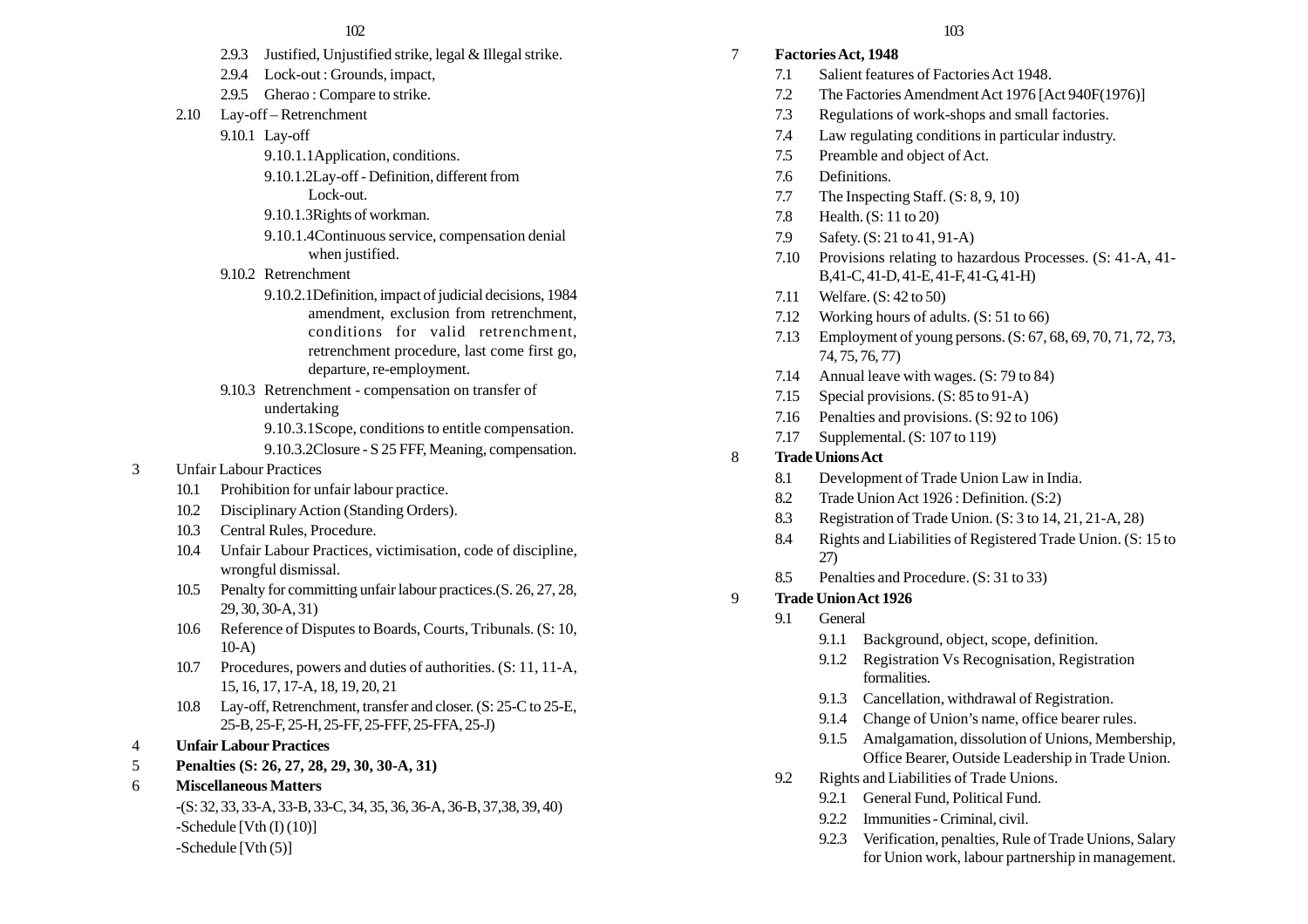- 2.9.3 Justified, Unjustified strike, legal & Illegal strike.
- 2.9.4 Lock-out : Grounds, impact,
- 2.9.5 Gherao : Compare to strike.
- 2.10 Lay-off – Retrenchment
  - 9.10.1 Lay-off
    - 9.10.1.1Application, conditions.
    - 9.10.1.2Lay-off - Definition, different from Lock-out.
    - 9.10.1.3Rights of workman.
    - 9.10.1.4Continuous service, compensation denial when justified.
  - 9.10.2 Retrenchment
    - 9.10.2.1Definition, impact of judicial decisions, 1984 amendment, exclusion from retrenchment, conditions for valid retrenchment, retrenchment procedure, last come first go, departure, re-employment.
  - 9.10.3 Retrenchment - compensation on transfer of undertaking
    - 9.10.3.1Scope, conditions to entitle compensation.
    - 9.10.3.2Closure - S 25 FFF, Meaning, compensation.

3 Unfair Labour Practices

- 10.1 Prohibition for unfair labour practice.
- 10.2 Disciplinary Action (Standing Orders).
- 10.3 Central Rules, Procedure.
- 10.4 Unfair Labour Practices, victimisation, code of discipline, wrongful dismissal.
- 10.5 Penalty for committing unfair labour practices.(S. 26, 27, 28, 29, 30, 30-A, 31)
- 10.6 Reference of Disputes to Boards, Courts, Tribunals. (S: 10, 10-A)
- 10.7 Procedures, powers and duties of authorities. (S: 11, 11-A, 15, 16, 17, 17-A, 18, 19, 20, 21
- 10.8 Lay-off, Retrenchment, transfer and closer. (S: 25-C to 25-E, 25-B, 25-F, 25-H, 25-FF, 25-FFF, 25-FFA, 25-J)

4 **Unfair Labour Practices**

5 **Penalties (S: 26, 27, 28, 29, 30, 30-A, 31)**

6 **Miscellaneous Matters**

-(S: 32, 33, 33-A, 33-B, 33-C, 34, 35, 36, 36-A, 36-B, 37,38, 39, 40)

-Schedule [Vth (I) (10)]

-Schedule [Vth (5)]

7 **Factories Act, 1948**

- 7.1 Salient features of Factories Act 1948.
- 7.2 The Factories Amendment Act 1976 [Act 940F(1976)]
- 7.3 Regulations of work-shops and small factories.
- 7.4 Law regulating conditions in particular industry.
- 7.5 Preamble and object of Act.
- 7.6 Definitions.
- 7.7 The Inspecting Staff. (S: 8, 9, 10)
- 7.8 Health. (S: 11 to 20)
- 7.9 Safety. (S: 21 to 41, 91-A)
- 7.10 Provisions relating to hazardous Processes. (S: 41-A, 41-B,41-C, 41-D, 41-E, 41-F, 41-G, 41-H)
- 7.11 Welfare. (S: 42 to 50)
- 7.12 Working hours of adults. (S: 51 to 66)
- 7.13 Employment of young persons. (S: 67, 68, 69, 70, 71, 72, 73, 74, 75, 76, 77)
- 7.14 Annual leave with wages. (S: 79 to 84)
- 7.15 Special provisions. (S: 85 to 91-A)
- 7.16 Penalties and provisions. (S: 92 to 106)
- 7.17 Supplemental. (S: 107 to 119)

8 **Trade Unions Act**

- 8.1 Development of Trade Union Law in India.
- 8.2 Trade Union Act 1926 : Definition. (S:2)
- 8.3 Registration of Trade Union. (S: 3 to 14, 21, 21-A, 28)
- 8.4 Rights and Liabilities of Registered Trade Union. (S: 15 to 27)
- 8.5 Penalties and Procedure. (S: 31 to 33)

9 **Trade Union Act 1926**

- 9.1 General
  - 9.1.1 Background, object, scope, definition.
  - 9.1.2 Registration Vs Recognisation, Registration formalities.
  - 9.1.3 Cancellation, withdrawal of Registration.
  - 9.1.4 Change of Union's name, office bearer rules.
  - 9.1.5 Amalgamation, dissolution of Unions, Membership, Office Bearer, Outside Leadership in Trade Union.
- 9.2 Rights and Liabilities of Trade Unions.
  - 9.2.1 General Fund, Political Fund.
  - 9.2.2 Immunities - Criminal, civil.
  - 9.2.3 Verification, penalties, Rule of Trade Unions, Salary for Union work, labour partnership in management.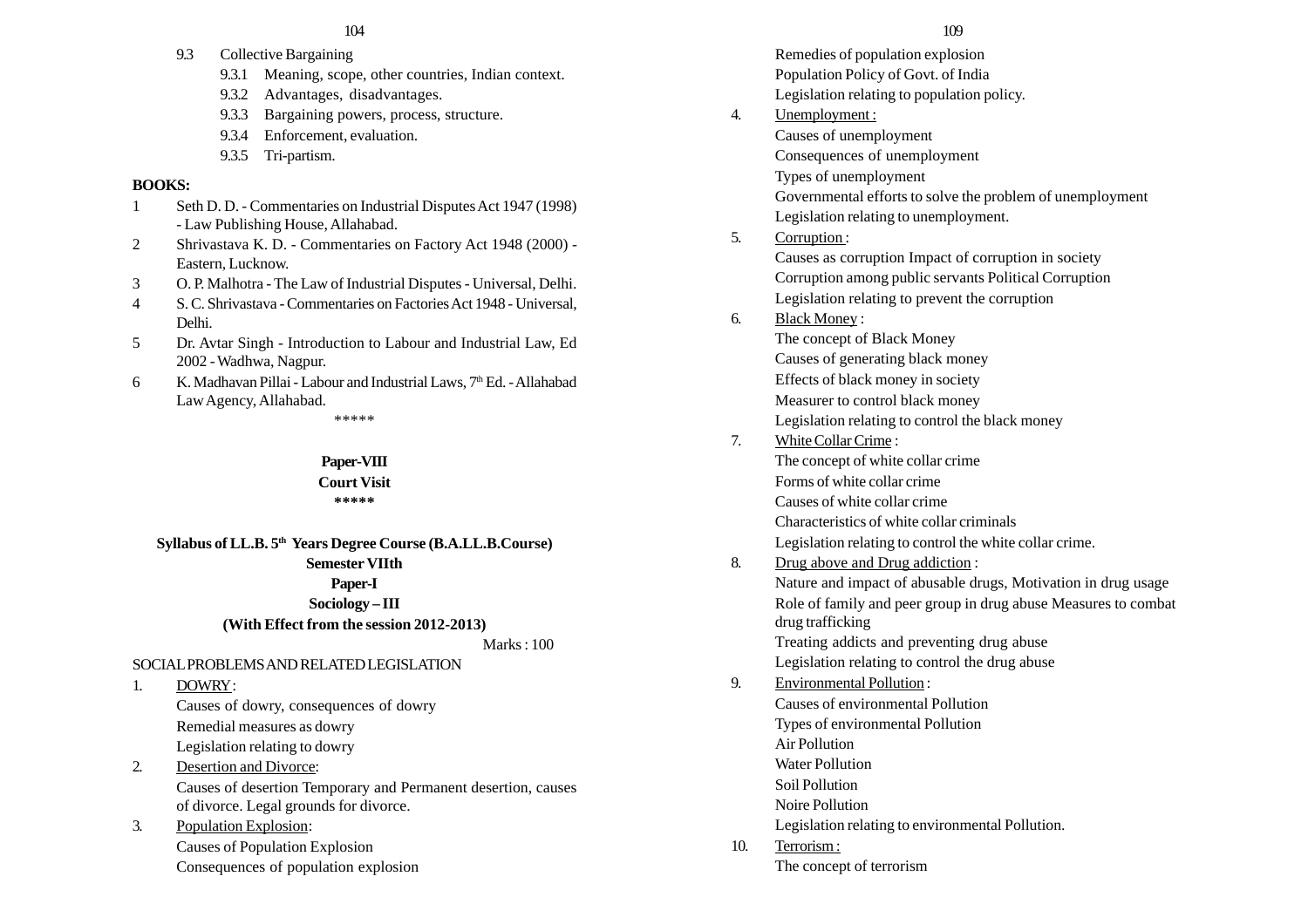9.3 Collective Bargaining

9.3.1 Meaning, scope, other countries, Indian context.

9.3.2 Advantages, disadvantages.

9.3.3 Bargaining powers, process, structure.

9.3.4 Enforcement, evaluation.

9.3.5 Tri-partism.

**BOOKS:**

1 Seth D. D. - Commentaries on Industrial Disputes Act 1947 (1998) - Law Publishing House, Allahabad.
2 Shrivastava K. D. - Commentaries on Factory Act 1948 (2000) - Eastern, Lucknow.
3 O. P. Malhotra - The Law of Industrial Disputes - Universal, Delhi.
4 S. C. Shrivastava - Commentaries on Factories Act 1948 - Universal, Delhi.
5 Dr. Avtar Singh - Introduction to Labour and Industrial Law, Ed 2002 - Wadhwa, Nagpur.
6 K. Madhavan Pillai - Labour and Industrial Laws, 7th Ed. - Allahabad Law Agency, Allahabad.

\*\*\*\*\*

**Paper-VIII**

**Court Visit**

**\*\*\*\*\***

**Syllabus of LL.B. 5th Years Degree Course (B.A.LL.B.Course)**

**Semester VIIth**

**Paper-I**

**Sociology – III**

**(With Effect from the session 2012-2013)**

Marks : 100

SOCIAL PROBLEMS AND RELATED LEGISLATION

1. DOWRY :
   Causes of dowry, consequences of dowry
   Remedial measures as dowry
   Legislation relating to dowry
2. Desertion and Divorce:
   Causes of desertion Temporary and Permanent desertion, causes of divorce. Legal grounds for divorce.
3. Population Explosion:
   Causes of Population Explosion
   Consequences of population explosion
   Remedies of population explosion
   Population Policy of Govt. of India
   Legislation relating to population policy.
4. Unemployment :
   Causes of unemployment
   Consequences of unemployment
   Types of unemployment
   Governmental efforts to solve the problem of unemployment
   Legislation relating to unemployment.
5. Corruption :
   Causes as corruption Impact of corruption in society
   Corruption among public servants Political Corruption
   Legislation relating to prevent the corruption
6. Black Money :
   The concept of Black Money
   Causes of generating black money
   Effects of black money in society
   Measurer to control black money
   Legislation relating to control the black money
7. White Collar Crime :
   The concept of white collar crime
   Forms of white collar crime
   Causes of white collar crime
   Characteristics of white collar criminals
   Legislation relating to control the white collar crime.
8. Drug above and Drug addiction :
   Nature and impact of abusable drugs, Motivation in drug usage
   Role of family and peer group in drug abuse Measures to combat drug trafficking
   Treating addicts and preventing drug abuse
   Legislation relating to control the drug abuse
9. Environmental Pollution :
   Causes of environmental Pollution
   Types of environmental Pollution
   Air Pollution
   Water Pollution
   Soil Pollution
   Noire Pollution
   Legislation relating to environmental Pollution.
10. Terrorism :
    The concept of terrorism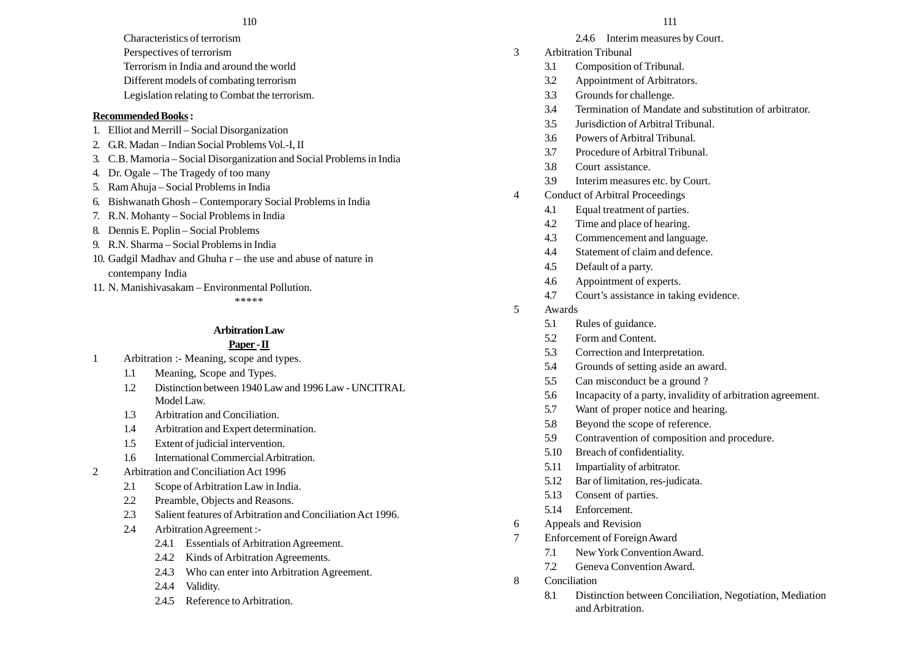Characteristics of terrorism

Perspectives of terrorism

Terrorism in India and around the world

Different models of combating terrorism

Legislation relating to Combat the terrorism.

**Recommended Books :**

1. Elliot and Merrill – Social Disorganization
2. G.R. Madan – Indian Social Problems Vol.-I, II
3. C.B. Mamoria – Social Disorganization and Social Problems in India
4. Dr. Ogale – The Tragedy of too many
5. Ram Ahuja – Social Problems in India
6. Bishwanath Ghosh – Contemporary Social Problems in India
7. R.N. Mohanty – Social Problems in India
8. Dennis E. Poplin – Social Problems
9. R.N. Sharma – Social Problems in India
10. Gadgil Madhav and Ghuha r – the use and abuse of nature in contempany India
11. N. Manishivasakam – Environmental Pollution.

\*\*\*\*\*

## Arbitration Law

### Paper - II

1 Arbitration :- Meaning, scope and types.

- 1.1 Meaning, Scope and Types.
- 1.2 Distinction between 1940 Law and 1996 Law - UNCITRAL Model Law.
- 1.3 Arbitration and Conciliation.
- 1.4 Arbitration and Expert determination.
- 1.5 Extent of judicial intervention.
- 1.6 International Commercial Arbitration.

2 Arbitration and Conciliation Act 1996

- 2.1 Scope of Arbitration Law in India.
- 2.2 Preamble, Objects and Reasons.
- 2.3 Salient features of Arbitration and Conciliation Act 1996.
- 2.4 Arbitration Agreement :-
  - 2.4.1 Essentials of Arbitration Agreement.
  - 2.4.2 Kinds of Arbitration Agreements.
  - 2.4.3 Who can enter into Arbitration Agreement.
  - 2.4.4 Validity.
  - 2.4.5 Reference to Arbitration.
  - 2.4.6 Interim measures by Court.

3 Arbitration Tribunal

- 3.1 Composition of Tribunal.
- 3.2 Appointment of Arbitrators.
- 3.3 Grounds for challenge.
- 3.4 Termination of Mandate and substitution of arbitrator.
- 3.5 Jurisdiction of Arbitral Tribunal.
- 3.6 Powers of Arbitral Tribunal.
- 3.7 Procedure of Arbitral Tribunal.
- 3.8 Court assistance.
- 3.9 Interim measures etc. by Court.

4 Conduct of Arbitral Proceedings

- 4.1 Equal treatment of parties.
- 4.2 Time and place of hearing.
- 4.3 Commencement and language.
- 4.4 Statement of claim and defence.
- 4.5 Default of a party.
- 4.6 Appointment of experts.
- 4.7 Court's assistance in taking evidence.

5 Awards

- 5.1 Rules of guidance.
- 5.2 Form and Content.
- 5.3 Correction and Interpretation.
- 5.4 Grounds of setting aside an award.
- 5.5 Can misconduct be a ground ?
- 5.6 Incapacity of a party, invalidity of arbitration agreement.
- 5.7 Want of proper notice and hearing.
- 5.8 Beyond the scope of reference.
- 5.9 Contravention of composition and procedure.
- 5.10 Breach of confidentiality.
- 5.11 Impartiality of arbitrator.
- 5.12 Bar of limitation, res-judicata.
- 5.13 Consent of parties.
- 5.14 Enforcement.

6 Appeals and Revision

7 Enforcement of Foreign Award

- 7.1 New York Convention Award.
- 7.2 Geneva Convention Award.

8 Conciliation

- 8.1 Distinction between Conciliation, Negotiation, Mediation and Arbitration.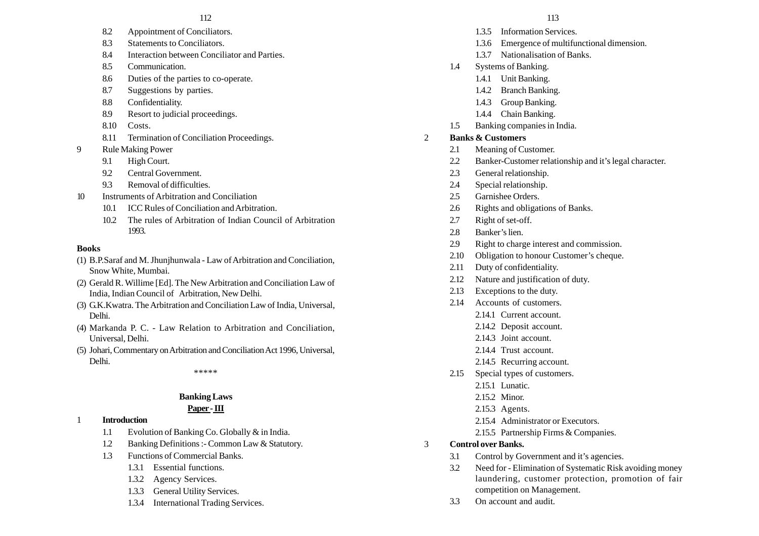- 8.2 Appointment of Conciliators.
- 8.3 Statements to Conciliators.
- 8.4 Interaction between Conciliator and Parties.
- 8.5 Communication.
- 8.6 Duties of the parties to co-operate.
- 8.7 Suggestions by parties.
- 8.8 Confidentiality.
- 8.9 Resort to judicial proceedings.
- 8.10 Costs.
- 8.11 Termination of Conciliation Proceedings.

9 Rule Making Power
- 9.1 High Court.
- 9.2 Central Government.
- 9.3 Removal of difficulties.

10 Instruments of Arbitration and Conciliation
- 10.1 ICC Rules of Conciliation and Arbitration.
- 10.2 The rules of Arbitration of Indian Council of Arbitration 1993.

**Books**

(1) B.P.Saraf and M. Jhunjhunwala - Law of Arbitration and Conciliation, Snow White, Mumbai.

(2) Gerald R. Willime [Ed]. The New Arbitration and Conciliation Law of India, Indian Council of Arbitration, New Delhi.

(3) G.K.Kwatra. The Arbitration and Conciliation Law of India, Universal, Delhi.

(4) Markanda P. C. - Law Relation to Arbitration and Conciliation, Universal, Delhi.

(5) Johari, Commentary on Arbitration and Conciliation Act 1996, Universal, Delhi.

*****

## Banking Laws

**Paper - III**

1 **Introduction**
- 1.1 Evolution of Banking Co. Globally & in India.
- 1.2 Banking Definitions :- Common Law & Statutory.
- 1.3 Functions of Commercial Banks.
  - 1.3.1 Essential functions.
  - 1.3.2 Agency Services.
  - 1.3.3 General Utility Services.
  - 1.3.4 International Trading Services.
  - 1.3.5 Information Services.
  - 1.3.6 Emergence of multifunctional dimension.
  - 1.3.7 Nationalisation of Banks.
- 1.4 Systems of Banking.
  - 1.4.1 Unit Banking.
  - 1.4.2 Branch Banking.
  - 1.4.3 Group Banking.
  - 1.4.4 Chain Banking.
- 1.5 Banking companies in India.

2 **Banks & Customers**
- 2.1 Meaning of Customer.
- 2.2 Banker-Customer relationship and it's legal character.
- 2.3 General relationship.
- 2.4 Special relationship.
- 2.5 Garnishee Orders.
- 2.6 Rights and obligations of Banks.
- 2.7 Right of set-off.
- 2.8 Banker's lien.
- 2.9 Right to charge interest and commission.
- 2.10 Obligation to honour Customer's cheque.
- 2.11 Duty of confidentiality.
- 2.12 Nature and justification of duty.
- 2.13 Exceptions to the duty.
- 2.14 Accounts of customers.
  - 2.14.1 Current account.
  - 2.14.2 Deposit account.
  - 2.14.3 Joint account.
  - 2.14.4 Trust account.
  - 2.14.5 Recurring account.
- 2.15 Special types of customers.
  - 2.15.1 Lunatic.
  - 2.15.2 Minor.
  - 2.15.3 Agents.
  - 2.15.4 Administrator or Executors.
  - 2.15.5 Partnership Firms & Companies.

3 **Control over Banks.**
- 3.1 Control by Government and it's agencies.
- 3.2 Need for - Elimination of Systematic Risk avoiding money laundering, customer protection, promotion of fair competition on Management.
- 3.3 On account and audit.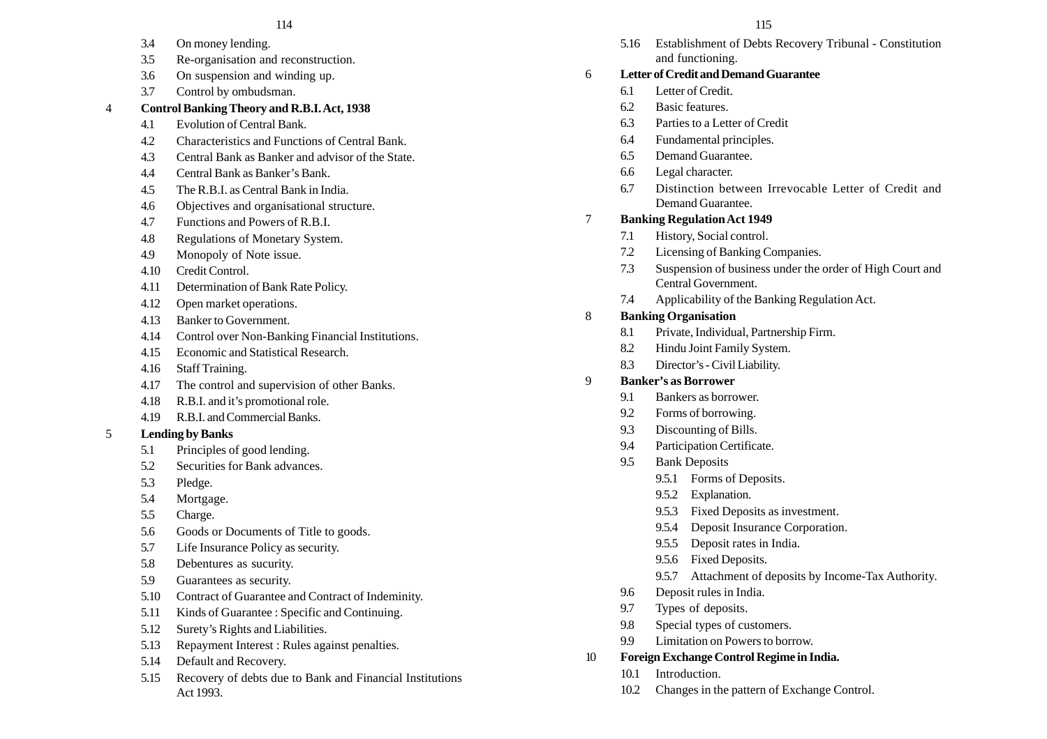3.4 On money lending.
3.5 Re-organisation and reconstruction.
3.6 On suspension and winding up.
3.7 Control by ombudsman.

**4 Control Banking Theory and R.B.I. Act, 1938**

4.1 Evolution of Central Bank.
4.2 Characteristics and Functions of Central Bank.
4.3 Central Bank as Banker and advisor of the State.
4.4 Central Bank as Banker's Bank.
4.5 The R.B.I. as Central Bank in India.
4.6 Objectives and organisational structure.
4.7 Functions and Powers of R.B.I.
4.8 Regulations of Monetary System.
4.9 Monopoly of Note issue.
4.10 Credit Control.
4.11 Determination of Bank Rate Policy.
4.12 Open market operations.
4.13 Banker to Government.
4.14 Control over Non-Banking Financial Institutions.
4.15 Economic and Statistical Research.
4.16 Staff Training.
4.17 The control and supervision of other Banks.
4.18 R.B.I. and it's promotional role.
4.19 R.B.I. and Commercial Banks.

**5 Lending by Banks**

5.1 Principles of good lending.
5.2 Securities for Bank advances.
5.3 Pledge.
5.4 Mortgage.
5.5 Charge.
5.6 Goods or Documents of Title to goods.
5.7 Life Insurance Policy as security.
5.8 Debentures as sucurity.
5.9 Guarantees as security.
5.10 Contract of Guarantee and Contract of Indeminity.
5.11 Kinds of Guarantee : Specific and Continuing.
5.12 Surety's Rights and Liabilities.
5.13 Repayment Interest : Rules against penalties.
5.14 Default and Recovery.
5.15 Recovery of debts due to Bank and Financial Institutions Act 1993.
5.16 Establishment of Debts Recovery Tribunal - Constitution and functioning.

**6 Letter of Credit and Demand Guarantee**

6.1 Letter of Credit.
6.2 Basic features.
6.3 Parties to a Letter of Credit
6.4 Fundamental principles.
6.5 Demand Guarantee.
6.6 Legal character.
6.7 Distinction between Irrevocable Letter of Credit and Demand Guarantee.

**7 Banking Regulation Act 1949**

7.1 History, Social control.
7.2 Licensing of Banking Companies.
7.3 Suspension of business under the order of High Court and Central Government.
7.4 Applicability of the Banking Regulation Act.

**8 Banking Organisation**

8.1 Private, Individual, Partnership Firm.
8.2 Hindu Joint Family System.
8.3 Director's - Civil Liability.

**9 Banker's as Borrower**

9.1 Bankers as borrower.
9.2 Forms of borrowing.
9.3 Discounting of Bills.
9.4 Participation Certificate.
9.5 Bank Deposits
- 9.5.1 Forms of Deposits.
- 9.5.2 Explanation.
- 9.5.3 Fixed Deposits as investment.
- 9.5.4 Deposit Insurance Corporation.
- 9.5.5 Deposit rates in India.
- 9.5.6 Fixed Deposits.
- 9.5.7 Attachment of deposits by Income-Tax Authority.

9.6 Deposit rules in India.
9.7 Types of deposits.
9.8 Special types of customers.
9.9 Limitation on Powers to borrow.

**10 Foreign Exchange Control Regime in India.**

10.1 Introduction.
10.2 Changes in the pattern of Exchange Control.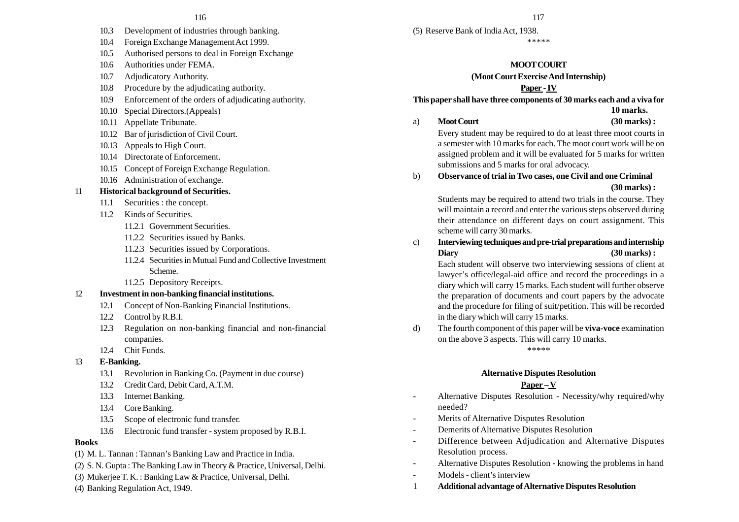10.3 Development of industries through banking.

10.4 Foreign Exchange Management Act 1999.

10.5 Authorised persons to deal in Foreign Exchange

10.6 Authorities under FEMA.

10.7 Adjudicatory Authority.

10.8 Procedure by the adjudicating authority.

10.9 Enforcement of the orders of adjudicating authority.

10.10 Special Directors.(Appeals)

10.11 Appellate Tribunate.

10.12 Bar of jurisdiction of Civil Court.

10.13 Appeals to High Court.

10.14 Directorate of Enforcement.

10.15 Concept of Foreign Exchange Regulation.

10.16 Administration of exchange.

11 **Historical background of Securities.**

11.1 Securities : the concept.

11.2 Kinds of Securities.

11.2.1 Government Securities.

11.2.2 Securities issued by Banks.

11.2.3 Securities issued by Corporations.

11.2.4 Securities in Mutual Fund and Collective Investment Scheme.

11.2.5 Depository Receipts.

12 **Investment in non-banking financial institutions.**

12.1 Concept of Non-Banking Financial Institutions.

12.2 Control by R.B.I.

12.3 Regulation on non-banking financial and non-financial companies.

12.4 Chit Funds.

13 **E-Banking.**

13.1 Revolution in Banking Co. (Payment in due course)

13.2 Credit Card, Debit Card, A.T.M.

13.3 Internet Banking.

13.4 Core Banking.

13.5 Scope of electronic fund transfer.

13.6 Electronic fund transfer - system proposed by R.B.I.

**Books**

(1) M. L. Tannan : Tannan's Banking Law and Practice in India.

(2) S. N. Gupta : The Banking Law in Theory & Practice, Universal, Delhi.

(3) Mukerjee T. K. : Banking Law & Practice, Universal, Delhi.

(4) Banking Regulation Act, 1949.

(5) Reserve Bank of India Act, 1938.

\*\*\*\*\*

## MOOT COURT

### (Moot Court Exercise And Internship)

### Paper - IV

**This paper shall have three components of 30 marks each and a viva for 10 marks.**

a) **Moot Court (30 marks) :**

Every student may be required to do at least three moot courts in a semester with 10 marks for each. The moot court work will be on assigned problem and it will be evaluated for 5 marks for written submissions and 5 marks for oral advocacy.

b) **Observance of trial in Two cases, one Civil and one Criminal (30 marks) :**

Students may be required to attend two trials in the course. They will maintain a record and enter the various steps observed during their attendance on different days on court assignment. This scheme will carry 30 marks.

c) **Interviewing techniques and pre-trial preparations and internship Diary (30 marks) :**

Each student will observe two interviewing sessions of client at lawyer's office/legal-aid office and record the proceedings in a diary which will carry 15 marks. Each student will further observe the preparation of documents and court papers by the advocate and the procedure for filing of suit/petition. This will be recorded in the diary which will carry 15 marks.

d) The fourth component of this paper will be **viva-voce** examination on the above 3 aspects. This will carry 10 marks.

\*\*\*\*\*

## Alternative Disputes Resolution

### Paper – V

- Alternative Disputes Resolution - Necessity/why required/why needed?
- Merits of Alternative Disputes Resolution
- Demerits of Alternative Disputes Resolution
- Difference between Adjudication and Alternative Disputes Resolution process.
- Alternative Disputes Resolution - knowing the problems in hand
- Models - client's interview

1 **Additional advantage of Alternative Disputes Resolution**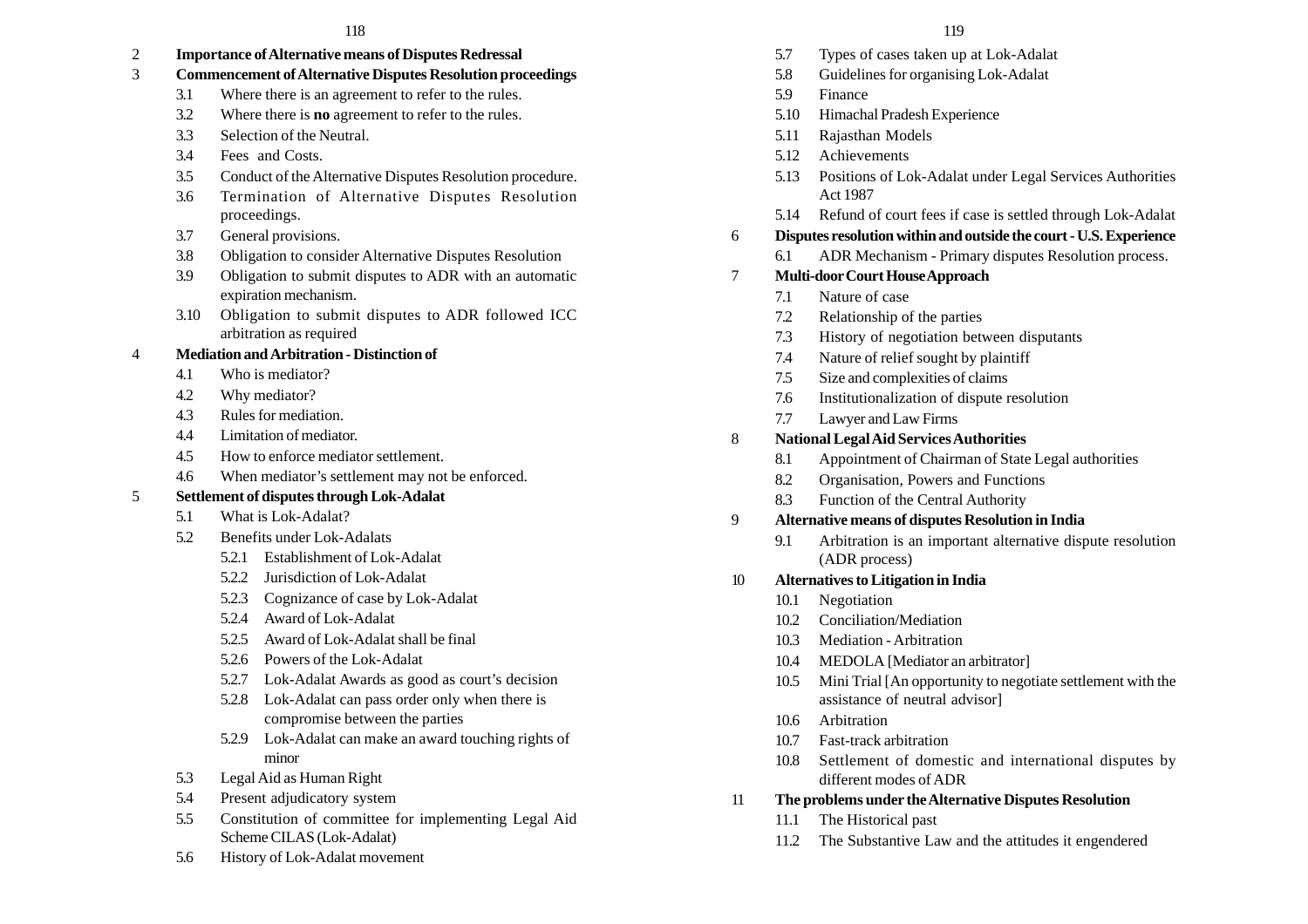2 **Importance of Alternative means of Disputes Redressal**

3 **Commencement of Alternative Disputes Resolution proceedings**

- 3.1 Where there is an agreement to refer to the rules.
- 3.2 Where there is **no** agreement to refer to the rules.
- 3.3 Selection of the Neutral.
- 3.4 Fees and Costs.
- 3.5 Conduct of the Alternative Disputes Resolution procedure.
- 3.6 Termination of Alternative Disputes Resolution proceedings.
- 3.7 General provisions.
- 3.8 Obligation to consider Alternative Disputes Resolution
- 3.9 Obligation to submit disputes to ADR with an automatic expiration mechanism.
- 3.10 Obligation to submit disputes to ADR followed ICC arbitration as required

4 **Mediation and Arbitration - Distinction of**

- 4.1 Who is mediator?
- 4.2 Why mediator?
- 4.3 Rules for mediation.
- 4.4 Limitation of mediator.
- 4.5 How to enforce mediator settlement.
- 4.6 When mediator's settlement may not be enforced.

5 **Settlement of disputes through Lok-Adalat**

- 5.1 What is Lok-Adalat?
- 5.2 Benefits under Lok-Adalats
  - 5.2.1 Establishment of Lok-Adalat
  - 5.2.2 Jurisdiction of Lok-Adalat
  - 5.2.3 Cognizance of case by Lok-Adalat
  - 5.2.4 Award of Lok-Adalat
  - 5.2.5 Award of Lok-Adalat shall be final
  - 5.2.6 Powers of the Lok-Adalat
  - 5.2.7 Lok-Adalat Awards as good as court's decision
  - 5.2.8 Lok-Adalat can pass order only when there is compromise between the parties
  - 5.2.9 Lok-Adalat can make an award touching rights of minor
- 5.3 Legal Aid as Human Right
- 5.4 Present adjudicatory system
- 5.5 Constitution of committee for implementing Legal Aid Scheme CILAS (Lok-Adalat)
- 5.6 History of Lok-Adalat movement
- 5.7 Types of cases taken up at Lok-Adalat
- 5.8 Guidelines for organising Lok-Adalat
- 5.9 Finance
- 5.10 Himachal Pradesh Experience
- 5.11 Rajasthan Models
- 5.12 Achievements
- 5.13 Positions of Lok-Adalat under Legal Services Authorities Act 1987
- 5.14 Refund of court fees if case is settled through Lok-Adalat

6 **Disputes resolution within and outside the court - U.S. Experience**

- 6.1 ADR Mechanism - Primary disputes Resolution process.

7 **Multi-door Court House Approach**

- 7.1 Nature of case
- 7.2 Relationship of the parties
- 7.3 History of negotiation between disputants
- 7.4 Nature of relief sought by plaintiff
- 7.5 Size and complexities of claims
- 7.6 Institutionalization of dispute resolution
- 7.7 Lawyer and Law Firms

8 **National Legal Aid Services Authorities**

- 8.1 Appointment of Chairman of State Legal authorities
- 8.2 Organisation, Powers and Functions
- 8.3 Function of the Central Authority

9 **Alternative means of disputes Resolution in India**

- 9.1 Arbitration is an important alternative dispute resolution (ADR process)

10 **Alternatives to Litigation in India**

- 10.1 Negotiation
- 10.2 Conciliation/Mediation
- 10.3 Mediation - Arbitration
- 10.4 MEDOLA [Mediator an arbitrator]
- 10.5 Mini Trial [An opportunity to negotiate settlement with the assistance of neutral advisor]
- 10.6 Arbitration
- 10.7 Fast-track arbitration
- 10.8 Settlement of domestic and international disputes by different modes of ADR

11 **The problems under the Alternative Disputes Resolution**

- 11.1 The Historical past
- 11.2 The Substantive Law and the attitudes it engendered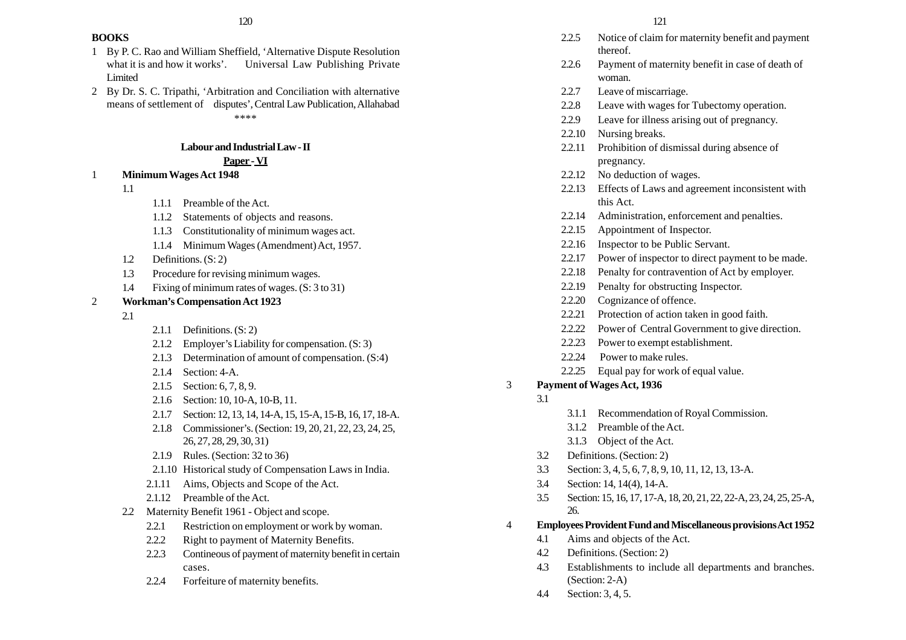**BOOKS**

1. By P. C. Rao and William Sheffield, 'Alternative Dispute Resolution what it is and how it works'. Universal Law Publishing Private Limited
2. By Dr. S. C. Tripathi, 'Arbitration and Conciliation with alternative means of settlement of disputes', Central Law Publication, Allahabad

****

## Labour and Industrial Law - II

**Paper - VI**

1 **Minimum Wages Act 1948**

- 1.1
  - 1.1.1 Preamble of the Act.
  - 1.1.2 Statements of objects and reasons.
  - 1.1.3 Constitutionality of minimum wages act.
  - 1.1.4 Minimum Wages (Amendment) Act, 1957.
- 1.2 Definitions. (S: 2)
- 1.3 Procedure for revising minimum wages.
- 1.4 Fixing of minimum rates of wages. (S: 3 to 31)

2 **Workman's Compensation Act 1923**

- 2.1
  - 2.1.1 Definitions. (S: 2)
  - 2.1.2 Employer's Liability for compensation. (S: 3)
  - 2.1.3 Determination of amount of compensation. (S:4)
  - 2.1.4 Section: 4-A.
  - 2.1.5 Section: 6, 7, 8, 9.
  - 2.1.6 Section: 10, 10-A, 10-B, 11.
  - 2.1.7 Section: 12, 13, 14, 14-A, 15, 15-A, 15-B, 16, 17, 18-A.
  - 2.1.8 Commissioner's. (Section: 19, 20, 21, 22, 23, 24, 25, 26, 27, 28, 29, 30, 31)
  - 2.1.9 Rules. (Section: 32 to 36)
  - 2.1.10 Historical study of Compensation Laws in India.
  - 2.1.11 Aims, Objects and Scope of the Act.
  - 2.1.12 Preamble of the Act.
- 2.2 Maternity Benefit 1961 - Object and scope.
  - 2.2.1 Restriction on employment or work by woman.
  - 2.2.2 Right to payment of Maternity Benefits.
  - 2.2.3 Contineous of payment of maternity benefit in certain cases.
  - 2.2.4 Forfeiture of maternity benefits.
  - 2.2.5 Notice of claim for maternity benefit and payment thereof.
  - 2.2.6 Payment of maternity benefit in case of death of woman.
  - 2.2.7 Leave of miscarriage.
  - 2.2.8 Leave with wages for Tubectomy operation.
  - 2.2.9 Leave for illness arising out of pregnancy.
  - 2.2.10 Nursing breaks.
  - 2.2.11 Prohibition of dismissal during absence of pregnancy.
  - 2.2.12 No deduction of wages.
  - 2.2.13 Effects of Laws and agreement inconsistent with this Act.
  - 2.2.14 Administration, enforcement and penalties.
  - 2.2.15 Appointment of Inspector.
  - 2.2.16 Inspector to be Public Servant.
  - 2.2.17 Power of inspector to direct payment to be made.
  - 2.2.18 Penalty for contravention of Act by employer.
  - 2.2.19 Penalty for obstructing Inspector.
  - 2.2.20 Cognizance of offence.
  - 2.2.21 Protection of action taken in good faith.
  - 2.2.22 Power of Central Government to give direction.
  - 2.2.23 Power to exempt establishment.
  - 2.2.24 Power to make rules.
  - 2.2.25 Equal pay for work of equal value.

3 **Payment of Wages Act, 1936**

- 3.1
  - 3.1.1 Recommendation of Royal Commission.
  - 3.1.2 Preamble of the Act.
  - 3.1.3 Object of the Act.
- 3.2 Definitions. (Section: 2)
- 3.3 Section: 3, 4, 5, 6, 7, 8, 9, 10, 11, 12, 13, 13-A.
- 3.4 Section: 14, 14(4), 14-A.
- 3.5 Section: 15, 16, 17, 17-A, 18, 20, 21, 22, 22-A, 23, 24, 25, 25-A, 26.

4 **Employees Provident Fund and Miscellaneous provisions Act 1952**

- 4.1 Aims and objects of the Act.
- 4.2 Definitions. (Section: 2)
- 4.3 Establishments to include all departments and branches. (Section: 2-A)
- 4.4 Section: 3, 4, 5.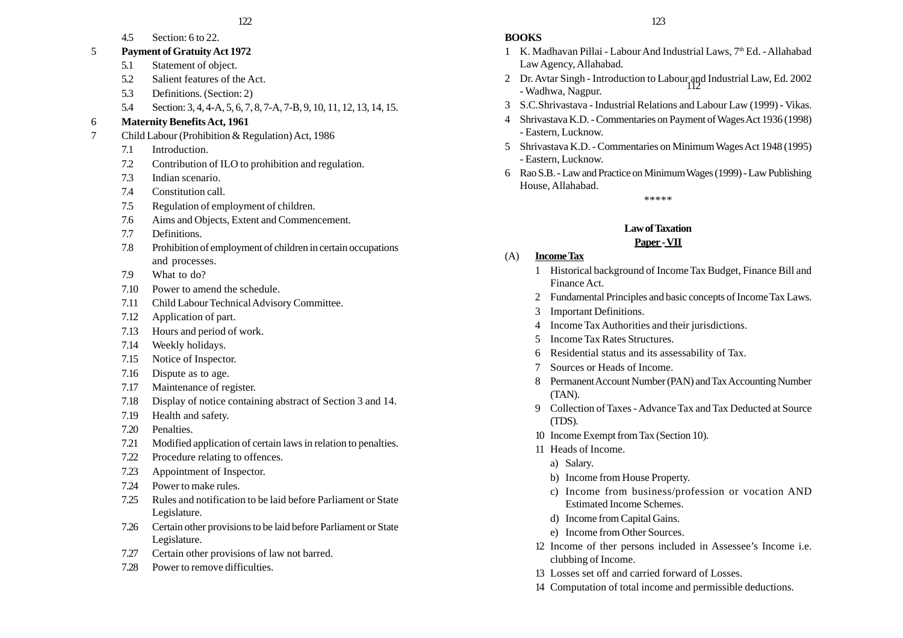4.5 Section: 6 to 22.

5 **Payment of Gratuity Act 1972**

5.1 Statement of object.

5.2 Salient features of the Act.

5.3 Definitions. (Section: 2)

5.4 Section: 3, 4, 4-A, 5, 6, 7, 8, 7-A, 7-B, 9, 10, 11, 12, 13, 14, 15.

6 **Maternity Benefits Act, 1961**

7 Child Labour (Prohibition & Regulation) Act, 1986

7.1 Introduction.

7.2 Contribution of ILO to prohibition and regulation.

7.3 Indian scenario.

7.4 Constitution call.

7.5 Regulation of employment of children.

7.6 Aims and Objects, Extent and Commencement.

7.7 Definitions.

7.8 Prohibition of employment of children in certain occupations and processes.

7.9 What to do?

7.10 Power to amend the schedule.

7.11 Child Labour Technical Advisory Committee.

7.12 Application of part.

7.13 Hours and period of work.

7.14 Weekly holidays.

7.15 Notice of Inspector.

7.16 Dispute as to age.

7.17 Maintenance of register.

7.18 Display of notice containing abstract of Section 3 and 14.

7.19 Health and safety.

7.20 Penalties.

7.21 Modified application of certain laws in relation to penalties.

7.22 Procedure relating to offences.

7.23 Appointment of Inspector.

7.24 Power to make rules.

7.25 Rules and notification to be laid before Parliament or State Legislature.

7.26 Certain other provisions to be laid before Parliament or State Legislature.

7.27 Certain other provisions of law not barred.

7.28 Power to remove difficulties.

**BOOKS**

1. K. Madhavan Pillai - Labour And Industrial Laws, 7th Ed. - Allahabad Law Agency, Allahabad.
2. Dr. Avtar Singh - Introduction to Labour and Industrial Law, Ed. 2002 - Wadhwa, Nagpur.
3. S.C.Shrivastava - Industrial Relations and Labour Law (1999) - Vikas.
4. Shrivastava K.D. - Commentaries on Payment of Wages Act 1936 (1998) - Eastern, Lucknow.
5. Shrivastava K.D. - Commentaries on Minimum Wages Act 1948 (1995) - Eastern, Lucknow.
6. Rao S.B. - Law and Practice on Minimum Wages (1999) - Law Publishing House, Allahabad.

\*\*\*\*\*

## Law of Taxation

### Paper - VII

(A) **Income Tax**

1. Historical background of Income Tax Budget, Finance Bill and Finance Act.
2. Fundamental Principles and basic concepts of Income Tax Laws.
3. Important Definitions.
4. Income Tax Authorities and their jurisdictions.
5. Income Tax Rates Structures.
6. Residential status and its assessability of Tax.
7. Sources or Heads of Income.
8. Permanent Account Number (PAN) and Tax Accounting Number (TAN).
9. Collection of Taxes - Advance Tax and Tax Deducted at Source (TDS).
10. Income Exempt from Tax (Section 10).
11. Heads of Income.
    a) Salary.
    b) Income from House Property.
    c) Income from business/profession or vocation AND Estimated Income Schemes.
    d) Income from Capital Gains.
    e) Income from Other Sources.
12. Income of ther persons included in Assessee's Income i.e. clubbing of Income.
13. Losses set off and carried forward of Losses.
14. Computation of total income and permissible deductions.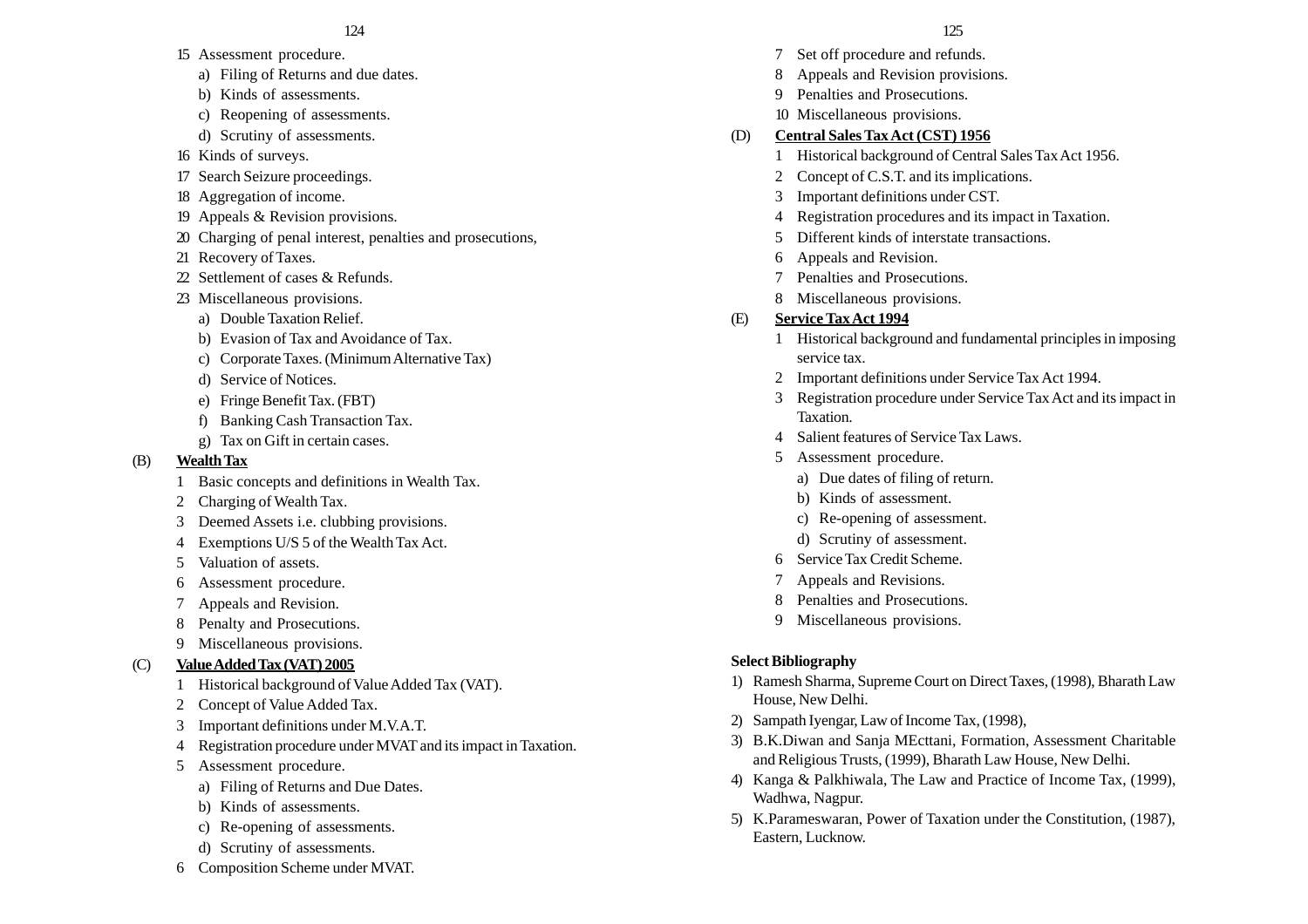15 Assessment procedure.
   a) Filing of Returns and due dates.
   b) Kinds of assessments.
   c) Reopening of assessments.
   d) Scrutiny of assessments.

16 Kinds of surveys.

17 Search Seizure proceedings.

18 Aggregation of income.

19 Appeals & Revision provisions.

20 Charging of penal interest, penalties and prosecutions,

21 Recovery of Taxes.

22 Settlement of cases & Refunds.

23 Miscellaneous provisions.
   a) Double Taxation Relief.
   b) Evasion of Tax and Avoidance of Tax.
   c) Corporate Taxes. (Minimum Alternative Tax)
   d) Service of Notices.
   e) Fringe Benefit Tax. (FBT)
   f) Banking Cash Transaction Tax.
   g) Tax on Gift in certain cases.

(B) **Wealth Tax**

1 Basic concepts and definitions in Wealth Tax.
2 Charging of Wealth Tax.
3 Deemed Assets i.e. clubbing provisions.
4 Exemptions U/S 5 of the Wealth Tax Act.
5 Valuation of assets.
6 Assessment procedure.
7 Appeals and Revision.
8 Penalty and Prosecutions.
9 Miscellaneous provisions.

(C) **Value Added Tax (VAT) 2005**

1 Historical background of Value Added Tax (VAT).
2 Concept of Value Added Tax.
3 Important definitions under M.V.A.T.
4 Registration procedure under MVAT and its impact in Taxation.
5 Assessment procedure.
   a) Filing of Returns and Due Dates.
   b) Kinds of assessments.
   c) Re-opening of assessments.
   d) Scrutiny of assessments.
6 Composition Scheme under MVAT.
7 Set off procedure and refunds.
8 Appeals and Revision provisions.
9 Penalties and Prosecutions.
10 Miscellaneous provisions.

(D) **Central Sales Tax Act (CST) 1956**

1 Historical background of Central Sales Tax Act 1956.
2 Concept of C.S.T. and its implications.
3 Important definitions under CST.
4 Registration procedures and its impact in Taxation.
5 Different kinds of interstate transactions.
6 Appeals and Revision.
7 Penalties and Prosecutions.
8 Miscellaneous provisions.

(E) **Service Tax Act 1994**

1 Historical background and fundamental principles in imposing service tax.
2 Important definitions under Service Tax Act 1994.
3 Registration procedure under Service Tax Act and its impact in Taxation.
4 Salient features of Service Tax Laws.
5 Assessment procedure.
   a) Due dates of filing of return.
   b) Kinds of assessment.
   c) Re-opening of assessment.
   d) Scrutiny of assessment.
6 Service Tax Credit Scheme.
7 Appeals and Revisions.
8 Penalties and Prosecutions.
9 Miscellaneous provisions.

**Select Bibliography**

1) Ramesh Sharma, Supreme Court on Direct Taxes, (1998), Bharath Law House, New Delhi.
2) Sampath Iyengar, Law of Income Tax, (1998),
3) B.K.Diwan and Sanja MEcttani, Formation, Assessment Charitable and Religious Trusts, (1999), Bharath Law House, New Delhi.
4) Kanga & Palkhiwala, The Law and Practice of Income Tax, (1999), Wadhwa, Nagpur.
5) K.Parameswaran, Power of Taxation under the Constitution, (1987), Eastern, Lucknow.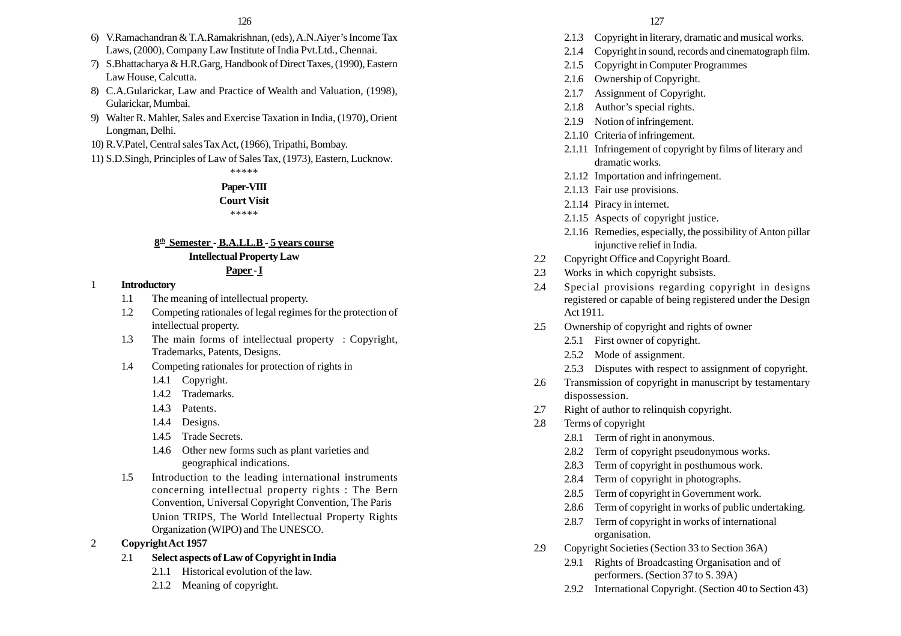6) V.Ramachandran & T.A.Ramakrishnan, (eds), A.N.Aiyer's Income Tax Laws, (2000), Company Law Institute of India Pvt.Ltd., Chennai.
7) S.Bhattacharya & H.R.Garg, Handbook of Direct Taxes, (1990), Eastern Law House, Calcutta.
8) C.A.Gularickar, Law and Practice of Wealth and Valuation, (1998), Gularickar, Mumbai.
9) Walter R. Mahler, Sales and Exercise Taxation in India, (1970), Orient Longman, Delhi.
10) R.V.Patel, Central sales Tax Act, (1966), Tripathi, Bombay.
11) S.D.Singh, Principles of Law of Sales Tax, (1973), Eastern, Lucknow.

*****

**Paper-VIII**

**Court Visit**

*****

## 8th Semester - B.A.LL.B - 5 years course

### Intellectual Property Law

### Paper - I

1 **Introductory**

- 1.1 The meaning of intellectual property.
- 1.2 Competing rationales of legal regimes for the protection of intellectual property.
- 1.3 The main forms of intellectual property : Copyright, Trademarks, Patents, Designs.
- 1.4 Competing rationales for protection of rights in
  - 1.4.1 Copyright.
  - 1.4.2 Trademarks.
  - 1.4.3 Patents.
  - 1.4.4 Designs.
  - 1.4.5 Trade Secrets.
  - 1.4.6 Other new forms such as plant varieties and geographical indications.
- 1.5 Introduction to the leading international instruments concerning intellectual property rights : The Bern Convention, Universal Copyright Convention, The Paris Union TRIPS, The World Intellectual Property Rights Organization (WIPO) and The UNESCO.

2 **Copyright Act 1957**

- 2.1 **Select aspects of Law of Copyright in India**
  - 2.1.1 Historical evolution of the law.
  - 2.1.2 Meaning of copyright.
  - 2.1.3 Copyright in literary, dramatic and musical works.
  - 2.1.4 Copyright in sound, records and cinematograph film.
  - 2.1.5 Copyright in Computer Programmes
  - 2.1.6 Ownership of Copyright.
  - 2.1.7 Assignment of Copyright.
  - 2.1.8 Author's special rights.
  - 2.1.9 Notion of infringement.
  - 2.1.10 Criteria of infringement.
  - 2.1.11 Infringement of copyright by films of literary and dramatic works.
  - 2.1.12 Importation and infringement.
  - 2.1.13 Fair use provisions.
  - 2.1.14 Piracy in internet.
  - 2.1.15 Aspects of copyright justice.
  - 2.1.16 Remedies, especially, the possibility of Anton pillar injunctive relief in India.
- 2.2 Copyright Office and Copyright Board.
- 2.3 Works in which copyright subsists.
- 2.4 Special provisions regarding copyright in designs registered or capable of being registered under the Design Act 1911.
- 2.5 Ownership of copyright and rights of owner
  - 2.5.1 First owner of copyright.
  - 2.5.2 Mode of assignment.
  - 2.5.3 Disputes with respect to assignment of copyright.
- 2.6 Transmission of copyright in manuscript by testamentary dispossession.
- 2.7 Right of author to relinquish copyright.
- 2.8 Terms of copyright
  - 2.8.1 Term of right in anonymous.
  - 2.8.2 Term of copyright pseudonymous works.
  - 2.8.3 Term of copyright in posthumous work.
  - 2.8.4 Term of copyright in photographs.
  - 2.8.5 Term of copyright in Government work.
  - 2.8.6 Term of copyright in works of public undertaking.
  - 2.8.7 Term of copyright in works of international organisation.
- 2.9 Copyright Societies (Section 33 to Section 36A)
  - 2.9.1 Rights of Broadcasting Organisation and of performers. (Section 37 to S. 39A)
  - 2.9.2 International Copyright. (Section 40 to Section 43)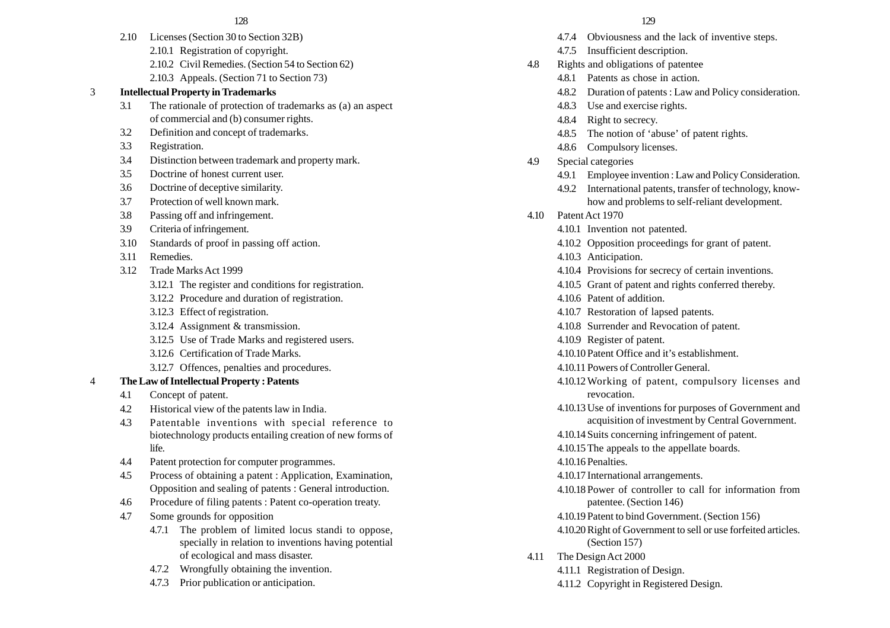- 2.10 Licenses (Section 30 to Section 32B)
  - 2.10.1 Registration of copyright.
  - 2.10.2 Civil Remedies. (Section 54 to Section 62)
  - 2.10.3 Appeals. (Section 71 to Section 73)

3 **Intellectual Property in Trademarks**

- 3.1 The rationale of protection of trademarks as (a) an aspect of commercial and (b) consumer rights.
- 3.2 Definition and concept of trademarks.
- 3.3 Registration.
- 3.4 Distinction between trademark and property mark.
- 3.5 Doctrine of honest current user.
- 3.6 Doctrine of deceptive similarity.
- 3.7 Protection of well known mark.
- 3.8 Passing off and infringement.
- 3.9 Criteria of infringement.
- 3.10 Standards of proof in passing off action.
- 3.11 Remedies.
- 3.12 Trade Marks Act 1999
  - 3.12.1 The register and conditions for registration.
  - 3.12.2 Procedure and duration of registration.
  - 3.12.3 Effect of registration.
  - 3.12.4 Assignment & transmission.
  - 3.12.5 Use of Trade Marks and registered users.
  - 3.12.6 Certification of Trade Marks.
  - 3.12.7 Offences, penalties and procedures.

4 **The Law of Intellectual Property : Patents**

- 4.1 Concept of patent.
- 4.2 Historical view of the patents law in India.
- 4.3 Patentable inventions with special reference to biotechnology products entailing creation of new forms of life.
- 4.4 Patent protection for computer programmes.
- 4.5 Process of obtaining a patent : Application, Examination, Opposition and sealing of patents : General introduction.
- 4.6 Procedure of filing patents : Patent co-operation treaty.
- 4.7 Some grounds for opposition
  - 4.7.1 The problem of limited locus standi to oppose, specially in relation to inventions having potential of ecological and mass disaster.
  - 4.7.2 Wrongfully obtaining the invention.
  - 4.7.3 Prior publication or anticipation.
  - 4.7.4 Obviousness and the lack of inventive steps.
  - 4.7.5 Insufficient description.
- 4.8 Rights and obligations of patentee
  - 4.8.1 Patents as chose in action.
  - 4.8.2 Duration of patents : Law and Policy consideration.
  - 4.8.3 Use and exercise rights.
  - 4.8.4 Right to secrecy.
  - 4.8.5 The notion of 'abuse' of patent rights.
  - 4.8.6 Compulsory licenses.
- 4.9 Special categories
  - 4.9.1 Employee invention : Law and Policy Consideration.
  - 4.9.2 International patents, transfer of technology, know-how and problems to self-reliant development.
- 4.10 Patent Act 1970
  - 4.10.1 Invention not patented.
  - 4.10.2 Opposition proceedings for grant of patent.
  - 4.10.3 Anticipation.
  - 4.10.4 Provisions for secrecy of certain inventions.
  - 4.10.5 Grant of patent and rights conferred thereby.
  - 4.10.6 Patent of addition.
  - 4.10.7 Restoration of lapsed patents.
  - 4.10.8 Surrender and Revocation of patent.
  - 4.10.9 Register of patent.
  - 4.10.10 Patent Office and it's establishment.
  - 4.10.11 Powers of Controller General.
  - 4.10.12 Working of patent, compulsory licenses and revocation.
  - 4.10.13 Use of inventions for purposes of Government and acquisition of investment by Central Government.
  - 4.10.14 Suits concerning infringement of patent.
  - 4.10.15 The appeals to the appellate boards.
  - 4.10.16 Penalties.
  - 4.10.17 International arrangements.
  - 4.10.18 Power of controller to call for information from patentee. (Section 146)
  - 4.10.19 Patent to bind Government. (Section 156)
  - 4.10.20 Right of Government to sell or use forfeited articles. (Section 157)
- 4.11 The Design Act 2000
  - 4.11.1 Registration of Design.
  - 4.11.2 Copyright in Registered Design.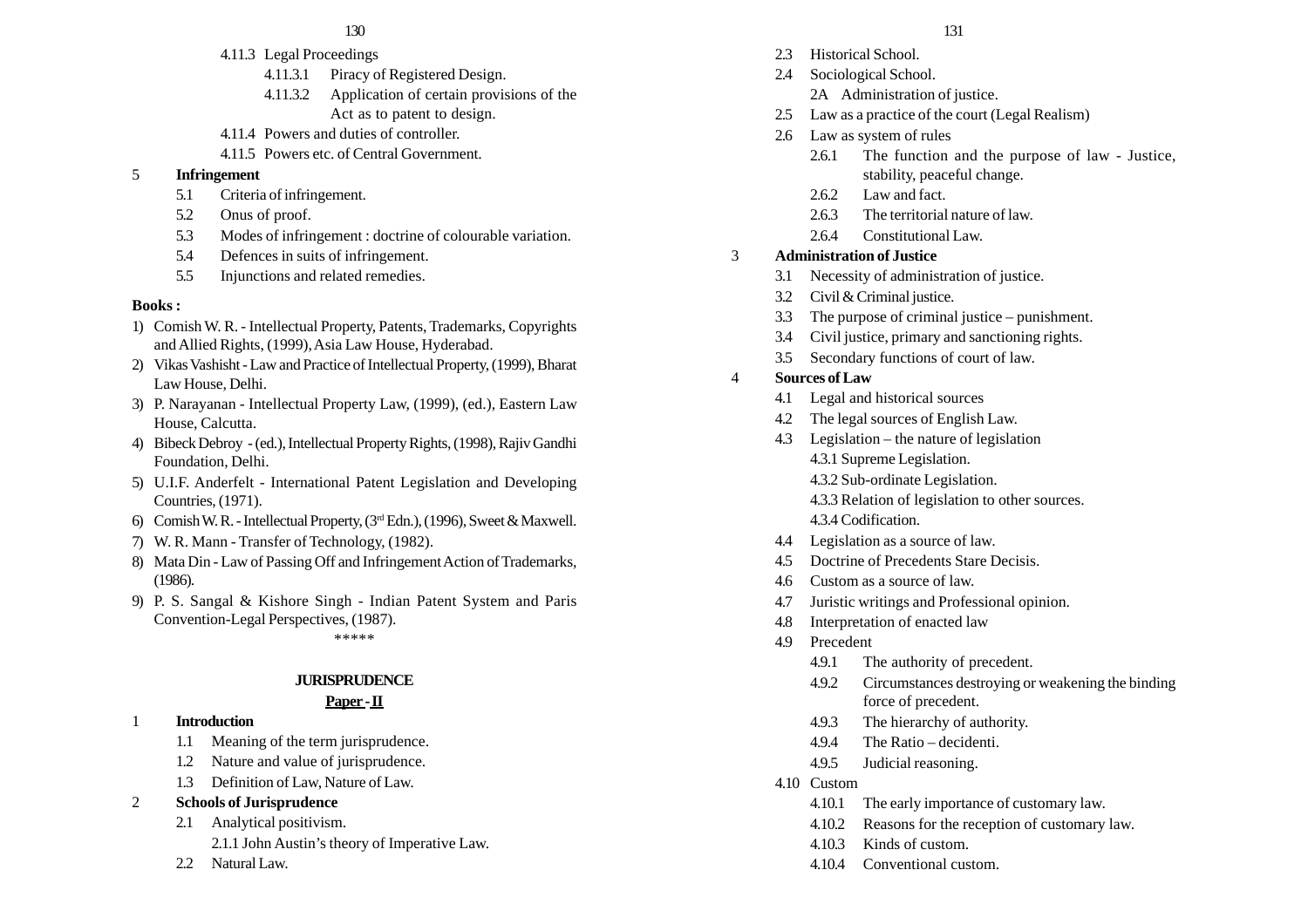- 4.11.3 Legal Proceedings
  - 4.11.3.1 Piracy of Registered Design.
  - 4.11.3.2 Application of certain provisions of the Act as to patent to design.
- 4.11.4 Powers and duties of controller.
- 4.11.5 Powers etc. of Central Government.

**5 Infringement**

- 5.1 Criteria of infringement.
- 5.2 Onus of proof.
- 5.3 Modes of infringement : doctrine of colourable variation.
- 5.4 Defences in suits of infringement.
- 5.5 Injunctions and related remedies.

**Books :**

1) Comish W. R. - Intellectual Property, Patents, Trademarks, Copyrights and Allied Rights, (1999), Asia Law House, Hyderabad.
2) Vikas Vashisht - Law and Practice of Intellectual Property, (1999), Bharat Law House, Delhi.
3) P. Narayanan - Intellectual Property Law, (1999), (ed.), Eastern Law House, Calcutta.
4) Bibeck Debroy - (ed.), Intellectual Property Rights, (1998), Rajiv Gandhi Foundation, Delhi.
5) U.I.F. Anderfelt - International Patent Legislation and Developing Countries, (1971).
6) Comish W. R. - Intellectual Property, (3rd Edn.), (1996), Sweet & Maxwell.
7) W. R. Mann - Transfer of Technology, (1982).
8) Mata Din - Law of Passing Off and Infringement Action of Trademarks, (1986).
9) P. S. Sangal & Kishore Singh - Indian Patent System and Paris Convention-Legal Perspectives, (1987).

*****

## JURISPRUDENCE

### Paper - II

**1 Introduction**

- 1.1 Meaning of the term jurisprudence.
- 1.2 Nature and value of jurisprudence.
- 1.3 Definition of Law, Nature of Law.

**2 Schools of Jurisprudence**

- 2.1 Analytical positivism.
  - 2.1.1 John Austin's theory of Imperative Law.
- 2.2 Natural Law.
- 2.3 Historical School.
- 2.4 Sociological School.
  - 2A Administration of justice.
- 2.5 Law as a practice of the court (Legal Realism)
- 2.6 Law as system of rules
  - 2.6.1 The function and the purpose of law - Justice, stability, peaceful change.
  - 2.6.2 Law and fact.
  - 2.6.3 The territorial nature of law.
  - 2.6.4 Constitutional Law.

**3 Administration of Justice**

- 3.1 Necessity of administration of justice.
- 3.2 Civil & Criminal justice.
- 3.3 The purpose of criminal justice – punishment.
- 3.4 Civil justice, primary and sanctioning rights.
- 3.5 Secondary functions of court of law.

**4 Sources of Law**

- 4.1 Legal and historical sources
- 4.2 The legal sources of English Law.
- 4.3 Legislation – the nature of legislation
  - 4.3.1 Supreme Legislation.
  - 4.3.2 Sub-ordinate Legislation.
  - 4.3.3 Relation of legislation to other sources.
  - 4.3.4 Codification.
- 4.4 Legislation as a source of law.
- 4.5 Doctrine of Precedents Stare Decisis.
- 4.6 Custom as a source of law.
- 4.7 Juristic writings and Professional opinion.
- 4.8 Interpretation of enacted law
- 4.9 Precedent
  - 4.9.1 The authority of precedent.
  - 4.9.2 Circumstances destroying or weakening the binding force of precedent.
  - 4.9.3 The hierarchy of authority.
  - 4.9.4 The Ratio – decidenti.
  - 4.9.5 Judicial reasoning.
- 4.10 Custom
  - 4.10.1 The early importance of customary law.
  - 4.10.2 Reasons for the reception of customary law.
  - 4.10.3 Kinds of custom.
  - 4.10.4 Conventional custom.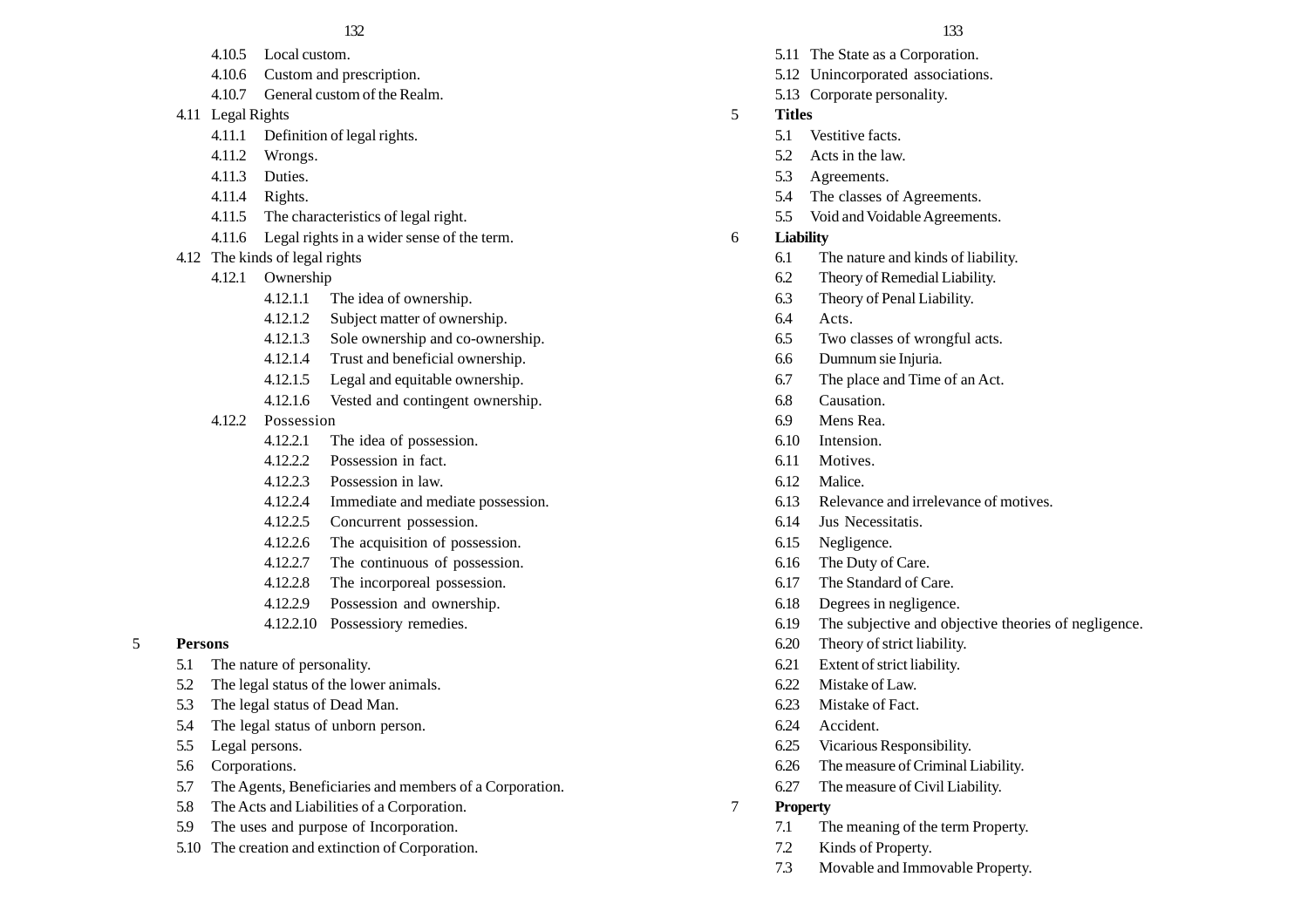- 4.10.5 Local custom.
- 4.10.6 Custom and prescription.
- 4.10.7 General custom of the Realm.

4.11 Legal Rights

- 4.11.1 Definition of legal rights.
- 4.11.2 Wrongs.
- 4.11.3 Duties.
- 4.11.4 Rights.
- 4.11.5 The characteristics of legal right.
- 4.11.6 Legal rights in a wider sense of the term.

4.12 The kinds of legal rights

- 4.12.1 Ownership
  - 4.12.1.1 The idea of ownership.
  - 4.12.1.2 Subject matter of ownership.
  - 4.12.1.3 Sole ownership and co-ownership.
  - 4.12.1.4 Trust and beneficial ownership.
  - 4.12.1.5 Legal and equitable ownership.
  - 4.12.1.6 Vested and contingent ownership.
- 4.12.2 Possession
  - 4.12.2.1 The idea of possession.
  - 4.12.2.2 Possession in fact.
  - 4.12.2.3 Possession in law.
  - 4.12.2.4 Immediate and mediate possession.
  - 4.12.2.5 Concurrent possession.
  - 4.12.2.6 The acquisition of possession.
  - 4.12.2.7 The continuous of possession.
  - 4.12.2.8 The incorporeal possession.
  - 4.12.2.9 Possession and ownership.
  - 4.12.2.10 Possessiory remedies.

5 **Persons**

- 5.1 The nature of personality.
- 5.2 The legal status of the lower animals.
- 5.3 The legal status of Dead Man.
- 5.4 The legal status of unborn person.
- 5.5 Legal persons.
- 5.6 Corporations.
- 5.7 The Agents, Beneficiaries and members of a Corporation.
- 5.8 The Acts and Liabilities of a Corporation.
- 5.9 The uses and purpose of Incorporation.
- 5.10 The creation and extinction of Corporation.
- 5.11 The State as a Corporation.
- 5.12 Unincorporated associations.
- 5.13 Corporate personality.

5 **Titles**

- 5.1 Vestitive facts.
- 5.2 Acts in the law.
- 5.3 Agreements.
- 5.4 The classes of Agreements.
- 5.5 Void and Voidable Agreements.

6 **Liability**

- 6.1 The nature and kinds of liability.
- 6.2 Theory of Remedial Liability.
- 6.3 Theory of Penal Liability.
- 6.4 Acts.
- 6.5 Two classes of wrongful acts.
- 6.6 Dumnum sie Injuria.
- 6.7 The place and Time of an Act.
- 6.8 Causation.
- 6.9 Mens Rea.
- 6.10 Intension.
- 6.11 Motives.
- 6.12 Malice.
- 6.13 Relevance and irrelevance of motives.
- 6.14 Jus Necessitatis.
- 6.15 Negligence.
- 6.16 The Duty of Care.
- 6.17 The Standard of Care.
- 6.18 Degrees in negligence.
- 6.19 The subjective and objective theories of negligence.
- 6.20 Theory of strict liability.
- 6.21 Extent of strict liability.
- 6.22 Mistake of Law.
- 6.23 Mistake of Fact.
- 6.24 Accident.
- 6.25 Vicarious Responsibility.
- 6.26 The measure of Criminal Liability.
- 6.27 The measure of Civil Liability.

7 **Property**

- 7.1 The meaning of the term Property.
- 7.2 Kinds of Property.
- 7.3 Movable and Immovable Property.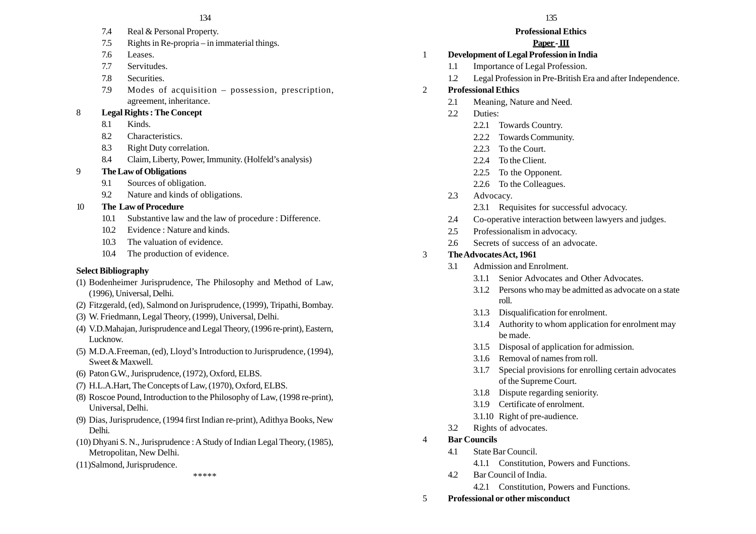7.4 Real & Personal Property.

7.5 Rights in Re-propria – in immaterial things.

7.6 Leases.

7.7 Servitudes.

7.8 Securities.

7.9 Modes of acquisition – possession, prescription, agreement, inheritance.

**8 Legal Rights : The Concept**

8.1 Kinds.

8.2 Characteristics.

8.3 Right Duty correlation.

8.4 Claim, Liberty, Power, Immunity. (Holfeld's analysis)

**9 The Law of Obligations**

9.1 Sources of obligation.

9.2 Nature and kinds of obligations.

**10 The Law of Procedure**

10.1 Substantive law and the law of procedure : Difference.

10.2 Evidence : Nature and kinds.

10.3 The valuation of evidence.

10.4 The production of evidence.

**Select Bibliography**

(1) Bodenheimer Jurisprudence, The Philosophy and Method of Law, (1996), Universal, Delhi.

(2) Fitzgerald, (ed), Salmond on Jurisprudence, (1999), Tripathi, Bombay.

(3) W. Friedmann, Legal Theory, (1999), Universal, Delhi.

(4) V.D.Mahajan, Jurisprudence and Legal Theory, (1996 re-print), Eastern, Lucknow.

(5) M.D.A.Freeman, (ed), Lloyd's Introduction to Jurisprudence, (1994), Sweet & Maxwell.

(6) Paton G.W., Jurisprudence, (1972), Oxford, ELBS.

(7) H.L.A.Hart, The Concepts of Law, (1970), Oxford, ELBS.

(8) Roscoe Pound, Introduction to the Philosophy of Law, (1998 re-print), Universal, Delhi.

(9) Dias, Jurisprudence, (1994 first Indian re-print), Adithya Books, New Delhi.

(10) Dhyani S. N., Jurisprudence : A Study of Indian Legal Theory, (1985), Metropolitan, New Delhi.

(11) Salmond, Jurisprudence.

*****

## Professional Ethics

**Paper - III**

**1 Development of Legal Profession in India**

1.1 Importance of Legal Profession.

1.2 Legal Profession in Pre-British Era and after Independence.

**2 Professional Ethics**

2.1 Meaning, Nature and Need.

2.2 Duties:

2.2.1 Towards Country.

2.2.2 Towards Community.

2.2.3 To the Court.

2.2.4 To the Client.

2.2.5 To the Opponent.

2.2.6 To the Colleagues.

2.3 Advocacy.

2.3.1 Requisites for successful advocacy.

2.4 Co-operative interaction between lawyers and judges.

2.5 Professionalism in advocacy.

2.6 Secrets of success of an advocate.

**3 The Advocates Act, 1961**

3.1 Admission and Enrolment.

3.1.1 Senior Advocates and Other Advocates.

3.1.2 Persons who may be admitted as advocate on a state roll.

3.1.3 Disqualification for enrolment.

3.1.4 Authority to whom application for enrolment may be made.

3.1.5 Disposal of application for admission.

3.1.6 Removal of names from roll.

3.1.7 Special provisions for enrolling certain advocates of the Supreme Court.

3.1.8 Dispute regarding seniority.

3.1.9 Certificate of enrolment.

3.1.10 Right of pre-audience.

3.2 Rights of advocates.

**4 Bar Councils**

4.1 State Bar Council.

4.1.1 Constitution, Powers and Functions.

4.2 Bar Council of India.

4.2.1 Constitution, Powers and Functions.

**5 Professional or other misconduct**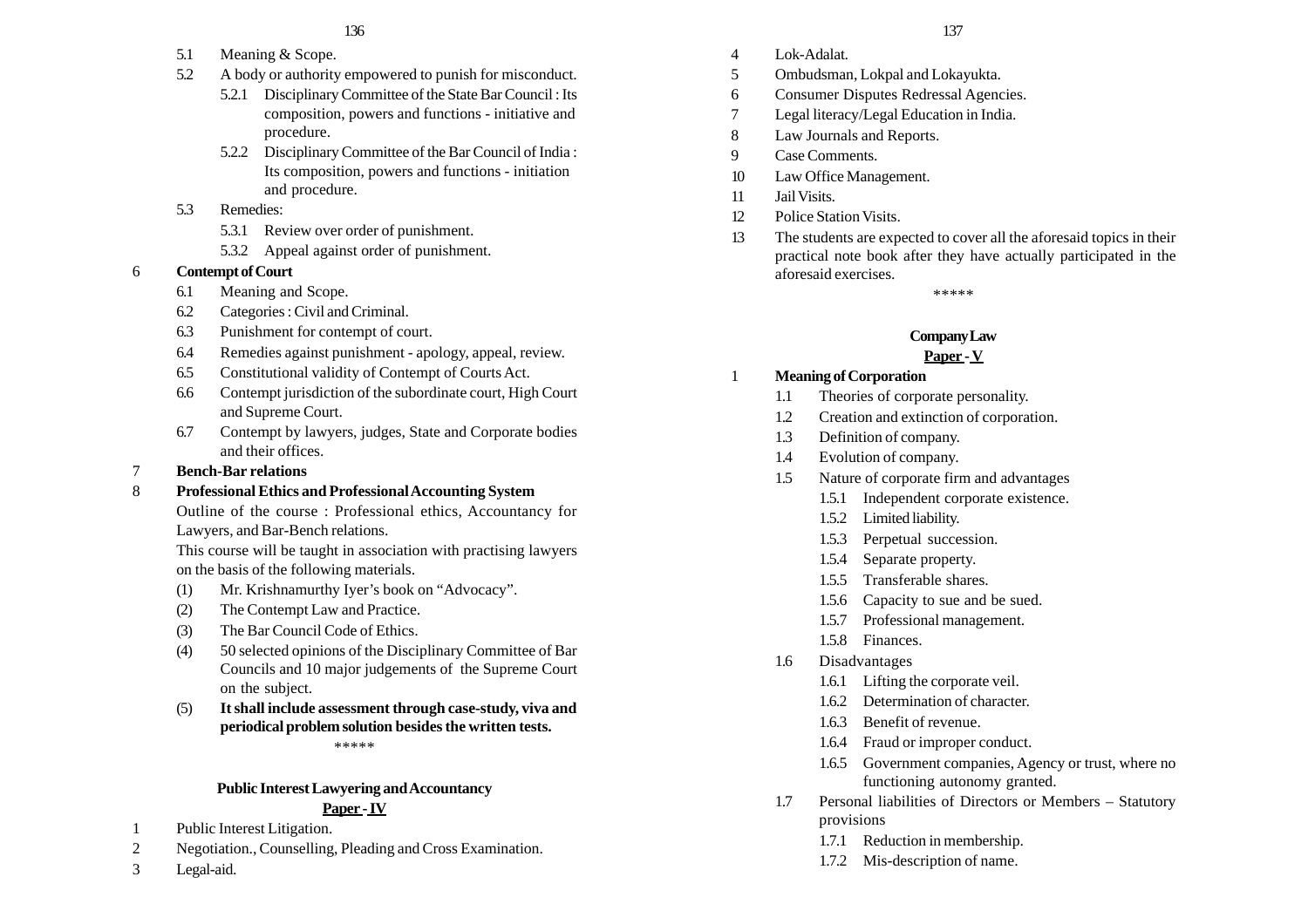5.1 Meaning & Scope.

5.2 A body or authority empowered to punish for misconduct.

5.2.1 Disciplinary Committee of the State Bar Council : Its composition, powers and functions - initiative and procedure.

5.2.2 Disciplinary Committee of the Bar Council of India : Its composition, powers and functions - initiation and procedure.

5.3 Remedies:

5.3.1 Review over order of punishment.

5.3.2 Appeal against order of punishment.

6 **Contempt of Court**

6.1 Meaning and Scope.

6.2 Categories : Civil and Criminal.

6.3 Punishment for contempt of court.

6.4 Remedies against punishment - apology, appeal, review.

6.5 Constitutional validity of Contempt of Courts Act.

6.6 Contempt jurisdiction of the subordinate court, High Court and Supreme Court.

6.7 Contempt by lawyers, judges, State and Corporate bodies and their offices.

7 **Bench-Bar relations**

8 **Professional Ethics and Professional Accounting System**

Outline of the course : Professional ethics, Accountancy for Lawyers, and Bar-Bench relations.

This course will be taught in association with practising lawyers on the basis of the following materials.

(1) Mr. Krishnamurthy Iyer's book on "Advocacy".

(2) The Contempt Law and Practice.

(3) The Bar Council Code of Ethics.

(4) 50 selected opinions of the Disciplinary Committee of Bar Councils and 10 major judgements of the Supreme Court on the subject.

(5) **It shall include assessment through case-study, viva and periodical problem solution besides the written tests.**

*****

## Public Interest Lawyering and Accountancy

**Paper - IV**

1 Public Interest Litigation.

2 Negotiation., Counselling, Pleading and Cross Examination.

3 Legal-aid.

4 Lok-Adalat.

5 Ombudsman, Lokpal and Lokayukta.

6 Consumer Disputes Redressal Agencies.

7 Legal literacy/Legal Education in India.

8 Law Journals and Reports.

9 Case Comments.

10 Law Office Management.

11 Jail Visits.

12 Police Station Visits.

13 The students are expected to cover all the aforesaid topics in their practical note book after they have actually participated in the aforesaid exercises.

*****

## Company Law

**Paper - V**

1 **Meaning of Corporation**

1.1 Theories of corporate personality.

1.2 Creation and extinction of corporation.

1.3 Definition of company.

1.4 Evolution of company.

1.5 Nature of corporate firm and advantages

1.5.1 Independent corporate existence.

1.5.2 Limited liability.

1.5.3 Perpetual succession.

1.5.4 Separate property.

1.5.5 Transferable shares.

1.5.6 Capacity to sue and be sued.

1.5.7 Professional management.

1.5.8 Finances.

1.6 Disadvantages

1.6.1 Lifting the corporate veil.

1.6.2 Determination of character.

1.6.3 Benefit of revenue.

1.6.4 Fraud or improper conduct.

1.6.5 Government companies, Agency or trust, where no functioning autonomy granted.

1.7 Personal liabilities of Directors or Members – Statutory provisions

1.7.1 Reduction in membership.

1.7.2 Mis-description of name.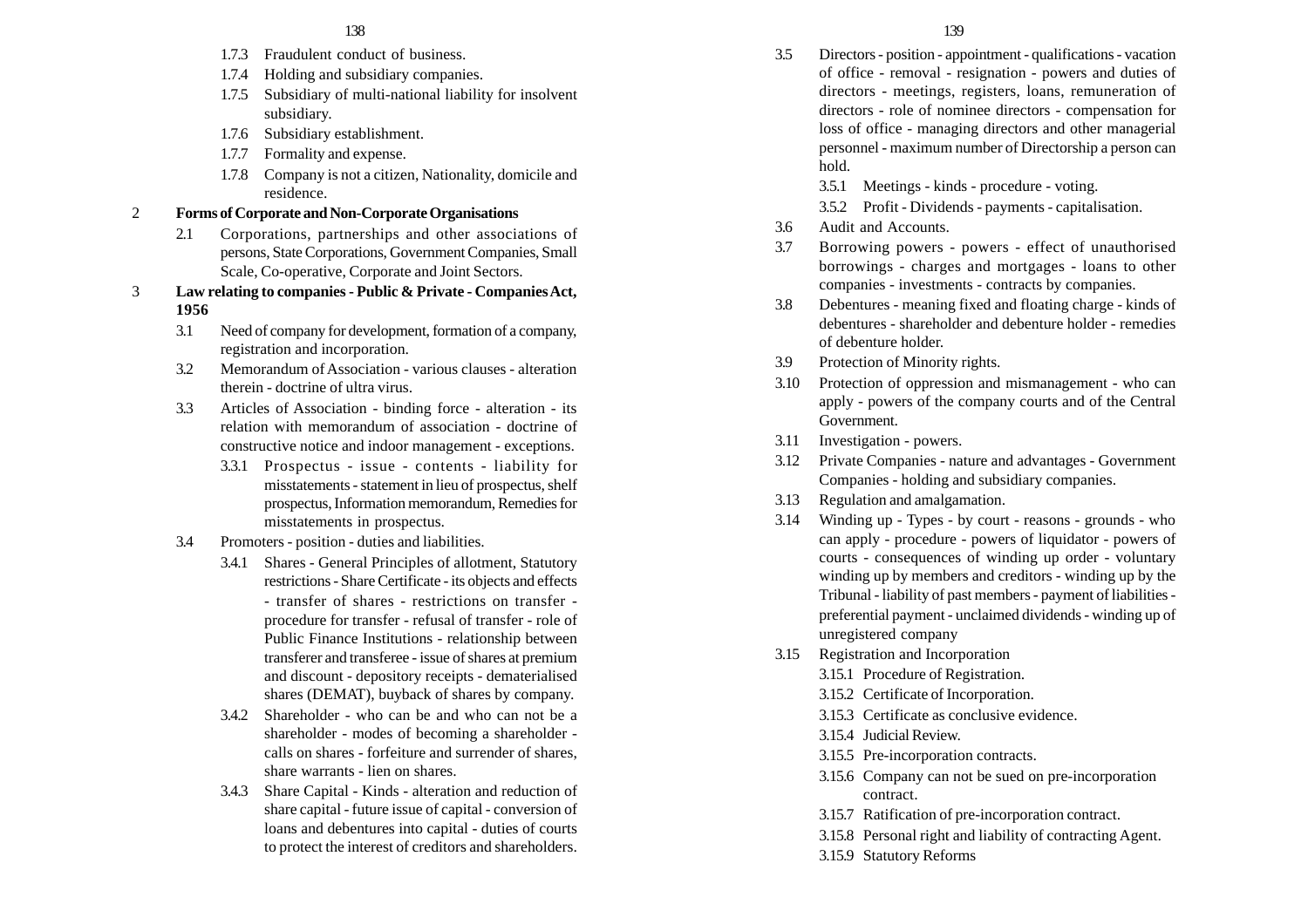- 1.7.3 Fraudulent conduct of business.
- 1.7.4 Holding and subsidiary companies.
- 1.7.5 Subsidiary of multi-national liability for insolvent subsidiary.
- 1.7.6 Subsidiary establishment.
- 1.7.7 Formality and expense.
- 1.7.8 Company is not a citizen, Nationality, domicile and residence.

**2 Forms of Corporate and Non-Corporate Organisations**

- 2.1 Corporations, partnerships and other associations of persons, State Corporations, Government Companies, Small Scale, Co-operative, Corporate and Joint Sectors.

**3 Law relating to companies - Public & Private - Companies Act, 1956**

- 3.1 Need of company for development, formation of a company, registration and incorporation.
- 3.2 Memorandum of Association - various clauses - alteration therein - doctrine of ultra virus.
- 3.3 Articles of Association - binding force - alteration - its relation with memorandum of association - doctrine of constructive notice and indoor management - exceptions.
  - 3.3.1 Prospectus - issue - contents - liability for misstatements - statement in lieu of prospectus, shelf prospectus, Information memorandum, Remedies for misstatements in prospectus.
- 3.4 Promoters - position - duties and liabilities.
  - 3.4.1 Shares - General Principles of allotment, Statutory restrictions - Share Certificate - its objects and effects - transfer of shares - restrictions on transfer - procedure for transfer - refusal of transfer - role of Public Finance Institutions - relationship between transferer and transferee - issue of shares at premium and discount - depository receipts - dematerialised shares (DEMAT), buyback of shares by company.
  - 3.4.2 Shareholder - who can be and who can not be a shareholder - modes of becoming a shareholder - calls on shares - forfeiture and surrender of shares, share warrants - lien on shares.
  - 3.4.3 Share Capital - Kinds - alteration and reduction of share capital - future issue of capital - conversion of loans and debentures into capital - duties of courts to protect the interest of creditors and shareholders.
- 3.5 Directors - position - appointment - qualifications - vacation of office - removal - resignation - powers and duties of directors - meetings, registers, loans, remuneration of directors - role of nominee directors - compensation for loss of office - managing directors and other managerial personnel - maximum number of Directorship a person can hold.
  - 3.5.1 Meetings - kinds - procedure - voting.
  - 3.5.2 Profit - Dividends - payments - capitalisation.
- 3.6 Audit and Accounts.
- 3.7 Borrowing powers - powers - effect of unauthorised borrowings - charges and mortgages - loans to other companies - investments - contracts by companies.
- 3.8 Debentures - meaning fixed and floating charge - kinds of debentures - shareholder and debenture holder - remedies of debenture holder.
- 3.9 Protection of Minority rights.
- 3.10 Protection of oppression and mismanagement - who can apply - powers of the company courts and of the Central Government.
- 3.11 Investigation - powers.
- 3.12 Private Companies - nature and advantages - Government Companies - holding and subsidiary companies.
- 3.13 Regulation and amalgamation.
- 3.14 Winding up - Types - by court - reasons - grounds - who can apply - procedure - powers of liquidator - powers of courts - consequences of winding up order - voluntary winding up by members and creditors - winding up by the Tribunal - liability of past members - payment of liabilities - preferential payment - unclaimed dividends - winding up of unregistered company
- 3.15 Registration and Incorporation
  - 3.15.1 Procedure of Registration.
  - 3.15.2 Certificate of Incorporation.
  - 3.15.3 Certificate as conclusive evidence.
  - 3.15.4 Judicial Review.
  - 3.15.5 Pre-incorporation contracts.
  - 3.15.6 Company can not be sued on pre-incorporation contract.
  - 3.15.7 Ratification of pre-incorporation contract.
  - 3.15.8 Personal right and liability of contracting Agent.
  - 3.15.9 Statutory Reforms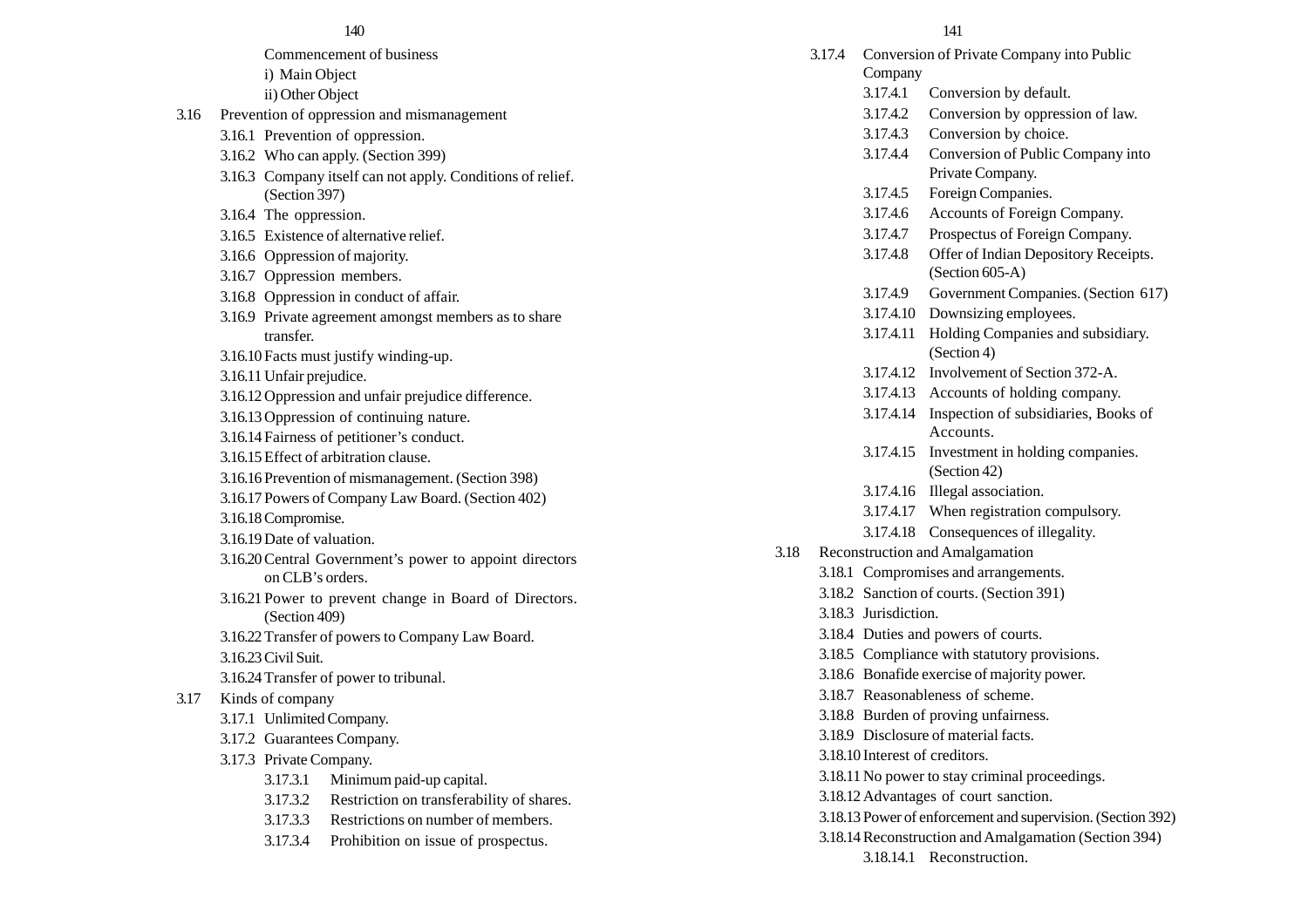Commencement of business

i) Main Object

ii) Other Object

3.16 Prevention of oppression and mismanagement

- 3.16.1 Prevention of oppression.
- 3.16.2 Who can apply. (Section 399)
- 3.16.3 Company itself can not apply. Conditions of relief. (Section 397)
- 3.16.4 The oppression.
- 3.16.5 Existence of alternative relief.
- 3.16.6 Oppression of majority.
- 3.16.7 Oppression members.
- 3.16.8 Oppression in conduct of affair.
- 3.16.9 Private agreement amongst members as to share transfer.
- 3.16.10 Facts must justify winding-up.
- 3.16.11 Unfair prejudice.
- 3.16.12 Oppression and unfair prejudice difference.
- 3.16.13 Oppression of continuing nature.
- 3.16.14 Fairness of petitioner's conduct.
- 3.16.15 Effect of arbitration clause.
- 3.16.16 Prevention of mismanagement. (Section 398)
- 3.16.17 Powers of Company Law Board. (Section 402)
- 3.16.18 Compromise.
- 3.16.19 Date of valuation.
- 3.16.20 Central Government's power to appoint directors on CLB's orders.
- 3.16.21 Power to prevent change in Board of Directors. (Section 409)
- 3.16.22 Transfer of powers to Company Law Board.
- 3.16.23 Civil Suit.
- 3.16.24 Transfer of power to tribunal.

3.17 Kinds of company

- 3.17.1 Unlimited Company.
- 3.17.2 Guarantees Company.
- 3.17.3 Private Company.
  - 3.17.3.1 Minimum paid-up capital.
  - 3.17.3.2 Restriction on transferability of shares.
  - 3.17.3.3 Restrictions on number of members.
  - 3.17.3.4 Prohibition on issue of prospectus.
- 3.17.4 Conversion of Private Company into Public Company
  - 3.17.4.1 Conversion by default.
  - 3.17.4.2 Conversion by oppression of law.
  - 3.17.4.3 Conversion by choice.
  - 3.17.4.4 Conversion of Public Company into Private Company.
  - 3.17.4.5 Foreign Companies.
  - 3.17.4.6 Accounts of Foreign Company.
  - 3.17.4.7 Prospectus of Foreign Company.
  - 3.17.4.8 Offer of Indian Depository Receipts. (Section 605-A)
  - 3.17.4.9 Government Companies. (Section 617)
  - 3.17.4.10 Downsizing employees.
  - 3.17.4.11 Holding Companies and subsidiary. (Section 4)
  - 3.17.4.12 Involvement of Section 372-A.
  - 3.17.4.13 Accounts of holding company.
  - 3.17.4.14 Inspection of subsidiaries, Books of Accounts.
  - 3.17.4.15 Investment in holding companies. (Section 42)
  - 3.17.4.16 Illegal association.
  - 3.17.4.17 When registration compulsory.
  - 3.17.4.18 Consequences of illegality.

3.18 Reconstruction and Amalgamation

- 3.18.1 Compromises and arrangements.
- 3.18.2 Sanction of courts. (Section 391)
- 3.18.3 Jurisdiction.
- 3.18.4 Duties and powers of courts.
- 3.18.5 Compliance with statutory provisions.
- 3.18.6 Bonafide exercise of majority power.
- 3.18.7 Reasonableness of scheme.
- 3.18.8 Burden of proving unfairness.
- 3.18.9 Disclosure of material facts.
- 3.18.10 Interest of creditors.
- 3.18.11 No power to stay criminal proceedings.
- 3.18.12 Advantages of court sanction.
- 3.18.13 Power of enforcement and supervision. (Section 392)
- 3.18.14 Reconstruction and Amalgamation (Section 394)
  - 3.18.14.1 Reconstruction.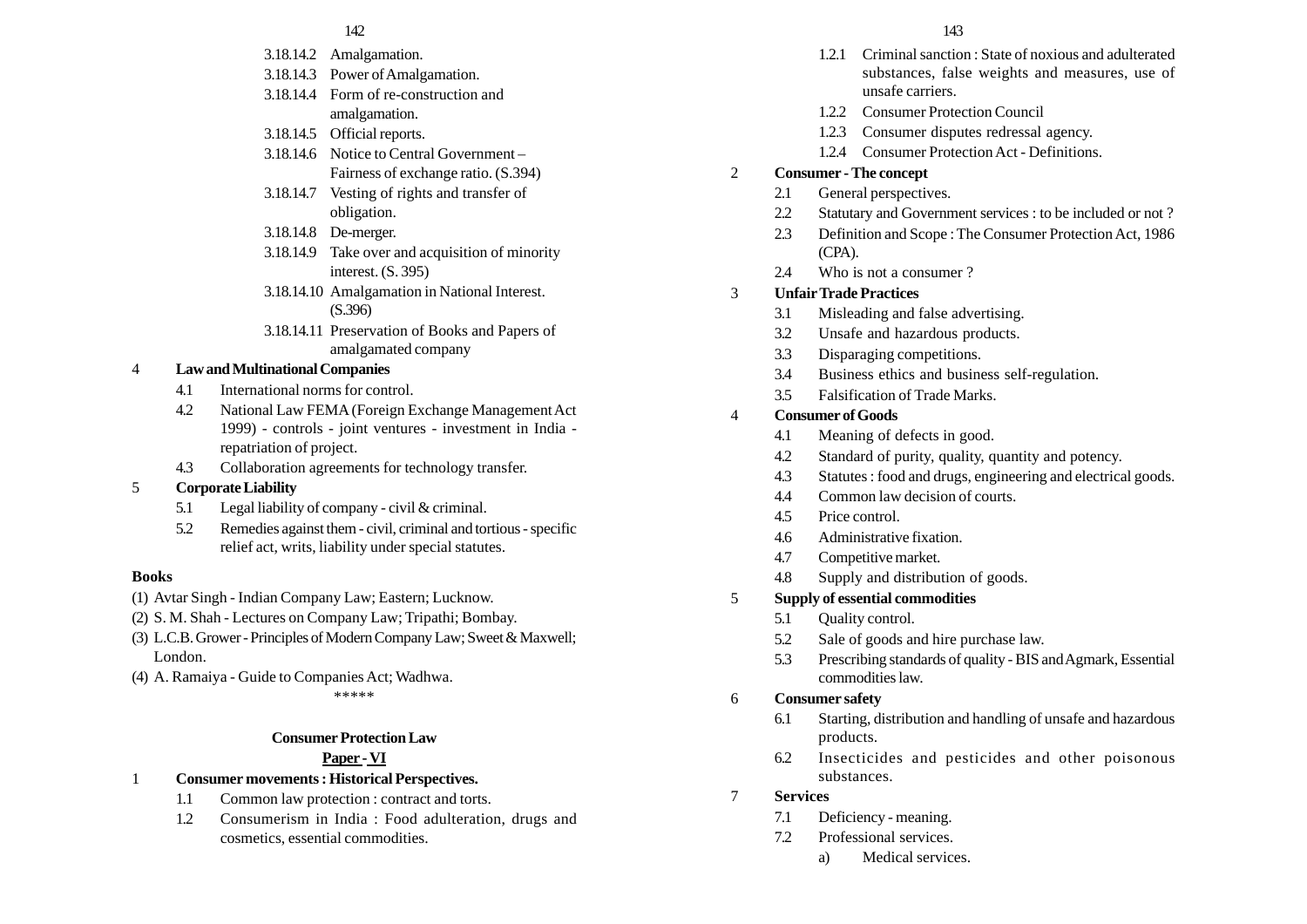- 3.18.14.2 Amalgamation.
- 3.18.14.3 Power of Amalgamation.
- 3.18.14.4 Form of re-construction and amalgamation.
- 3.18.14.5 Official reports.
- 3.18.14.6 Notice to Central Government – Fairness of exchange ratio. (S.394)
- 3.18.14.7 Vesting of rights and transfer of obligation.
- 3.18.14.8 De-merger.
- 3.18.14.9 Take over and acquisition of minority interest. (S. 395)
- 3.18.14.10 Amalgamation in National Interest. (S.396)
- 3.18.14.11 Preservation of Books and Papers of amalgamated company

4 **Law and Multinational Companies**

- 4.1 International norms for control.
- 4.2 National Law FEMA (Foreign Exchange Management Act 1999) - controls - joint ventures - investment in India - repatriation of project.
- 4.3 Collaboration agreements for technology transfer.

5 **Corporate Liability**

- 5.1 Legal liability of company - civil & criminal.
- 5.2 Remedies against them - civil, criminal and tortious - specific relief act, writs, liability under special statutes.

**Books**

(1) Avtar Singh - Indian Company Law; Eastern; Lucknow.
(2) S. M. Shah - Lectures on Company Law; Tripathi; Bombay.
(3) L.C.B. Grower - Principles of Modern Company Law; Sweet & Maxwell; London.
(4) A. Ramaiya - Guide to Companies Act; Wadhwa.

*****

**Consumer Protection Law**

**<u>Paper - VI</u>**

1 **Consumer movements : Historical Perspectives.**

- 1.1 Common law protection : contract and torts.
- 1.2 Consumerism in India : Food adulteration, drugs and cosmetics, essential commodities.
  - 1.2.1 Criminal sanction : State of noxious and adulterated substances, false weights and measures, use of unsafe carriers.
  - 1.2.2 Consumer Protection Council
  - 1.2.3 Consumer disputes redressal agency.
  - 1.2.4 Consumer Protection Act - Definitions.

2 **Consumer - The concept**

- 2.1 General perspectives.
- 2.2 Statutary and Government services : to be included or not ?
- 2.3 Definition and Scope : The Consumer Protection Act, 1986 (CPA).
- 2.4 Who is not a consumer ?

3 **Unfair Trade Practices**

- 3.1 Misleading and false advertising.
- 3.2 Unsafe and hazardous products.
- 3.3 Disparaging competitions.
- 3.4 Business ethics and business self-regulation.
- 3.5 Falsification of Trade Marks.

4 **Consumer of Goods**

- 4.1 Meaning of defects in good.
- 4.2 Standard of purity, quality, quantity and potency.
- 4.3 Statutes : food and drugs, engineering and electrical goods.
- 4.4 Common law decision of courts.
- 4.5 Price control.
- 4.6 Administrative fixation.
- 4.7 Competitive market.
- 4.8 Supply and distribution of goods.

5 **Supply of essential commodities**

- 5.1 Quality control.
- 5.2 Sale of goods and hire purchase law.
- 5.3 Prescribing standards of quality - BIS and Agmark, Essential commodities law.

6 **Consumer safety**

- 6.1 Starting, distribution and handling of unsafe and hazardous products.
- 6.2 Insecticides and pesticides and other poisonous substances.

7 **Services**

- 7.1 Deficiency - meaning.
- 7.2 Professional services.
  - a) Medical services.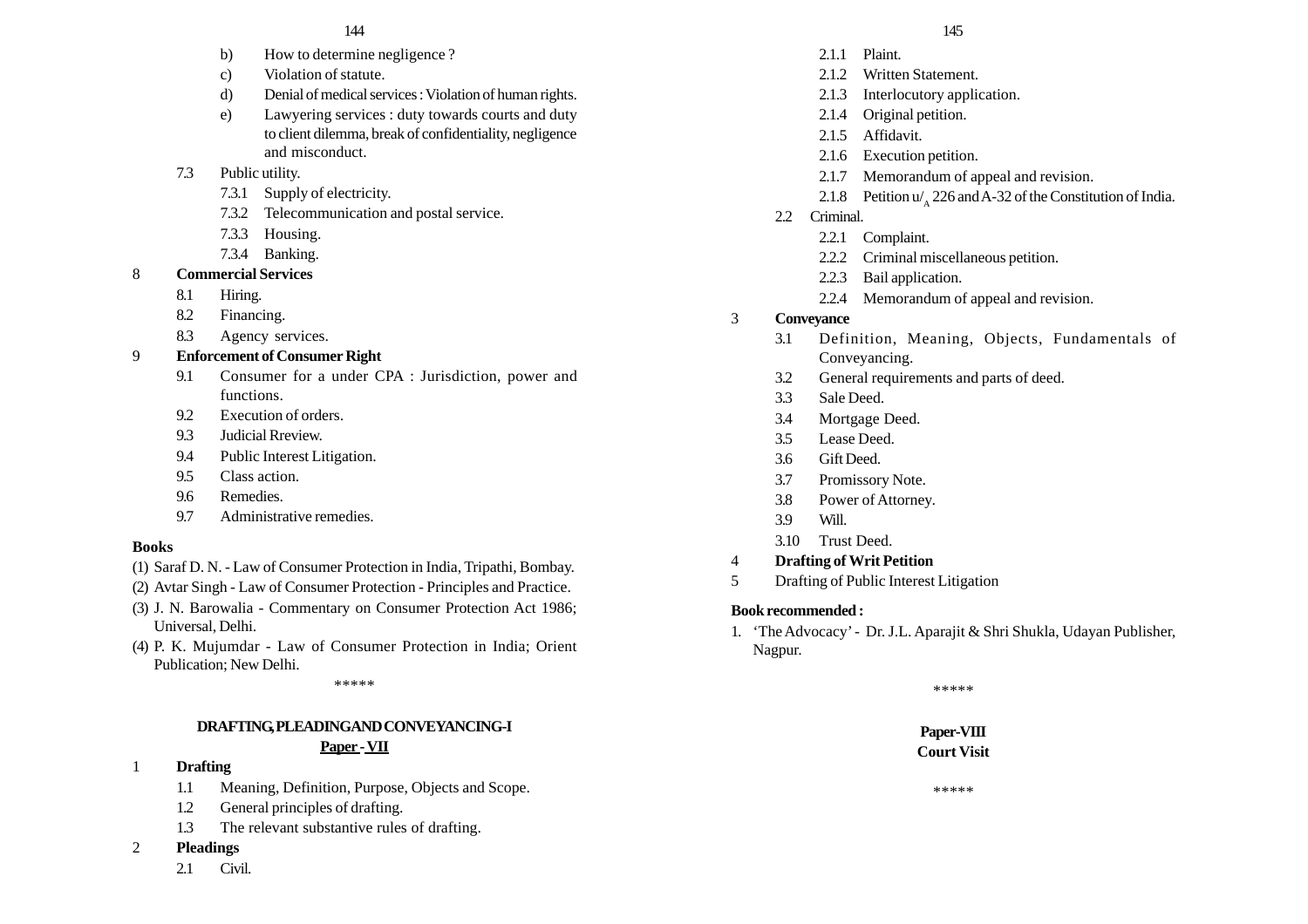b) How to determine negligence ?

c) Violation of statute.

d) Denial of medical services : Violation of human rights.

e) Lawyering services : duty towards courts and duty to client dilemma, break of confidentiality, negligence and misconduct.

7.3 Public utility.

- 7.3.1 Supply of electricity.
- 7.3.2 Telecommunication and postal service.
- 7.3.3 Housing.
- 7.3.4 Banking.

8 **Commercial Services**

- 8.1 Hiring.
- 8.2 Financing.
- 8.3 Agency services.

9 **Enforcement of Consumer Right**

- 9.1 Consumer for a under CPA : Jurisdiction, power and functions.
- 9.2 Execution of orders.
- 9.3 Judicial Rreview.
- 9.4 Public Interest Litigation.
- 9.5 Class action.
- 9.6 Remedies.
- 9.7 Administrative remedies.

**Books**

(1) Saraf D. N. - Law of Consumer Protection in India, Tripathi, Bombay.

(2) Avtar Singh - Law of Consumer Protection - Principles and Practice.

(3) J. N. Barowalia - Commentary on Consumer Protection Act 1986; Universal, Delhi.

(4) P. K. Mujumdar - Law of Consumer Protection in India; Orient Publication; New Delhi.

\*\*\*\*\*

## DRAFTING, PLEADING AND CONVEYANCING-I

**Paper - VII**

1 **Drafting**

- 1.1 Meaning, Definition, Purpose, Objects and Scope.
- 1.2 General principles of drafting.
- 1.3 The relevant substantive rules of drafting.

2 **Pleadings**

- 2.1 Civil.
  - 2.1.1 Plaint.
  - 2.1.2 Written Statement.
  - 2.1.3 Interlocutory application.
  - 2.1.4 Original petition.
  - 2.1.5 Affidavit.
  - 2.1.6 Execution petition.
  - 2.1.7 Memorandum of appeal and revision.
  - 2.1.8 Petition u/$_A$ 226 and A-32 of the Constitution of India.
- 2.2 Criminal.
  - 2.2.1 Complaint.
  - 2.2.2 Criminal miscellaneous petition.
  - 2.2.3 Bail application.
  - 2.2.4 Memorandum of appeal and revision.

3 **Conveyance**

- 3.1 Definition, Meaning, Objects, Fundamentals of Conveyancing.
- 3.2 General requirements and parts of deed.
- 3.3 Sale Deed.
- 3.4 Mortgage Deed.
- 3.5 Lease Deed.
- 3.6 Gift Deed.
- 3.7 Promissory Note.
- 3.8 Power of Attorney.
- 3.9 Will.
- 3.10 Trust Deed.

4 **Drafting of Writ Petition**

5 Drafting of Public Interest Litigation

**Book recommended :**

1. 'The Advocacy' - Dr. J.L. Aparajit & Shri Shukla, Udayan Publisher, Nagpur.

\*\*\*\*\*

## Paper-VIII
## Court Visit

\*\*\*\*\*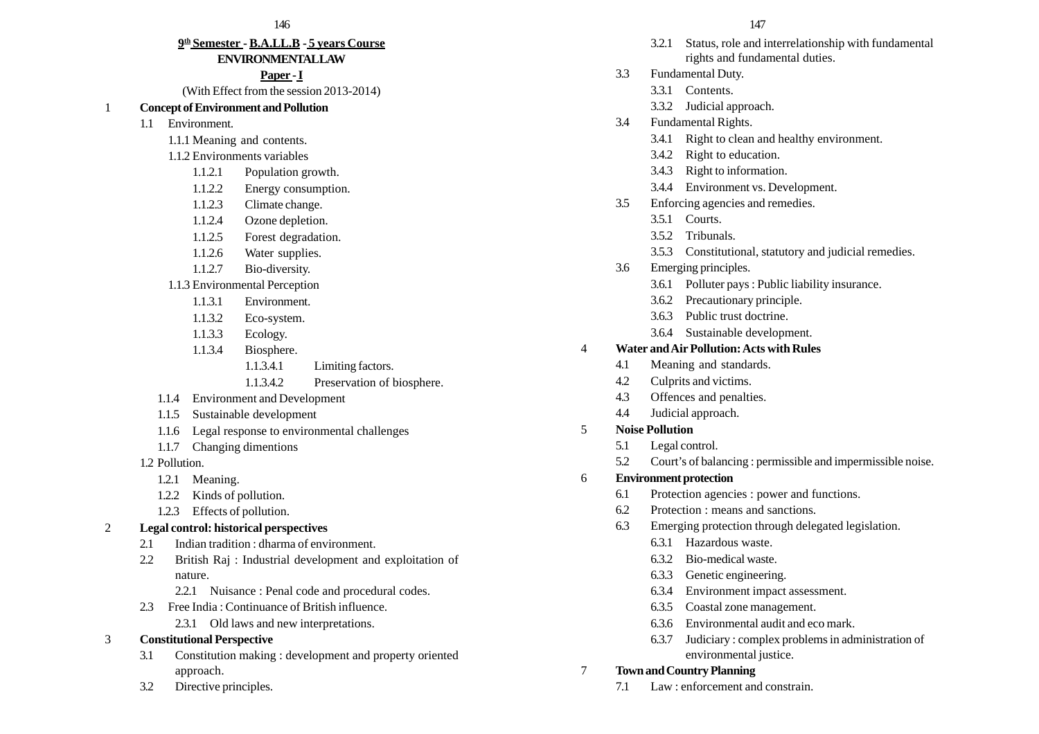**$9^{th}$ Semester - B.A.LL.B - 5 years Course**

**ENVIRONMENTAL LAW**

**Paper - I**

(With Effect from the session 2013-2014)

1 **Concept of Environment and Pollution**

- 1.1 Environment.
  - 1.1.1 Meaning and contents.
  - 1.1.2 Environments variables
    - 1.1.2.1 Population growth.
    - 1.1.2.2 Energy consumption.
    - 1.1.2.3 Climate change.
    - 1.1.2.4 Ozone depletion.
    - 1.1.2.5 Forest degradation.
    - 1.1.2.6 Water supplies.
    - 1.1.2.7 Bio-diversity.
  - 1.1.3 Environmental Perception
    - 1.1.3.1 Environment.
    - 1.1.3.2 Eco-system.
    - 1.1.3.3 Ecology.
    - 1.1.3.4 Biosphere.
      - 1.1.3.4.1 Limiting factors.
      - 1.1.3.4.2 Preservation of biosphere.
  - 1.1.4 Environment and Development
  - 1.1.5 Sustainable development
  - 1.1.6 Legal response to environmental challenges
  - 1.1.7 Changing dimentions
- 1.2 Pollution.
  - 1.2.1 Meaning.
  - 1.2.2 Kinds of pollution.
  - 1.2.3 Effects of pollution.

2 **Legal control: historical perspectives**

- 2.1 Indian tradition : dharma of environment.
- 2.2 British Raj : Industrial development and exploitation of nature.
  - 2.2.1 Nuisance : Penal code and procedural codes.
- 2.3 Free India : Continuance of British influence.
  - 2.3.1 Old laws and new interpretations.

3 **Constitutional Perspective**

- 3.1 Constitution making : development and property oriented approach.
- 3.2 Directive principles.
  - 3.2.1 Status, role and interrelationship with fundamental rights and fundamental duties.
- 3.3 Fundamental Duty.
  - 3.3.1 Contents.
  - 3.3.2 Judicial approach.
- 3.4 Fundamental Rights.
  - 3.4.1 Right to clean and healthy environment.
  - 3.4.2 Right to education.
  - 3.4.3 Right to information.
  - 3.4.4 Environment vs. Development.
- 3.5 Enforcing agencies and remedies.
  - 3.5.1 Courts.
  - 3.5.2 Tribunals.
  - 3.5.3 Constitutional, statutory and judicial remedies.
- 3.6 Emerging principles.
  - 3.6.1 Polluter pays : Public liability insurance.
  - 3.6.2 Precautionary principle.
  - 3.6.3 Public trust doctrine.
  - 3.6.4 Sustainable development.

4 **Water and Air Pollution: Acts with Rules**

- 4.1 Meaning and standards.
- 4.2 Culprits and victims.
- 4.3 Offences and penalties.
- 4.4 Judicial approach.

5 **Noise Pollution**

- 5.1 Legal control.
- 5.2 Court's of balancing : permissible and impermissible noise.

6 **Environment protection**

- 6.1 Protection agencies : power and functions.
- 6.2 Protection : means and sanctions.
- 6.3 Emerging protection through delegated legislation.
  - 6.3.1 Hazardous waste.
  - 6.3.2 Bio-medical waste.
  - 6.3.3 Genetic engineering.
  - 6.3.4 Environment impact assessment.
  - 6.3.5 Coastal zone management.
  - 6.3.6 Environmental audit and eco mark.
  - 6.3.7 Judiciary : complex problems in administration of environmental justice.

7 **Town and Country Planning**

- 7.1 Law : enforcement and constrain.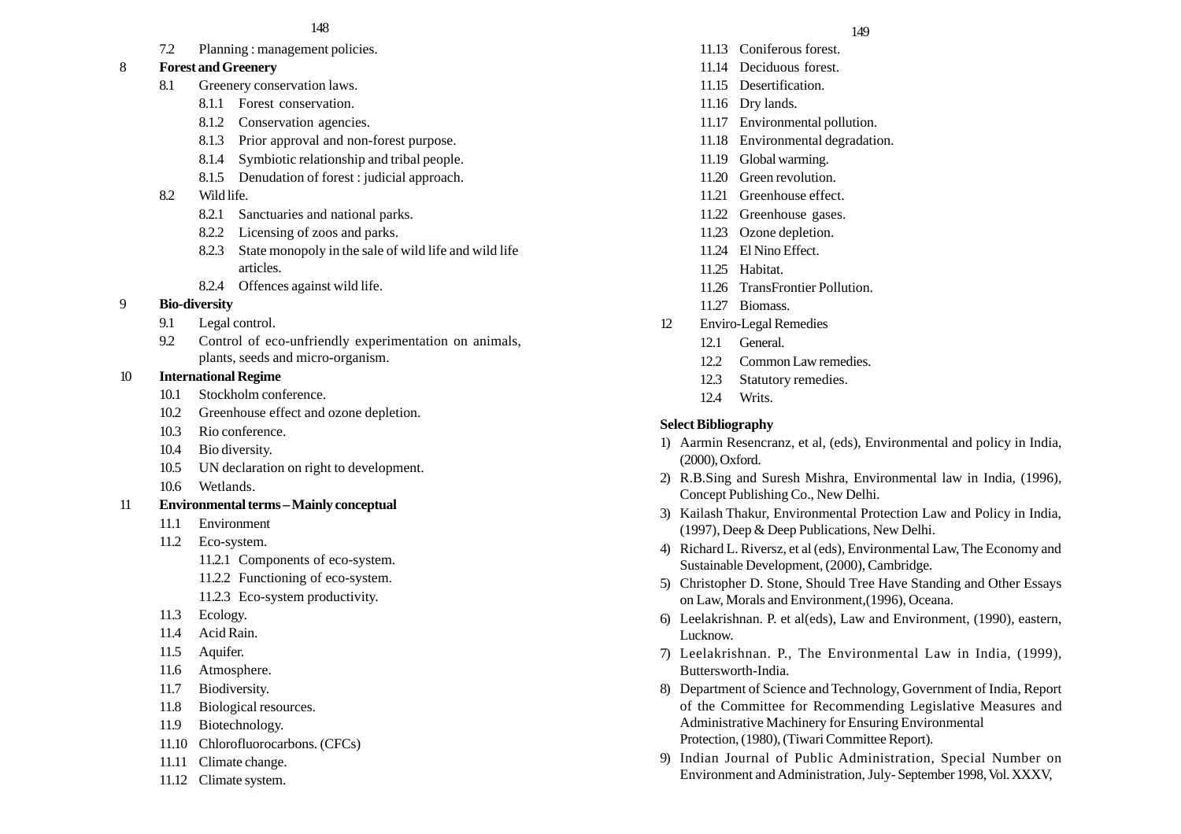7.2 Planning : management policies.

8 **Forest and Greenery**

- 8.1 Greenery conservation laws.
  - 8.1.1 Forest conservation.
  - 8.1.2 Conservation agencies.
  - 8.1.3 Prior approval and non-forest purpose.
  - 8.1.4 Symbiotic relationship and tribal people.
  - 8.1.5 Denudation of forest : judicial approach.
- 8.2 Wild life.
  - 8.2.1 Sanctuaries and national parks.
  - 8.2.2 Licensing of zoos and parks.
  - 8.2.3 State monopoly in the sale of wild life and wild life articles.
  - 8.2.4 Offences against wild life.

9 **Bio-diversity**

- 9.1 Legal control.
- 9.2 Control of eco-unfriendly experimentation on animals, plants, seeds and micro-organism.

10 **International Regime**

- 10.1 Stockholm conference.
- 10.2 Greenhouse effect and ozone depletion.
- 10.3 Rio conference.
- 10.4 Bio diversity.
- 10.5 UN declaration on right to development.
- 10.6 Wetlands.

11 **Environmental terms – Mainly conceptual**

- 11.1 Environment
- 11.2 Eco-system.
  - 11.2.1 Components of eco-system.
  - 11.2.2 Functioning of eco-system.
  - 11.2.3 Eco-system productivity.
- 11.3 Ecology.
- 11.4 Acid Rain.
- 11.5 Aquifer.
- 11.6 Atmosphere.
- 11.7 Biodiversity.
- 11.8 Biological resources.
- 11.9 Biotechnology.
- 11.10 Chlorofluorocarbons. (CFCs)
- 11.11 Climate change.
- 11.12 Climate system.
- 11.13 Coniferous forest.
- 11.14 Deciduous forest.
- 11.15 Desertification.
- 11.16 Dry lands.
- 11.17 Environmental pollution.
- 11.18 Environmental degradation.
- 11.19 Global warming.
- 11.20 Green revolution.
- 11.21 Greenhouse effect.
- 11.22 Greenhouse gases.
- 11.23 Ozone depletion.
- 11.24 El Nino Effect.
- 11.25 Habitat.
- 11.26 TransFrontier Pollution.
- 11.27 Biomass.

12 Enviro-Legal Remedies

- 12.1 General.
- 12.2 Common Law remedies.
- 12.3 Statutory remedies.
- 12.4 Writs.

**Select Bibliography**

1) Aarmin Resencranz, et al, (eds), Environmental and policy in India, (2000), Oxford.
2) R.B.Sing and Suresh Mishra, Environmental law in India, (1996), Concept Publishing Co., New Delhi.
3) Kailash Thakur, Environmental Protection Law and Policy in India, (1997), Deep & Deep Publications, New Delhi.
4) Richard L. Riversz, et al (eds), Environmental Law, The Economy and Sustainable Development, (2000), Cambridge.
5) Christopher D. Stone, Should Tree Have Standing and Other Essays on Law, Morals and Environment,(1996), Oceana.
6) Leelakrishnan. P. et al(eds), Law and Environment, (1990), eastern, Lucknow.
7) Leelakrishnan. P., The Environmental Law in India, (1999), Buttersworth-India.
8) Department of Science and Technology, Government of India, Report of the Committee for Recommending Legislative Measures and Administrative Machinery for Ensuring Environmental Protection, (1980), (Tiwari Committee Report).
9) Indian Journal of Public Administration, Special Number on Environment and Administration, July- September 1998, Vol. XXXV,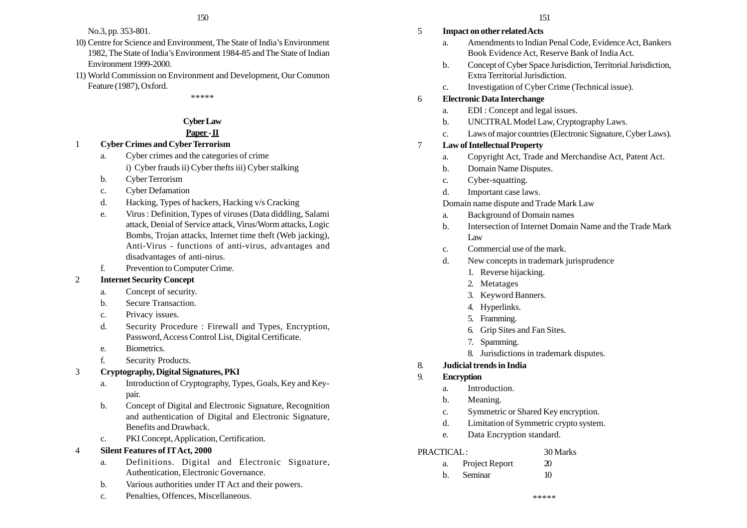No.3, pp. 353-801.

10) Centre for Science and Environment, The State of India's Environment 1982, The State of India's Environment 1984-85 and The State of Indian Environment 1999-2000.

11) World Commission on Environment and Development, Our Common Feature (1987), Oxford.

*****

## Cyber Law

### Paper - II

1 **Cyber Crimes and Cyber Terrorism**

- a. Cyber crimes and the categories of crime
  i) Cyber frauds ii) Cyber thefts iii) Cyber stalking
- b. Cyber Terrorism
- c. Cyber Defamation
- d. Hacking, Types of hackers, Hacking v/s Cracking
- e. Virus : Definition, Types of viruses (Data diddling, Salami attack, Denial of Service attack, Virus/Worm attacks, Logic Bombs, Trojan attacks, Internet time theft (Web jacking), Anti-Virus - functions of anti-virus, advantages and disadvantages of anti-nirus.
- f. Prevention to Computer Crime.

2 **Internet Security Concept**

- a. Concept of security.
- b. Secure Transaction.
- c. Privacy issues.
- d. Security Procedure : Firewall and Types, Encryption, Password, Access Control List, Digital Certificate.
- e. Biometrics.
- f. Security Products.

3 **Cryptography, Digital Signatures, PKI**

- a. Introduction of Cryptography, Types, Goals, Key and Key-pair.
- b. Concept of Digital and Electronic Signature, Recognition and authentication of Digital and Electronic Signature, Benefits and Drawback.
- c. PKI Concept, Application, Certification.

4 **Silent Features of IT Act, 2000**

- a. Definitions. Digital and Electronic Signature, Authentication, Electronic Governance.
- b. Various authorities under IT Act and their powers.
- c. Penalties, Offences, Miscellaneous.

5 **Impact on other related Acts**

- a. Amendments to Indian Penal Code, Evidence Act, Bankers Book Evidence Act, Reserve Bank of India Act.
- b. Concept of Cyber Space Jurisdiction, Territorial Jurisdiction, Extra Territorial Jurisdiction.
- c. Investigation of Cyber Crime (Technical issue).

6 **Electronic Data Interchange**

- a. EDI : Concept and legal issues.
- b. UNCITRAL Model Law, Cryptography Laws.
- c. Laws of major countries (Electronic Signature, Cyber Laws).

7 **Law of Intellectual Property**

- a. Copyright Act, Trade and Merchandise Act, Patent Act.
- b. Domain Name Disputes.
- c. Cyber-squatting.
- d. Important case laws.

Domain name dispute and Trade Mark Law

- a. Background of Domain names
- b. Intersection of Internet Domain Name and the Trade Mark Law
- c. Commercial use of the mark.
- d. New concepts in trademark jurisprudence
  1. Reverse hijacking.
  2. Metatages
  3. Keyword Banners.
  4. Hyperlinks.
  5. Framming.
  6. Grip Sites and Fan Sites.
  7. Spamming.
  8. Jurisdictions in trademark disputes.

8. **Judicial trends in India**

9. **Encryption**

- a. Introduction.
- b. Meaning.
- c. Symmetric or Shared Key encryption.
- d. Limitation of Symmetric crypto system.
- e. Data Encryption standard.

PRACTICAL : 30 Marks

- a. Project Report 20
- b. Seminar 10

*****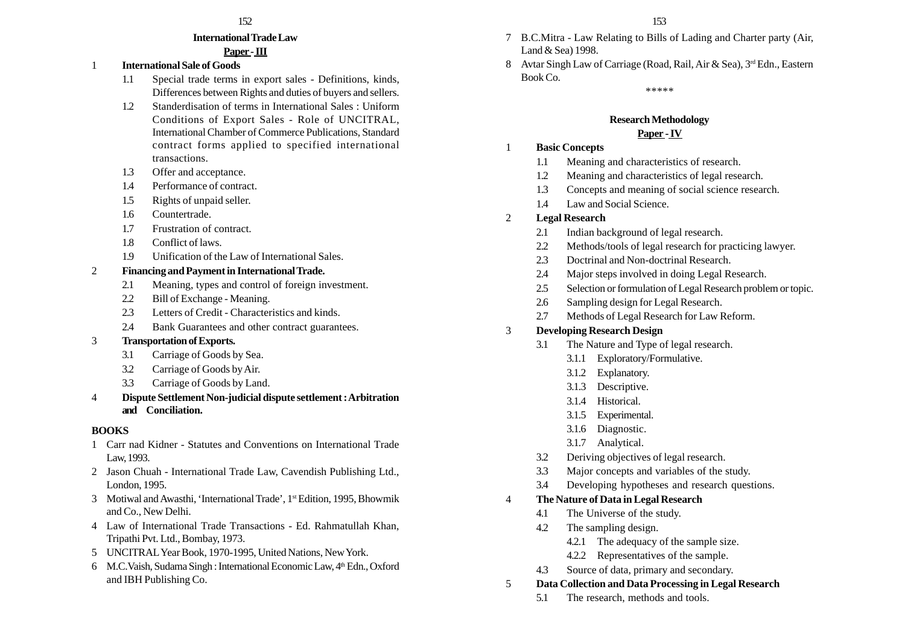## International Trade Law

**Paper - III**

1 **International Sale of Goods**

- 1.1 Special trade terms in export sales - Definitions, kinds, Differences between Rights and duties of buyers and sellers.
- 1.2 Standerdisation of terms in International Sales : Uniform Conditions of Export Sales - Role of UNCITRAL, International Chamber of Commerce Publications, Standard contract forms applied to specified international transactions.
- 1.3 Offer and acceptance.
- 1.4 Performance of contract.
- 1.5 Rights of unpaid seller.
- 1.6 Countertrade.
- 1.7 Frustration of contract.
- 1.8 Conflict of laws.
- 1.9 Unification of the Law of International Sales.

2 **Financing and Payment in International Trade.**

- 2.1 Meaning, types and control of foreign investment.
- 2.2 Bill of Exchange - Meaning.
- 2.3 Letters of Credit - Characteristics and kinds.
- 2.4 Bank Guarantees and other contract guarantees.

3 **Transportation of Exports.**

- 3.1 Carriage of Goods by Sea.
- 3.2 Carriage of Goods by Air.
- 3.3 Carriage of Goods by Land.

4 **Dispute Settlement Non-judicial dispute settlement : Arbitration and Conciliation.**

**BOOKS**

1. Carr nad Kidner - Statutes and Conventions on International Trade Law, 1993.
2. Jason Chuah - International Trade Law, Cavendish Publishing Ltd., London, 1995.
3. Motiwal and Awasthi, 'International Trade', 1st Edition, 1995, Bhowmik and Co., New Delhi.
4. Law of International Trade Transactions - Ed. Rahmatullah Khan, Tripathi Pvt. Ltd., Bombay, 1973.
5. UNCITRAL Year Book, 1970-1995, United Nations, New York.
6. M.C.Vaish, Sudama Singh : International Economic Law, 4th Edn., Oxford and IBH Publishing Co.
7. B.C.Mitra - Law Relating to Bills of Lading and Charter party (Air, Land & Sea) 1998.
8. Avtar Singh Law of Carriage (Road, Rail, Air & Sea), 3rd Edn., Eastern Book Co.

*****

## Research Methodology

**Paper - IV**

1 **Basic Concepts**

- 1.1 Meaning and characteristics of research.
- 1.2 Meaning and characteristics of legal research.
- 1.3 Concepts and meaning of social science research.
- 1.4 Law and Social Science.

2 **Legal Research**

- 2.1 Indian background of legal research.
- 2.2 Methods/tools of legal research for practicing lawyer.
- 2.3 Doctrinal and Non-doctrinal Research.
- 2.4 Major steps involved in doing Legal Research.
- 2.5 Selection or formulation of Legal Research problem or topic.
- 2.6 Sampling design for Legal Research.
- 2.7 Methods of Legal Research for Law Reform.

3 **Developing Research Design**

- 3.1 The Nature and Type of legal research.
  - 3.1.1 Exploratory/Formulative.
  - 3.1.2 Explanatory.
  - 3.1.3 Descriptive.
  - 3.1.4 Historical.
  - 3.1.5 Experimental.
  - 3.1.6 Diagnostic.
  - 3.1.7 Analytical.
- 3.2 Deriving objectives of legal research.
- 3.3 Major concepts and variables of the study.
- 3.4 Developing hypotheses and research questions.

4 **The Nature of Data in Legal Research**

- 4.1 The Universe of the study.
- 4.2 The sampling design.
  - 4.2.1 The adequacy of the sample size.
  - 4.2.2 Representatives of the sample.
- 4.3 Source of data, primary and secondary.

5 **Data Collection and Data Processing in Legal Research**

- 5.1 The research, methods and tools.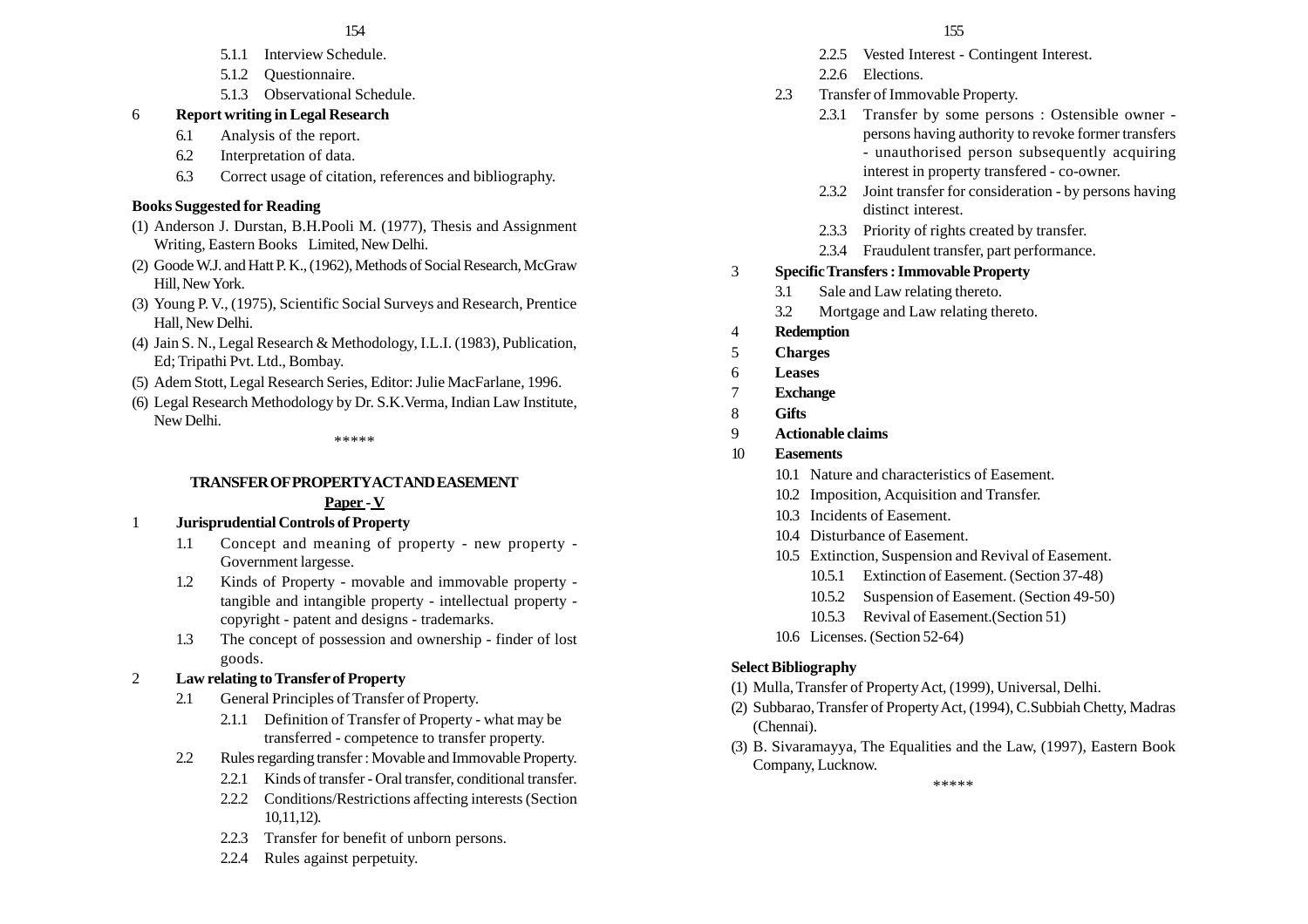- 5.1.1 Interview Schedule.
- 5.1.2 Questionnaire.
- 5.1.3 Observational Schedule.

6 **Report writing in Legal Research**

- 6.1 Analysis of the report.
- 6.2 Interpretation of data.
- 6.3 Correct usage of citation, references and bibliography.

**Books Suggested for Reading**

(1) Anderson J. Durstan, B.H.Pooli M. (1977), Thesis and Assignment Writing, Eastern Books Limited, New Delhi.

(2) Goode W.J. and Hatt P. K., (1962), Methods of Social Research, McGraw Hill, New York.

(3) Young P. V., (1975), Scientific Social Surveys and Research, Prentice Hall, New Delhi.

(4) Jain S. N., Legal Research & Methodology, I.L.I. (1983), Publication, Ed; Tripathi Pvt. Ltd., Bombay.

(5) Adem Stott, Legal Research Series, Editor: Julie MacFarlane, 1996.

(6) Legal Research Methodology by Dr. S.K.Verma, Indian Law Institute, New Delhi.

*****

## TRANSFER OF PROPERTY ACT AND EASEMENT

**Paper - V**

1 **Jurisprudential Controls of Property**

- 1.1 Concept and meaning of property - new property - Government largesse.
- 1.2 Kinds of Property - movable and immovable property - tangible and intangible property - intellectual property - copyright - patent and designs - trademarks.
- 1.3 The concept of possession and ownership - finder of lost goods.

2 **Law relating to Transfer of Property**

- 2.1 General Principles of Transfer of Property.
  - 2.1.1 Definition of Transfer of Property - what may be transferred - competence to transfer property.
- 2.2 Rules regarding transfer : Movable and Immovable Property.
  - 2.2.1 Kinds of transfer - Oral transfer, conditional transfer.
  - 2.2.2 Conditions/Restrictions affecting interests (Section 10,11,12).
  - 2.2.3 Transfer for benefit of unborn persons.
  - 2.2.4 Rules against perpetuity.
  - 2.2.5 Vested Interest - Contingent Interest.
  - 2.2.6 Elections.
- 2.3 Transfer of Immovable Property.
  - 2.3.1 Transfer by some persons : Ostensible owner - persons having authority to revoke former transfers - unauthorised person subsequently acquiring interest in property transfered - co-owner.
  - 2.3.2 Joint transfer for consideration - by persons having distinct interest.
  - 2.3.3 Priority of rights created by transfer.
  - 2.3.4 Fraudulent transfer, part performance.

3 **Specific Transfers : Immovable Property**

- 3.1 Sale and Law relating thereto.
- 3.2 Mortgage and Law relating thereto.

4 **Redemption**

5 **Charges**

6 **Leases**

7 **Exchange**

8 **Gifts**

9 **Actionable claims**

10 **Easements**

- 10.1 Nature and characteristics of Easement.
- 10.2 Imposition, Acquisition and Transfer.
- 10.3 Incidents of Easement.
- 10.4 Disturbance of Easement.
- 10.5 Extinction, Suspension and Revival of Easement.
  - 10.5.1 Extinction of Easement. (Section 37-48)
  - 10.5.2 Suspension of Easement. (Section 49-50)
  - 10.5.3 Revival of Easement.(Section 51)
- 10.6 Licenses. (Section 52-64)

**Select Bibliography**

(1) Mulla, Transfer of Property Act, (1999), Universal, Delhi.

(2) Subbarao, Transfer of Property Act, (1994), C.Subbiah Chetty, Madras (Chennai).

(3) B. Sivaramayya, The Equalities and the Law, (1997), Eastern Book Company, Lucknow.

*****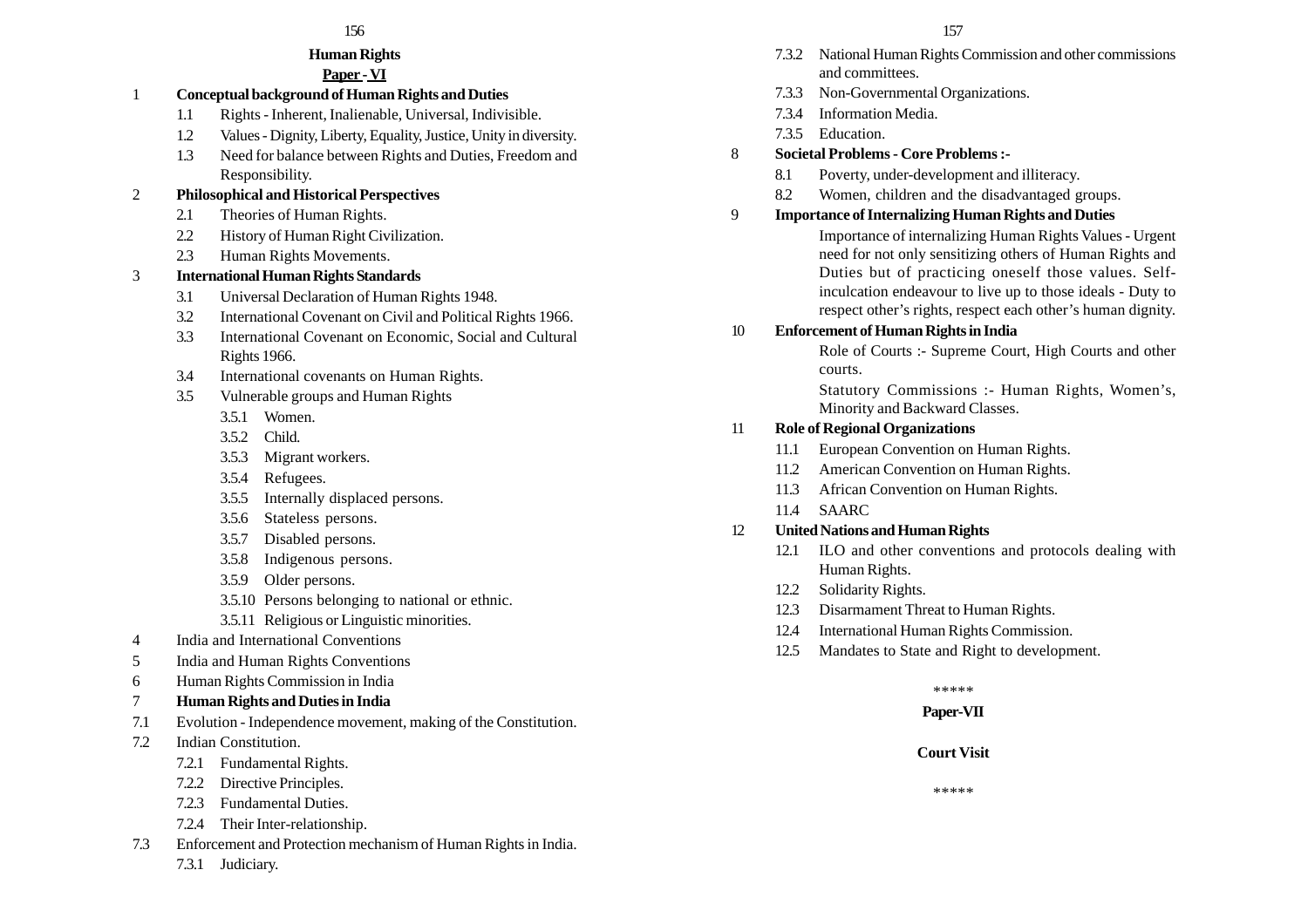## Human Rights

**Paper - VI**

1 **Conceptual background of Human Rights and Duties**

- 1.1 Rights - Inherent, Inalienable, Universal, Indivisible.
- 1.2 Values - Dignity, Liberty, Equality, Justice, Unity in diversity.
- 1.3 Need for balance between Rights and Duties, Freedom and Responsibility.

2 **Philosophical and Historical Perspectives**

- 2.1 Theories of Human Rights.
- 2.2 History of Human Right Civilization.
- 2.3 Human Rights Movements.

3 **International Human Rights Standards**

- 3.1 Universal Declaration of Human Rights 1948.
- 3.2 International Covenant on Civil and Political Rights 1966.
- 3.3 International Covenant on Economic, Social and Cultural Rights 1966.
- 3.4 International covenants on Human Rights.
- 3.5 Vulnerable groups and Human Rights
  - 3.5.1 Women.
  - 3.5.2 Child.
  - 3.5.3 Migrant workers.
  - 3.5.4 Refugees.
  - 3.5.5 Internally displaced persons.
  - 3.5.6 Stateless persons.
  - 3.5.7 Disabled persons.
  - 3.5.8 Indigenous persons.
  - 3.5.9 Older persons.
  - 3.5.10 Persons belonging to national or ethnic.
  - 3.5.11 Religious or Linguistic minorities.

4 India and International Conventions

5 India and Human Rights Conventions

6 Human Rights Commission in India

7 **Human Rights and Duties in India**

- 7.1 Evolution - Independence movement, making of the Constitution.
- 7.2 Indian Constitution.
  - 7.2.1 Fundamental Rights.
  - 7.2.2 Directive Principles.
  - 7.2.3 Fundamental Duties.
  - 7.2.4 Their Inter-relationship.
- 7.3 Enforcement and Protection mechanism of Human Rights in India.
  - 7.3.1 Judiciary.
  - 7.3.2 National Human Rights Commission and other commissions and committees.
  - 7.3.3 Non-Governmental Organizations.
  - 7.3.4 Information Media.
  - 7.3.5 Education.

8 **Societal Problems - Core Problems :-**

- 8.1 Poverty, under-development and illiteracy.
- 8.2 Women, children and the disadvantaged groups.

9 **Importance of Internalizing Human Rights and Duties**

Importance of internalizing Human Rights Values - Urgent need for not only sensitizing others of Human Rights and Duties but of practicing oneself those values. Self-inculcation endeavour to live up to those ideals - Duty to respect other's rights, respect each other's human dignity.

10 **Enforcement of Human Rights in India**

Role of Courts :- Supreme Court, High Courts and other courts.

Statutory Commissions :- Human Rights, Women's, Minority and Backward Classes.

11 **Role of Regional Organizations**

- 11.1 European Convention on Human Rights.
- 11.2 American Convention on Human Rights.
- 11.3 African Convention on Human Rights.
- 11.4 SAARC

12 **United Nations and Human Rights**

- 12.1 ILO and other conventions and protocols dealing with Human Rights.
- 12.2 Solidarity Rights.
- 12.3 Disarmament Threat to Human Rights.
- 12.4 International Human Rights Commission.
- 12.5 Mandates to State and Right to development.

*****

**Paper-VII**

**Court Visit**

*****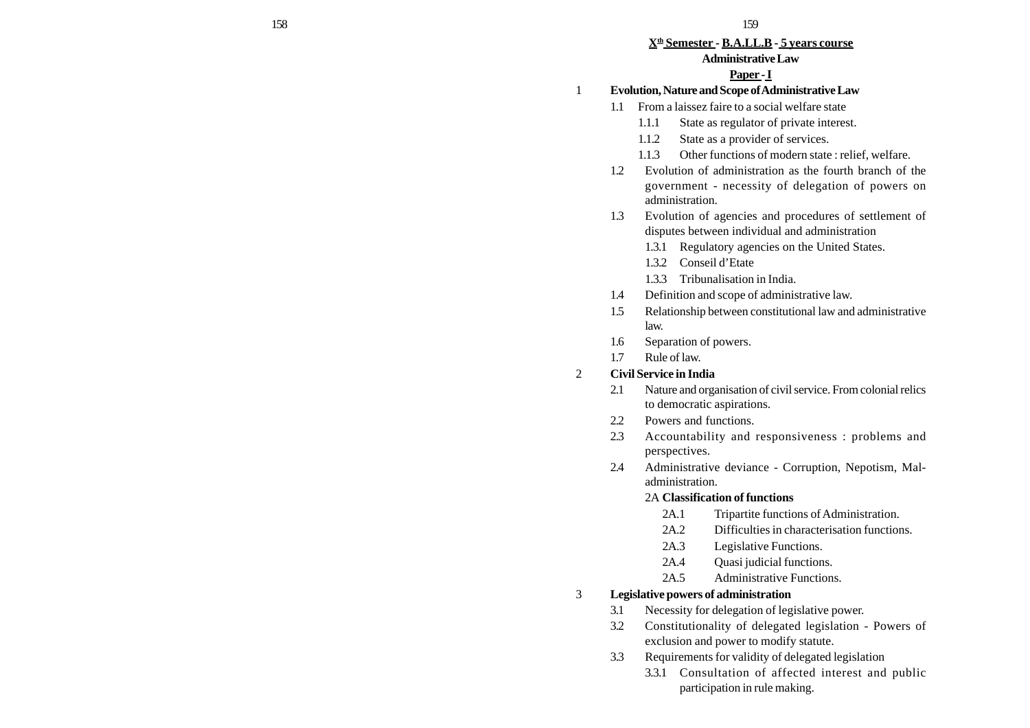## X[th] Semester - B.A.LL.B - 5 years course

### Administrative Law

### Paper - I

1 **Evolution, Nature and Scope of Administrative Law**

- 1.1 From a laissez faire to a social welfare state
  - 1.1.1 State as regulator of private interest.
  - 1.1.2 State as a provider of services.
  - 1.1.3 Other functions of modern state : relief, welfare.
- 1.2 Evolution of administration as the fourth branch of the government - necessity of delegation of powers on administration.
- 1.3 Evolution of agencies and procedures of settlement of disputes between individual and administration
  - 1.3.1 Regulatory agencies on the United States.
  - 1.3.2 Conseil d'Etate
  - 1.3.3 Tribunalisation in India.
- 1.4 Definition and scope of administrative law.
- 1.5 Relationship between constitutional law and administrative law.
- 1.6 Separation of powers.
- 1.7 Rule of law.

2 **Civil Service in India**

- 2.1 Nature and organisation of civil service. From colonial relics to democratic aspirations.
- 2.2 Powers and functions.
- 2.3 Accountability and responsiveness : problems and perspectives.
- 2.4 Administrative deviance - Corruption, Nepotism, Mal-administration.

2A **Classification of functions**

- 2A.1 Tripartite functions of Administration.
- 2A.2 Difficulties in characterisation functions.
- 2A.3 Legislative Functions.
- 2A.4 Quasi judicial functions.
- 2A.5 Administrative Functions.

3 **Legislative powers of administration**

- 3.1 Necessity for delegation of legislative power.
- 3.2 Constitutionality of delegated legislation - Powers of exclusion and power to modify statute.
- 3.3 Requirements for validity of delegated legislation
  - 3.3.1 Consultation of affected interest and public participation in rule making.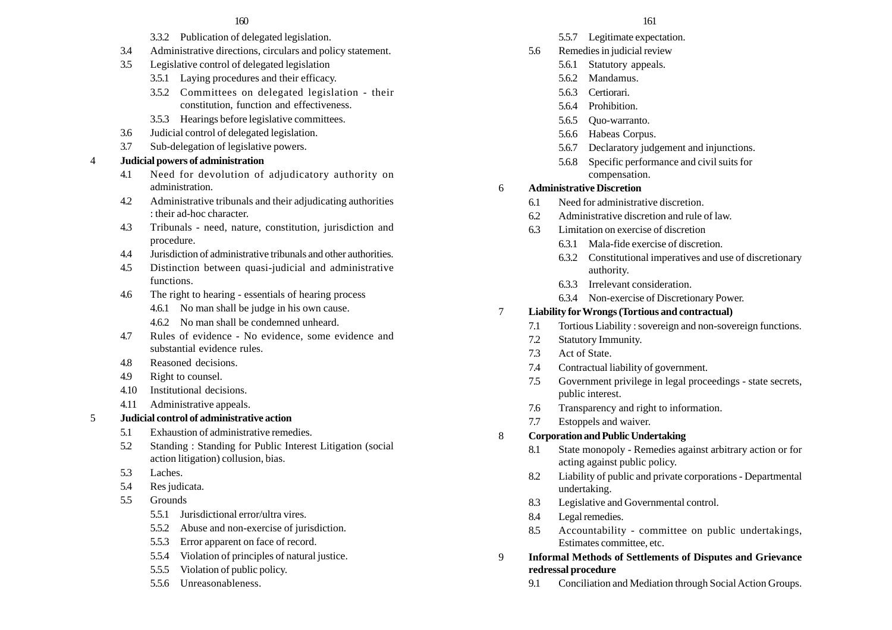3.3.2 Publication of delegated legislation.

3.4 Administrative directions, circulars and policy statement.

3.5 Legislative control of delegated legislation

3.5.1 Laying procedures and their efficacy.

3.5.2 Committees on delegated legislation - their constitution, function and effectiveness.

3.5.3 Hearings before legislative committees.

3.6 Judicial control of delegated legislation.

3.7 Sub-delegation of legislative powers.

4 **Judicial powers of administration**

4.1 Need for devolution of adjudicatory authority on administration.

4.2 Administrative tribunals and their adjudicating authorities : their ad-hoc character.

4.3 Tribunals - need, nature, constitution, jurisdiction and procedure.

4.4 Jurisdiction of administrative tribunals and other authorities.

4.5 Distinction between quasi-judicial and administrative functions.

4.6 The right to hearing - essentials of hearing process

4.6.1 No man shall be judge in his own cause.

4.6.2 No man shall be condemned unheard.

4.7 Rules of evidence - No evidence, some evidence and substantial evidence rules.

4.8 Reasoned decisions.

4.9 Right to counsel.

4.10 Institutional decisions.

4.11 Administrative appeals.

5 **Judicial control of administrative action**

5.1 Exhaustion of administrative remedies.

5.2 Standing : Standing for Public Interest Litigation (social action litigation) collusion, bias.

5.3 Laches.

5.4 Res judicata.

5.5 Grounds

5.5.1 Jurisdictional error/ultra vires.

5.5.2 Abuse and non-exercise of jurisdiction.

5.5.3 Error apparent on face of record.

5.5.4 Violation of principles of natural justice.

5.5.5 Violation of public policy.

5.5.6 Unreasonableness.

5.5.7 Legitimate expectation.

5.6 Remedies in judicial review

5.6.1 Statutory appeals.

5.6.2 Mandamus.

5.6.3 Certiorari.

5.6.4 Prohibition.

5.6.5 Quo-warranto.

5.6.6 Habeas Corpus.

5.6.7 Declaratory judgement and injunctions.

5.6.8 Specific performance and civil suits for compensation.

6 **Administrative Discretion**

6.1 Need for administrative discretion.

6.2 Administrative discretion and rule of law.

6.3 Limitation on exercise of discretion

6.3.1 Mala-fide exercise of discretion.

6.3.2 Constitutional imperatives and use of discretionary authority.

6.3.3 Irrelevant consideration.

6.3.4 Non-exercise of Discretionary Power.

7 **Liability for Wrongs (Tortious and contractual)**

7.1 Tortious Liability : sovereign and non-sovereign functions.

7.2 Statutory Immunity.

7.3 Act of State.

7.4 Contractual liability of government.

7.5 Government privilege in legal proceedings - state secrets, public interest.

7.6 Transparency and right to information.

7.7 Estoppels and waiver.

8 **Corporation and Public Undertaking**

8.1 State monopoly - Remedies against arbitrary action or for acting against public policy.

8.2 Liability of public and private corporations - Departmental undertaking.

8.3 Legislative and Governmental control.

8.4 Legal remedies.

8.5 Accountability - committee on public undertakings, Estimates committee, etc.

9 **Informal Methods of Settlements of Disputes and Grievance redressal procedure**

9.1 Conciliation and Mediation through Social Action Groups.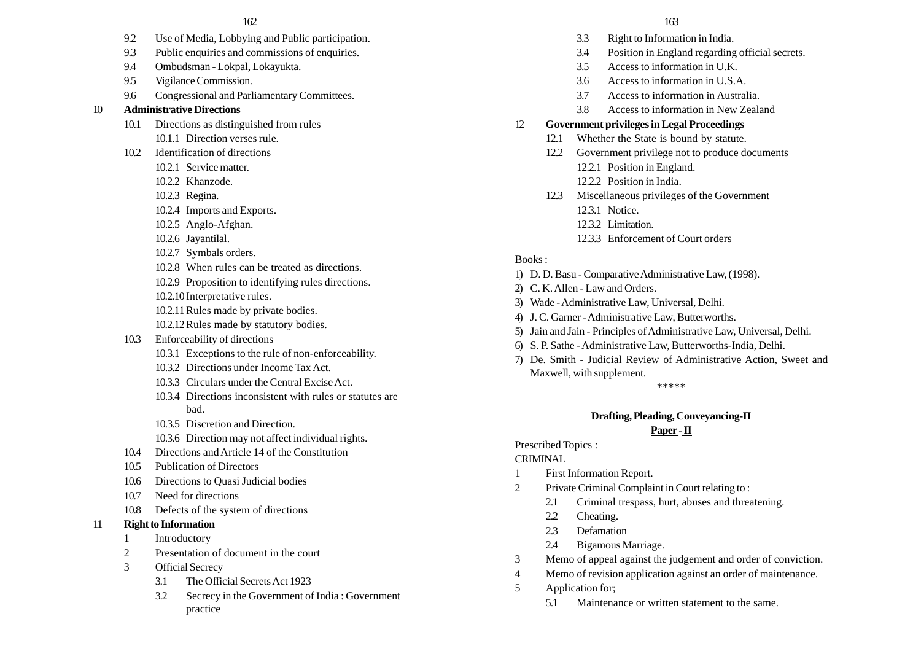9.2 Use of Media, Lobbying and Public participation.

9.3 Public enquiries and commissions of enquiries.

9.4 Ombudsman - Lokpal, Lokayukta.

9.5 Vigilance Commission.

9.6 Congressional and Parliamentary Committees.

**10 Administrative Directions**

- 10.1 Directions as distinguished from rules
  - 10.1.1 Direction verses rule.
- 10.2 Identification of directions
  - 10.2.1 Service matter.
  - 10.2.2 Khanzode.
  - 10.2.3 Regina.
  - 10.2.4 Imports and Exports.
  - 10.2.5 Anglo-Afghan.
  - 10.2.6 Jayantilal.
  - 10.2.7 Symbals orders.
  - 10.2.8 When rules can be treated as directions.
  - 10.2.9 Proposition to identifying rules directions.
  - 10.2.10 Interpretative rules.
  - 10.2.11 Rules made by private bodies.
  - 10.2.12 Rules made by statutory bodies.
- 10.3 Enforceability of directions
  - 10.3.1 Exceptions to the rule of non-enforceability.
  - 10.3.2 Directions under Income Tax Act.
  - 10.3.3 Circulars under the Central Excise Act.
  - 10.3.4 Directions inconsistent with rules or statutes are bad.
  - 10.3.5 Discretion and Direction.
  - 10.3.6 Direction may not affect individual rights.
- 10.4 Directions and Article 14 of the Constitution
- 10.5 Publication of Directors
- 10.6 Directions to Quasi Judicial bodies
- 10.7 Need for directions
- 10.8 Defects of the system of directions

**11 Right to Information**

1. Introductory
2. Presentation of document in the court
3. Official Secrecy
   - 3.1 The Official Secrets Act 1923
   - 3.2 Secrecy in the Government of India : Government practice
   - 3.3 Right to Information in India.
   - 3.4 Position in England regarding official secrets.
   - 3.5 Access to information in U.K.
   - 3.6 Access to information in U.S.A.
   - 3.7 Access to information in Australia.
   - 3.8 Access to information in New Zealand

**12 Government privileges in Legal Proceedings**

- 12.1 Whether the State is bound by statute.
- 12.2 Government privilege not to produce documents
  - 12.2.1 Position in England.
  - 12.2.2 Position in India.
- 12.3 Miscellaneous privileges of the Government
  - 12.3.1 Notice.
  - 12.3.2 Limitation.
  - 12.3.3 Enforcement of Court orders

Books :

1) D. D. Basu - Comparative Administrative Law, (1998).
2) C. K. Allen - Law and Orders.
3) Wade - Administrative Law, Universal, Delhi.
4) J. C. Garner - Administrative Law, Butterworths.
5) Jain and Jain - Principles of Administrative Law, Universal, Delhi.
6) S. P. Sathe - Administrative Law, Butterworths-India, Delhi.
7) De. Smith - Judicial Review of Administrative Action, Sweet and Maxwell, with supplement.

*****

## Drafting, Pleading, Conveyancing-II

### <u>Paper - II</u>

<u>Prescribed Topics</u> :

<u>CRIMINAL</u>

1. First Information Report.
2. Private Criminal Complaint in Court relating to :
   - 2.1 Criminal trespass, hurt, abuses and threatening.
   - 2.2 Cheating.
   - 2.3 Defamation
   - 2.4 Bigamous Marriage.
3. Memo of appeal against the judgement and order of conviction.
4. Memo of revision application against an order of maintenance.
5. Application for;
   - 5.1 Maintenance or written statement to the same.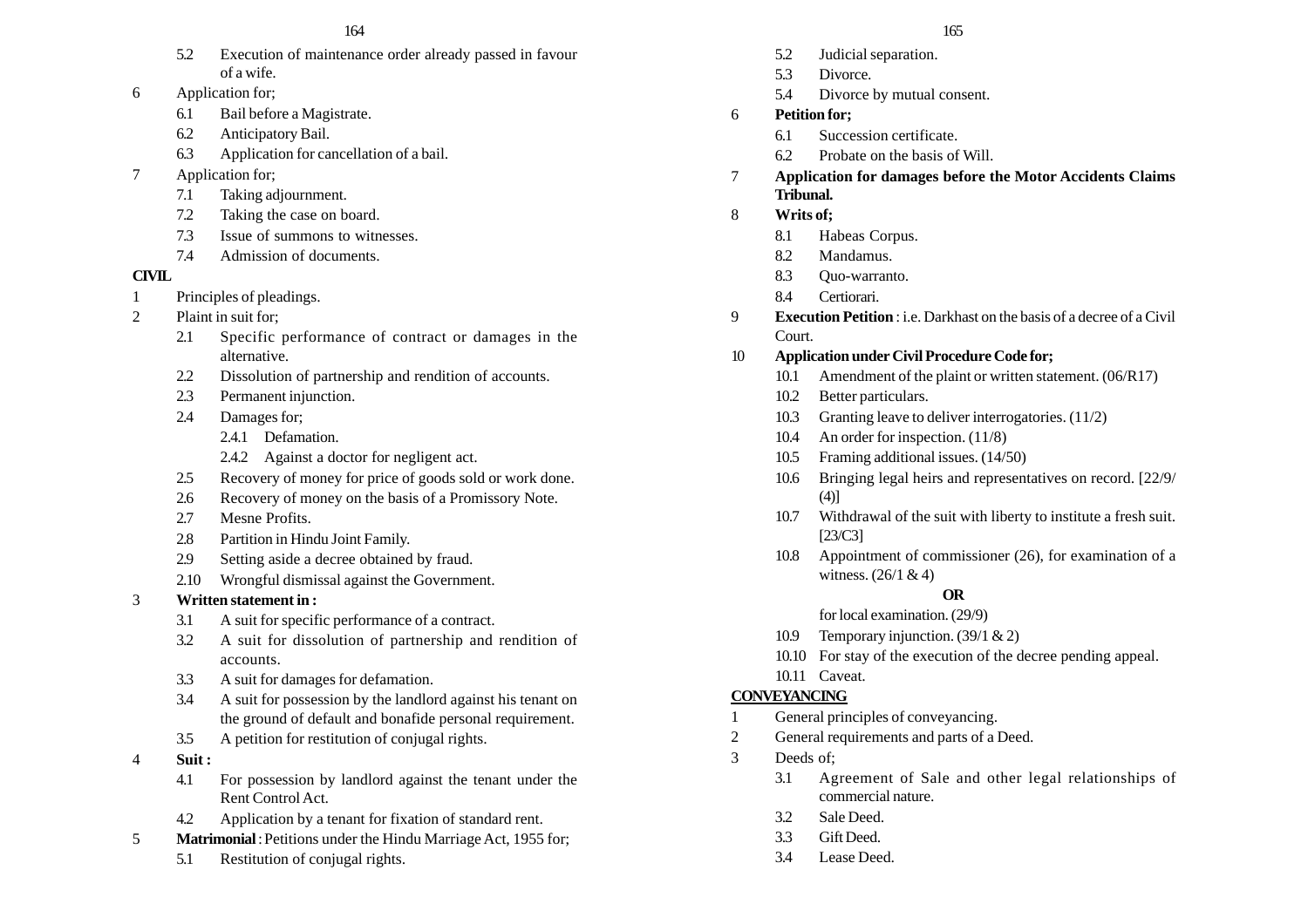5.2 Execution of maintenance order already passed in favour of a wife.

6 Application for;

- 6.1 Bail before a Magistrate.
- 6.2 Anticipatory Bail.
- 6.3 Application for cancellation of a bail.

7 Application for;

- 7.1 Taking adjournment.
- 7.2 Taking the case on board.
- 7.3 Issue of summons to witnesses.
- 7.4 Admission of documents.

**CIVIL**

1 Principles of pleadings.

2 Plaint in suit for;

- 2.1 Specific performance of contract or damages in the alternative.
- 2.2 Dissolution of partnership and rendition of accounts.
- 2.3 Permanent injunction.
- 2.4 Damages for;
  - 2.4.1 Defamation.
  - 2.4.2 Against a doctor for negligent act.
- 2.5 Recovery of money for price of goods sold or work done.
- 2.6 Recovery of money on the basis of a Promissory Note.
- 2.7 Mesne Profits.
- 2.8 Partition in Hindu Joint Family.
- 2.9 Setting aside a decree obtained by fraud.
- 2.10 Wrongful dismissal against the Government.

3 **Written statement in :**

- 3.1 A suit for specific performance of a contract.
- 3.2 A suit for dissolution of partnership and rendition of accounts.
- 3.3 A suit for damages for defamation.
- 3.4 A suit for possession by the landlord against his tenant on the ground of default and bonafide personal requirement.
- 3.5 A petition for restitution of conjugal rights.

4 **Suit :**

- 4.1 For possession by landlord against the tenant under the Rent Control Act.
- 4.2 Application by a tenant for fixation of standard rent.

5 **Matrimonial** : Petitions under the Hindu Marriage Act, 1955 for;

- 5.1 Restitution of conjugal rights.
- 5.2 Judicial separation.
- 5.3 Divorce.
- 5.4 Divorce by mutual consent.

6 **Petition for;**

- 6.1 Succession certificate.
- 6.2 Probate on the basis of Will.

7 **Application for damages before the Motor Accidents Claims Tribunal.**

8 **Writs of;**

- 8.1 Habeas Corpus.
- 8.2 Mandamus.
- 8.3 Quo-warranto.
- 8.4 Certiorari.

9 **Execution Petition** : i.e. Darkhast on the basis of a decree of a Civil Court.

10 **Application under Civil Procedure Code for;**

- 10.1 Amendment of the plaint or written statement. (06/R17)
- 10.2 Better particulars.
- 10.3 Granting leave to deliver interrogatories. (11/2)
- 10.4 An order for inspection. (11/8)
- 10.5 Framing additional issues. (14/50)
- 10.6 Bringing legal heirs and representatives on record. [22/9/(4)]
- 10.7 Withdrawal of the suit with liberty to institute a fresh suit. [23/C3]
- 10.8 Appointment of commissioner (26), for examination of a witness. (26/1 & 4)

  **OR**

  for local examination. (29/9)
- 10.9 Temporary injunction. (39/1 & 2)
- 10.10 For stay of the execution of the decree pending appeal.
- 10.11 Caveat.

**CONVEYANCING**

1 General principles of conveyancing.

2 General requirements and parts of a Deed.

3 Deeds of;

- 3.1 Agreement of Sale and other legal relationships of commercial nature.
- 3.2 Sale Deed.
- 3.3 Gift Deed.
- 3.4 Lease Deed.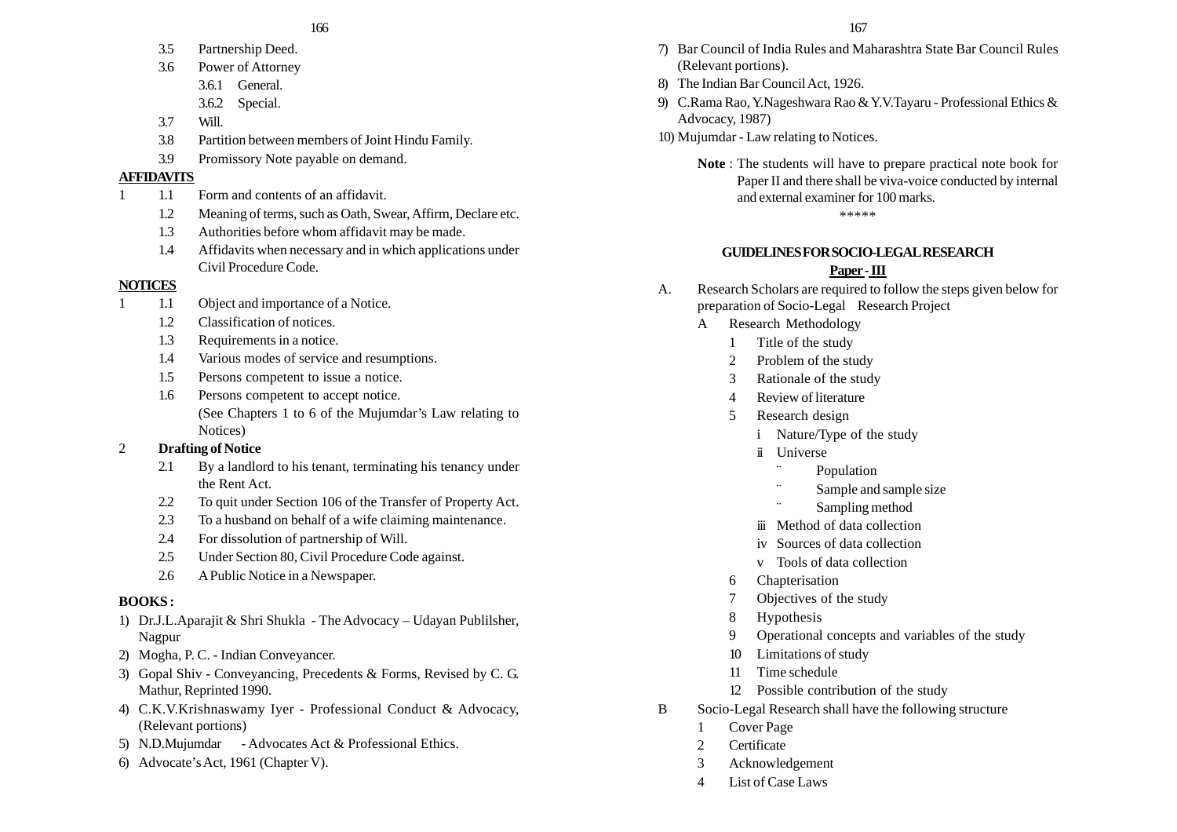3.5 Partnership Deed.

3.6 Power of Attorney

  3.6.1 General.

  3.6.2 Special.

3.7 Will.

3.8 Partition between members of Joint Hindu Family.

3.9 Promissory Note payable on demand.

**AFFIDAVITS**

1 1.1 Form and contents of an affidavit.

  1.2 Meaning of terms, such as Oath, Swear, Affirm, Declare etc.

  1.3 Authorities before whom affidavit may be made.

  1.4 Affidavits when necessary and in which applications under Civil Procedure Code.

**NOTICES**

1 1.1 Object and importance of a Notice.

  1.2 Classification of notices.

  1.3 Requirements in a notice.

  1.4 Various modes of service and resumptions.

  1.5 Persons competent to issue a notice.

  1.6 Persons competent to accept notice.

  (See Chapters 1 to 6 of the Mujumdar's Law relating to Notices)

2 **Drafting of Notice**

  2.1 By a landlord to his tenant, terminating his tenancy under the Rent Act.

  2.2 To quit under Section 106 of the Transfer of Property Act.

  2.3 To a husband on behalf of a wife claiming maintenance.

  2.4 For dissolution of partnership of Will.

  2.5 Under Section 80, Civil Procedure Code against.

  2.6 A Public Notice in a Newspaper.

**BOOKS :**

1) Dr.J.L.Aparajit & Shri Shukla - The Advocacy – Udayan Publilsher, Nagpur
2) Mogha, P. C. - Indian Conveyancer.
3) Gopal Shiv - Conveyancing, Precedents & Forms, Revised by C. G. Mathur, Reprinted 1990.
4) C.K.V.Krishnaswamy Iyer - Professional Conduct & Advocacy, (Relevant portions)
5) N.D.Mujumdar - Advocates Act & Professional Ethics.
6) Advocate's Act, 1961 (Chapter V).
7) Bar Council of India Rules and Maharashtra State Bar Council Rules (Relevant portions).
8) The Indian Bar Council Act, 1926.
9) C.Rama Rao, Y.Nageshwara Rao & Y.V.Tayaru - Professional Ethics & Advocacy, 1987)
10) Mujumdar - Law relating to Notices.

**Note** : The students will have to prepare practical note book for Paper II and there shall be viva-voice conducted by internal and external examiner for 100 marks.

\*\*\*\*\*

## GUIDELINES FOR SOCIO-LEGAL RESEARCH

### Paper - III

A. Research Scholars are required to follow the steps given below for preparation of Socio-Legal Research Project

  A Research Methodology

    1 Title of the study
    2 Problem of the study
    3 Rationale of the study
    4 Review of literature
    5 Research design
      - i Nature/Type of the study
      - ii Universe
        - Population
        - Sample and sample size
        - Sampling method
      - iii Method of data collection
      - iv Sources of data collection
      - v Tools of data collection
    6 Chapterisation
    7 Objectives of the study
    8 Hypothesis
    9 Operational concepts and variables of the study
    10 Limitations of study
    11 Time schedule
    12 Possible contribution of the study

B Socio-Legal Research shall have the following structure

  1 Cover Page
  2 Certificate
  3 Acknowledgement
  4 List of Case Laws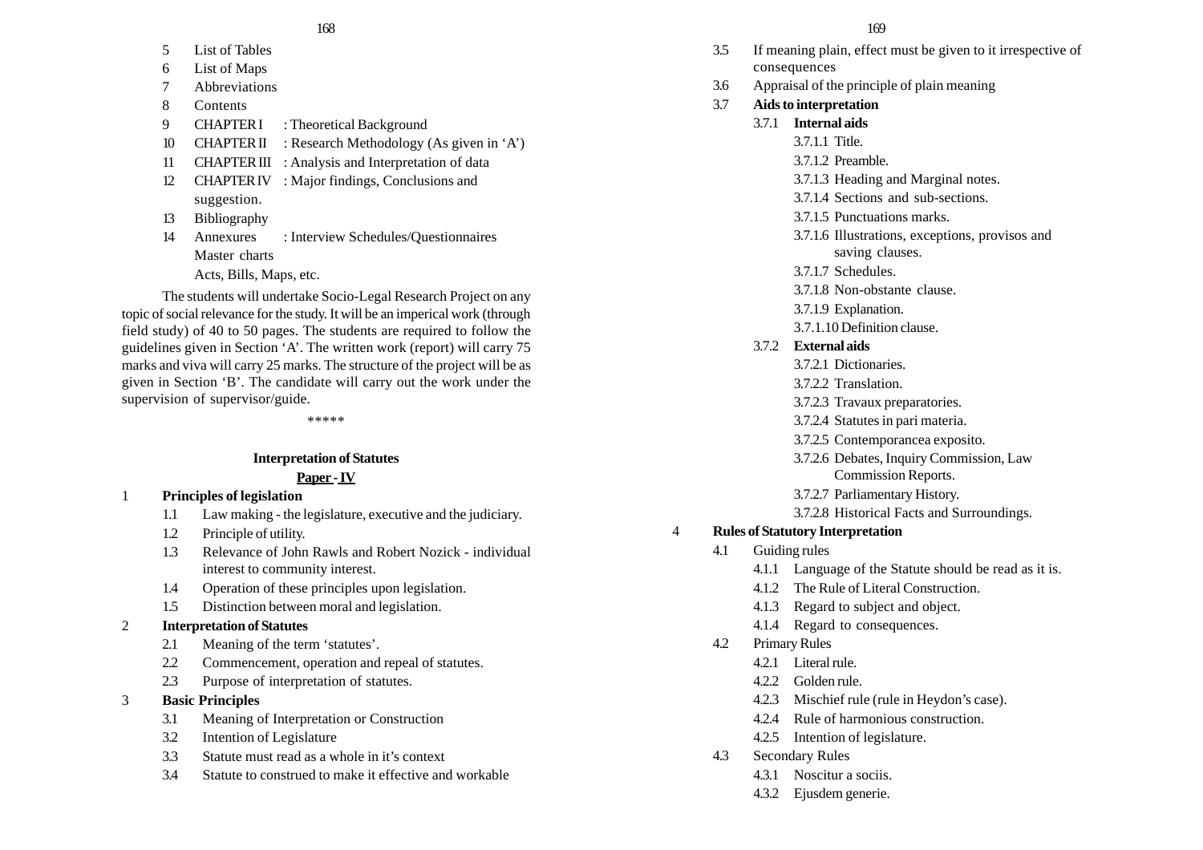5 List of Tables

6 List of Maps

7 Abbreviations

8 Contents

9 CHAPTER I : Theoretical Background

10 CHAPTER II : Research Methodology (As given in 'A')

11 CHAPTER III : Analysis and Interpretation of data

12 CHAPTER IV : Major findings, Conclusions and suggestion.

13 Bibliography

14 Annexures : Interview Schedules/Questionnaires

Master charts

Acts, Bills, Maps, etc.

The students will undertake Socio-Legal Research Project on any topic of social relevance for the study. It will be an imperical work (through field study) of 40 to 50 pages. The students are required to follow the guidelines given in Section 'A'. The written work (report) will carry 75 marks and viva will carry 25 marks. The structure of the project will be as given in Section 'B'. The candidate will carry out the work under the supervision of supervisor/guide.

*****

## Interpretation of Statutes

### Paper - IV

1 **Principles of legislation**

- 1.1 Law making - the legislature, executive and the judiciary.
- 1.2 Principle of utility.
- 1.3 Relevance of John Rawls and Robert Nozick - individual interest to community interest.
- 1.4 Operation of these principles upon legislation.
- 1.5 Distinction between moral and legislation.

2 **Interpretation of Statutes**

- 2.1 Meaning of the term 'statutes'.
- 2.2 Commencement, operation and repeal of statutes.
- 2.3 Purpose of interpretation of statutes.

3 **Basic Principles**

- 3.1 Meaning of Interpretation or Construction
- 3.2 Intention of Legislature
- 3.3 Statute must read as a whole in it's context
- 3.4 Statute to construed to make it effective and workable
- 3.5 If meaning plain, effect must be given to it irrespective of consequences
- 3.6 Appraisal of the principle of plain meaning
- 3.7 **Aids to interpretation**
  - 3.7.1 **Internal aids**
    - 3.7.1.1 Title.
    - 3.7.1.2 Preamble.
    - 3.7.1.3 Heading and Marginal notes.
    - 3.7.1.4 Sections and sub-sections.
    - 3.7.1.5 Punctuations marks.
    - 3.7.1.6 Illustrations, exceptions, provisos and saving clauses.
    - 3.7.1.7 Schedules.
    - 3.7.1.8 Non-obstante clause.
    - 3.7.1.9 Explanation.
    - 3.7.1.10 Definition clause.
  - 3.7.2 **External aids**
    - 3.7.2.1 Dictionaries.
    - 3.7.2.2 Translation.
    - 3.7.2.3 Travaux preparatories.
    - 3.7.2.4 Statutes in pari materia.
    - 3.7.2.5 Contemporancea exposito.
    - 3.7.2.6 Debates, Inquiry Commission, Law Commission Reports.
    - 3.7.2.7 Parliamentary History.
    - 3.7.2.8 Historical Facts and Surroundings.

4 **Rules of Statutory Interpretation**

- 4.1 Guiding rules
  - 4.1.1 Language of the Statute should be read as it is.
  - 4.1.2 The Rule of Literal Construction.
  - 4.1.3 Regard to subject and object.
  - 4.1.4 Regard to consequences.
- 4.2 Primary Rules
  - 4.2.1 Literal rule.
  - 4.2.2 Golden rule.
  - 4.2.3 Mischief rule (rule in Heydon's case).
  - 4.2.4 Rule of harmonious construction.
  - 4.2.5 Intention of legislature.
- 4.3 Secondary Rules
  - 4.3.1 Noscitur a sociis.
  - 4.3.2 Ejusdem generie.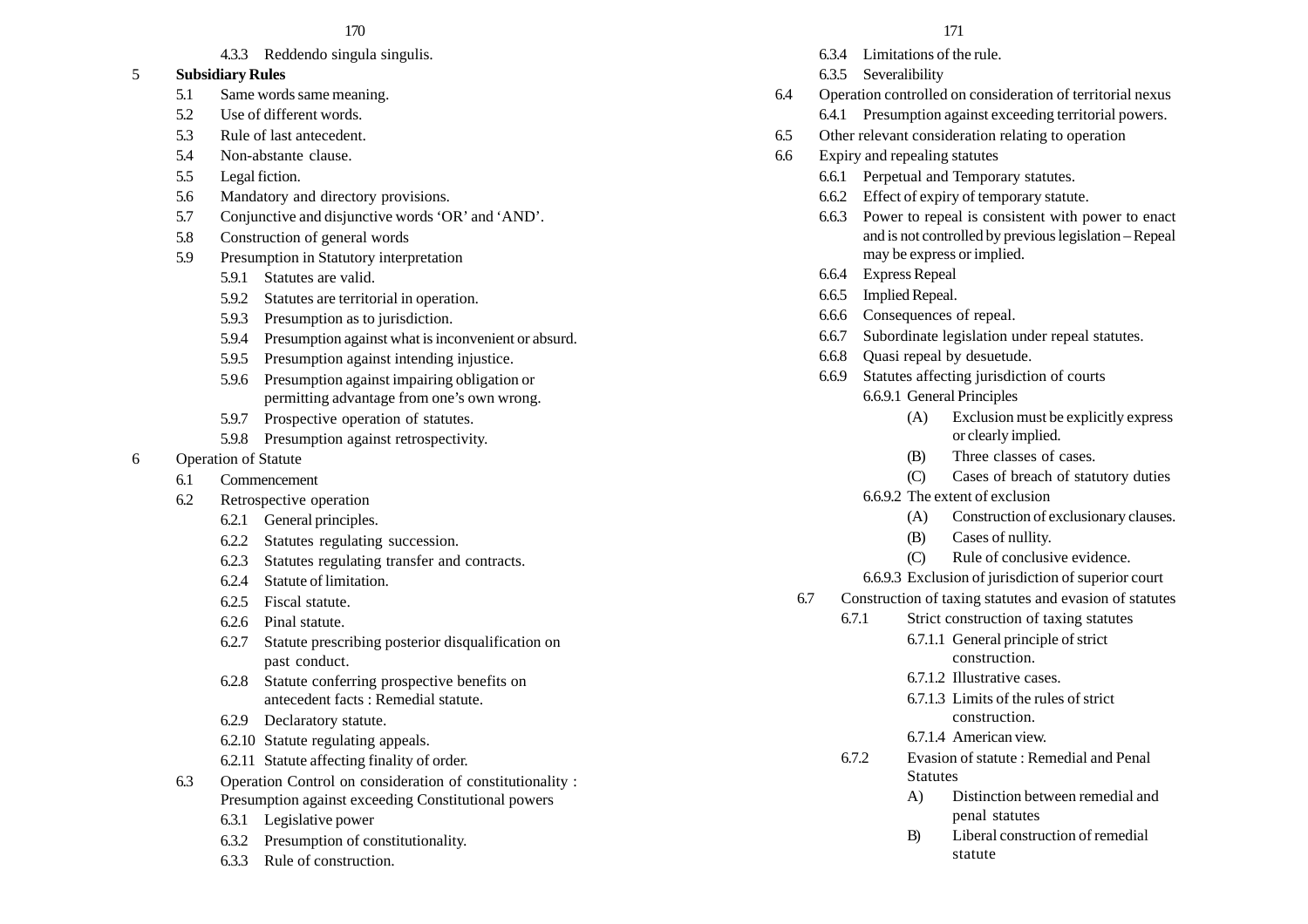4.3.3 Reddendo singula singulis.

5 **Subsidiary Rules**

- 5.1 Same words same meaning.
- 5.2 Use of different words.
- 5.3 Rule of last antecedent.
- 5.4 Non-abstante clause.
- 5.5 Legal fiction.
- 5.6 Mandatory and directory provisions.
- 5.7 Conjunctive and disjunctive words 'OR' and 'AND'.
- 5.8 Construction of general words
- 5.9 Presumption in Statutory interpretation
  - 5.9.1 Statutes are valid.
  - 5.9.2 Statutes are territorial in operation.
  - 5.9.3 Presumption as to jurisdiction.
  - 5.9.4 Presumption against what is inconvenient or absurd.
  - 5.9.5 Presumption against intending injustice.
  - 5.9.6 Presumption against impairing obligation or permitting advantage from one's own wrong.
  - 5.9.7 Prospective operation of statutes.
  - 5.9.8 Presumption against retrospectivity.

6 Operation of Statute

- 6.1 Commencement
- 6.2 Retrospective operation
  - 6.2.1 General principles.
  - 6.2.2 Statutes regulating succession.
  - 6.2.3 Statutes regulating transfer and contracts.
  - 6.2.4 Statute of limitation.
  - 6.2.5 Fiscal statute.
  - 6.2.6 Pinal statute.
  - 6.2.7 Statute prescribing posterior disqualification on past conduct.
  - 6.2.8 Statute conferring prospective benefits on antecedent facts : Remedial statute.
  - 6.2.9 Declaratory statute.
  - 6.2.10 Statute regulating appeals.
  - 6.2.11 Statute affecting finality of order.
- 6.3 Operation Control on consideration of constitutionality : Presumption against exceeding Constitutional powers
  - 6.3.1 Legislative power
  - 6.3.2 Presumption of constitutionality.
  - 6.3.3 Rule of construction.
  - 6.3.4 Limitations of the rule.
  - 6.3.5 Severalibility
- 6.4 Operation controlled on consideration of territorial nexus
  - 6.4.1 Presumption against exceeding territorial powers.
- 6.5 Other relevant consideration relating to operation
- 6.6 Expiry and repealing statutes
  - 6.6.1 Perpetual and Temporary statutes.
  - 6.6.2 Effect of expiry of temporary statute.
  - 6.6.3 Power to repeal is consistent with power to enact and is not controlled by previous legislation – Repeal may be express or implied.
  - 6.6.4 Express Repeal
  - 6.6.5 Implied Repeal.
  - 6.6.6 Consequences of repeal.
  - 6.6.7 Subordinate legislation under repeal statutes.
  - 6.6.8 Quasi repeal by desuetude.
  - 6.6.9 Statutes affecting jurisdiction of courts
    - 6.6.9.1 General Principles
      - (A) Exclusion must be explicitly express or clearly implied.
      - (B) Three classes of cases.
      - (C) Cases of breach of statutory duties
    - 6.6.9.2 The extent of exclusion
      - (A) Construction of exclusionary clauses.
      - (B) Cases of nullity.
      - (C) Rule of conclusive evidence.
    - 6.6.9.3 Exclusion of jurisdiction of superior court
- 6.7 Construction of taxing statutes and evasion of statutes
  - 6.7.1 Strict construction of taxing statutes
    - 6.7.1.1 General principle of strict construction.
    - 6.7.1.2 Illustrative cases.
    - 6.7.1.3 Limits of the rules of strict construction.
    - 6.7.1.4 American view.
  - 6.7.2 Evasion of statute : Remedial and Penal Statutes
    - A) Distinction between remedial and penal statutes
    - B) Liberal construction of remedial statute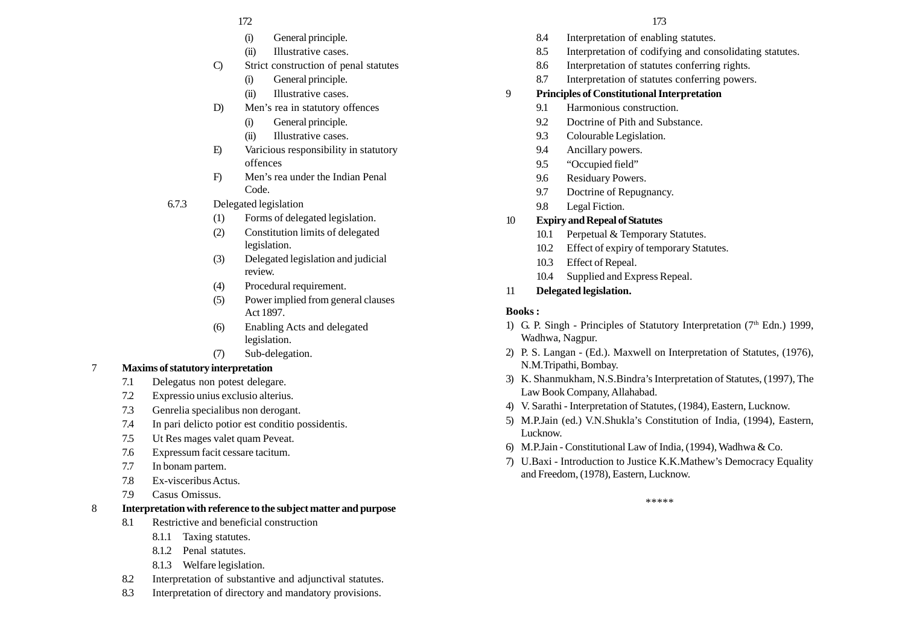(i) General principle.

(ii) Illustrative cases.

C) Strict construction of penal statutes

(i) General principle.

(ii) Illustrative cases.

D) Men's rea in statutory offences

(i) General principle.

(ii) Illustrative cases.

E) Varicious responsibility in statutory offences

F) Men's rea under the Indian Penal Code.

6.7.3 Delegated legislation

(1) Forms of delegated legislation.

(2) Constitution limits of delegated legislation.

(3) Delegated legislation and judicial review.

(4) Procedural requirement.

(5) Power implied from general clauses Act 1897.

(6) Enabling Acts and delegated legislation.

(7) Sub-delegation.

**7 Maxims of statutory interpretation**

7.1 Delegatus non potest delegare.

7.2 Expressio unius exclusio alterius.

7.3 Genrelia specialibus non derogant.

7.4 In pari delicto potior est conditio possidentis.

7.5 Ut Res mages valet quam Peveat.

7.6 Expressum facit cessare tacitum.

7.7 In bonam partem.

7.8 Ex-visceribus Actus.

7.9 Casus Omissus.

**8 Interpretation with reference to the subject matter and purpose**

8.1 Restrictive and beneficial construction

8.1.1 Taxing statutes.

8.1.2 Penal statutes.

8.1.3 Welfare legislation.

8.2 Interpretation of substantive and adjunctival statutes.

8.3 Interpretation of directory and mandatory provisions.

8.4 Interpretation of enabling statutes.

8.5 Interpretation of codifying and consolidating statutes.

8.6 Interpretation of statutes conferring rights.

8.7 Interpretation of statutes conferring powers.

**9 Principles of Constitutional Interpretation**

9.1 Harmonious construction.

9.2 Doctrine of Pith and Substance.

9.3 Colourable Legislation.

9.4 Ancillary powers.

9.5 "Occupied field"

9.6 Residuary Powers.

9.7 Doctrine of Repugnancy.

9.8 Legal Fiction.

**10 Expiry and Repeal of Statutes**

10.1 Perpetual & Temporary Statutes.

10.2 Effect of expiry of temporary Statutes.

10.3 Effect of Repeal.

10.4 Supplied and Express Repeal.

**11 Delegated legislation.**

**Books :**

1) G. P. Singh - Principles of Statutory Interpretation (7th Edn.) 1999, Wadhwa, Nagpur.
2) P. S. Langan - (Ed.). Maxwell on Interpretation of Statutes, (1976), N.M.Tripathi, Bombay.
3) K. Shanmukham, N.S.Bindra's Interpretation of Statutes, (1997), The Law Book Company, Allahabad.
4) V. Sarathi - Interpretation of Statutes, (1984), Eastern, Lucknow.
5) M.P.Jain (ed.) V.N.Shukla's Constitution of India, (1994), Eastern, Lucknow.
6) M.P.Jain - Constitutional Law of India, (1994), Wadhwa & Co.
7) U.Baxi - Introduction to Justice K.K.Mathew's Democracy Equality and Freedom, (1978), Eastern, Lucknow.

*****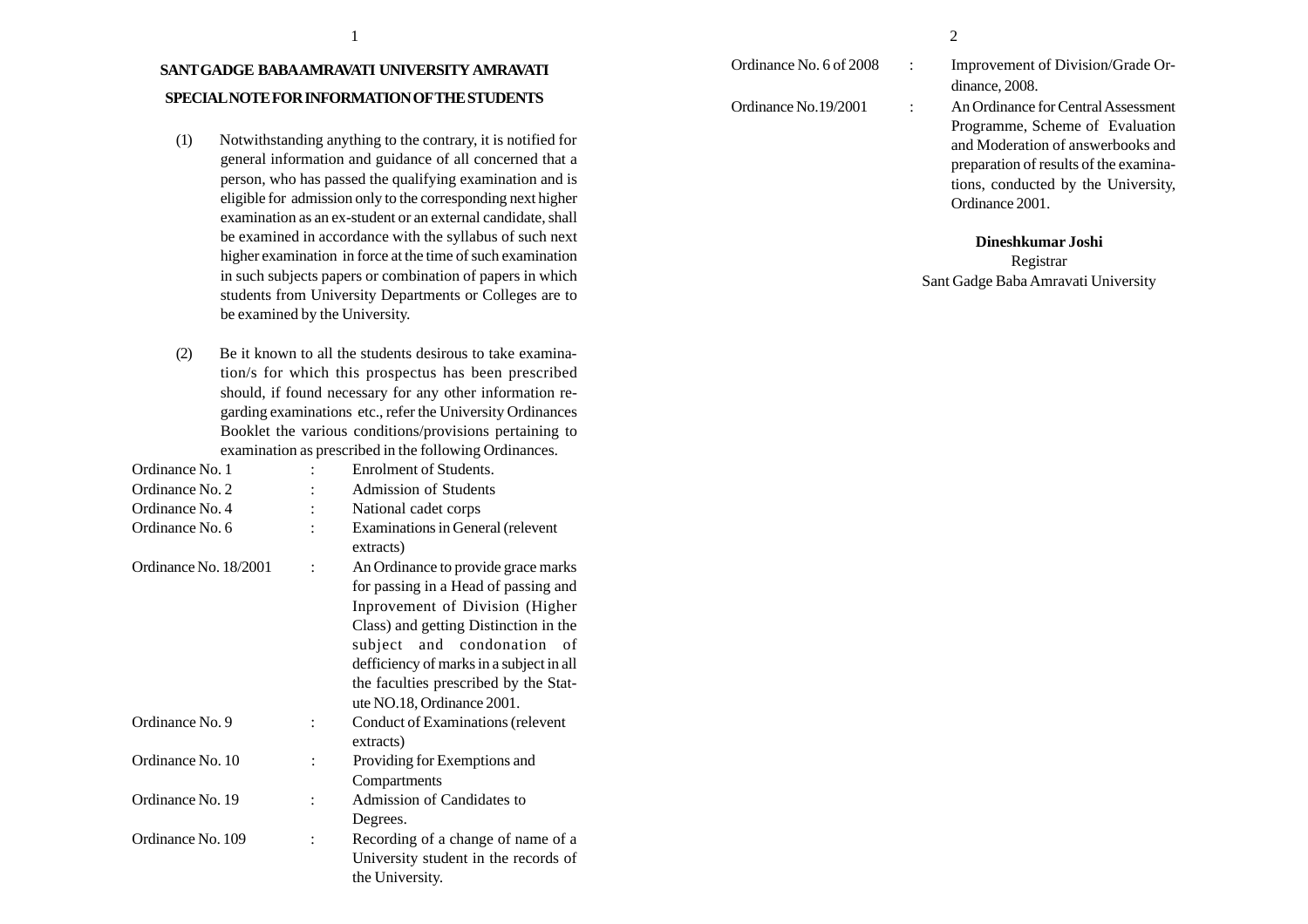## SANT GADGE BABA AMRAVATI UNIVERSITY AMRAVATI

## SPECIAL NOTE FOR INFORMATION OF THE STUDENTS

(1) Notwithstanding anything to the contrary, it is notified for general information and guidance of all concerned that a person, who has passed the qualifying examination and is eligible for admission only to the corresponding next higher examination as an ex-student or an external candidate, shall be examined in accordance with the syllabus of such next higher examination in force at the time of such examination in such subjects papers or combination of papers in which students from University Departments or Colleges are to be examined by the University.

(2) Be it known to all the students desirous to take examination/s for which this prospectus has been prescribed should, if found necessary for any other information regarding examinations etc., refer the University Ordinances Booklet the various conditions/provisions pertaining to examination as prescribed in the following Ordinances.

| | | |
|---|---|---|
| Ordinance No. 1 | : | Enrolment of Students. |
| Ordinance No. 2 | : | Admission of Students |
| Ordinance No. 4 | : | National cadet corps |
| Ordinance No. 6 | : | Examinations in General (relevent extracts) |
| Ordinance No. 18/2001 | : | An Ordinance to provide grace marks for passing in a Head of passing and Inprovement of Division (Higher Class) and getting Distinction in the subject and condonation of defficiency of marks in a subject in all the faculties prescribed by the Statute NO.18, Ordinance 2001. |
| Ordinance No. 9 | : | Conduct of Examinations (relevent extracts) |
| Ordinance No. 10 | : | Providing for Exemptions and Compartments |
| Ordinance No. 19 | : | Admission of Candidates to Degrees. |
| Ordinance No. 109 | : | Recording of a change of name of a University student in the records of the University. |
| Ordinance No. 6 of 2008 | : | Improvement of Division/Grade Ordinance, 2008. |
| Ordinance No.19/2001 | : | An Ordinance for Central Assessment Programme, Scheme of Evaluation and Moderation of answerbooks and preparation of results of the examinations, conducted by the University, Ordinance 2001. |

**Dineshkumar Joshi**
Registrar
Sant Gadge Baba Amravati University